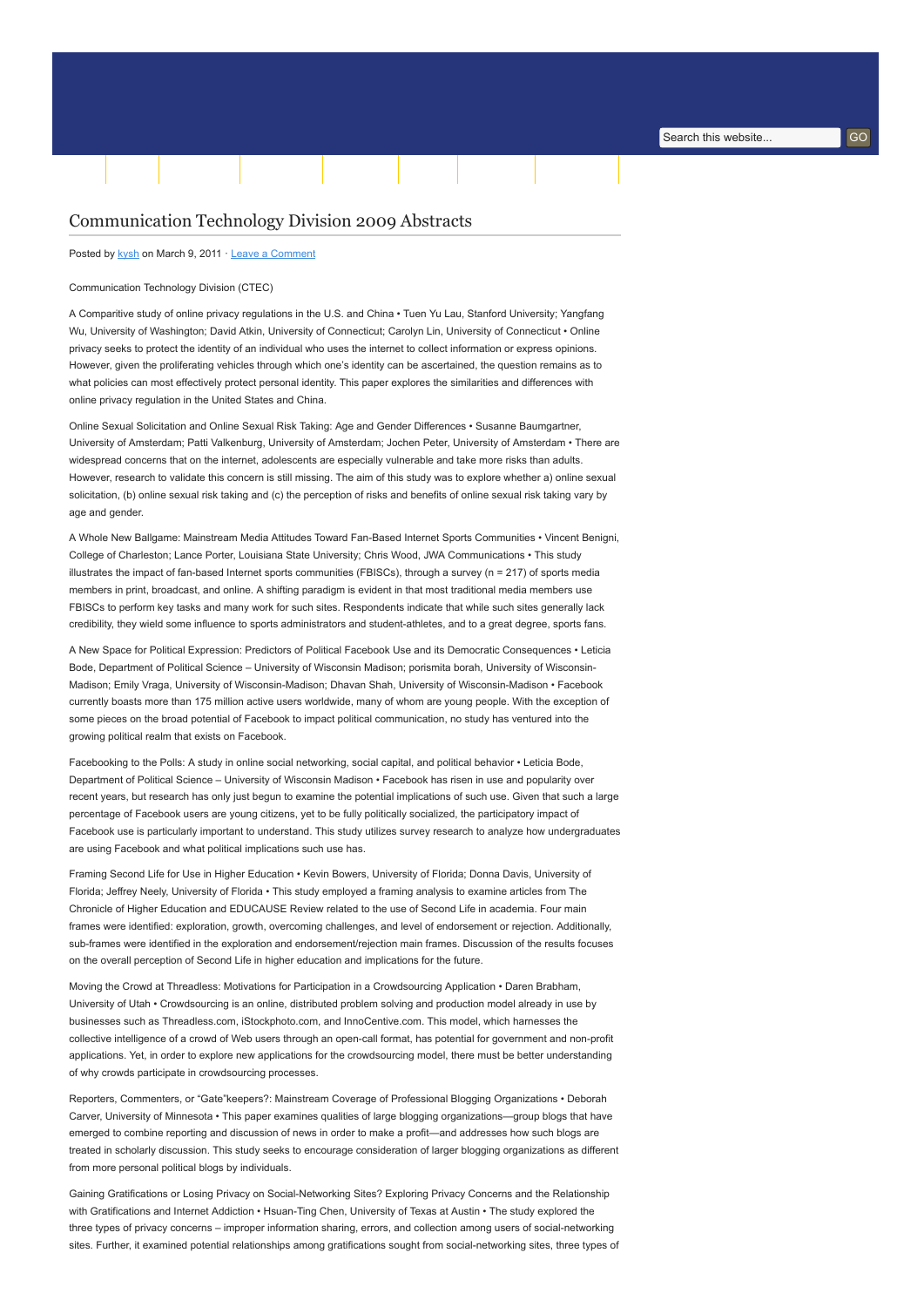# Communication Technology Division 2009 Abstracts

Posted by kysh on March 9, 2011 · Leave a Comment

Communication Technology Division (CTEC)

A Comparitive study of online privacy regulations in the U.S. and China • Tuen Yu Lau, Stanford University; Yangfang Wu, University of Washington; David Atkin, University of Connecticut; Carolyn Lin, University of Connecticut • Online privacy seeks to protect the identity of an individual who uses the internet to collect information or express opinions. However, given the proliferating vehicles through which one's identity can be ascertained, the question remains as to what policies can most effectively protect personal identity. This paper explores the similarities and differences with online privacy regulation in the United States and China.

Online Sexual Solicitation and Online Sexual Risk Taking: Age and Gender Differences • Susanne Baumgartner, University of Amsterdam; Patti Valkenburg, University of Amsterdam; Jochen Peter, University of Amsterdam • There are widespread concerns that on the internet, adolescents are especially vulnerable and take more risks than adults. However, research to validate this concern is still missing. The aim of this study was to explore whether a) online sexual solicitation, (b) online sexual risk taking and (c) the perception of risks and benefits of online sexual risk taking vary by age and gender.

A Whole New Ballgame: Mainstream Media Attitudes Toward Fan-Based Internet Sports Communities • Vincent Benigni, College of Charleston; Lance Porter, Louisiana State University; Chris Wood, JWA Communications • This study illustrates the impact of fan-based Internet sports communities (FBISCs), through a survey (n = 217) of sports media members in print, broadcast, and online. A shifting paradigm is evident in that most traditional media members use FBISCs to perform key tasks and many work for such sites. Respondents indicate that while such sites generally lack credibility, they wield some influence to sports administrators and student-athletes, and to a great degree, sports fans.

A New Space for Political Expression: Predictors of Political Facebook Use and its Democratic Consequences • Leticia Bode, Department of Political Science – University of Wisconsin Madison; porismita borah, University of Wisconsin-Madison; Emily Vraga, University of Wisconsin-Madison; Dhavan Shah, University of Wisconsin-Madison • Facebook currently boasts more than 175 million active users worldwide, many of whom are young people. With the exception of some pieces on the broad potential of Facebook to impact political communication, no study has ventured into the growing political realm that exists on Facebook.

Facebooking to the Polls: A study in online social networking, social capital, and political behavior • Leticia Bode, Department of Political Science – University of Wisconsin Madison • Facebook has risen in use and popularity over recent years, but research has only just begun to examine the potential implications of such use. Given that such a large percentage of Facebook users are young citizens, yet to be fully politically socialized, the participatory impact of Facebook use is particularly important to understand. This study utilizes survey research to analyze how undergraduates are using Facebook and what political implications such use has.

Framing Second Life for Use in Higher Education • Kevin Bowers, University of Florida; Donna Davis, University of Florida; Jeffrey Neely, University of Florida • This study employed a framing analysis to examine articles from The Chronicle of Higher Education and EDUCAUSE Review related to the use of Second Life in academia. Four main frames were identified: exploration, growth, overcoming challenges, and level of endorsement or rejection. Additionally, sub-frames were identified in the exploration and endorsement/rejection main frames. Discussion of the results focuses on the overall perception of Second Life in higher education and implications for the future.

Moving the Crowd at Threadless: Motivations for Participation in a Crowdsourcing Application • Daren Brabham, University of Utah • Crowdsourcing is an online, distributed problem solving and production model already in use by businesses such as Threadless.com, iStockphoto.com, and InnoCentive.com. This model, which harnesses the collective intelligence of a crowd of Web users through an open-call format, has potential for government and non-profit applications. Yet, in order to explore new applications for the crowdsourcing model, there must be better understanding of why crowds participate in crowdsourcing processes.

Reporters, Commenters, or "Gate"keepers?: Mainstream Coverage of Professional Blogging Organizations • Deborah Carver, University of Minnesota • This paper examines qualities of large blogging organizations—group blogs that have emerged to combine reporting and discussion of news in order to make a profit—and addresses how such blogs are treated in scholarly discussion. This study seeks to encourage consideration of larger blogging organizations as different from more personal political blogs by individuals.

Gaining Gratifications or Losing Privacy on Social-Networking Sites? Exploring Privacy Concerns and the Relationship with Gratifications and Internet Addiction • Hsuan-Ting Chen, University of Texas at Austin • The study explored the three types of privacy concerns – improper information sharing, errors, and collection among users of social-networking sites. Further, it examined potential relationships among gratifications sought from social-networking sites, three types of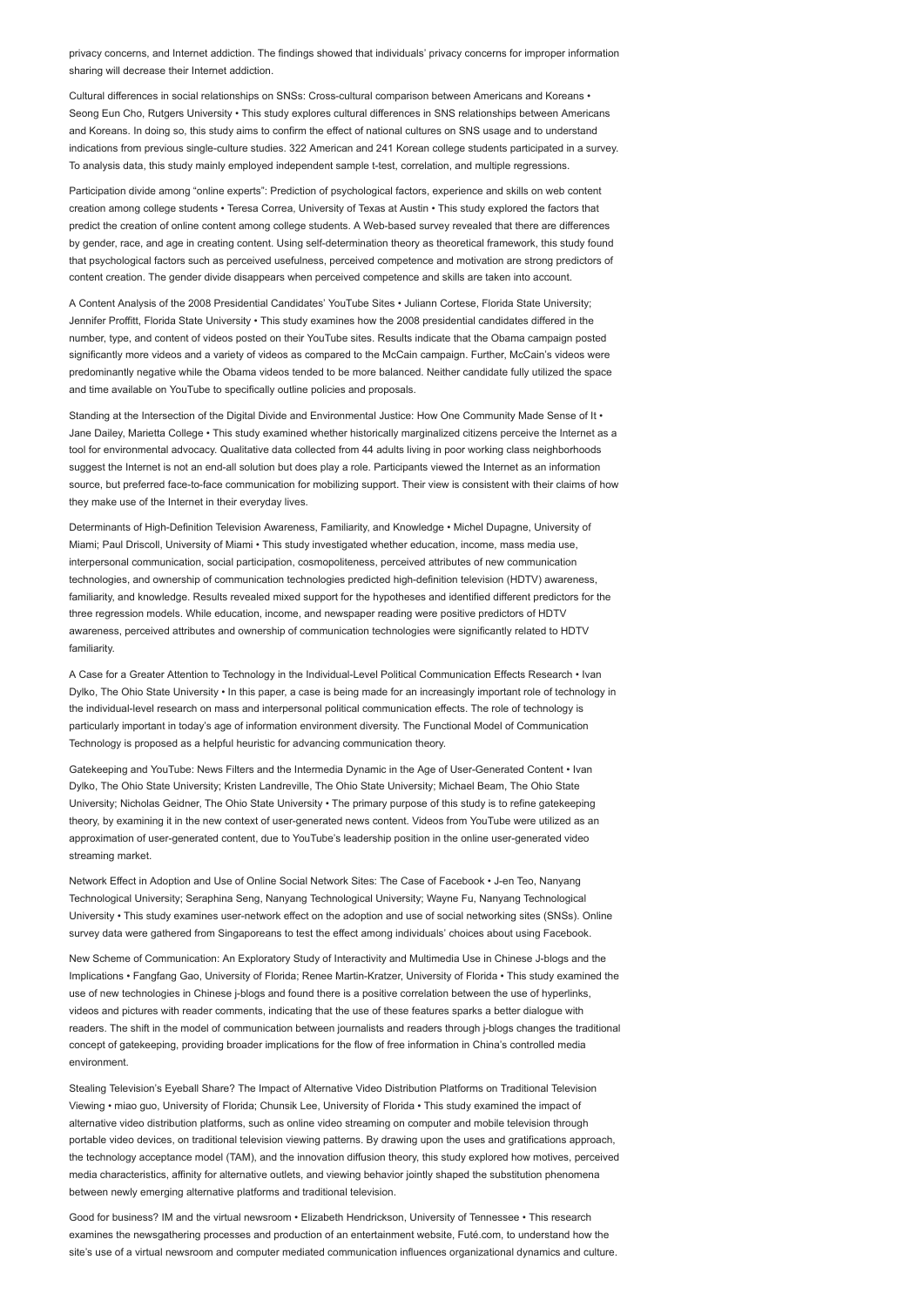privacy concerns, and Internet addiction. The findings showed that individuals' privacy concerns for improper information sharing will decrease their Internet addiction.

Cultural differences in social relationships on SNSs: Cross-cultural comparison between Americans and Koreans • Seong Eun Cho, Rutgers University • This study explores cultural differences in SNS relationships between Americans and Koreans. In doing so, this study aims to confirm the effect of national cultures on SNS usage and to understand indications from previous single-culture studies. 322 American and 241 Korean college students participated in a survey. To analysis data, this study mainly employed independent sample t-test, correlation, and multiple regressions.

Participation divide among "online experts": Prediction of psychological factors, experience and skills on web content creation among college students • Teresa Correa, University of Texas at Austin • This study explored the factors that predict the creation of online content among college students. A Web-based survey revealed that there are differences by gender, race, and age in creating content. Using self-determination theory as theoretical framework, this study found that psychological factors such as perceived usefulness, perceived competence and motivation are strong predictors of content creation. The gender divide disappears when perceived competence and skills are taken into account.

A Content Analysis of the 2008 Presidential Candidates' YouTube Sites • Juliann Cortese, Florida State University; Jennifer Proffitt, Florida State University • This study examines how the 2008 presidential candidates differed in the number, type, and content of videos posted on their YouTube sites. Results indicate that the Obama campaign posted significantly more videos and a variety of videos as compared to the McCain campaign. Further, McCain's videos were predominantly negative while the Obama videos tended to be more balanced. Neither candidate fully utilized the space and time available on YouTube to specifically outline policies and proposals.

Standing at the Intersection of the Digital Divide and Environmental Justice: How One Community Made Sense of It • Jane Dailey, Marietta College • This study examined whether historically marginalized citizens perceive the Internet as a tool for environmental advocacy. Qualitative data collected from 44 adults living in poor working class neighborhoods suggest the Internet is not an end-all solution but does play a role. Participants viewed the Internet as an information source, but preferred face-to-face communication for mobilizing support. Their view is consistent with their claims of how they make use of the Internet in their everyday lives.

Determinants of High-Definition Television Awareness, Familiarity, and Knowledge • Michel Dupagne, University of Miami; Paul Driscoll, University of Miami • This study investigated whether education, income, mass media use, interpersonal communication, social participation, cosmopoliteness, perceived attributes of new communication technologies, and ownership of communication technologies predicted high-definition television (HDTV) awareness, familiarity, and knowledge. Results revealed mixed support for the hypotheses and identified different predictors for the three regression models. While education, income, and newspaper reading were positive predictors of HDTV awareness, perceived attributes and ownership of communication technologies were significantly related to HDTV familiarity.

A Case for a Greater Attention to Technology in the Individual-Level Political Communication Effects Research • Ivan Dylko, The Ohio State University • In this paper, a case is being made for an increasingly important role of technology in the individual-level research on mass and interpersonal political communication effects. The role of technology is particularly important in today's age of information environment diversity. The Functional Model of Communication Technology is proposed as a helpful heuristic for advancing communication theory.

Gatekeeping and YouTube: News Filters and the Intermedia Dynamic in the Age of User-Generated Content • Ivan Dylko, The Ohio State University; Kristen Landreville, The Ohio State University; Michael Beam, The Ohio State University; Nicholas Geidner, The Ohio State University • The primary purpose of this study is to refine gatekeeping theory, by examining it in the new context of user-generated news content. Videos from YouTube were utilized as an approximation of user-generated content, due to YouTube's leadership position in the online user-generated video streaming market.

Network Effect in Adoption and Use of Online Social Network Sites: The Case of Facebook • J-en Teo, Nanyang Technological University; Seraphina Seng, Nanyang Technological University; Wayne Fu, Nanyang Technological University • This study examines user-network effect on the adoption and use of social networking sites (SNSs). Online survey data were gathered from Singaporeans to test the effect among individuals' choices about using Facebook.

New Scheme of Communication: An Exploratory Study of Interactivity and Multimedia Use in Chinese J-blogs and the Implications • Fangfang Gao, University of Florida; Renee Martin-Kratzer, University of Florida • This study examined the use of new technologies in Chinese j-blogs and found there is a positive correlation between the use of hyperlinks, videos and pictures with reader comments, indicating that the use of these features sparks a better dialogue with readers. The shift in the model of communication between journalists and readers through j-blogs changes the traditional concept of gatekeeping, providing broader implications for the flow of free information in China's controlled media environment.

Stealing Television's Eyeball Share? The Impact of Alternative Video Distribution Platforms on Traditional Television Viewing • miao guo, University of Florida; Chunsik Lee, University of Florida • This study examined the impact of alternative video distribution platforms, such as online video streaming on computer and mobile television through portable video devices, on traditional television viewing patterns. By drawing upon the uses and gratifications approach, the technology acceptance model (TAM), and the innovation diffusion theory, this study explored how motives, perceived media characteristics, affinity for alternative outlets, and viewing behavior jointly shaped the substitution phenomena between newly emerging alternative platforms and traditional television.

Good for business? IM and the virtual newsroom • Elizabeth Hendrickson, University of Tennessee • This research examines the newsgathering processes and production of an entertainment website, Futé.com, to understand how the site's use of a virtual newsroom and computer mediated communication influences organizational dynamics and culture.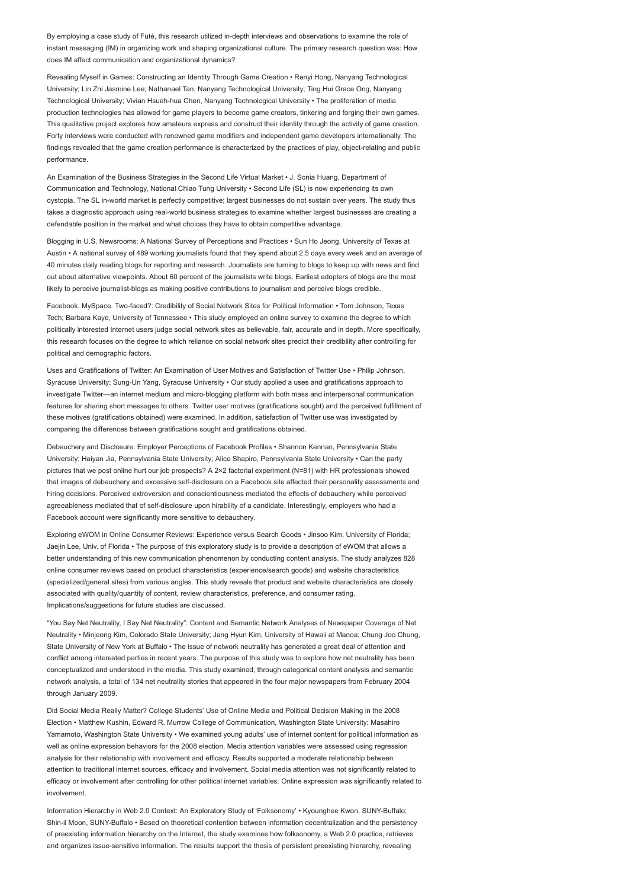By employing a case study of Futé, this research utilized in-depth interviews and observations to examine the role of instant messaging (IM) in organizing work and shaping organizational culture. The primary research question was: How does IM affect communication and organizational dynamics?

Revealing Myself in Games: Constructing an Identity Through Game Creation • Renyi Hong, Nanyang Technological University; Lin Zhi Jasmine Lee; Nanyang Technological University; Nathanael Tan, Nanyang Technological University; Ting Hui Grace Ong, Nanyang Technological University; Vivian Hsueh-hua Chen, Nanyang Technological University • The proliferation of media production technologies has allowed for game players to become game creators, tinkering and forging their own games. This qualitative project explores how amateurs express and construct their identity through the activity of game creation. Forty interviews were conducted with renowned game modifiers and independent game developers internationally. The findings revealed that the game creation performance is characterized by the practices of play, object-relating and public performance.

An Examination of the Business Strategies in the Second Life Virtual Market • J. Sonia Huang, Department of Communication and Technology, National Chiao Tung University • Second Life (SL) is now experiencing its own dystopia. The SL in-world market is perfectly competitive; largest businesses do not sustain over years. The study thus takes a diagnostic approach using real-world business strategies to examine whether largest businesses are creating a defendable position in the market and what choices they have to obtain competitive advantage.

Blogging in U.S. Newsrooms: A National Survey of Perceptions and Practices • Sun Ho Jeong, University of Texas at Austin • A national survey of 489 working journalists found that they spend about 2.5 days every week and an average of 40 minutes daily reading blogs for reporting and research. Journalists are turning to blogs to keep up with news and find out about alternative viewpoints. About 60 percent of the journalists write blogs. Earliest adopters of blogs are the most likely to perceive journalist-blogs as making positive contributions to journalism and perceive blogs credible.

Facebook. MySpace. Two-faced?: Credibility of Social Network Sites for Political Information • Tom Johnson, Texas Tech; Barbara Kaye, University of Tennessee • This study employed an online survey to examine the degree to which politically interested Internet users judge social network sites as believable, fair, accurate and in depth. More specifically, this research focuses on the degree to which reliance on social network sites predict their credibility after controlling for political and demographic factors.

Uses and Gratifications of Twitter: An Examination of User Motives and Satisfaction of Twitter Use • Philip Johnson, Syracuse University; Sung-Un Yang, Syracuse University • Our study applied a uses and gratifications approach to investigate Twitter—an internet medium and micro-blogging platform with both mass and interpersonal communication features for sharing short messages to others. Twitter user motives (gratifications sought) and the perceived fulfillment of these motives (gratifications obtained) were examined. In addition, satisfaction of Twitter use was investigated by comparing the differences between gratifications sought and gratifications obtained.

Debauchery and Disclosure: Employer Perceptions of Facebook Profiles • Shannon Kennan, Pennsylvania State University; Haiyan Jia, Pennsylvania State University; Alice Shapiro, Pennsylvania State University • Can the party pictures that we post online hurt our job prospects? A 2×2 factorial experiment (N=81) with HR professionals showed that images of debauchery and excessive self-disclosure on a Facebook site affected their personality assessments and hiring decisions. Perceived extroversion and conscientiousness mediated the effects of debauchery while perceived agreeableness mediated that of self-disclosure upon hirability of a candidate. Interestingly, employers who had a Facebook account were significantly more sensitive to debauchery.

Exploring eWOM in Online Consumer Reviews: Experience versus Search Goods • Jinsoo Kim, University of Florida; Jaejin Lee, Univ. of Florida • The purpose of this exploratory study is to provide a description of eWOM that allows a better understanding of this new communication phenomenon by conducting content analysis. The study analyzes 828 online consumer reviews based on product characteristics (experience/search goods) and website characteristics (specialized/general sites) from various angles. This study reveals that product and website characteristics are closely associated with quality/quantity of content, review characteristics, preference, and consumer rating. Implications/suggestions for future studies are discussed.

"You Say Net Neutrality, I Say Net Neutrality": Content and Semantic Network Analyses of Newspaper Coverage of Net Neutrality • Minjeong Kim, Colorado State University; Jang Hyun Kim, University of Hawaii at Manoa; Chung Joo Chung, State University of New York at Buffalo • The issue of network neutrality has generated a great deal of attention and conflict among interested parties in recent years. The purpose of this study was to explore how net neutrality has been conceptualized and understood in the media. This study examined, through categorical content analysis and semantic network analysis, a total of 134 net neutrality stories that appeared in the four major newspapers from February 2004 through January 2009.

Did Social Media Really Matter? College Students' Use of Online Media and Political Decision Making in the 2008 Election • Matthew Kushin, Edward R. Murrow College of Communication, Washington State University; Masahiro Yamamoto, Washington State University • We examined young adults' use of internet content for political information as well as online expression behaviors for the 2008 election. Media attention variables were assessed using regression analysis for their relationship with involvement and efficacy. Results supported a moderate relationship between attention to traditional internet sources, efficacy and involvement. Social media attention was not significantly related to efficacy or involvement after controlling for other political internet variables. Online expression was significantly related to involvement.

Information Hierarchy in Web 2.0 Context: An Exploratory Study of 'Folksonomy' • Kyounghee Kwon, SUNY-Buffalo; Shin-il Moon, SUNY-Buffalo • Based on theoretical contention between information decentralization and the persistency of preexisting information hierarchy on the Internet, the study examines how folksonomy, a Web 2.0 practice, retrieves and organizes issue-sensitive information. The results support the thesis of persistent preexisting hierarchy, revealing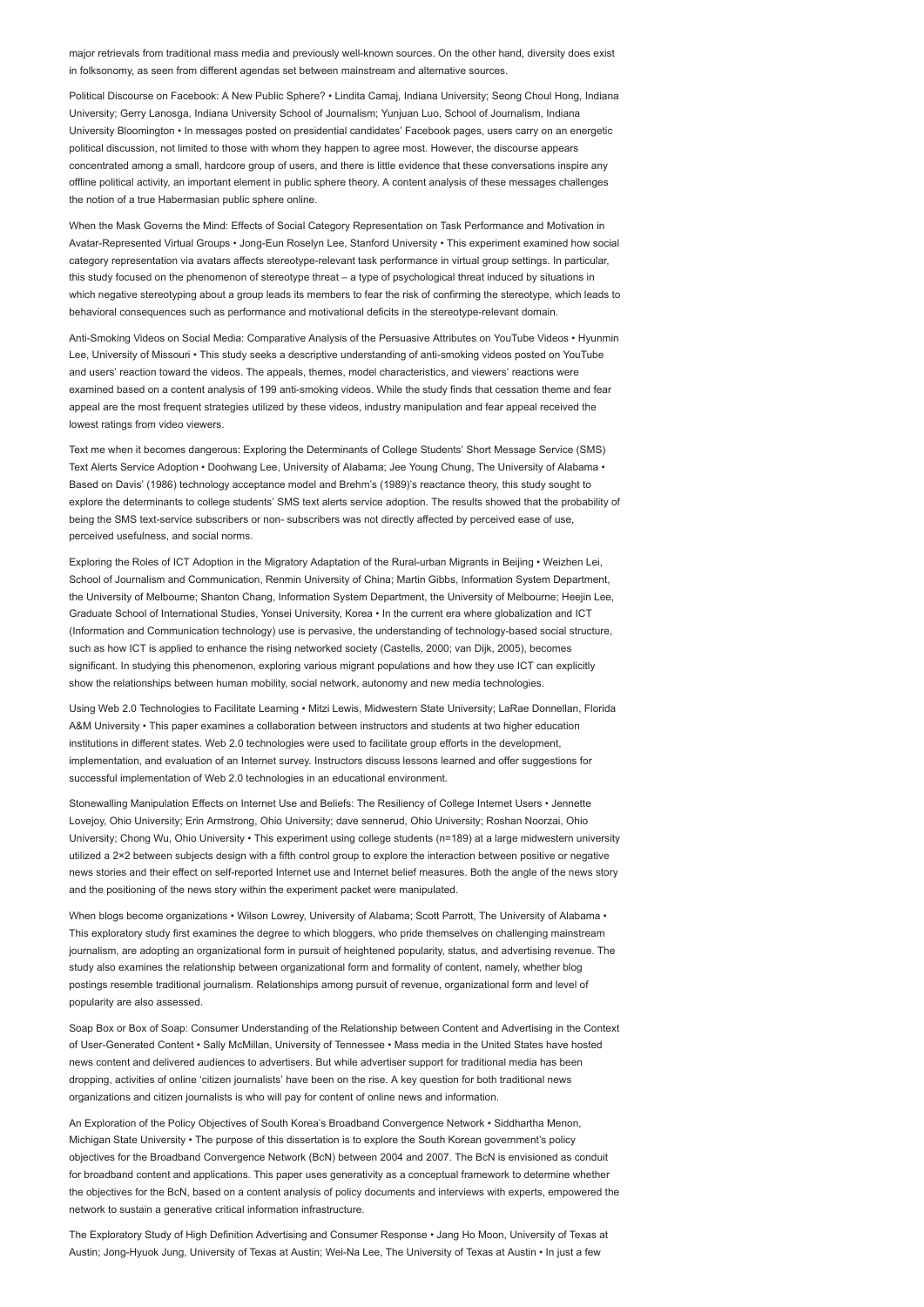major retrievals from traditional mass media and previously well-known sources. On the other hand, diversity does exist in folksonomy, as seen from different agendas set between mainstream and alternative sources.

Political Discourse on Facebook: A New Public Sphere? • Lindita Camaj, Indiana University; Seong Choul Hong, Indiana University; Gerry Lanosga, Indiana University School of Journalism; Yunjuan Luo, School of Journalism, Indiana University Bloomington • In messages posted on presidential candidates' Facebook pages, users carry on an energetic political discussion, not limited to those with whom they happen to agree most. However, the discourse appears concentrated among a small, hardcore group of users, and there is little evidence that these conversations inspire any offline political activity, an important element in public sphere theory. A content analysis of these messages challenges the notion of a true Habermasian public sphere online.

When the Mask Governs the Mind: Effects of Social Category Representation on Task Performance and Motivation in Avatar-Represented Virtual Groups • Jong-Eun Roselyn Lee, Stanford University • This experiment examined how social category representation via avatars affects stereotype-relevant task performance in virtual group settings. In particular, this study focused on the phenomenon of stereotype threat – a type of psychological threat induced by situations in which negative stereotyping about a group leads its members to fear the risk of confirming the stereotype, which leads to behavioral consequences such as performance and motivational deficits in the stereotype-relevant domain.

Anti-Smoking Videos on Social Media: Comparative Analysis of the Persuasive Attributes on YouTube Videos • Hyunmin Lee, University of Missouri • This study seeks a descriptive understanding of anti-smoking videos posted on YouTube and users' reaction toward the videos. The appeals, themes, model characteristics, and viewers' reactions were examined based on a content analysis of 199 anti-smoking videos. While the study finds that cessation theme and fear appeal are the most frequent strategies utilized by these videos, industry manipulation and fear appeal received the lowest ratings from video viewers.

Text me when it becomes dangerous: Exploring the Determinants of College Students' Short Message Service (SMS) Text Alerts Service Adoption • Doohwang Lee, University of Alabama; Jee Young Chung, The University of Alabama • Based on Davis' (1986) technology acceptance model and Brehm's (1989)'s reactance theory, this study sought to explore the determinants to college students' SMS text alerts service adoption. The results showed that the probability of being the SMS text-service subscribers or non- subscribers was not directly affected by perceived ease of use, perceived usefulness, and social norms.

Exploring the Roles of ICT Adoption in the Migratory Adaptation of the Rural-urban Migrants in Beijing • Weizhen Lei, School of Journalism and Communication, Renmin University of China; Martin Gibbs, Information System Department, the University of Melbourne; Shanton Chang, Information System Department, the University of Melbourne; Heejin Lee, Graduate School of International Studies, Yonsei University, Korea • In the current era where globalization and ICT (Information and Communication technology) use is pervasive, the understanding of technology-based social structure, such as how ICT is applied to enhance the rising networked society (Castells, 2000; van Dijk, 2005), becomes significant. In studying this phenomenon, exploring various migrant populations and how they use ICT can explicitly show the relationships between human mobility, social network, autonomy and new media technologies.

Using Web 2.0 Technologies to Facilitate Learning • Mitzi Lewis, Midwestern State University; LaRae Donnellan, Florida A&M University • This paper examines a collaboration between instructors and students at two higher education institutions in different states. Web 2.0 technologies were used to facilitate group efforts in the development, implementation, and evaluation of an Internet survey. Instructors discuss lessons learned and offer suggestions for successful implementation of Web 2.0 technologies in an educational environment.

Stonewalling Manipulation Effects on Internet Use and Beliefs: The Resiliency of College Internet Users • Jennette Lovejoy, Ohio University; Erin Armstrong, Ohio University; dave sennerud, Ohio University; Roshan Noorzai, Ohio University; Chong Wu, Ohio University • This experiment using college students (n=189) at a large midwestern university utilized a 2×2 between subjects design with a fifth control group to explore the interaction between positive or negative news stories and their effect on self-reported Internet use and Internet belief measures. Both the angle of the news story and the positioning of the news story within the experiment packet were manipulated.

When blogs become organizations • Wilson Lowrey, University of Alabama; Scott Parrott, The University of Alabama • This exploratory study first examines the degree to which bloggers, who pride themselves on challenging mainstream journalism, are adopting an organizational form in pursuit of heightened popularity, status, and advertising revenue. The study also examines the relationship between organizational form and formality of content, namely, whether blog postings resemble traditional journalism. Relationships among pursuit of revenue, organizational form and level of popularity are also assessed.

Soap Box or Box of Soap: Consumer Understanding of the Relationship between Content and Advertising in the Context of User-Generated Content • Sally McMillan, University of Tennessee • Mass media in the United States have hosted news content and delivered audiences to advertisers. But while advertiser support for traditional media has been dropping, activities of online 'citizen journalists' have been on the rise. A key question for both traditional news organizations and citizen journalists is who will pay for content of online news and information.

An Exploration of the Policy Objectives of South Korea's Broadband Convergence Network • Siddhartha Menon, Michigan State University • The purpose of this dissertation is to explore the South Korean government's policy objectives for the Broadband Convergence Network (BcN) between 2004 and 2007. The BcN is envisioned as conduit for broadband content and applications. This paper uses generativity as a conceptual framework to determine whether the objectives for the BcN, based on a content analysis of policy documents and interviews with experts, empowered the network to sustain a generative critical information infrastructure.

The Exploratory Study of High Definition Advertising and Consumer Response • Jang Ho Moon, University of Texas at Austin; Jong-Hyuok Jung, University of Texas at Austin; Wei-Na Lee, The University of Texas at Austin • In just a few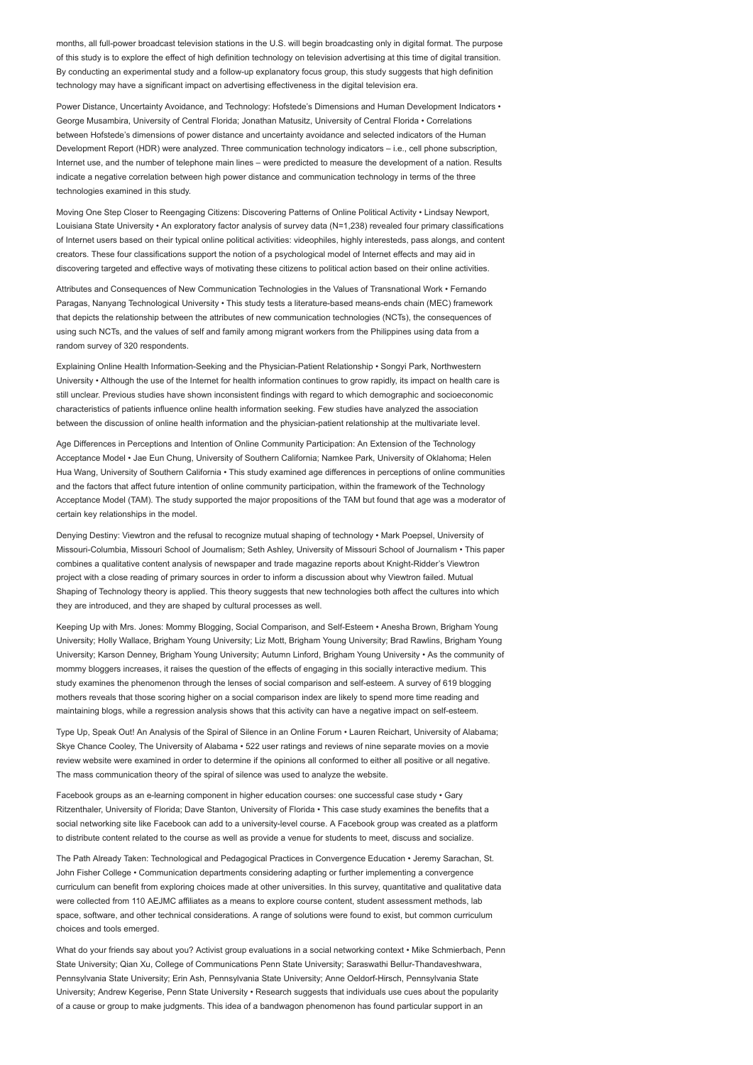months, all full-power broadcast television stations in the U.S. will begin broadcasting only in digital format. The purpose of this study is to explore the effect of high definition technology on television advertising at this time of digital transition. By conducting an experimental study and a follow-up explanatory focus group, this study suggests that high definition technology may have a significant impact on advertising effectiveness in the digital television era.

Power Distance, Uncertainty Avoidance, and Technology: Hofstede's Dimensions and Human Development Indicators • George Musambira, University of Central Florida; Jonathan Matusitz, University of Central Florida • Correlations between Hofstede's dimensions of power distance and uncertainty avoidance and selected indicators of the Human Development Report (HDR) were analyzed. Three communication technology indicators – i.e., cell phone subscription, Internet use, and the number of telephone main lines – were predicted to measure the development of a nation. Results indicate a negative correlation between high power distance and communication technology in terms of the three technologies examined in this study.

Moving One Step Closer to Reengaging Citizens: Discovering Patterns of Online Political Activity • Lindsay Newport, Louisiana State University • An exploratory factor analysis of survey data (N=1,238) revealed four primary classifications of Internet users based on their typical online political activities: videophiles, highly interesteds, pass alongs, and content creators. These four classifications support the notion of a psychological model of Internet effects and may aid in discovering targeted and effective ways of motivating these citizens to political action based on their online activities.

Attributes and Consequences of New Communication Technologies in the Values of Transnational Work • Fernando Paragas, Nanyang Technological University • This study tests a literature-based means-ends chain (MEC) framework that depicts the relationship between the attributes of new communication technologies (NCTs), the consequences of using such NCTs, and the values of self and family among migrant workers from the Philippines using data from a random survey of 320 respondents.

Explaining Online Health Information-Seeking and the Physician-Patient Relationship • Songyi Park, Northwestern University • Although the use of the Internet for health information continues to grow rapidly, its impact on health care is still unclear. Previous studies have shown inconsistent findings with regard to which demographic and socioeconomic characteristics of patients influence online health information seeking. Few studies have analyzed the association between the discussion of online health information and the physician-patient relationship at the multivariate level.

Age Differences in Perceptions and Intention of Online Community Participation: An Extension of the Technology Acceptance Model • Jae Eun Chung, University of Southern California; Namkee Park, University of Oklahoma; Helen Hua Wang, University of Southern California • This study examined age differences in perceptions of online communities and the factors that affect future intention of online community participation, within the framework of the Technology Acceptance Model (TAM). The study supported the major propositions of the TAM but found that age was a moderator of certain key relationships in the model.

Denying Destiny: Viewtron and the refusal to recognize mutual shaping of technology • Mark Poepsel, University of Missouri-Columbia, Missouri School of Journalism; Seth Ashley, University of Missouri School of Journalism • This paper combines a qualitative content analysis of newspaper and trade magazine reports about Knight-Ridder's Viewtron project with a close reading of primary sources in order to inform a discussion about why Viewtron failed. Mutual Shaping of Technology theory is applied. This theory suggests that new technologies both affect the cultures into which they are introduced, and they are shaped by cultural processes as well.

Keeping Up with Mrs. Jones: Mommy Blogging, Social Comparison, and Self-Esteem • Anesha Brown, Brigham Young University; Holly Wallace, Brigham Young University; Liz Mott, Brigham Young University; Brad Rawlins, Brigham Young University; Karson Denney, Brigham Young University; Autumn Linford, Brigham Young University • As the community of mommy bloggers increases, it raises the question of the effects of engaging in this socially interactive medium. This study examines the phenomenon through the lenses of social comparison and self-esteem. A survey of 619 blogging mothers reveals that those scoring higher on a social comparison index are likely to spend more time reading and maintaining blogs, while a regression analysis shows that this activity can have a negative impact on self-esteem.

Type Up, Speak Out! An Analysis of the Spiral of Silence in an Online Forum • Lauren Reichart, University of Alabama; Skye Chance Cooley, The University of Alabama • 522 user ratings and reviews of nine separate movies on a movie review website were examined in order to determine if the opinions all conformed to either all positive or all negative. The mass communication theory of the spiral of silence was used to analyze the website.

Facebook groups as an e-learning component in higher education courses: one successful case study • Gary Ritzenthaler, University of Florida; Dave Stanton, University of Florida • This case study examines the benefits that a social networking site like Facebook can add to a university-level course. A Facebook group was created as a platform to distribute content related to the course as well as provide a venue for students to meet, discuss and socialize.

The Path Already Taken: Technological and Pedagogical Practices in Convergence Education • Jeremy Sarachan, St. John Fisher College • Communication departments considering adapting or further implementing a convergence curriculum can benefit from exploring choices made at other universities. In this survey, quantitative and qualitative data were collected from 110 AEJMC affiliates as a means to explore course content, student assessment methods, lab space, software, and other technical considerations. A range of solutions were found to exist, but common curriculum choices and tools emerged.

What do your friends say about you? Activist group evaluations in a social networking context • Mike Schmierbach, Penn State University; Qian Xu, College of Communications Penn State University; Saraswathi Bellur-Thandaveshwara, Pennsylvania State University; Erin Ash, Pennsylvania State University; Anne Oeldorf-Hirsch, Pennsylvania State University; Andrew Kegerise, Penn State University • Research suggests that individuals use cues about the popularity of a cause or group to make judgments. This idea of a bandwagon phenomenon has found particular support in an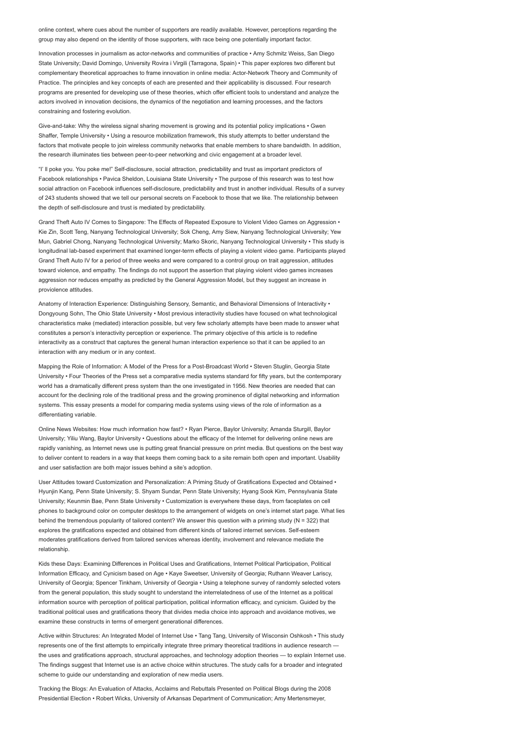online context, where cues about the number of supporters are readily available. However, perceptions regarding the group may also depend on the identity of those supporters, with race being one potentially important factor.

Innovation processes in journalism as actor-networks and communities of practice • Amy Schmitz Weiss, San Diego State University; David Domingo, University Rovira i Virgili (Tarragona, Spain) • This paper explores two different but complementary theoretical approaches to frame innovation in online media: Actor-Network Theory and Community of Practice. The principles and key concepts of each are presented and their applicability is discussed. Four research programs are presented for developing use of these theories, which offer efficient tools to understand and analyze the actors involved in innovation decisions, the dynamics of the negotiation and learning processes, and the factors constraining and fostering evolution.

Give-and-take: Why the wireless signal sharing movement is growing and its potential policy implications • Gwen Shaffer, Temple University • Using a resource mobilization framework, this study attempts to better understand the factors that motivate people to join wireless community networks that enable members to share bandwidth. In addition, the research illuminates ties between peer-to-peer networking and civic engagement at a broader level.

"I' ll poke you. You poke me!" Self-disclosure, social attraction, predictability and trust as important predictors of Facebook relationships • Pavica Sheldon, Louisiana State University • The purpose of this research was to test how social attraction on Facebook influences self-disclosure, predictability and trust in another individual. Results of a survey of 243 students showed that we tell our personal secrets on Facebook to those that we like. The relationship between the depth of self-disclosure and trust is mediated by predictability.

Grand Theft Auto IV Comes to Singapore: The Effects of Repeated Exposure to Violent Video Games on Aggression • Kie Zin, Scott Teng, Nanyang Technological University; Sok Cheng, Amy Siew, Nanyang Technological University; Yew Mun, Gabriel Chong, Nanyang Technological University; Marko Skoric, Nanyang Technological University • This study is longitudinal lab-based experiment that examined longer-term effects of playing a violent video game. Participants played Grand Theft Auto IV for a period of three weeks and were compared to a control group on trait aggression, attitudes toward violence, and empathy. The findings do not support the assertion that playing violent video games increases aggression nor reduces empathy as predicted by the General Aggression Model, but they suggest an increase in proviolence attitudes.

Anatomy of Interaction Experience: Distinguishing Sensory, Semantic, and Behavioral Dimensions of Interactivity • Dongyoung Sohn, The Ohio State University • Most previous interactivity studies have focused on what technological characteristics make (mediated) interaction possible, but very few scholarly attempts have been made to answer what constitutes a person's interactivity perception or experience. The primary objective of this article is to redefine interactivity as a construct that captures the general human interaction experience so that it can be applied to an interaction with any medium or in any context.

Mapping the Role of Information: A Model of the Press for a Post-Broadcast World • Steven Stuglin, Georgia State University • Four Theories of the Press set a comparative media systems standard for fifty years, but the contemporary world has a dramatically different press system than the one investigated in 1956. New theories are needed that can account for the declining role of the traditional press and the growing prominence of digital networking and information systems. This essay presents a model for comparing media systems using views of the role of information as a differentiating variable.

Online News Websites: How much information how fast? • Ryan Pierce, Baylor University; Amanda Sturgill, Baylor University; Yiliu Wang, Baylor University • Questions about the efficacy of the Internet for delivering online news are rapidly vanishing, as Internet news use is putting great financial pressure on print media. But questions on the best way to deliver content to readers in a way that keeps them coming back to a site remain both open and important. Usability and user satisfaction are both major issues behind a site's adoption.

User Attitudes toward Customization and Personalization: A Priming Study of Gratifications Expected and Obtained • Hyunjin Kang, Penn State University; S. Shyam Sundar, Penn State University; Hyang Sook Kim, Pennsylvania State University; Keunmin Bae, Penn State University • Customization is everywhere these days, from faceplates on cell phones to background color on computer desktops to the arrangement of widgets on one's internet start page. What lies behind the tremendous popularity of tailored content? We answer this question with a priming study (N = 322) that explores the gratifications expected and obtained from different kinds of tailored internet services. Self-esteem moderates gratifications derived from tailored services whereas identity, involvement and relevance mediate the relationship.

Kids these Days: Examining Differences in Political Uses and Gratifications, Internet Political Participation, Political Information Efficacy, and Cynicism based on Age • Kaye Sweetser, University of Georgia; Ruthann Weaver Lariscy, University of Georgia; Spencer Tinkham, University of Georgia • Using a telephone survey of randomly selected voters from the general population, this study sought to understand the interrelatedness of use of the Internet as a political information source with perception of political participation, political information efficacy, and cynicism. Guided by the traditional political uses and gratifications theory that divides media choice into approach and avoidance motives, we examine these constructs in terms of emergent generational differences.

Active within Structures: An Integrated Model of Internet Use • Tang Tang, University of Wisconsin Oshkosh • This study represents one of the first attempts to empirically integrate three primary theoretical traditions in audience research — the uses and gratifications approach, structural approaches, and technology adoption theories — to explain Internet use. The findings suggest that Internet use is an active choice within structures. The study calls for a broader and integrated scheme to guide our understanding and exploration of new media users.

Tracking the Blogs: An Evaluation of Attacks, Acclaims and Rebuttals Presented on Political Blogs during the 2008 Presidential Election • Robert Wicks, University of Arkansas Department of Communication; Amy Mertensmeyer,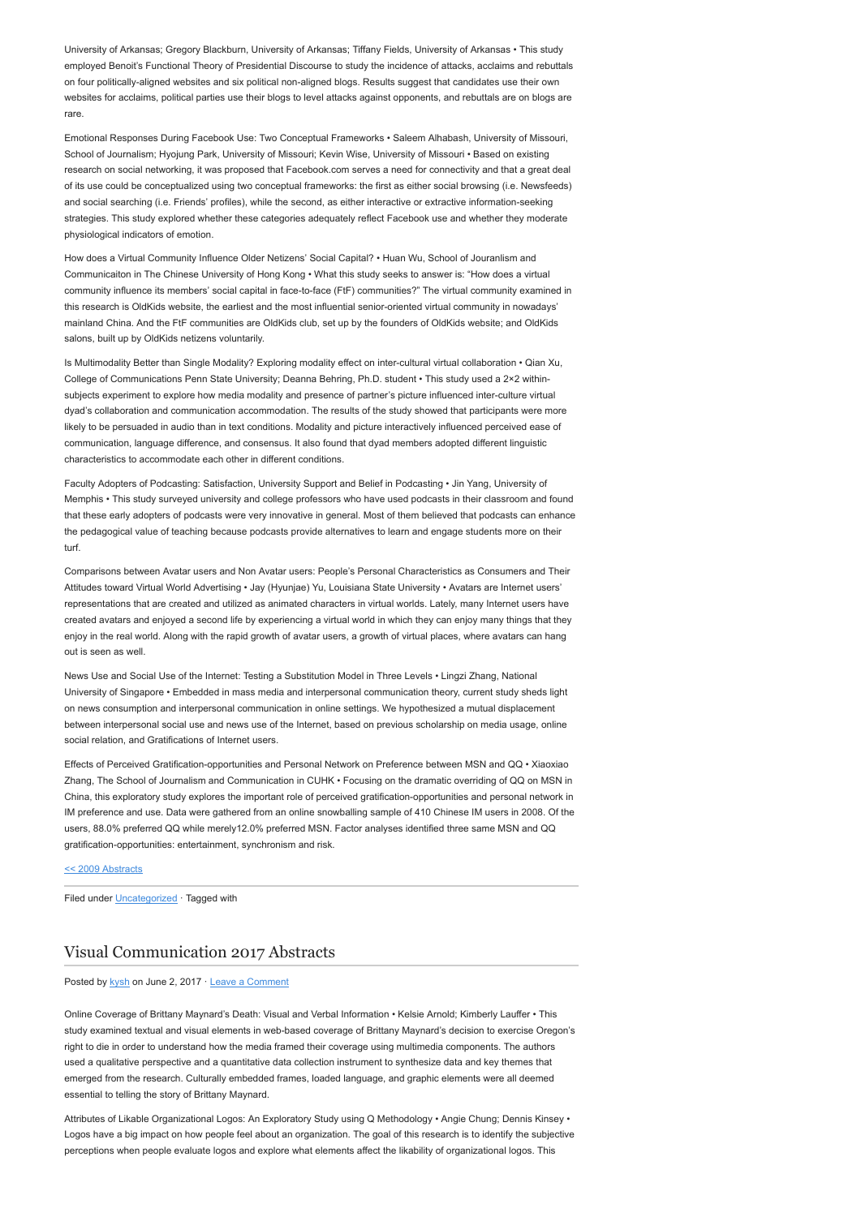University of Arkansas; Gregory Blackburn, University of Arkansas; Tiffany Fields, University of Arkansas • This study employed Benoit's Functional Theory of Presidential Discourse to study the incidence of attacks, acclaims and rebuttals on four politically-aligned websites and six political non-aligned blogs. Results suggest that candidates use their own websites for acclaims, political parties use their blogs to level attacks against opponents, and rebuttals are on blogs are rare.

Emotional Responses During Facebook Use: Two Conceptual Frameworks • Saleem Alhabash, University of Missouri, School of Journalism; Hyojung Park, University of Missouri; Kevin Wise, University of Missouri • Based on existing research on social networking, it was proposed that Facebook.com serves a need for connectivity and that a great deal of its use could be conceptualized using two conceptual frameworks: the first as either social browsing (i.e. Newsfeeds) and social searching (i.e. Friends' profiles), while the second, as either interactive or extractive information-seeking strategies. This study explored whether these categories adequately reflect Facebook use and whether they moderate physiological indicators of emotion.

How does a Virtual Community Influence Older Netizens' Social Capital? • Huan Wu, School of Jouranlism and Communicaiton in The Chinese University of Hong Kong • What this study seeks to answer is: "How does a virtual community influence its members' social capital in face-to-face (FtF) communities?" The virtual community examined in this research is OldKids website, the earliest and the most influential senior-oriented virtual community in nowadays' mainland China. And the FtF communities are OldKids club, set up by the founders of OldKids website; and OldKids salons, built up by OldKids netizens voluntarily.

Is Multimodality Better than Single Modality? Exploring modality effect on inter-cultural virtual collaboration • Qian Xu, College of Communications Penn State University; Deanna Behring, Ph.D. student • This study used a 2×2 within-subjects experiment to explore how media modality and presence of partner's picture influenced inter-culture virtual dyad's collaboration and communication accommodation. The results of the study showed that participants were more likely to be persuaded in audio than in text conditions. Modality and picture interactively influenced perceived ease of communication, language difference, and consensus. It also found that dyad members adopted different linguistic characteristics to accommodate each other in different conditions.

Faculty Adopters of Podcasting: Satisfaction, University Support and Belief in Podcasting • Jin Yang, University of Memphis • This study surveyed university and college professors who have used podcasts in their classroom and found that these early adopters of podcasts were very innovative in general. Most of them believed that podcasts can enhance the pedagogical value of teaching because podcasts provide alternatives to learn and engage students more on their turf.

Comparisons between Avatar users and Non Avatar users: People's Personal Characteristics as Consumers and Their Attitudes toward Virtual World Advertising • Jay (Hyunjae) Yu, Louisiana State University • Avatars are Internet users' representations that are created and utilized as animated characters in virtual worlds. Lately, many Internet users have created avatars and enjoyed a second life by experiencing a virtual world in which they can enjoy many things that they enjoy in the real world. Along with the rapid growth of avatar users, a growth of virtual places, where avatars can hang out is seen as well.

News Use and Social Use of the Internet: Testing a Substitution Model in Three Levels • Lingzi Zhang, National University of Singapore • Embedded in mass media and interpersonal communication theory, current study sheds light on news consumption and interpersonal communication in online settings. We hypothesized a mutual displacement between interpersonal social use and news use of the Internet, based on previous scholarship on media usage, online social relation, and Gratifications of Internet users.

Effects of Perceived Gratification-opportunities and Personal Network on Preference between MSN and QQ • Xiaoxiao Zhang, The School of Journalism and Communication in CUHK • Focusing on the dramatic overriding of QQ on MSN in China, this exploratory study explores the important role of perceived gratification-opportunities and personal network in IM preference and use. Data were gathered from an online snowballing sample of 410 Chinese IM users in 2008. Of the users, 88.0% preferred QQ while merely12.0% preferred MSN. Factor analyses identified three same MSN and QQ gratification-opportunities: entertainment, synchronism and risk.

<< 2009 Abstracts

Filed under Uncategorized · Tagged with

## Visual Communication 2017 Abstracts

Posted by kysh on June 2, 2017 · Leave a Comment

Online Coverage of Brittany Maynard's Death: Visual and Verbal Information • Kelsie Arnold; Kimberly Lauffer • This study examined textual and visual elements in web-based coverage of Brittany Maynard's decision to exercise Oregon's right to die in order to understand how the media framed their coverage using multimedia components. The authors used a qualitative perspective and a quantitative data collection instrument to synthesize data and key themes that emerged from the research. Culturally embedded frames, loaded language, and graphic elements were all deemed essential to telling the story of Brittany Maynard.

Attributes of Likable Organizational Logos: An Exploratory Study using Q Methodology • Angie Chung; Dennis Kinsey • Logos have a big impact on how people feel about an organization. The goal of this research is to identify the subjective perceptions when people evaluate logos and explore what elements affect the likability of organizational logos. This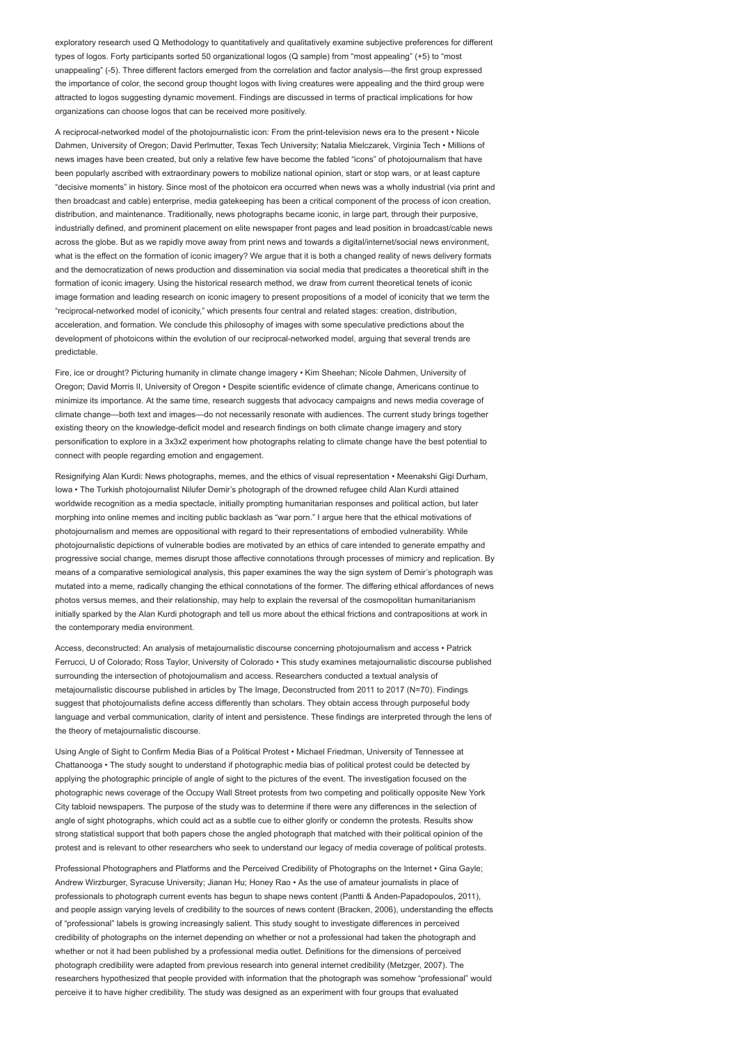exploratory research used Q Methodology to quantitatively and qualitatively examine subjective preferences for different types of logos. Forty participants sorted 50 organizational logos (Q sample) from "most appealing" (+5) to "most unappealing" (-5). Three different factors emerged from the correlation and factor analysis—the first group expressed the importance of color, the second group thought logos with living creatures were appealing and the third group were attracted to logos suggesting dynamic movement. Findings are discussed in terms of practical implications for how organizations can choose logos that can be received more positively.

A reciprocal-networked model of the photojournalistic icon: From the print-television news era to the present • Nicole Dahmen, University of Oregon; David Perlmutter, Texas Tech University; Natalia Mielczarek, Virginia Tech • Millions of news images have been created, but only a relative few have become the fabled "icons" of photojournalism that have been popularly ascribed with extraordinary powers to mobilize national opinion, start or stop wars, or at least capture "decisive moments" in history. Since most of the photoicon era occurred when news was a wholly industrial (via print and then broadcast and cable) enterprise, media gatekeeping has been a critical component of the process of icon creation, distribution, and maintenance. Traditionally, news photographs became iconic, in large part, through their purposive, industrially defined, and prominent placement on elite newspaper front pages and lead position in broadcast/cable news across the globe. But as we rapidly move away from print news and towards a digital/internet/social news environment, what is the effect on the formation of iconic imagery? We argue that it is both a changed reality of news delivery formats and the democratization of news production and dissemination via social media that predicates a theoretical shift in the formation of iconic imagery. Using the historical research method, we draw from current theoretical tenets of iconic image formation and leading research on iconic imagery to present propositions of a model of iconicity that we term the "reciprocal-networked model of iconicity," which presents four central and related stages: creation, distribution, acceleration, and formation. We conclude this philosophy of images with some speculative predictions about the development of photoicons within the evolution of our reciprocal-networked model, arguing that several trends are predictable.

Fire, ice or drought? Picturing humanity in climate change imagery • Kim Sheehan; Nicole Dahmen, University of Oregon; David Morris II, University of Oregon • Despite scientific evidence of climate change, Americans continue to minimize its importance. At the same time, research suggests that advocacy campaigns and news media coverage of climate change—both text and images—do not necessarily resonate with audiences. The current study brings together existing theory on the knowledge-deficit model and research findings on both climate change imagery and story personification to explore in a 3x3x2 experiment how photographs relating to climate change have the best potential to connect with people regarding emotion and engagement.

Resignifying Alan Kurdi: News photographs, memes, and the ethics of visual representation • Meenakshi Gigi Durham, Iowa • The Turkish photojournalist Nilufer Demir's photograph of the drowned refugee child Alan Kurdi attained worldwide recognition as a media spectacle, initially prompting humanitarian responses and political action, but later morphing into online memes and inciting public backlash as "war porn." I argue here that the ethical motivations of photojournalism and memes are oppositional with regard to their representations of embodied vulnerability. While photojournalistic depictions of vulnerable bodies are motivated by an ethics of care intended to generate empathy and progressive social change, memes disrupt those affective connotations through processes of mimicry and replication. By means of a comparative semiological analysis, this paper examines the way the sign system of Demir's photograph was mutated into a meme, radically changing the ethical connotations of the former. The differing ethical affordances of news photos versus memes, and their relationship, may help to explain the reversal of the cosmopolitan humanitarianism initially sparked by the Alan Kurdi photograph and tell us more about the ethical frictions and contrapositions at work in the contemporary media environment.

Access, deconstructed: An analysis of metajournalistic discourse concerning photojournalism and access • Patrick Ferrucci, U of Colorado; Ross Taylor, University of Colorado • This study examines metajournalistic discourse published surrounding the intersection of photojournalism and access. Researchers conducted a textual analysis of metajournalistic discourse published in articles by The Image, Deconstructed from 2011 to 2017 (N=70). Findings suggest that photojournalists define access differently than scholars. They obtain access through purposeful body language and verbal communication, clarity of intent and persistence. These findings are interpreted through the lens of the theory of metajournalistic discourse.

Using Angle of Sight to Confirm Media Bias of a Political Protest • Michael Friedman, University of Tennessee at Chattanooga • The study sought to understand if photographic media bias of political protest could be detected by applying the photographic principle of angle of sight to the pictures of the event. The investigation focused on the photographic news coverage of the Occupy Wall Street protests from two competing and politically opposite New York City tabloid newspapers. The purpose of the study was to determine if there were any differences in the selection of angle of sight photographs, which could act as a subtle cue to either glorify or condemn the protests. Results show strong statistical support that both papers chose the angled photograph that matched with their political opinion of the protest and is relevant to other researchers who seek to understand our legacy of media coverage of political protests.

Professional Photographers and Platforms and the Perceived Credibility of Photographs on the Internet • Gina Gayle; Andrew Wirzburger, Syracuse University; Jianan Hu; Honey Rao • As the use of amateur journalists in place of professionals to photograph current events has begun to shape news content (Pantti & Anden-Papadopoulos, 2011), and people assign varying levels of credibility to the sources of news content (Bracken, 2006), understanding the effects of "professional" labels is growing increasingly salient. This study sought to investigate differences in perceived credibility of photographs on the internet depending on whether or not a professional had taken the photograph and whether or not it had been published by a professional media outlet. Definitions for the dimensions of perceived photograph credibility were adapted from previous research into general internet credibility (Metzger, 2007). The researchers hypothesized that people provided with information that the photograph was somehow "professional" would perceive it to have higher credibility. The study was designed as an experiment with four groups that evaluated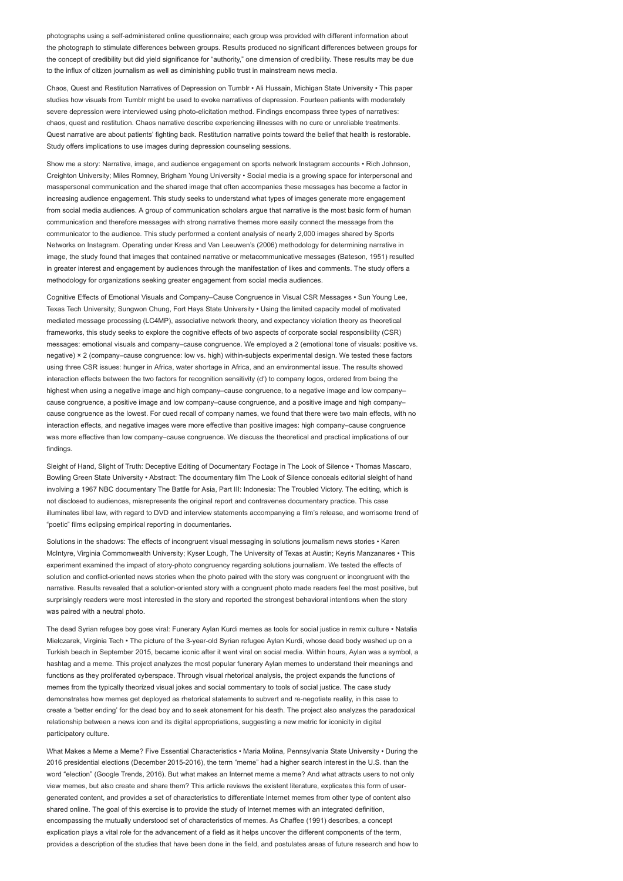photographs using a self-administered online questionnaire; each group was provided with different information about the photograph to stimulate differences between groups. Results produced no significant differences between groups for the concept of credibility but did yield significance for "authority," one dimension of credibility. These results may be due to the influx of citizen journalism as well as diminishing public trust in mainstream news media.

Chaos, Quest and Restitution Narratives of Depression on Tumblr • Ali Hussain, Michigan State University • This paper studies how visuals from Tumblr might be used to evoke narratives of depression. Fourteen patients with moderately severe depression were interviewed using photo-elicitation method. Findings encompass three types of narratives: chaos, quest and restitution. Chaos narrative describe experiencing illnesses with no cure or unreliable treatments. Quest narrative are about patients' fighting back. Restitution narrative points toward the belief that health is restorable. Study offers implications to use images during depression counseling sessions.

Show me a story: Narrative, image, and audience engagement on sports network Instagram accounts • Rich Johnson, Creighton University; Miles Romney, Brigham Young University • Social media is a growing space for interpersonal and masspersonal communication and the shared image that often accompanies these messages has become a factor in increasing audience engagement. This study seeks to understand what types of images generate more engagement from social media audiences. A group of communication scholars argue that narrative is the most basic form of human communication and therefore messages with strong narrative themes more easily connect the message from the communicator to the audience. This study performed a content analysis of nearly 2,000 images shared by Sports Networks on Instagram. Operating under Kress and Van Leeuwen's (2006) methodology for determining narrative in image, the study found that images that contained narrative or metacommunicative messages (Bateson, 1951) resulted in greater interest and engagement by audiences through the manifestation of likes and comments. The study offers a methodology for organizations seeking greater engagement from social media audiences.

Cognitive Effects of Emotional Visuals and Company–Cause Congruence in Visual CSR Messages • Sun Young Lee, Texas Tech University; Sungwon Chung, Fort Hays State University • Using the limited capacity model of motivated mediated message processing (LC4MP), associative network theory, and expectancy violation theory as theoretical frameworks, this study seeks to explore the cognitive effects of two aspects of corporate social responsibility (CSR) messages: emotional visuals and company–cause congruence. We employed a 2 (emotional tone of visuals: positive vs. negative) × 2 (company–cause congruence: low vs. high) within-subjects experimental design. We tested these factors using three CSR issues: hunger in Africa, water shortage in Africa, and an environmental issue. The results showed interaction effects between the two factors for recognition sensitivity (d') to company logos, ordered from being the highest when using a negative image and high company–cause congruence, to a negative image and low company–cause congruence, a positive image and low company–cause congruence, and a positive image and high company–cause congruence as the lowest. For cued recall of company names, we found that there were two main effects, with no interaction effects, and negative images were more effective than positive images: high company–cause congruence was more effective than low company–cause congruence. We discuss the theoretical and practical implications of our findings.

Sleight of Hand, Slight of Truth: Deceptive Editing of Documentary Footage in The Look of Silence • Thomas Mascaro, Bowling Green State University • Abstract: The documentary film The Look of Silence conceals editorial sleight of hand involving a 1967 NBC documentary The Battle for Asia, Part III: Indonesia: The Troubled Victory. The editing, which is not disclosed to audiences, misrepresents the original report and contravenes documentary practice. This case illuminates libel law, with regard to DVD and interview statements accompanying a film's release, and worrisome trend of "poetic" films eclipsing empirical reporting in documentaries.

Solutions in the shadows: The effects of incongruent visual messaging in solutions journalism news stories • Karen McIntyre, Virginia Commonwealth University; Kyser Lough, The University of Texas at Austin; Keyris Manzanares • This experiment examined the impact of story-photo congruency regarding solutions journalism. We tested the effects of solution and conflict-oriented news stories when the photo paired with the story was congruent or incongruent with the narrative. Results revealed that a solution-oriented story with a congruent photo made readers feel the most positive, but surprisingly readers were most interested in the story and reported the strongest behavioral intentions when the story was paired with a neutral photo.

The dead Syrian refugee boy goes viral: Funerary Aylan Kurdi memes as tools for social justice in remix culture • Natalia Mielczarek, Virginia Tech • The picture of the 3-year-old Syrian refugee Aylan Kurdi, whose dead body washed up on a Turkish beach in September 2015, became iconic after it went viral on social media. Within hours, Aylan was a symbol, a hashtag and a meme. This project analyzes the most popular funerary Aylan memes to understand their meanings and functions as they proliferated cyberspace. Through visual rhetorical analysis, the project expands the functions of memes from the typically theorized visual jokes and social commentary to tools of social justice. The case study demonstrates how memes get deployed as rhetorical statements to subvert and re-negotiate reality, in this case to create a 'better ending' for the dead boy and to seek atonement for his death. The project also analyzes the paradoxical relationship between a news icon and its digital appropriations, suggesting a new metric for iconicity in digital participatory culture.

What Makes a Meme a Meme? Five Essential Characteristics • Maria Molina, Pennsylvania State University • During the 2016 presidential elections (December 2015-2016), the term "meme" had a higher search interest in the U.S. than the word "election" (Google Trends, 2016). But what makes an Internet meme a meme? And what attracts users to not only view memes, but also create and share them? This article reviews the existent literature, explicates this form of user-generated content, and provides a set of characteristics to differentiate Internet memes from other type of content also shared online. The goal of this exercise is to provide the study of Internet memes with an integrated definition, encompassing the mutually understood set of characteristics of memes. As Chaffee (1991) describes, a concept explication plays a vital role for the advancement of a field as it helps uncover the different components of the term, provides a description of the studies that have been done in the field, and postulates areas of future research and how to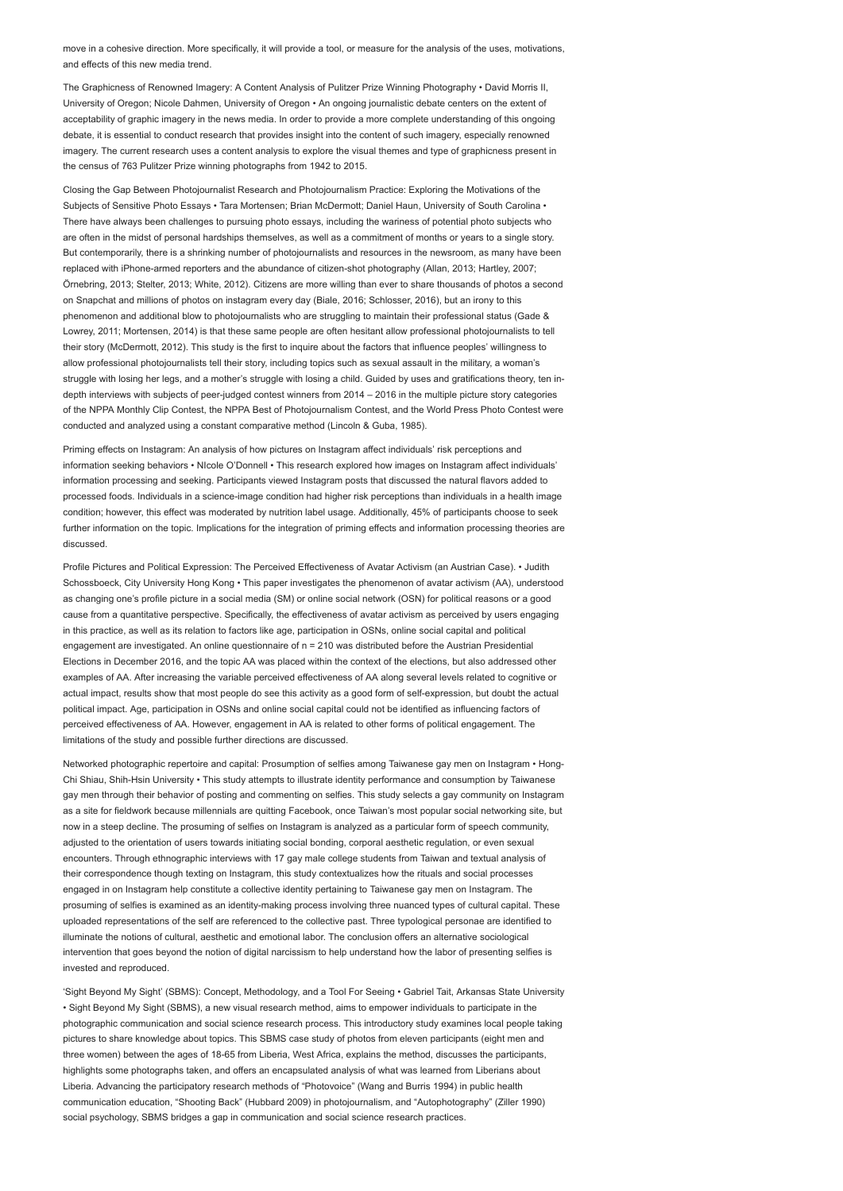move in a cohesive direction. More specifically, it will provide a tool, or measure for the analysis of the uses, motivations, and effects of this new media trend.

The Graphicness of Renowned Imagery: A Content Analysis of Pulitzer Prize Winning Photography • David Morris II, University of Oregon; Nicole Dahmen, University of Oregon • An ongoing journalistic debate centers on the extent of acceptability of graphic imagery in the news media. In order to provide a more complete understanding of this ongoing debate, it is essential to conduct research that provides insight into the content of such imagery, especially renowned imagery. The current research uses a content analysis to explore the visual themes and type of graphicness present in the census of 763 Pulitzer Prize winning photographs from 1942 to 2015.

Closing the Gap Between Photojournalist Research and Photojournalism Practice: Exploring the Motivations of the Subjects of Sensitive Photo Essays • Tara Mortensen; Brian McDermott; Daniel Haun, University of South Carolina • There have always been challenges to pursuing photo essays, including the wariness of potential photo subjects who are often in the midst of personal hardships themselves, as well as a commitment of months or years to a single story. But contemporarily, there is a shrinking number of photojournalists and resources in the newsroom, as many have been replaced with iPhone-armed reporters and the abundance of citizen-shot photography (Allan, 2013; Hartley, 2007; Örnebring, 2013; Stelter, 2013; White, 2012). Citizens are more willing than ever to share thousands of photos a second on Snapchat and millions of photos on instagram every day (Biale, 2016; Schlosser, 2016), but an irony to this phenomenon and additional blow to photojournalists who are struggling to maintain their professional status (Gade & Lowrey, 2011; Mortensen, 2014) is that these same people are often hesitant allow professional photojournalists to tell their story (McDermott, 2012). This study is the first to inquire about the factors that influence peoples' willingness to allow professional photojournalists tell their story, including topics such as sexual assault in the military, a woman's struggle with losing her legs, and a mother's struggle with losing a child. Guided by uses and gratifications theory, ten in-depth interviews with subjects of peer-judged contest winners from 2014 – 2016 in the multiple picture story categories of the NPPA Monthly Clip Contest, the NPPA Best of Photojournalism Contest, and the World Press Photo Contest were conducted and analyzed using a constant comparative method (Lincoln & Guba, 1985).

Priming effects on Instagram: An analysis of how pictures on Instagram affect individuals' risk perceptions and information seeking behaviors • NIcole O'Donnell • This research explored how images on Instagram affect individuals' information processing and seeking. Participants viewed Instagram posts that discussed the natural flavors added to processed foods. Individuals in a science-image condition had higher risk perceptions than individuals in a health image condition; however, this effect was moderated by nutrition label usage. Additionally, 45% of participants choose to seek further information on the topic. Implications for the integration of priming effects and information processing theories are discussed.

Profile Pictures and Political Expression: The Perceived Effectiveness of Avatar Activism (an Austrian Case). • Judith Schossboeck, City University Hong Kong • This paper investigates the phenomenon of avatar activism (AA), understood as changing one's profile picture in a social media (SM) or online social network (OSN) for political reasons or a good cause from a quantitative perspective. Specifically, the effectiveness of avatar activism as perceived by users engaging in this practice, as well as its relation to factors like age, participation in OSNs, online social capital and political engagement are investigated. An online questionnaire of n = 210 was distributed before the Austrian Presidential Elections in December 2016, and the topic AA was placed within the context of the elections, but also addressed other examples of AA. After increasing the variable perceived effectiveness of AA along several levels related to cognitive or actual impact, results show that most people do see this activity as a good form of self-expression, but doubt the actual political impact. Age, participation in OSNs and online social capital could not be identified as influencing factors of perceived effectiveness of AA. However, engagement in AA is related to other forms of political engagement. The limitations of the study and possible further directions are discussed.

Networked photographic repertoire and capital: Prosumption of selfies among Taiwanese gay men on Instagram • Hong-Chi Shiau, Shih-Hsin University • This study attempts to illustrate identity performance and consumption by Taiwanese gay men through their behavior of posting and commenting on selfies. This study selects a gay community on Instagram as a site for fieldwork because millennials are quitting Facebook, once Taiwan's most popular social networking site, but now in a steep decline. The prosuming of selfies on Instagram is analyzed as a particular form of speech community, adjusted to the orientation of users towards initiating social bonding, corporal aesthetic regulation, or even sexual encounters. Through ethnographic interviews with 17 gay male college students from Taiwan and textual analysis of their correspondence though texting on Instagram, this study contextualizes how the rituals and social processes engaged in on Instagram help constitute a collective identity pertaining to Taiwanese gay men on Instagram. The prosuming of selfies is examined as an identity-making process involving three nuanced types of cultural capital. These uploaded representations of the self are referenced to the collective past. Three typological personae are identified to illuminate the notions of cultural, aesthetic and emotional labor. The conclusion offers an alternative sociological intervention that goes beyond the notion of digital narcissism to help understand how the labor of presenting selfies is invested and reproduced.

'Sight Beyond My Sight' (SBMS): Concept, Methodology, and a Tool For Seeing • Gabriel Tait, Arkansas State University • Sight Beyond My Sight (SBMS), a new visual research method, aims to empower individuals to participate in the photographic communication and social science research process. This introductory study examines local people taking pictures to share knowledge about topics. This SBMS case study of photos from eleven participants (eight men and three women) between the ages of 18-65 from Liberia, West Africa, explains the method, discusses the participants, highlights some photographs taken, and offers an encapsulated analysis of what was learned from Liberians about Liberia. Advancing the participatory research methods of "Photovoice" (Wang and Burris 1994) in public health communication education, "Shooting Back" (Hubbard 2009) in photojournalism, and "Autophotography" (Ziller 1990) social psychology, SBMS bridges a gap in communication and social science research practices.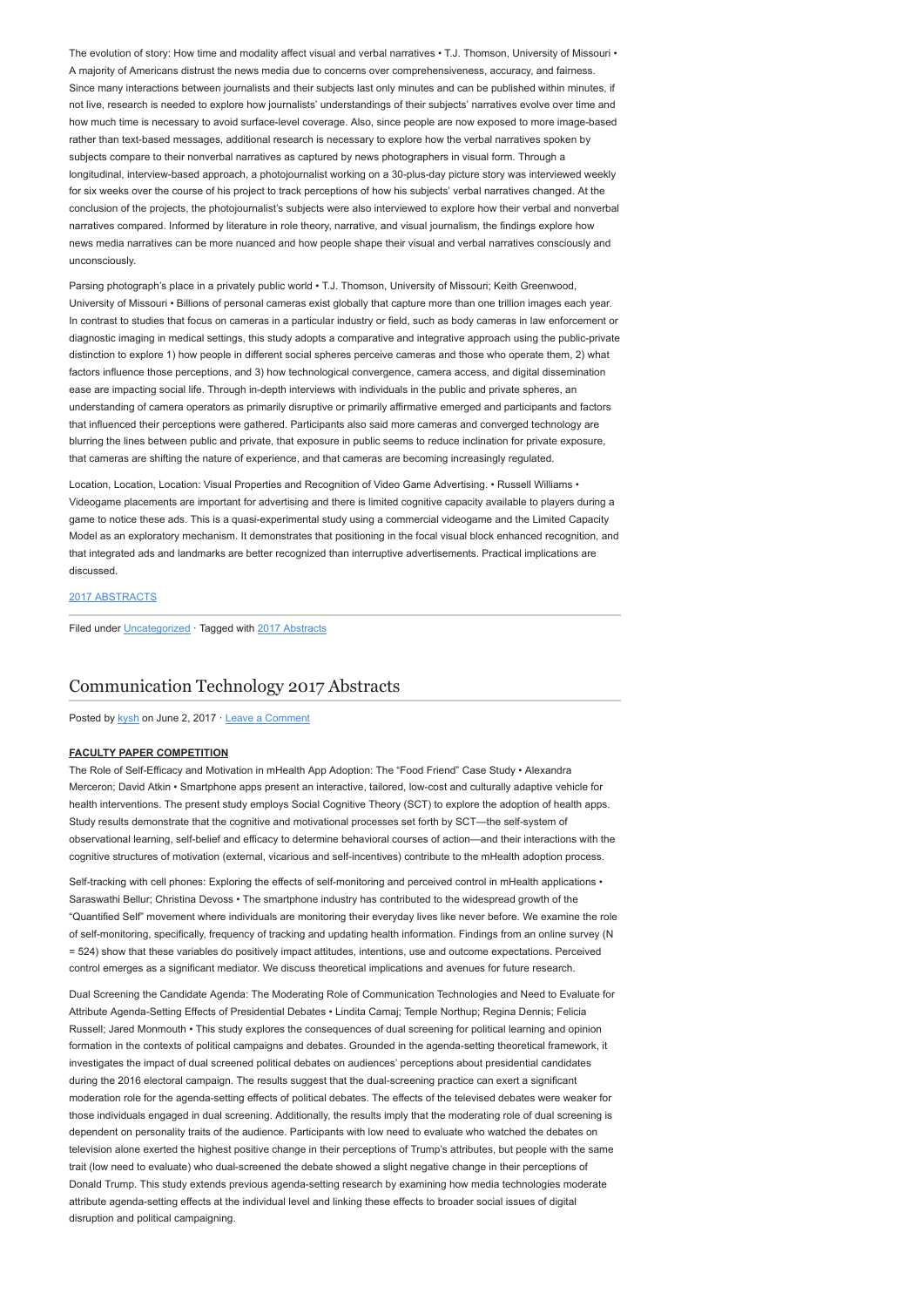The evolution of story: How time and modality affect visual and verbal narratives • T.J. Thomson, University of Missouri • A majority of Americans distrust the news media due to concerns over comprehensiveness, accuracy, and fairness. Since many interactions between journalists and their subjects last only minutes and can be published within minutes, if not live, research is needed to explore how journalists' understandings of their subjects' narratives evolve over time and how much time is necessary to avoid surface-level coverage. Also, since people are now exposed to more image-based rather than text-based messages, additional research is necessary to explore how the verbal narratives spoken by subjects compare to their nonverbal narratives as captured by news photographers in visual form. Through a longitudinal, interview-based approach, a photojournalist working on a 30-plus-day picture story was interviewed weekly for six weeks over the course of his project to track perceptions of how his subjects' verbal narratives changed. At the conclusion of the projects, the photojournalist's subjects were also interviewed to explore how their verbal and nonverbal narratives compared. Informed by literature in role theory, narrative, and visual journalism, the findings explore how news media narratives can be more nuanced and how people shape their visual and verbal narratives consciously and unconsciously.

Parsing photograph's place in a privately public world • T.J. Thomson, University of Missouri; Keith Greenwood, University of Missouri • Billions of personal cameras exist globally that capture more than one trillion images each year. In contrast to studies that focus on cameras in a particular industry or field, such as body cameras in law enforcement or diagnostic imaging in medical settings, this study adopts a comparative and integrative approach using the public-private distinction to explore 1) how people in different social spheres perceive cameras and those who operate them, 2) what factors influence those perceptions, and 3) how technological convergence, camera access, and digital dissemination ease are impacting social life. Through in-depth interviews with individuals in the public and private spheres, an understanding of camera operators as primarily disruptive or primarily affirmative emerged and participants and factors that influenced their perceptions were gathered. Participants also said more cameras and converged technology are blurring the lines between public and private, that exposure in public seems to reduce inclination for private exposure, that cameras are shifting the nature of experience, and that cameras are becoming increasingly regulated.

Location, Location, Location: Visual Properties and Recognition of Video Game Advertising. • Russell Williams • Videogame placements are important for advertising and there is limited cognitive capacity available to players during a game to notice these ads. This is a quasi-experimental study using a commercial videogame and the Limited Capacity Model as an exploratory mechanism. It demonstrates that positioning in the focal visual block enhanced recognition, and that integrated ads and landmarks are better recognized than interruptive advertisements. Practical implications are discussed.

2017 ABSTRACTS

Filed under Uncategorized · Tagged with 2017 Abstracts

## Communication Technology 2017 Abstracts

Posted by kysh on June 2, 2017 · Leave a Comment

**FACULTY PAPER COMPETITION**

The Role of Self-Efficacy and Motivation in mHealth App Adoption: The "Food Friend" Case Study • Alexandra Merceron; David Atkin • Smartphone apps present an interactive, tailored, low-cost and culturally adaptive vehicle for health interventions. The present study employs Social Cognitive Theory (SCT) to explore the adoption of health apps. Study results demonstrate that the cognitive and motivational processes set forth by SCT—the self-system of observational learning, self-belief and efficacy to determine behavioral courses of action—and their interactions with the cognitive structures of motivation (external, vicarious and self-incentives) contribute to the mHealth adoption process.

Self-tracking with cell phones: Exploring the effects of self-monitoring and perceived control in mHealth applications • Saraswathi Bellur; Christina Devoss • The smartphone industry has contributed to the widespread growth of the "Quantified Self" movement where individuals are monitoring their everyday lives like never before. We examine the role of self-monitoring, specifically, frequency of tracking and updating health information. Findings from an online survey (N = 524) show that these variables do positively impact attitudes, intentions, use and outcome expectations. Perceived control emerges as a significant mediator. We discuss theoretical implications and avenues for future research.

Dual Screening the Candidate Agenda: The Moderating Role of Communication Technologies and Need to Evaluate for Attribute Agenda-Setting Effects of Presidential Debates • Lindita Camaj; Temple Northup; Regina Dennis; Felicia Russell; Jared Monmouth • This study explores the consequences of dual screening for political learning and opinion formation in the contexts of political campaigns and debates. Grounded in the agenda-setting theoretical framework, it investigates the impact of dual screened political debates on audiences' perceptions about presidential candidates during the 2016 electoral campaign. The results suggest that the dual-screening practice can exert a significant moderation role for the agenda-setting effects of political debates. The effects of the televised debates were weaker for those individuals engaged in dual screening. Additionally, the results imply that the moderating role of dual screening is dependent on personality traits of the audience. Participants with low need to evaluate who watched the debates on television alone exerted the highest positive change in their perceptions of Trump's attributes, but people with the same trait (low need to evaluate) who dual-screened the debate showed a slight negative change in their perceptions of Donald Trump. This study extends previous agenda-setting research by examining how media technologies moderate attribute agenda-setting effects at the individual level and linking these effects to broader social issues of digital disruption and political campaigning.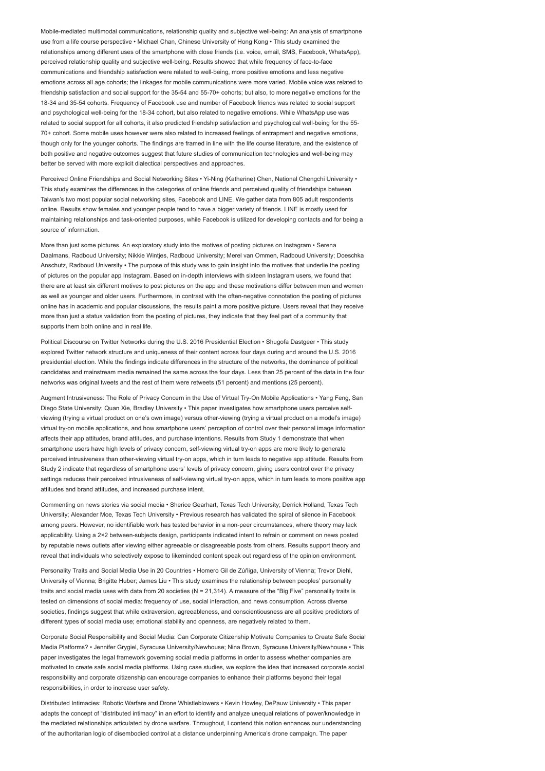Mobile-mediated multimodal communications, relationship quality and subjective well-being: An analysis of smartphone use from a life course perspective • Michael Chan, Chinese University of Hong Kong • This study examined the relationships among different uses of the smartphone with close friends (i.e. voice, email, SMS, Facebook, WhatsApp), perceived relationship quality and subjective well-being. Results showed that while frequency of face-to-face communications and friendship satisfaction were related to well-being, more positive emotions and less negative emotions across all age cohorts; the linkages for mobile communications were more varied. Mobile voice was related to friendship satisfaction and social support for the 35-54 and 55-70+ cohorts; but also, to more negative emotions for the 18-34 and 35-54 cohorts. Frequency of Facebook use and number of Facebook friends was related to social support and psychological well-being for the 18-34 cohort, but also related to negative emotions. While WhatsApp use was related to social support for all cohorts, it also predicted friendship satisfaction and psychological well-being for the 55-70+ cohort. Some mobile uses however were also related to increased feelings of entrapment and negative emotions, though only for the younger cohorts. The findings are framed in line with the life course literature, and the existence of both positive and negative outcomes suggest that future studies of communication technologies and well-being may better be served with more explicit dialectical perspectives and approaches.

Perceived Online Friendships and Social Networking Sites • Yi-Ning (Katherine) Chen, National Chengchi University • This study examines the differences in the categories of online friends and perceived quality of friendships between Taiwan's two most popular social networking sites, Facebook and LINE. We gather data from 805 adult respondents online. Results show females and younger people tend to have a bigger variety of friends. LINE is mostly used for maintaining relationships and task-oriented purposes, while Facebook is utilized for developing contacts and for being a source of information.

More than just some pictures. An exploratory study into the motives of posting pictures on Instagram • Serena Daalmans, Radboud University; Nikkie Wintjes, Radboud University; Merel van Ommen, Radboud University; Doeschka Anschutz, Radboud University • The purpose of this study was to gain insight into the motives that underlie the posting of pictures on the popular app Instagram. Based on in-depth interviews with sixteen Instagram users, we found that there are at least six different motives to post pictures on the app and these motivations differ between men and women as well as younger and older users. Furthermore, in contrast with the often-negative connotation the posting of pictures online has in academic and popular discussions, the results paint a more positive picture. Users reveal that they receive more than just a status validation from the posting of pictures, they indicate that they feel part of a community that supports them both online and in real life.

Political Discourse on Twitter Networks during the U.S. 2016 Presidential Election • Shugofa Dastgeer • This study explored Twitter network structure and uniqueness of their content across four days during and around the U.S. 2016 presidential election. While the findings indicate differences in the structure of the networks, the dominance of political candidates and mainstream media remained the same across the four days. Less than 25 percent of the data in the four networks was original tweets and the rest of them were retweets (51 percent) and mentions (25 percent).

Augment Intrusiveness: The Role of Privacy Concern in the Use of Virtual Try-On Mobile Applications • Yang Feng, San Diego State University; Quan Xie, Bradley University • This paper investigates how smartphone users perceive self-viewing (trying a virtual product on one's own image) versus other-viewing (trying a virtual product on a model's image) virtual try-on mobile applications, and how smartphone users' perception of control over their personal image information affects their app attitudes, brand attitudes, and purchase intentions. Results from Study 1 demonstrate that when smartphone users have high levels of privacy concern, self-viewing virtual try-on apps are more likely to generate perceived intrusiveness than other-viewing virtual try-on apps, which in turn leads to negative app attitude. Results from Study 2 indicate that regardless of smartphone users' levels of privacy concern, giving users control over the privacy settings reduces their perceived intrusiveness of self-viewing virtual try-on apps, which in turn leads to more positive app attitudes and brand attitudes, and increased purchase intent.

Commenting on news stories via social media • Sherice Gearhart, Texas Tech University; Derrick Holland, Texas Tech University; Alexander Moe, Texas Tech University • Previous research has validated the spiral of silence in Facebook among peers. However, no identifiable work has tested behavior in a non-peer circumstances, where theory may lack applicability. Using a 2×2 between-subjects design, participants indicated intent to refrain or comment on news posted by reputable news outlets after viewing either agreeable or disagreeable posts from others. Results support theory and reveal that individuals who selectively expose to likeminded content speak out regardless of the opinion environment.

Personality Traits and Social Media Use in 20 Countries • Homero Gil de Zúñiga, University of Vienna; Trevor Diehl, University of Vienna; Brigitte Huber; James Liu • This study examines the relationship between peoples' personality traits and social media uses with data from 20 societies (N = 21,314). A measure of the "Big Five" personality traits is tested on dimensions of social media: frequency of use, social interaction, and news consumption. Across diverse societies, findings suggest that while extraversion, agreeableness, and conscientiousness are all positive predictors of different types of social media use; emotional stability and openness, are negatively related to them.

Corporate Social Responsibility and Social Media: Can Corporate Citizenship Motivate Companies to Create Safe Social Media Platforms? • Jennifer Grygiel, Syracuse University/Newhouse; Nina Brown, Syracuse University/Newhouse • This paper investigates the legal framework governing social media platforms in order to assess whether companies are motivated to create safe social media platforms. Using case studies, we explore the idea that increased corporate social responsibility and corporate citizenship can encourage companies to enhance their platforms beyond their legal responsibilities, in order to increase user safety.

Distributed Intimacies: Robotic Warfare and Drone Whistleblowers • Kevin Howley, DePauw University • This paper adapts the concept of "distributed intimacy" in an effort to identify and analyze unequal relations of power/knowledge in the mediated relationships articulated by drone warfare. Throughout, I contend this notion enhances our understanding of the authoritarian logic of disembodied control at a distance underpinning America's drone campaign. The paper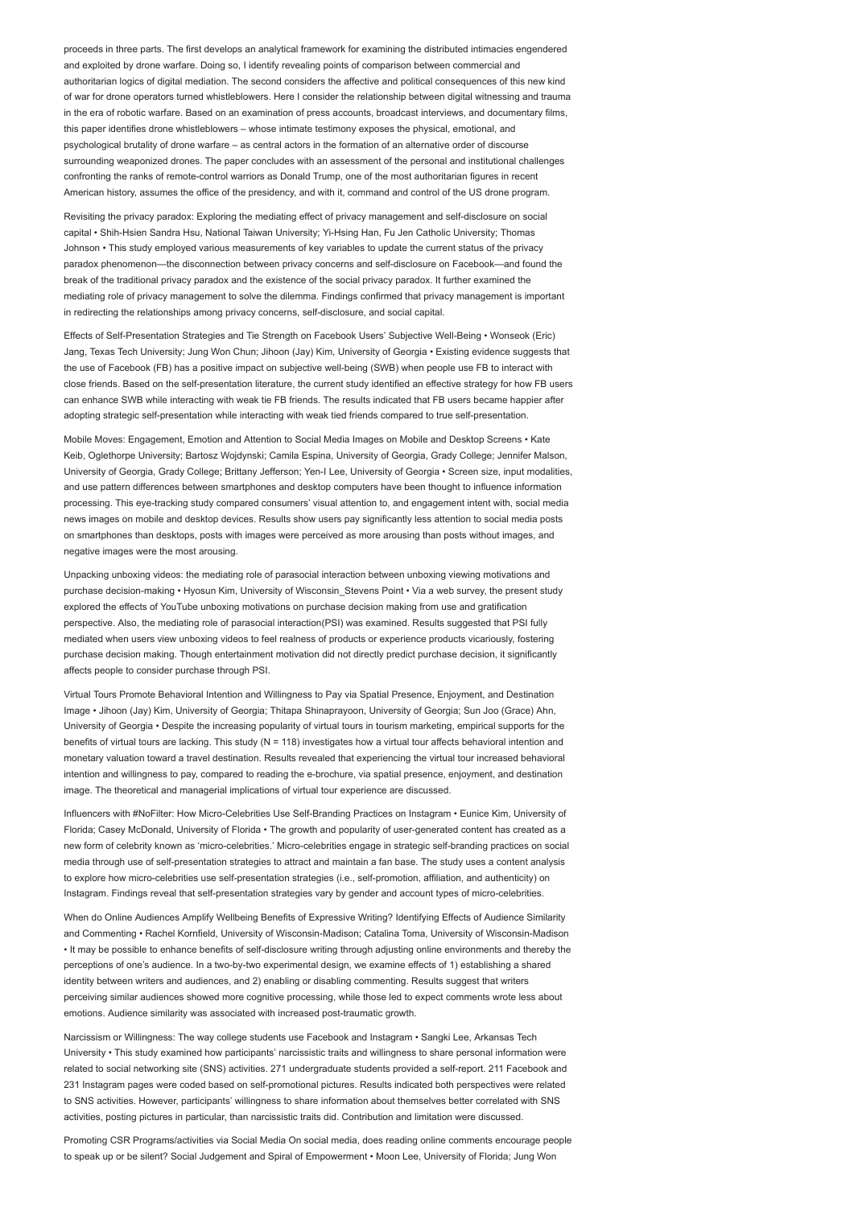proceeds in three parts. The first develops an analytical framework for examining the distributed intimacies engendered and exploited by drone warfare. Doing so, I identify revealing points of comparison between commercial and authoritarian logics of digital mediation. The second considers the affective and political consequences of this new kind of war for drone operators turned whistleblowers. Here I consider the relationship between digital witnessing and trauma in the era of robotic warfare. Based on an examination of press accounts, broadcast interviews, and documentary films, this paper identifies drone whistleblowers – whose intimate testimony exposes the physical, emotional, and psychological brutality of drone warfare – as central actors in the formation of an alternative order of discourse surrounding weaponized drones. The paper concludes with an assessment of the personal and institutional challenges confronting the ranks of remote-control warriors as Donald Trump, one of the most authoritarian figures in recent American history, assumes the office of the presidency, and with it, command and control of the US drone program.

Revisiting the privacy paradox: Exploring the mediating effect of privacy management and self-disclosure on social capital • Shih-Hsien Sandra Hsu, National Taiwan University; Yi-Hsing Han, Fu Jen Catholic University; Thomas Johnson • This study employed various measurements of key variables to update the current status of the privacy paradox phenomenon—the disconnection between privacy concerns and self-disclosure on Facebook—and found the break of the traditional privacy paradox and the existence of the social privacy paradox. It further examined the mediating role of privacy management to solve the dilemma. Findings confirmed that privacy management is important in redirecting the relationships among privacy concerns, self-disclosure, and social capital.

Effects of Self-Presentation Strategies and Tie Strength on Facebook Users' Subjective Well-Being • Wonseok (Eric) Jang, Texas Tech University; Jung Won Chun; Jihoon (Jay) Kim, University of Georgia • Existing evidence suggests that the use of Facebook (FB) has a positive impact on subjective well-being (SWB) when people use FB to interact with close friends. Based on the self-presentation literature, the current study identified an effective strategy for how FB users can enhance SWB while interacting with weak tie FB friends. The results indicated that FB users became happier after adopting strategic self-presentation while interacting with weak tied friends compared to true self-presentation.

Mobile Moves: Engagement, Emotion and Attention to Social Media Images on Mobile and Desktop Screens • Kate Keib, Oglethorpe University; Bartosz Wojdynski; Camila Espina, University of Georgia, Grady College; Jennifer Malson, University of Georgia, Grady College; Brittany Jefferson; Yen-I Lee, University of Georgia • Screen size, input modalities, and use pattern differences between smartphones and desktop computers have been thought to influence information processing. This eye-tracking study compared consumers' visual attention to, and engagement intent with, social media news images on mobile and desktop devices. Results show users pay significantly less attention to social media posts on smartphones than desktops, posts with images were perceived as more arousing than posts without images, and negative images were the most arousing.

Unpacking unboxing videos: the mediating role of parasocial interaction between unboxing viewing motivations and purchase decision-making • Hyosun Kim, University of Wisconsin_Stevens Point • Via a web survey, the present study explored the effects of YouTube unboxing motivations on purchase decision making from use and gratification perspective. Also, the mediating role of parasocial interaction(PSI) was examined. Results suggested that PSI fully mediated when users view unboxing videos to feel realness of products or experience products vicariously, fostering purchase decision making. Though entertainment motivation did not directly predict purchase decision, it significantly affects people to consider purchase through PSI.

Virtual Tours Promote Behavioral Intention and Willingness to Pay via Spatial Presence, Enjoyment, and Destination Image • Jihoon (Jay) Kim, University of Georgia; Thitapa Shinaprayoon, University of Georgia; Sun Joo (Grace) Ahn, University of Georgia • Despite the increasing popularity of virtual tours in tourism marketing, empirical supports for the benefits of virtual tours are lacking. This study (N = 118) investigates how a virtual tour affects behavioral intention and monetary valuation toward a travel destination. Results revealed that experiencing the virtual tour increased behavioral intention and willingness to pay, compared to reading the e-brochure, via spatial presence, enjoyment, and destination image. The theoretical and managerial implications of virtual tour experience are discussed.

Influencers with #NoFilter: How Micro-Celebrities Use Self-Branding Practices on Instagram • Eunice Kim, University of Florida; Casey McDonald, University of Florida • The growth and popularity of user-generated content has created as a new form of celebrity known as 'micro-celebrities.' Micro-celebrities engage in strategic self-branding practices on social media through use of self-presentation strategies to attract and maintain a fan base. The study uses a content analysis to explore how micro-celebrities use self-presentation strategies (i.e., self-promotion, affiliation, and authenticity) on Instagram. Findings reveal that self-presentation strategies vary by gender and account types of micro-celebrities.

When do Online Audiences Amplify Wellbeing Benefits of Expressive Writing? Identifying Effects of Audience Similarity and Commenting • Rachel Kornfield, University of Wisconsin-Madison; Catalina Toma, University of Wisconsin-Madison • It may be possible to enhance benefits of self-disclosure writing through adjusting online environments and thereby the perceptions of one's audience. In a two-by-two experimental design, we examine effects of 1) establishing a shared identity between writers and audiences, and 2) enabling or disabling commenting. Results suggest that writers perceiving similar audiences showed more cognitive processing, while those led to expect comments wrote less about emotions. Audience similarity was associated with increased post-traumatic growth.

Narcissism or Willingness: The way college students use Facebook and Instagram • Sangki Lee, Arkansas Tech University • This study examined how participants' narcissistic traits and willingness to share personal information were related to social networking site (SNS) activities. 271 undergraduate students provided a self-report. 211 Facebook and 231 Instagram pages were coded based on self-promotional pictures. Results indicated both perspectives were related to SNS activities. However, participants' willingness to share information about themselves better correlated with SNS activities, posting pictures in particular, than narcissistic traits did. Contribution and limitation were discussed.

Promoting CSR Programs/activities via Social Media On social media, does reading online comments encourage people to speak up or be silent? Social Judgement and Spiral of Empowerment • Moon Lee, University of Florida; Jung Won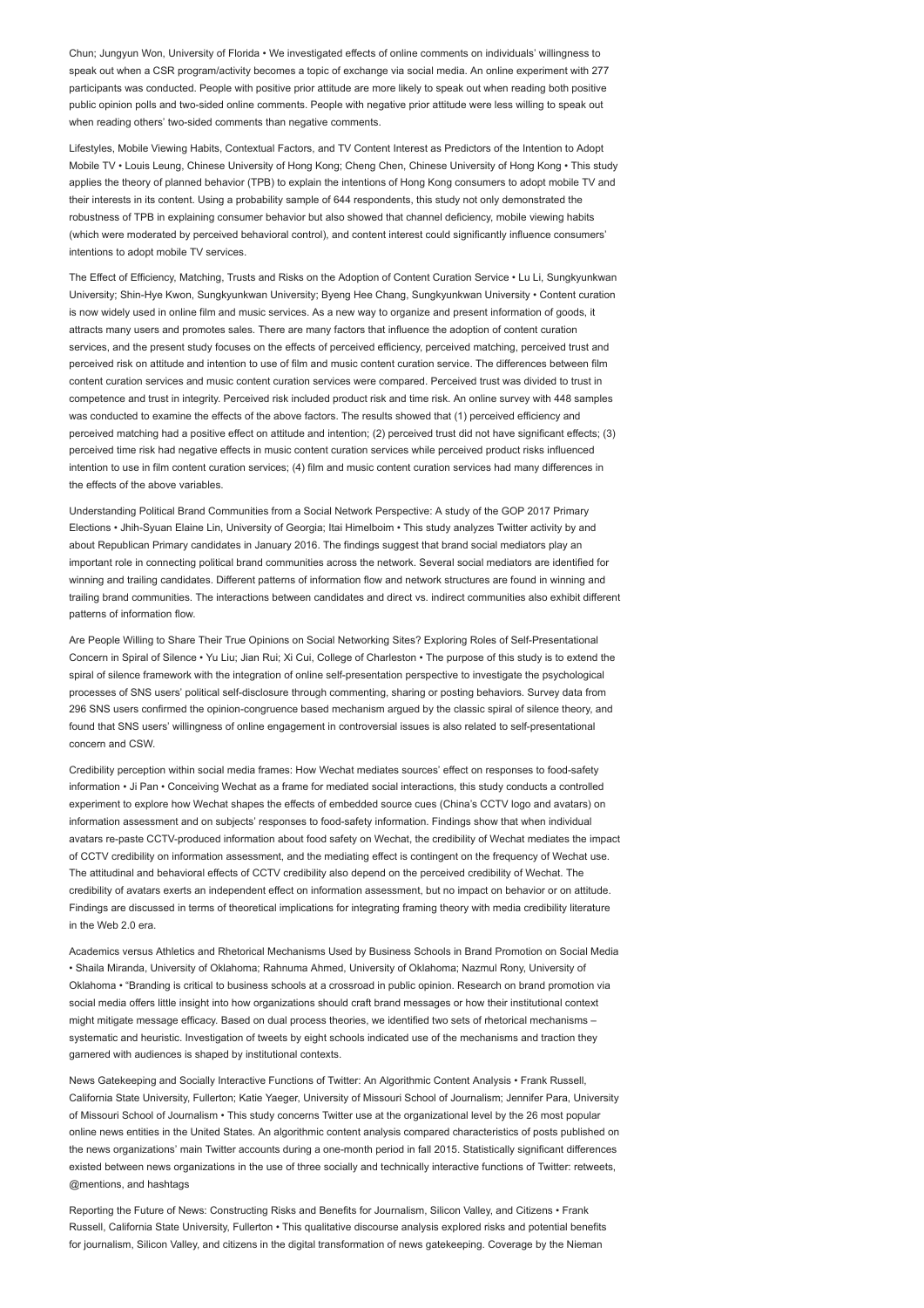Chun; Jungyun Won, University of Florida • We investigated effects of online comments on individuals' willingness to speak out when a CSR program/activity becomes a topic of exchange via social media. An online experiment with 277 participants was conducted. People with positive prior attitude are more likely to speak out when reading both positive public opinion polls and two-sided online comments. People with negative prior attitude were less willing to speak out when reading others' two-sided comments than negative comments.

Lifestyles, Mobile Viewing Habits, Contextual Factors, and TV Content Interest as Predictors of the Intention to Adopt Mobile TV • Louis Leung, Chinese University of Hong Kong; Cheng Chen, Chinese University of Hong Kong • This study applies the theory of planned behavior (TPB) to explain the intentions of Hong Kong consumers to adopt mobile TV and their interests in its content. Using a probability sample of 644 respondents, this study not only demonstrated the robustness of TPB in explaining consumer behavior but also showed that channel deficiency, mobile viewing habits (which were moderated by perceived behavioral control), and content interest could significantly influence consumers' intentions to adopt mobile TV services.

The Effect of Efficiency, Matching, Trusts and Risks on the Adoption of Content Curation Service • Lu Li, Sungkyunkwan University; Shin-Hye Kwon, Sungkyunkwan University; Byeng Hee Chang, Sungkyunkwan University • Content curation is now widely used in online film and music services. As a new way to organize and present information of goods, it attracts many users and promotes sales. There are many factors that influence the adoption of content curation services, and the present study focuses on the effects of perceived efficiency, perceived matching, perceived trust and perceived risk on attitude and intention to use of film and music content curation service. The differences between film content curation services and music content curation services were compared. Perceived trust was divided to trust in competence and trust in integrity. Perceived risk included product risk and time risk. An online survey with 448 samples was conducted to examine the effects of the above factors. The results showed that (1) perceived efficiency and perceived matching had a positive effect on attitude and intention; (2) perceived trust did not have significant effects; (3) perceived time risk had negative effects in music content curation services while perceived product risks influenced intention to use in film content curation services; (4) film and music content curation services had many differences in the effects of the above variables.

Understanding Political Brand Communities from a Social Network Perspective: A study of the GOP 2017 Primary Elections • Jhih-Syuan Elaine Lin, University of Georgia; Itai Himelboim • This study analyzes Twitter activity by and about Republican Primary candidates in January 2016. The findings suggest that brand social mediators play an important role in connecting political brand communities across the network. Several social mediators are identified for winning and trailing candidates. Different patterns of information flow and network structures are found in winning and trailing brand communities. The interactions between candidates and direct vs. indirect communities also exhibit different patterns of information flow.

Are People Willing to Share Their True Opinions on Social Networking Sites? Exploring Roles of Self-Presentational Concern in Spiral of Silence • Yu Liu; Jian Rui; Xi Cui, College of Charleston • The purpose of this study is to extend the spiral of silence framework with the integration of online self-presentation perspective to investigate the psychological processes of SNS users' political self-disclosure through commenting, sharing or posting behaviors. Survey data from 296 SNS users confirmed the opinion-congruence based mechanism argued by the classic spiral of silence theory, and found that SNS users' willingness of online engagement in controversial issues is also related to self-presentational concern and CSW.

Credibility perception within social media frames: How Wechat mediates sources' effect on responses to food-safety information • Ji Pan • Conceiving Wechat as a frame for mediated social interactions, this study conducts a controlled experiment to explore how Wechat shapes the effects of embedded source cues (China's CCTV logo and avatars) on information assessment and on subjects' responses to food-safety information. Findings show that when individual avatars re-paste CCTV-produced information about food safety on Wechat, the credibility of Wechat mediates the impact of CCTV credibility on information assessment, and the mediating effect is contingent on the frequency of Wechat use. The attitudinal and behavioral effects of CCTV credibility also depend on the perceived credibility of Wechat. The credibility of avatars exerts an independent effect on information assessment, but no impact on behavior or on attitude. Findings are discussed in terms of theoretical implications for integrating framing theory with media credibility literature in the Web 2.0 era.

Academics versus Athletics and Rhetorical Mechanisms Used by Business Schools in Brand Promotion on Social Media • Shaila Miranda, University of Oklahoma; Rahnuma Ahmed, University of Oklahoma; Nazmul Rony, University of Oklahoma • "Branding is critical to business schools at a crossroad in public opinion. Research on brand promotion via social media offers little insight into how organizations should craft brand messages or how their institutional context might mitigate message efficacy. Based on dual process theories, we identified two sets of rhetorical mechanisms – systematic and heuristic. Investigation of tweets by eight schools indicated use of the mechanisms and traction they garnered with audiences is shaped by institutional contexts.

News Gatekeeping and Socially Interactive Functions of Twitter: An Algorithmic Content Analysis • Frank Russell, California State University, Fullerton; Katie Yaeger, University of Missouri School of Journalism; Jennifer Para, University of Missouri School of Journalism • This study concerns Twitter use at the organizational level by the 26 most popular online news entities in the United States. An algorithmic content analysis compared characteristics of posts published on the news organizations' main Twitter accounts during a one-month period in fall 2015. Statistically significant differences existed between news organizations in the use of three socially and technically interactive functions of Twitter: retweets, @mentions, and hashtags

Reporting the Future of News: Constructing Risks and Benefits for Journalism, Silicon Valley, and Citizens • Frank Russell, California State University, Fullerton • This qualitative discourse analysis explored risks and potential benefits for journalism, Silicon Valley, and citizens in the digital transformation of news gatekeeping. Coverage by the Nieman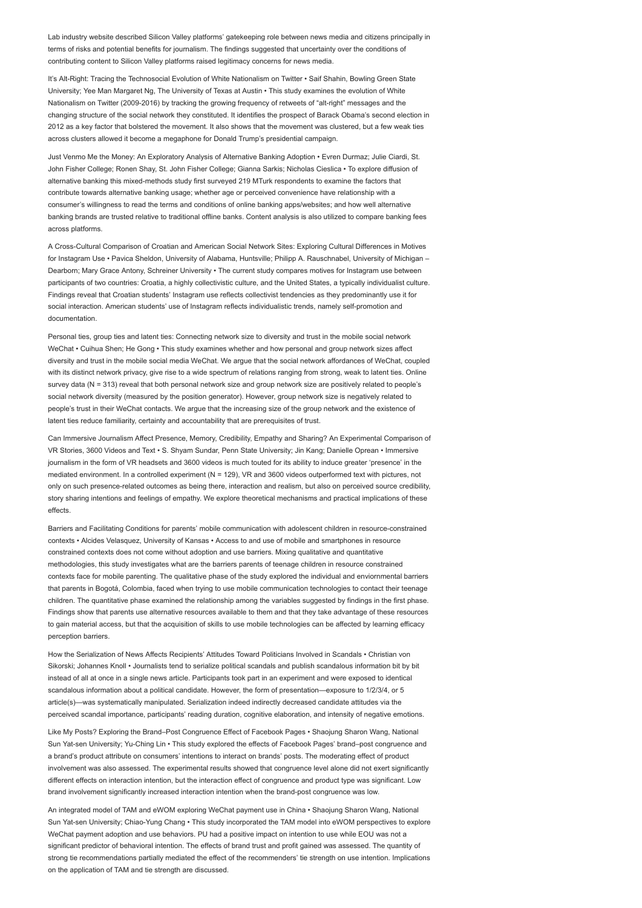Lab industry website described Silicon Valley platforms' gatekeeping role between news media and citizens principally in terms of risks and potential benefits for journalism. The findings suggested that uncertainty over the conditions of contributing content to Silicon Valley platforms raised legitimacy concerns for news media.

It's Alt-Right: Tracing the Technosocial Evolution of White Nationalism on Twitter • Saif Shahin, Bowling Green State University; Yee Man Margaret Ng, The University of Texas at Austin • This study examines the evolution of White Nationalism on Twitter (2009-2016) by tracking the growing frequency of retweets of "alt-right" messages and the changing structure of the social network they constituted. It identifies the prospect of Barack Obama's second election in 2012 as a key factor that bolstered the movement. It also shows that the movement was clustered, but a few weak ties across clusters allowed it become a megaphone for Donald Trump's presidential campaign.

Just Venmo Me the Money: An Exploratory Analysis of Alternative Banking Adoption • Evren Durmaz; Julie Ciardi, St. John Fisher College; Ronen Shay, St. John Fisher College; Gianna Sarkis; Nicholas Cieslica • To explore diffusion of alternative banking this mixed-methods study first surveyed 219 MTurk respondents to examine the factors that contribute towards alternative banking usage; whether age or perceived convenience have relationship with a consumer's willingness to read the terms and conditions of online banking apps/websites; and how well alternative banking brands are trusted relative to traditional offline banks. Content analysis is also utilized to compare banking fees across platforms.

A Cross-Cultural Comparison of Croatian and American Social Network Sites: Exploring Cultural Differences in Motives for Instagram Use • Pavica Sheldon, University of Alabama, Huntsville; Philipp A. Rauschnabel, University of Michigan – Dearborn; Mary Grace Antony, Schreiner University • The current study compares motives for Instagram use between participants of two countries: Croatia, a highly collectivistic culture, and the United States, a typically individualist culture. Findings reveal that Croatian students' Instagram use reflects collectivist tendencies as they predominantly use it for social interaction. American students' use of Instagram reflects individualistic trends, namely self-promotion and documentation.

Personal ties, group ties and latent ties: Connecting network size to diversity and trust in the mobile social network WeChat • Cuihua Shen; He Gong • This study examines whether and how personal and group network sizes affect diversity and trust in the mobile social media WeChat. We argue that the social network affordances of WeChat, coupled with its distinct network privacy, give rise to a wide spectrum of relations ranging from strong, weak to latent ties. Online survey data (N = 313) reveal that both personal network size and group network size are positively related to people's social network diversity (measured by the position generator). However, group network size is negatively related to people's trust in their WeChat contacts. We argue that the increasing size of the group network and the existence of latent ties reduce familiarity, certainty and accountability that are prerequisites of trust.

Can Immersive Journalism Affect Presence, Memory, Credibility, Empathy and Sharing? An Experimental Comparison of VR Stories, 3600 Videos and Text • S. Shyam Sundar, Penn State University; Jin Kang; Danielle Oprean • Immersive journalism in the form of VR headsets and 3600 videos is much touted for its ability to induce greater 'presence' in the mediated environment. In a controlled experiment (N = 129), VR and 3600 videos outperformed text with pictures, not only on such presence-related outcomes as being there, interaction and realism, but also on perceived source credibility, story sharing intentions and feelings of empathy. We explore theoretical mechanisms and practical implications of these effects.

Barriers and Facilitating Conditions for parents' mobile communication with adolescent children in resource-constrained contexts • Alcides Velasquez, University of Kansas • Access to and use of mobile and smartphones in resource constrained contexts does not come without adoption and use barriers. Mixing qualitative and quantitative methodologies, this study investigates what are the barriers parents of teenage children in resource constrained contexts face for mobile parenting. The qualitative phase of the study explored the individual and enviornmental barriers that parents in Bogotá, Colombia, faced when trying to use mobile communication technologies to contact their teenage children. The quantitative phase examined the relationship among the variables suggested by findings in the first phase. Findings show that parents use alternative resources available to them and that they take advantage of these resources to gain material access, but that the acquisition of skills to use mobile technologies can be affected by learning efficacy perception barriers.

How the Serialization of News Affects Recipients' Attitudes Toward Politicians Involved in Scandals • Christian von Sikorski; Johannes Knoll • Journalists tend to serialize political scandals and publish scandalous information bit by bit instead of all at once in a single news article. Participants took part in an experiment and were exposed to identical scandalous information about a political candidate. However, the form of presentation—exposure to 1/2/3/4, or 5 article(s)—was systematically manipulated. Serialization indeed indirectly decreased candidate attitudes via the perceived scandal importance, participants' reading duration, cognitive elaboration, and intensity of negative emotions.

Like My Posts? Exploring the Brand–Post Congruence Effect of Facebook Pages • Shaojung Sharon Wang, National Sun Yat-sen University; Yu-Ching Lin • This study explored the effects of Facebook Pages' brand–post congruence and a brand's product attribute on consumers' intentions to interact on brands' posts. The moderating effect of product involvement was also assessed. The experimental results showed that congruence level alone did not exert significantly different effects on interaction intention, but the interaction effect of congruence and product type was significant. Low brand involvement significantly increased interaction intention when the brand-post congruence was low.

An integrated model of TAM and eWOM exploring WeChat payment use in China • Shaojung Sharon Wang, National Sun Yat-sen University; Chiao-Yung Chang • This study incorporated the TAM model into eWOM perspectives to explore WeChat payment adoption and use behaviors. PU had a positive impact on intention to use while EOU was not a significant predictor of behavioral intention. The effects of brand trust and profit gained was assessed. The quantity of strong tie recommendations partially mediated the effect of the recommenders' tie strength on use intention. Implications on the application of TAM and tie strength are discussed.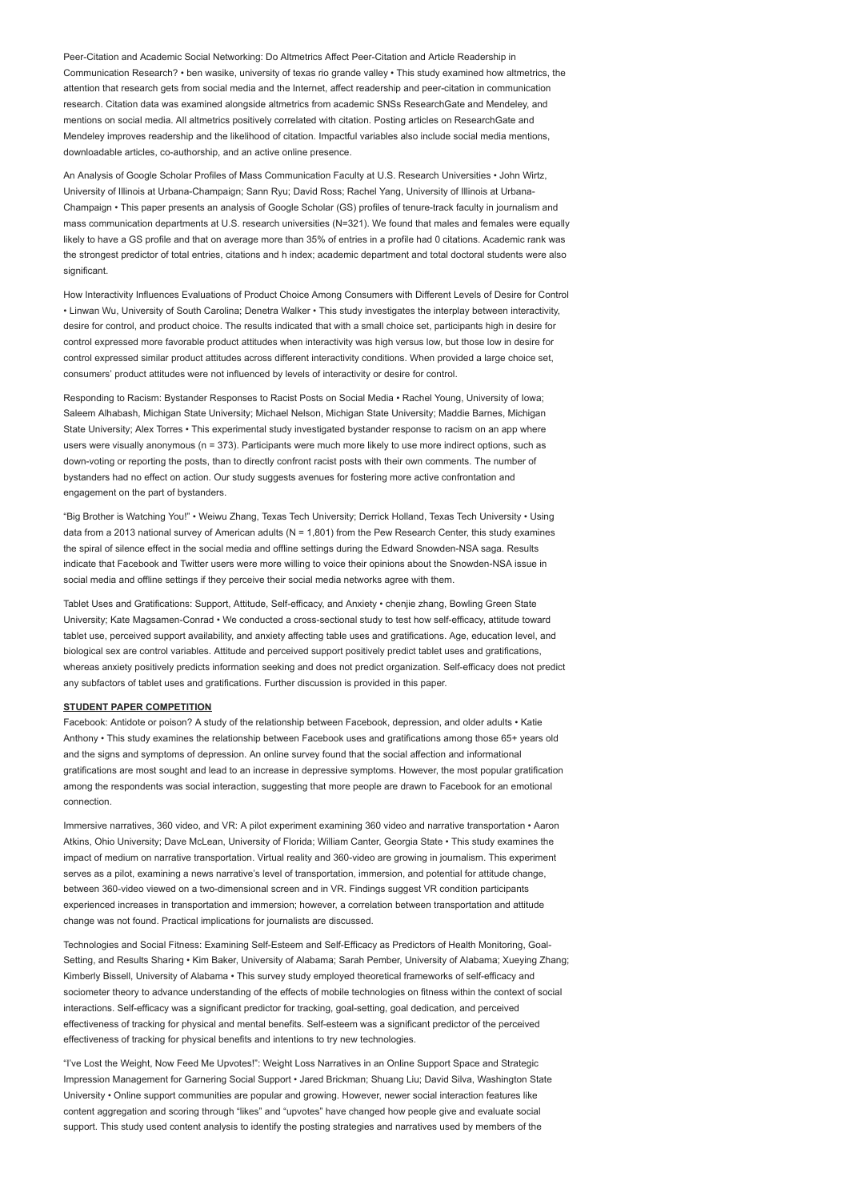Peer-Citation and Academic Social Networking: Do Altmetrics Affect Peer-Citation and Article Readership in Communication Research? • ben wasike, university of texas rio grande valley • This study examined how altmetrics, the attention that research gets from social media and the Internet, affect readership and peer-citation in communication research. Citation data was examined alongside altmetrics from academic SNSs ResearchGate and Mendeley, and mentions on social media. All altmetrics positively correlated with citation. Posting articles on ResearchGate and Mendeley improves readership and the likelihood of citation. Impactful variables also include social media mentions, downloadable articles, co-authorship, and an active online presence.

An Analysis of Google Scholar Profiles of Mass Communication Faculty at U.S. Research Universities • John Wirtz, University of Illinois at Urbana-Champaign; Sann Ryu; David Ross; Rachel Yang, University of Illinois at Urbana-Champaign • This paper presents an analysis of Google Scholar (GS) profiles of tenure-track faculty in journalism and mass communication departments at U.S. research universities (N=321). We found that males and females were equally likely to have a GS profile and that on average more than 35% of entries in a profile had 0 citations. Academic rank was the strongest predictor of total entries, citations and h index; academic department and total doctoral students were also significant.

How Interactivity Influences Evaluations of Product Choice Among Consumers with Different Levels of Desire for Control • Linwan Wu, University of South Carolina; Denetra Walker • This study investigates the interplay between interactivity, desire for control, and product choice. The results indicated that with a small choice set, participants high in desire for control expressed more favorable product attitudes when interactivity was high versus low, but those low in desire for control expressed similar product attitudes across different interactivity conditions. When provided a large choice set, consumers' product attitudes were not influenced by levels of interactivity or desire for control.

Responding to Racism: Bystander Responses to Racist Posts on Social Media • Rachel Young, University of Iowa; Saleem Alhabash, Michigan State University; Michael Nelson, Michigan State University; Maddie Barnes, Michigan State University; Alex Torres • This experimental study investigated bystander response to racism on an app where users were visually anonymous (n = 373). Participants were much more likely to use more indirect options, such as down-voting or reporting the posts, than to directly confront racist posts with their own comments. The number of bystanders had no effect on action. Our study suggests avenues for fostering more active confrontation and engagement on the part of bystanders.

"Big Brother is Watching You!" • Weiwu Zhang, Texas Tech University; Derrick Holland, Texas Tech University • Using data from a 2013 national survey of American adults (N = 1,801) from the Pew Research Center, this study examines the spiral of silence effect in the social media and offline settings during the Edward Snowden-NSA saga. Results indicate that Facebook and Twitter users were more willing to voice their opinions about the Snowden-NSA issue in social media and offline settings if they perceive their social media networks agree with them.

Tablet Uses and Gratifications: Support, Attitude, Self-efficacy, and Anxiety • chenjie zhang, Bowling Green State University; Kate Magsamen-Conrad • We conducted a cross-sectional study to test how self-efficacy, attitude toward tablet use, perceived support availability, and anxiety affecting table uses and gratifications. Age, education level, and biological sex are control variables. Attitude and perceived support positively predict tablet uses and gratifications, whereas anxiety positively predicts information seeking and does not predict organization. Self-efficacy does not predict any subfactors of tablet uses and gratifications. Further discussion is provided in this paper.

**STUDENT PAPER COMPETITION**

Facebook: Antidote or poison? A study of the relationship between Facebook, depression, and older adults • Katie Anthony • This study examines the relationship between Facebook uses and gratifications among those 65+ years old and the signs and symptoms of depression. An online survey found that the social affection and informational gratifications are most sought and lead to an increase in depressive symptoms. However, the most popular gratification among the respondents was social interaction, suggesting that more people are drawn to Facebook for an emotional connection.

Immersive narratives, 360 video, and VR: A pilot experiment examining 360 video and narrative transportation • Aaron Atkins, Ohio University; Dave McLean, University of Florida; William Canter, Georgia State • This study examines the impact of medium on narrative transportation. Virtual reality and 360-video are growing in journalism. This experiment serves as a pilot, examining a news narrative's level of transportation, immersion, and potential for attitude change, between 360-video viewed on a two-dimensional screen and in VR. Findings suggest VR condition participants experienced increases in transportation and immersion; however, a correlation between transportation and attitude change was not found. Practical implications for journalists are discussed.

Technologies and Social Fitness: Examining Self-Esteem and Self-Efficacy as Predictors of Health Monitoring, Goal-Setting, and Results Sharing • Kim Baker, University of Alabama; Sarah Pember, University of Alabama; Xueying Zhang; Kimberly Bissell, University of Alabama • This survey study employed theoretical frameworks of self-efficacy and sociometer theory to advance understanding of the effects of mobile technologies on fitness within the context of social interactions. Self-efficacy was a significant predictor for tracking, goal-setting, goal dedication, and perceived effectiveness of tracking for physical and mental benefits. Self-esteem was a significant predictor of the perceived effectiveness of tracking for physical benefits and intentions to try new technologies.

"I've Lost the Weight, Now Feed Me Upvotes!": Weight Loss Narratives in an Online Support Space and Strategic Impression Management for Garnering Social Support • Jared Brickman; Shuang Liu; David Silva, Washington State University • Online support communities are popular and growing. However, newer social interaction features like content aggregation and scoring through "likes" and "upvotes" have changed how people give and evaluate social support. This study used content analysis to identify the posting strategies and narratives used by members of the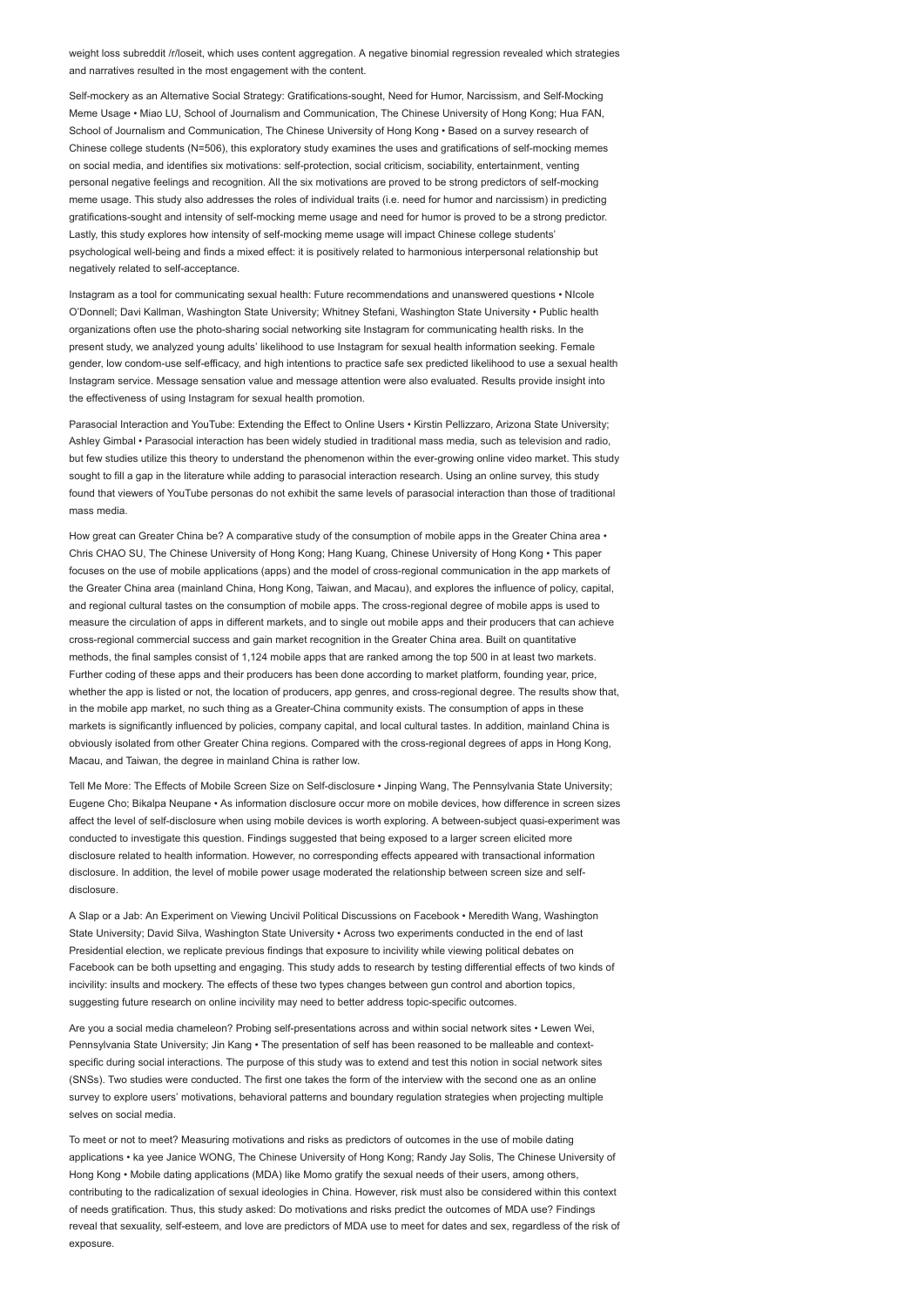weight loss subreddit /r/loseit, which uses content aggregation. A negative binomial regression revealed which strategies and narratives resulted in the most engagement with the content.

Self-mockery as an Alternative Social Strategy: Gratifications-sought, Need for Humor, Narcissism, and Self-Mocking Meme Usage • Miao LU, School of Journalism and Communication, The Chinese University of Hong Kong; Hua FAN, School of Journalism and Communication, The Chinese University of Hong Kong • Based on a survey research of Chinese college students (N=506), this exploratory study examines the uses and gratifications of self-mocking memes on social media, and identifies six motivations: self-protection, social criticism, sociability, entertainment, venting personal negative feelings and recognition. All the six motivations are proved to be strong predictors of self-mocking meme usage. This study also addresses the roles of individual traits (i.e. need for humor and narcissism) in predicting gratifications-sought and intensity of self-mocking meme usage and need for humor is proved to be a strong predictor. Lastly, this study explores how intensity of self-mocking meme usage will impact Chinese college students' psychological well-being and finds a mixed effect: it is positively related to harmonious interpersonal relationship but negatively related to self-acceptance.

Instagram as a tool for communicating sexual health: Future recommendations and unanswered questions • NIcole O'Donnell; Davi Kallman, Washington State University; Whitney Stefani, Washington State University • Public health organizations often use the photo-sharing social networking site Instagram for communicating health risks. In the present study, we analyzed young adults' likelihood to use Instagram for sexual health information seeking. Female gender, low condom-use self-efficacy, and high intentions to practice safe sex predicted likelihood to use a sexual health Instagram service. Message sensation value and message attention were also evaluated. Results provide insight into the effectiveness of using Instagram for sexual health promotion.

Parasocial Interaction and YouTube: Extending the Effect to Online Users • Kirstin Pellizzaro, Arizona State University; Ashley Gimbal • Parasocial interaction has been widely studied in traditional mass media, such as television and radio, but few studies utilize this theory to understand the phenomenon within the ever-growing online video market. This study sought to fill a gap in the literature while adding to parasocial interaction research. Using an online survey, this study found that viewers of YouTube personas do not exhibit the same levels of parasocial interaction than those of traditional mass media.

How great can Greater China be? A comparative study of the consumption of mobile apps in the Greater China area • Chris CHAO SU, The Chinese University of Hong Kong; Hang Kuang, Chinese University of Hong Kong • This paper focuses on the use of mobile applications (apps) and the model of cross-regional communication in the app markets of the Greater China area (mainland China, Hong Kong, Taiwan, and Macau), and explores the influence of policy, capital, and regional cultural tastes on the consumption of mobile apps. The cross-regional degree of mobile apps is used to measure the circulation of apps in different markets, and to single out mobile apps and their producers that can achieve cross-regional commercial success and gain market recognition in the Greater China area. Built on quantitative methods, the final samples consist of 1,124 mobile apps that are ranked among the top 500 in at least two markets. Further coding of these apps and their producers has been done according to market platform, founding year, price, whether the app is listed or not, the location of producers, app genres, and cross-regional degree. The results show that, in the mobile app market, no such thing as a Greater-China community exists. The consumption of apps in these markets is significantly influenced by policies, company capital, and local cultural tastes. In addition, mainland China is obviously isolated from other Greater China regions. Compared with the cross-regional degrees of apps in Hong Kong, Macau, and Taiwan, the degree in mainland China is rather low.

Tell Me More: The Effects of Mobile Screen Size on Self-disclosure • Jinping Wang, The Pennsylvania State University; Eugene Cho; Bikalpa Neupane • As information disclosure occur more on mobile devices, how difference in screen sizes affect the level of self-disclosure when using mobile devices is worth exploring. A between-subject quasi-experiment was conducted to investigate this question. Findings suggested that being exposed to a larger screen elicited more disclosure related to health information. However, no corresponding effects appeared with transactional information disclosure. In addition, the level of mobile power usage moderated the relationship between screen size and self-disclosure.

A Slap or a Jab: An Experiment on Viewing Uncivil Political Discussions on Facebook • Meredith Wang, Washington State University; David Silva, Washington State University • Across two experiments conducted in the end of last Presidential election, we replicate previous findings that exposure to incivility while viewing political debates on Facebook can be both upsetting and engaging. This study adds to research by testing differential effects of two kinds of incivility: insults and mockery. The effects of these two types changes between gun control and abortion topics, suggesting future research on online incivility may need to better address topic-specific outcomes.

Are you a social media chameleon? Probing self-presentations across and within social network sites • Lewen Wei, Pennsylvania State University; Jin Kang • The presentation of self has been reasoned to be malleable and context-specific during social interactions. The purpose of this study was to extend and test this notion in social network sites (SNSs). Two studies were conducted. The first one takes the form of the interview with the second one as an online survey to explore users' motivations, behavioral patterns and boundary regulation strategies when projecting multiple selves on social media.

To meet or not to meet? Measuring motivations and risks as predictors of outcomes in the use of mobile dating applications • ka yee Janice WONG, The Chinese University of Hong Kong; Randy Jay Solis, The Chinese University of Hong Kong • Mobile dating applications (MDA) like Momo gratify the sexual needs of their users, among others, contributing to the radicalization of sexual ideologies in China. However, risk must also be considered within this context of needs gratification. Thus, this study asked: Do motivations and risks predict the outcomes of MDA use? Findings reveal that sexuality, self-esteem, and love are predictors of MDA use to meet for dates and sex, regardless of the risk of exposure.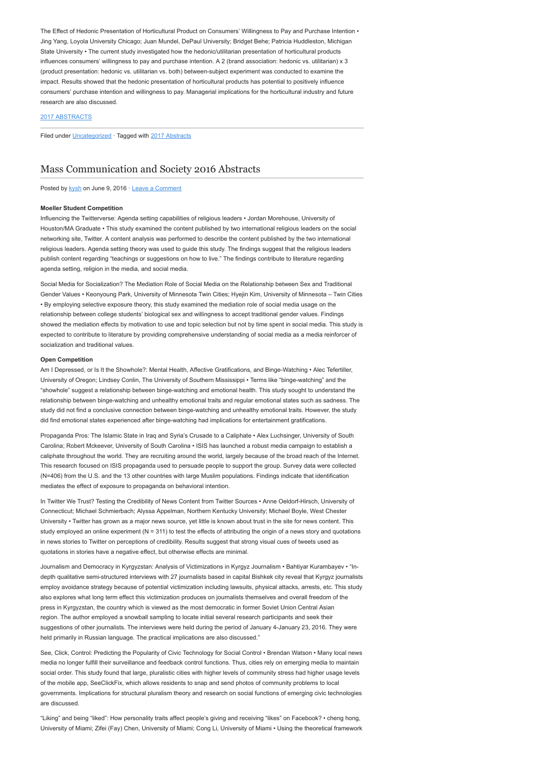The Effect of Hedonic Presentation of Horticultural Product on Consumers' Willingness to Pay and Purchase Intention • Jing Yang, Loyola University Chicago; Juan Mundel, DePaul University; Bridget Behe; Patricia Huddleston, Michigan State University • The current study investigated how the hedonic/utilitarian presentation of horticultural products influences consumers' willingness to pay and purchase intention. A 2 (brand association: hedonic vs. utilitarian) x 3 (product presentation: hedonic vs. utilitarian vs. both) between-subject experiment was conducted to examine the impact. Results showed that the hedonic presentation of horticultural products has potential to positively influence consumers' purchase intention and willingness to pay. Managerial implications for the horticultural industry and future research are also discussed.

2017 ABSTRACTS

Filed under Uncategorized · Tagged with 2017 Abstracts

## Mass Communication and Society 2016 Abstracts

Posted by kysh on June 9, 2016 · Leave a Comment

**Moeller Student Competition**

Influencing the Twitterverse: Agenda setting capabilities of religious leaders • Jordan Morehouse, University of Houston/MA Graduate • This study examined the content published by two international religious leaders on the social networking site, Twitter. A content analysis was performed to describe the content published by the two international religious leaders. Agenda setting theory was used to guide this study. The findings suggest that the religious leaders publish content regarding "teachings or suggestions on how to live." The findings contribute to literature regarding agenda setting, religion in the media, and social media.

Social Media for Socialization? The Mediation Role of Social Media on the Relationship between Sex and Traditional Gender Values • Keonyoung Park, University of Minnesota Twin Cities; Hyejin Kim, University of Minnesota – Twin Cities • By employing selective exposure theory, this study examined the mediation role of social media usage on the relationship between college students' biological sex and willingness to accept traditional gender values. Findings showed the mediation effects by motivation to use and topic selection but not by time spent in social media. This study is expected to contribute to literature by providing comprehensive understanding of social media as a media reinforcer of socialization and traditional values.

**Open Competition**

Am I Depressed, or Is It the Showhole?: Mental Health, Affective Gratifications, and Binge-Watching • Alec Tefertiller, University of Oregon; Lindsey Conlin, The University of Southern Mississippi • Terms like "binge-watching" and the "showhole" suggest a relationship between binge-watching and emotional health. This study sought to understand the relationship between binge-watching and unhealthy emotional traits and regular emotional states such as sadness. The study did not find a conclusive connection between binge-watching and unhealthy emotional traits. However, the study did find emotional states experienced after binge-watching had implications for entertainment gratifications.

Propaganda Pros: The Islamic State in Iraq and Syria's Crusade to a Caliphate • Alex Luchsinger, University of South Carolina; Robert Mckeever, University of South Carolina • ISIS has launched a robust media campaign to establish a caliphate throughout the world. They are recruiting around the world, largely because of the broad reach of the Internet. This research focused on ISIS propaganda used to persuade people to support the group. Survey data were collected (N=406) from the U.S. and the 13 other countries with large Muslim populations. Findings indicate that identification mediates the effect of exposure to propaganda on behavioral intention.

In Twitter We Trust? Testing the Credibility of News Content from Twitter Sources • Anne Oeldorf-Hirsch, University of Connecticut; Michael Schmierbach; Alyssa Appelman, Northern Kentucky University; Michael Boyle, West Chester University • Twitter has grown as a major news source, yet little is known about trust in the site for news content. This study employed an online experiment (N = 311) to test the effects of attributing the origin of a news story and quotations in news stories to Twitter on perceptions of credibility. Results suggest that strong visual cues of tweets used as quotations in stories have a negative effect, but otherwise effects are minimal.

Journalism and Democracy in Kyrgyzstan: Analysis of Victimizations in Kyrgyz Journalism • Bahtiyar Kurambayev • "In-depth qualitative semi-structured interviews with 27 journalists based in capital Bishkek city reveal that Kyrgyz journalists employ avoidance strategy because of potential victimization including lawsuits, physical attacks, arrests, etc. This study also explores what long term effect this victimization produces on journalists themselves and overall freedom of the press in Kyrgyzstan, the country which is viewed as the most democratic in former Soviet Union Central Asian region. The author employed a snowball sampling to locate initial several research participants and seek their suggestions of other journalists. The interviews were held during the period of January 4-January 23, 2016. They were held primarily in Russian language. The practical implications are also discussed."

See, Click, Control: Predicting the Popularity of Civic Technology for Social Control • Brendan Watson • Many local news media no longer fulfill their surveillance and feedback control functions. Thus, cities rely on emerging media to maintain social order. This study found that large, pluralistic cities with higher levels of community stress had higher usage levels of the mobile app, SeeClickFix, which allows residents to snap and send photos of community problems to local governments. Implications for structural pluralism theory and research on social functions of emerging civic technologies are discussed.

"Liking" and being "liked": How personality traits affect people's giving and receiving "likes" on Facebook? • cheng hong, University of Miami; Zifei (Fay) Chen, University of Miami; Cong Li, University of Miami • Using the theoretical framework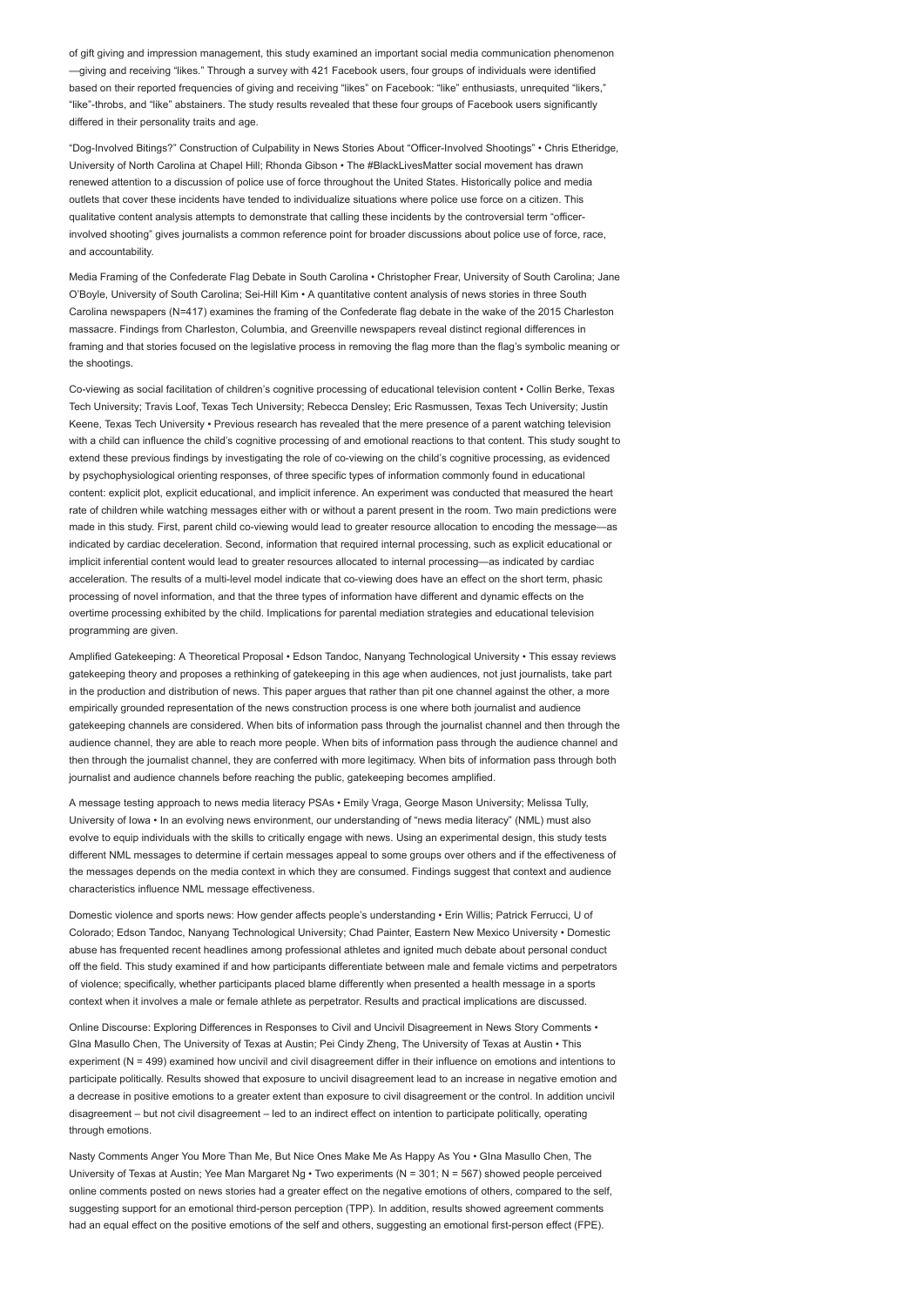of gift giving and impression management, this study examined an important social media communication phenomenon —giving and receiving "likes." Through a survey with 421 Facebook users, four groups of individuals were identified based on their reported frequencies of giving and receiving "likes" on Facebook: "like" enthusiasts, unrequited "likers," "like"-throbs, and "like" abstainers. The study results revealed that these four groups of Facebook users significantly differed in their personality traits and age.

"Dog-Involved Bitings?" Construction of Culpability in News Stories About "Officer-Involved Shootings" • Chris Etheridge, University of North Carolina at Chapel Hill; Rhonda Gibson • The #BlackLivesMatter social movement has drawn renewed attention to a discussion of police use of force throughout the United States. Historically police and media outlets that cover these incidents have tended to individualize situations where police use force on a citizen. This qualitative content analysis attempts to demonstrate that calling these incidents by the controversial term "officer-involved shooting" gives journalists a common reference point for broader discussions about police use of force, race, and accountability.

Media Framing of the Confederate Flag Debate in South Carolina • Christopher Frear, University of South Carolina; Jane O'Boyle, University of South Carolina; Sei-Hill Kim • A quantitative content analysis of news stories in three South Carolina newspapers (N=417) examines the framing of the Confederate flag debate in the wake of the 2015 Charleston massacre. Findings from Charleston, Columbia, and Greenville newspapers reveal distinct regional differences in framing and that stories focused on the legislative process in removing the flag more than the flag's symbolic meaning or the shootings.

Co-viewing as social facilitation of children's cognitive processing of educational television content • Collin Berke, Texas Tech University; Travis Loof, Texas Tech University; Rebecca Densley; Eric Rasmussen, Texas Tech University; Justin Keene, Texas Tech University • Previous research has revealed that the mere presence of a parent watching television with a child can influence the child's cognitive processing of and emotional reactions to that content. This study sought to extend these previous findings by investigating the role of co-viewing on the child's cognitive processing, as evidenced by psychophysiological orienting responses, of three specific types of information commonly found in educational content: explicit plot, explicit educational, and implicit inference. An experiment was conducted that measured the heart rate of children while watching messages either with or without a parent present in the room. Two main predictions were made in this study. First, parent child co-viewing would lead to greater resource allocation to encoding the message—as indicated by cardiac deceleration. Second, information that required internal processing, such as explicit educational or implicit inferential content would lead to greater resources allocated to internal processing—as indicated by cardiac acceleration. The results of a multi-level model indicate that co-viewing does have an effect on the short term, phasic processing of novel information, and that the three types of information have different and dynamic effects on the overtime processing exhibited by the child. Implications for parental mediation strategies and educational television programming are given.

Amplified Gatekeeping: A Theoretical Proposal • Edson Tandoc, Nanyang Technological University • This essay reviews gatekeeping theory and proposes a rethinking of gatekeeping in this age when audiences, not just journalists, take part in the production and distribution of news. This paper argues that rather than pit one channel against the other, a more empirically grounded representation of the news construction process is one where both journalist and audience gatekeeping channels are considered. When bits of information pass through the journalist channel and then through the audience channel, they are able to reach more people. When bits of information pass through the audience channel and then through the journalist channel, they are conferred with more legitimacy. When bits of information pass through both journalist and audience channels before reaching the public, gatekeeping becomes amplified.

A message testing approach to news media literacy PSAs • Emily Vraga, George Mason University; Melissa Tully, University of Iowa • In an evolving news environment, our understanding of "news media literacy" (NML) must also evolve to equip individuals with the skills to critically engage with news. Using an experimental design, this study tests different NML messages to determine if certain messages appeal to some groups over others and if the effectiveness of the messages depends on the media context in which they are consumed. Findings suggest that context and audience characteristics influence NML message effectiveness.

Domestic violence and sports news: How gender affects people's understanding • Erin Willis; Patrick Ferrucci, U of Colorado; Edson Tandoc, Nanyang Technological University; Chad Painter, Eastern New Mexico University • Domestic abuse has frequented recent headlines among professional athletes and ignited much debate about personal conduct off the field. This study examined if and how participants differentiate between male and female victims and perpetrators of violence; specifically, whether participants placed blame differently when presented a health message in a sports context when it involves a male or female athlete as perpetrator. Results and practical implications are discussed.

Online Discourse: Exploring Differences in Responses to Civil and Uncivil Disagreement in News Story Comments • GIna Masullo Chen, The University of Texas at Austin; Pei Cindy Zheng, The University of Texas at Austin • This experiment (N = 499) examined how uncivil and civil disagreement differ in their influence on emotions and intentions to participate politically. Results showed that exposure to uncivil disagreement lead to an increase in negative emotion and a decrease in positive emotions to a greater extent than exposure to civil disagreement or the control. In addition uncivil disagreement – but not civil disagreement – led to an indirect effect on intention to participate politically, operating through emotions.

Nasty Comments Anger You More Than Me, But Nice Ones Make Me As Happy As You • GIna Masullo Chen, The University of Texas at Austin; Yee Man Margaret Ng • Two experiments (N = 301; N = 567) showed people perceived online comments posted on news stories had a greater effect on the negative emotions of others, compared to the self, suggesting support for an emotional third-person perception (TPP). In addition, results showed agreement comments had an equal effect on the positive emotions of the self and others, suggesting an emotional first-person effect (FPE).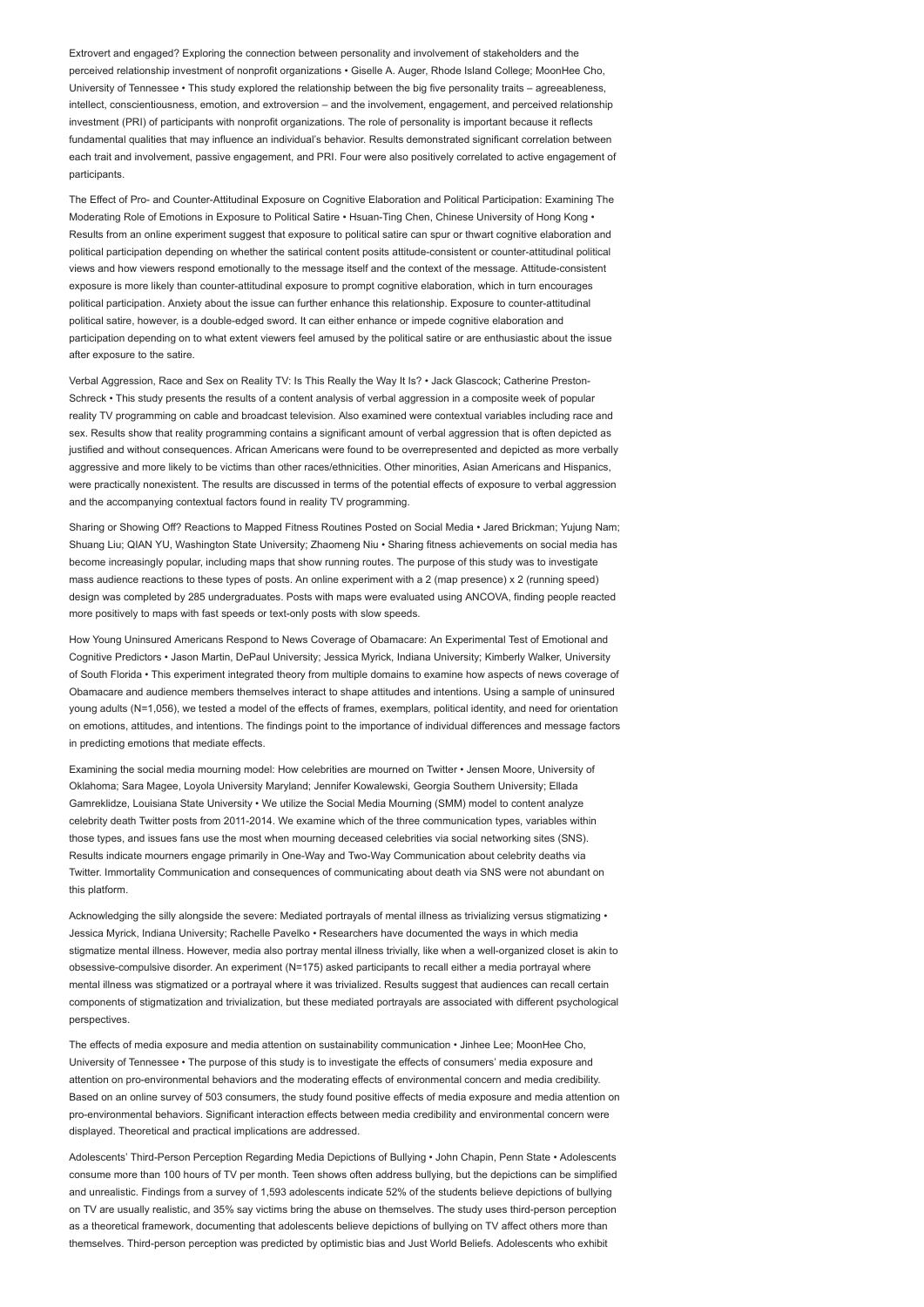Extrovert and engaged? Exploring the connection between personality and involvement of stakeholders and the perceived relationship investment of nonprofit organizations • Giselle A. Auger, Rhode Island College; MoonHee Cho, University of Tennessee • This study explored the relationship between the big five personality traits – agreeableness, intellect, conscientiousness, emotion, and extroversion – and the involvement, engagement, and perceived relationship investment (PRI) of participants with nonprofit organizations. The role of personality is important because it reflects fundamental qualities that may influence an individual's behavior. Results demonstrated significant correlation between each trait and involvement, passive engagement, and PRI. Four were also positively correlated to active engagement of participants.

The Effect of Pro- and Counter-Attitudinal Exposure on Cognitive Elaboration and Political Participation: Examining The Moderating Role of Emotions in Exposure to Political Satire • Hsuan-Ting Chen, Chinese University of Hong Kong • Results from an online experiment suggest that exposure to political satire can spur or thwart cognitive elaboration and political participation depending on whether the satirical content posits attitude-consistent or counter-attitudinal political views and how viewers respond emotionally to the message itself and the context of the message. Attitude-consistent exposure is more likely than counter-attitudinal exposure to prompt cognitive elaboration, which in turn encourages political participation. Anxiety about the issue can further enhance this relationship. Exposure to counter-attitudinal political satire, however, is a double-edged sword. It can either enhance or impede cognitive elaboration and participation depending on to what extent viewers feel amused by the political satire or are enthusiastic about the issue after exposure to the satire.

Verbal Aggression, Race and Sex on Reality TV: Is This Really the Way It Is? • Jack Glascock; Catherine Preston-Schreck • This study presents the results of a content analysis of verbal aggression in a composite week of popular reality TV programming on cable and broadcast television. Also examined were contextual variables including race and sex. Results show that reality programming contains a significant amount of verbal aggression that is often depicted as justified and without consequences. African Americans were found to be overrepresented and depicted as more verbally aggressive and more likely to be victims than other races/ethnicities. Other minorities, Asian Americans and Hispanics, were practically nonexistent. The results are discussed in terms of the potential effects of exposure to verbal aggression and the accompanying contextual factors found in reality TV programming.

Sharing or Showing Off? Reactions to Mapped Fitness Routines Posted on Social Media • Jared Brickman; Yujung Nam; Shuang Liu; QIAN YU, Washington State University; Zhaomeng Niu • Sharing fitness achievements on social media has become increasingly popular, including maps that show running routes. The purpose of this study was to investigate mass audience reactions to these types of posts. An online experiment with a 2 (map presence) x 2 (running speed) design was completed by 285 undergraduates. Posts with maps were evaluated using ANCOVA, finding people reacted more positively to maps with fast speeds or text-only posts with slow speeds.

How Young Uninsured Americans Respond to News Coverage of Obamacare: An Experimental Test of Emotional and Cognitive Predictors • Jason Martin, DePaul University; Jessica Myrick, Indiana University; Kimberly Walker, University of South Florida • This experiment integrated theory from multiple domains to examine how aspects of news coverage of Obamacare and audience members themselves interact to shape attitudes and intentions. Using a sample of uninsured young adults (N=1,056), we tested a model of the effects of frames, exemplars, political identity, and need for orientation on emotions, attitudes, and intentions. The findings point to the importance of individual differences and message factors in predicting emotions that mediate effects.

Examining the social media mourning model: How celebrities are mourned on Twitter • Jensen Moore, University of Oklahoma; Sara Magee, Loyola University Maryland; Jennifer Kowalewski, Georgia Southern University; Ellada Gamreklidze, Louisiana State University • We utilize the Social Media Mourning (SMM) model to content analyze celebrity death Twitter posts from 2011-2014. We examine which of the three communication types, variables within those types, and issues fans use the most when mourning deceased celebrities via social networking sites (SNS). Results indicate mourners engage primarily in One-Way and Two-Way Communication about celebrity deaths via Twitter. Immortality Communication and consequences of communicating about death via SNS were not abundant on this platform.

Acknowledging the silly alongside the severe: Mediated portrayals of mental illness as trivializing versus stigmatizing • Jessica Myrick, Indiana University; Rachelle Pavelko • Researchers have documented the ways in which media stigmatize mental illness. However, media also portray mental illness trivially, like when a well-organized closet is akin to obsessive-compulsive disorder. An experiment (N=175) asked participants to recall either a media portrayal where mental illness was stigmatized or a portrayal where it was trivialized. Results suggest that audiences can recall certain components of stigmatization and trivialization, but these mediated portrayals are associated with different psychological perspectives.

The effects of media exposure and media attention on sustainability communication • Jinhee Lee; MoonHee Cho, University of Tennessee • The purpose of this study is to investigate the effects of consumers' media exposure and attention on pro-environmental behaviors and the moderating effects of environmental concern and media credibility. Based on an online survey of 503 consumers, the study found positive effects of media exposure and media attention on pro-environmental behaviors. Significant interaction effects between media credibility and environmental concern were displayed. Theoretical and practical implications are addressed.

Adolescents' Third-Person Perception Regarding Media Depictions of Bullying • John Chapin, Penn State • Adolescents consume more than 100 hours of TV per month. Teen shows often address bullying, but the depictions can be simplified and unrealistic. Findings from a survey of 1,593 adolescents indicate 52% of the students believe depictions of bullying on TV are usually realistic, and 35% say victims bring the abuse on themselves. The study uses third-person perception as a theoretical framework, documenting that adolescents believe depictions of bullying on TV affect others more than themselves. Third-person perception was predicted by optimistic bias and Just World Beliefs. Adolescents who exhibit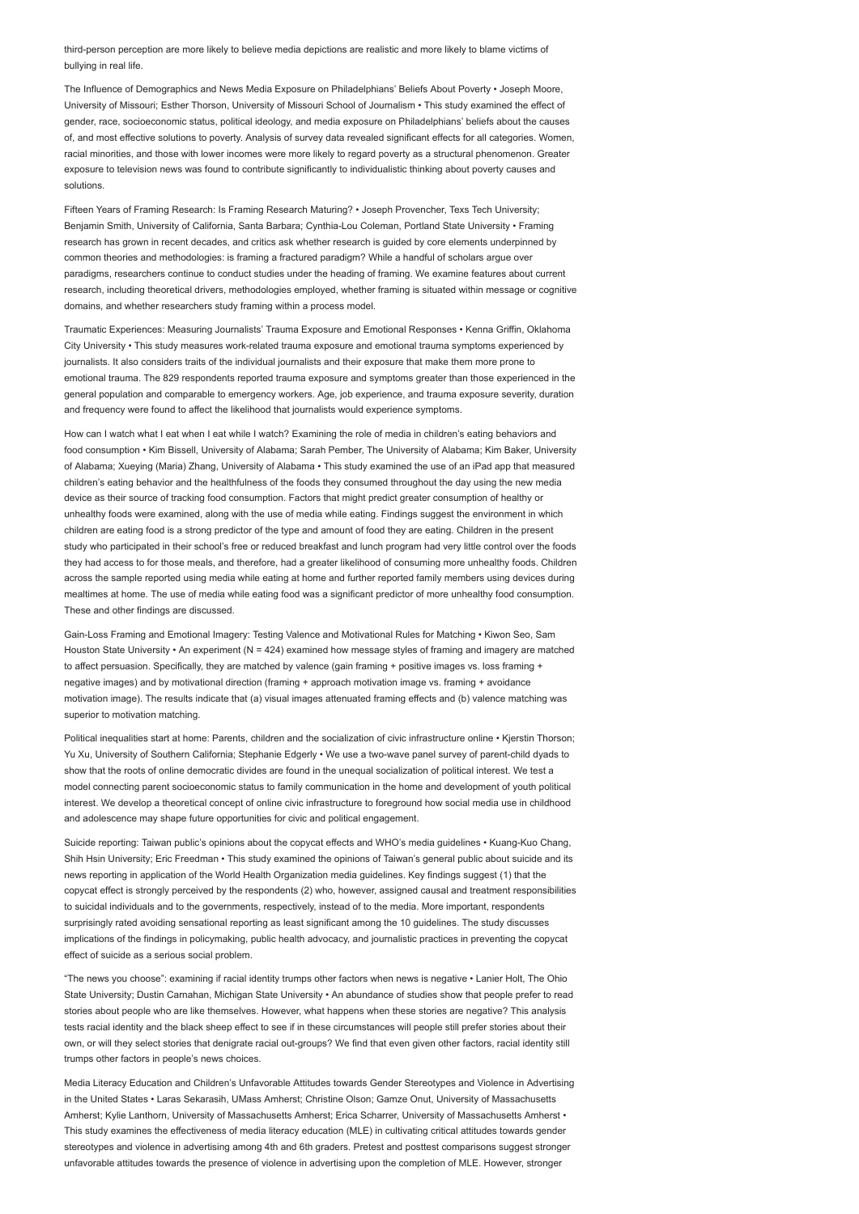third-person perception are more likely to believe media depictions are realistic and more likely to blame victims of bullying in real life.

The Influence of Demographics and News Media Exposure on Philadelphians' Beliefs About Poverty • Joseph Moore, University of Missouri; Esther Thorson, University of Missouri School of Journalism • This study examined the effect of gender, race, socioeconomic status, political ideology, and media exposure on Philadelphians' beliefs about the causes of, and most effective solutions to poverty. Analysis of survey data revealed significant effects for all categories. Women, racial minorities, and those with lower incomes were more likely to regard poverty as a structural phenomenon. Greater exposure to television news was found to contribute significantly to individualistic thinking about poverty causes and solutions.

Fifteen Years of Framing Research: Is Framing Research Maturing? • Joseph Provencher, Texs Tech University; Benjamin Smith, University of California, Santa Barbara; Cynthia-Lou Coleman, Portland State University • Framing research has grown in recent decades, and critics ask whether research is guided by core elements underpinned by common theories and methodologies: is framing a fractured paradigm? While a handful of scholars argue over paradigms, researchers continue to conduct studies under the heading of framing. We examine features about current research, including theoretical drivers, methodologies employed, whether framing is situated within message or cognitive domains, and whether researchers study framing within a process model.

Traumatic Experiences: Measuring Journalists' Trauma Exposure and Emotional Responses • Kenna Griffin, Oklahoma City University • This study measures work-related trauma exposure and emotional trauma symptoms experienced by journalists. It also considers traits of the individual journalists and their exposure that make them more prone to emotional trauma. The 829 respondents reported trauma exposure and symptoms greater than those experienced in the general population and comparable to emergency workers. Age, job experience, and trauma exposure severity, duration and frequency were found to affect the likelihood that journalists would experience symptoms.

How can I watch what I eat when I eat while I watch? Examining the role of media in children's eating behaviors and food consumption • Kim Bissell, University of Alabama; Sarah Pember, The University of Alabama; Kim Baker, University of Alabama; Xueying (Maria) Zhang, University of Alabama • This study examined the use of an iPad app that measured children's eating behavior and the healthfulness of the foods they consumed throughout the day using the new media device as their source of tracking food consumption. Factors that might predict greater consumption of healthy or unhealthy foods were examined, along with the use of media while eating. Findings suggest the environment in which children are eating food is a strong predictor of the type and amount of food they are eating. Children in the present study who participated in their school's free or reduced breakfast and lunch program had very little control over the foods they had access to for those meals, and therefore, had a greater likelihood of consuming more unhealthy foods. Children across the sample reported using media while eating at home and further reported family members using devices during mealtimes at home. The use of media while eating food was a significant predictor of more unhealthy food consumption. These and other findings are discussed.

Gain-Loss Framing and Emotional Imagery: Testing Valence and Motivational Rules for Matching • Kiwon Seo, Sam Houston State University • An experiment (N = 424) examined how message styles of framing and imagery are matched to affect persuasion. Specifically, they are matched by valence (gain framing + positive images vs. loss framing + negative images) and by motivational direction (framing + approach motivation image vs. framing + avoidance motivation image). The results indicate that (a) visual images attenuated framing effects and (b) valence matching was superior to motivation matching.

Political inequalities start at home: Parents, children and the socialization of civic infrastructure online • Kjerstin Thorson; Yu Xu, University of Southern California; Stephanie Edgerly • We use a two-wave panel survey of parent-child dyads to show that the roots of online democratic divides are found in the unequal socialization of political interest. We test a model connecting parent socioeconomic status to family communication in the home and development of youth political interest. We develop a theoretical concept of online civic infrastructure to foreground how social media use in childhood and adolescence may shape future opportunities for civic and political engagement.

Suicide reporting: Taiwan public's opinions about the copycat effects and WHO's media guidelines • Kuang-Kuo Chang, Shih Hsin University; Eric Freedman • This study examined the opinions of Taiwan's general public about suicide and its news reporting in application of the World Health Organization media guidelines. Key findings suggest (1) that the copycat effect is strongly perceived by the respondents (2) who, however, assigned causal and treatment responsibilities to suicidal individuals and to the governments, respectively, instead of to the media. More important, respondents surprisingly rated avoiding sensational reporting as least significant among the 10 guidelines. The study discusses implications of the findings in policymaking, public health advocacy, and journalistic practices in preventing the copycat effect of suicide as a serious social problem.

"The news you choose": examining if racial identity trumps other factors when news is negative • Lanier Holt, The Ohio State University; Dustin Carnahan, Michigan State University • An abundance of studies show that people prefer to read stories about people who are like themselves. However, what happens when these stories are negative? This analysis tests racial identity and the black sheep effect to see if in these circumstances will people still prefer stories about their own, or will they select stories that denigrate racial out-groups? We find that even given other factors, racial identity still trumps other factors in people's news choices.

Media Literacy Education and Children's Unfavorable Attitudes towards Gender Stereotypes and Violence in Advertising in the United States • Laras Sekarasih, UMass Amherst; Christine Olson; Gamze Onut, University of Massachusetts Amherst; Kylie Lanthorn, University of Massachusetts Amherst; Erica Scharrer, University of Massachusetts Amherst • This study examines the effectiveness of media literacy education (MLE) in cultivating critical attitudes towards gender stereotypes and violence in advertising among 4th and 6th graders. Pretest and posttest comparisons suggest stronger unfavorable attitudes towards the presence of violence in advertising upon the completion of MLE. However, stronger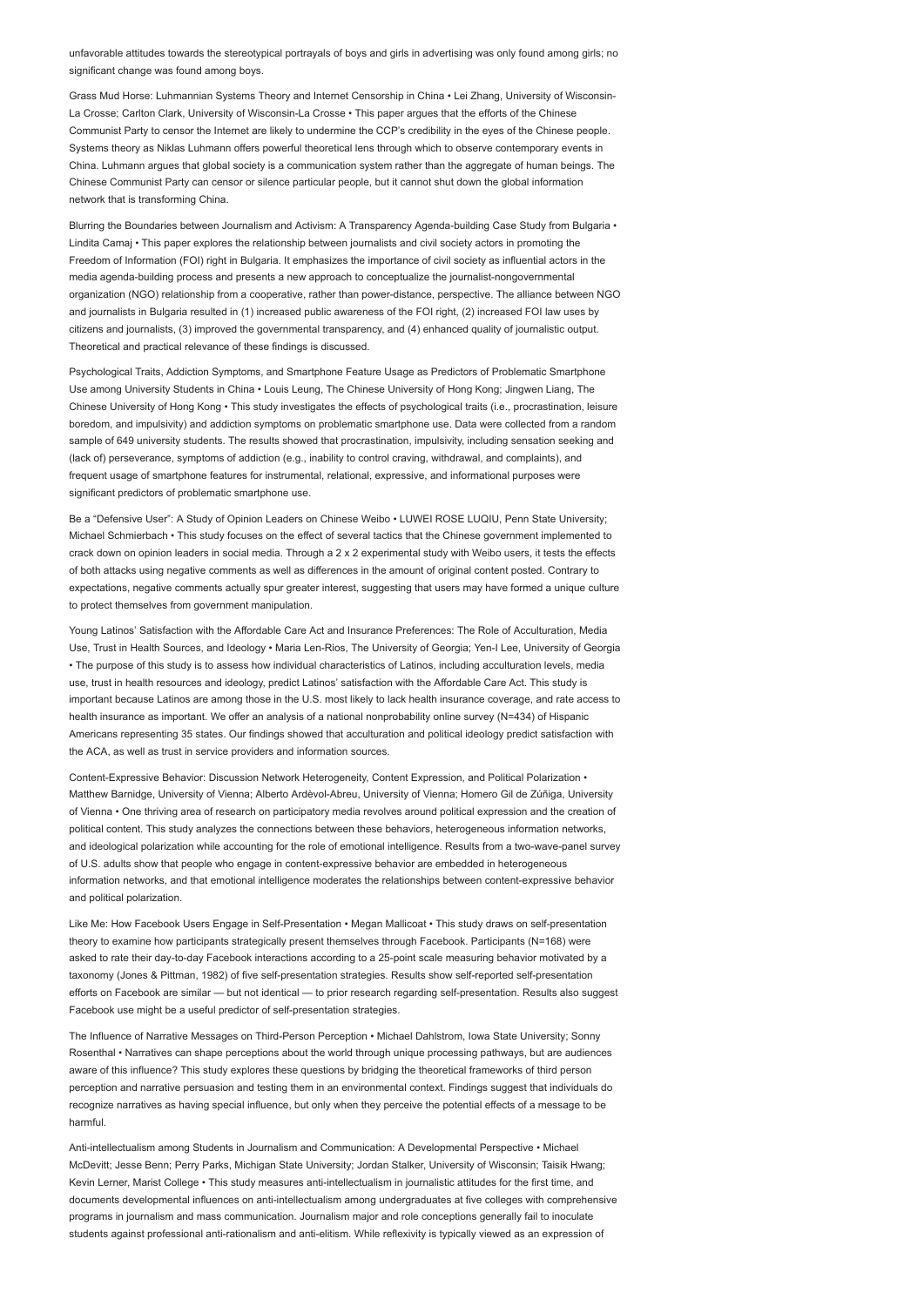unfavorable attitudes towards the stereotypical portrayals of boys and girls in advertising was only found among girls; no significant change was found among boys.

Grass Mud Horse: Luhmannian Systems Theory and Internet Censorship in China • Lei Zhang, University of Wisconsin-La Crosse; Carlton Clark, University of Wisconsin-La Crosse • This paper argues that the efforts of the Chinese Communist Party to censor the Internet are likely to undermine the CCP's credibility in the eyes of the Chinese people. Systems theory as Niklas Luhmann offers powerful theoretical lens through which to observe contemporary events in China. Luhmann argues that global society is a communication system rather than the aggregate of human beings. The Chinese Communist Party can censor or silence particular people, but it cannot shut down the global information network that is transforming China.

Blurring the Boundaries between Journalism and Activism: A Transparency Agenda-building Case Study from Bulgaria • Lindita Camaj • This paper explores the relationship between journalists and civil society actors in promoting the Freedom of Information (FOI) right in Bulgaria. It emphasizes the importance of civil society as influential actors in the media agenda-building process and presents a new approach to conceptualize the journalist-nongovernmental organization (NGO) relationship from a cooperative, rather than power-distance, perspective. The alliance between NGO and journalists in Bulgaria resulted in (1) increased public awareness of the FOI right, (2) increased FOI law uses by citizens and journalists, (3) improved the governmental transparency, and (4) enhanced quality of journalistic output. Theoretical and practical relevance of these findings is discussed.

Psychological Traits, Addiction Symptoms, and Smartphone Feature Usage as Predictors of Problematic Smartphone Use among University Students in China • Louis Leung, The Chinese University of Hong Kong; Jingwen Liang, The Chinese University of Hong Kong • This study investigates the effects of psychological traits (i.e., procrastination, leisure boredom, and impulsivity) and addiction symptoms on problematic smartphone use. Data were collected from a random sample of 649 university students. The results showed that procrastination, impulsivity, including sensation seeking and (lack of) perseverance, symptoms of addiction (e.g., inability to control craving, withdrawal, and complaints), and frequent usage of smartphone features for instrumental, relational, expressive, and informational purposes were significant predictors of problematic smartphone use.

Be a "Defensive User": A Study of Opinion Leaders on Chinese Weibo • LUWEI ROSE LUQIU, Penn State University; Michael Schmierbach • This study focuses on the effect of several tactics that the Chinese government implemented to crack down on opinion leaders in social media. Through a 2 x 2 experimental study with Weibo users, it tests the effects of both attacks using negative comments as well as differences in the amount of original content posted. Contrary to expectations, negative comments actually spur greater interest, suggesting that users may have formed a unique culture to protect themselves from government manipulation.

Young Latinos' Satisfaction with the Affordable Care Act and Insurance Preferences: The Role of Acculturation, Media Use, Trust in Health Sources, and Ideology • Maria Len-Rios, The University of Georgia; Yen-I Lee, University of Georgia • The purpose of this study is to assess how individual characteristics of Latinos, including acculturation levels, media use, trust in health resources and ideology, predict Latinos' satisfaction with the Affordable Care Act. This study is important because Latinos are among those in the U.S. most likely to lack health insurance coverage, and rate access to health insurance as important. We offer an analysis of a national nonprobability online survey (N=434) of Hispanic Americans representing 35 states. Our findings showed that acculturation and political ideology predict satisfaction with the ACA, as well as trust in service providers and information sources.

Content-Expressive Behavior: Discussion Network Heterogeneity, Content Expression, and Political Polarization • Matthew Barnidge, University of Vienna; Alberto Ardèvol-Abreu, University of Vienna; Homero Gil de Zúñiga, University of Vienna • One thriving area of research on participatory media revolves around political expression and the creation of political content. This study analyzes the connections between these behaviors, heterogeneous information networks, and ideological polarization while accounting for the role of emotional intelligence. Results from a two-wave-panel survey of U.S. adults show that people who engage in content-expressive behavior are embedded in heterogeneous information networks, and that emotional intelligence moderates the relationships between content-expressive behavior and political polarization.

Like Me: How Facebook Users Engage in Self-Presentation • Megan Mallicoat • This study draws on self-presentation theory to examine how participants strategically present themselves through Facebook. Participants (N=168) were asked to rate their day-to-day Facebook interactions according to a 25-point scale measuring behavior motivated by a taxonomy (Jones & Pittman, 1982) of five self-presentation strategies. Results show self-reported self-presentation efforts on Facebook are similar — but not identical — to prior research regarding self-presentation. Results also suggest Facebook use might be a useful predictor of self-presentation strategies.

The Influence of Narrative Messages on Third-Person Perception • Michael Dahlstrom, Iowa State University; Sonny Rosenthal • Narratives can shape perceptions about the world through unique processing pathways, but are audiences aware of this influence? This study explores these questions by bridging the theoretical frameworks of third person perception and narrative persuasion and testing them in an environmental context. Findings suggest that individuals do recognize narratives as having special influence, but only when they perceive the potential effects of a message to be harmful.

Anti-intellectualism among Students in Journalism and Communication: A Developmental Perspective • Michael McDevitt; Jesse Benn; Perry Parks, Michigan State University; Jordan Stalker, University of Wisconsin; Taisik Hwang; Kevin Lerner, Marist College • This study measures anti-intellectualism in journalistic attitudes for the first time, and documents developmental influences on anti-intellectualism among undergraduates at five colleges with comprehensive programs in journalism and mass communication. Journalism major and role conceptions generally fail to inoculate students against professional anti-rationalism and anti-elitism. While reflexivity is typically viewed as an expression of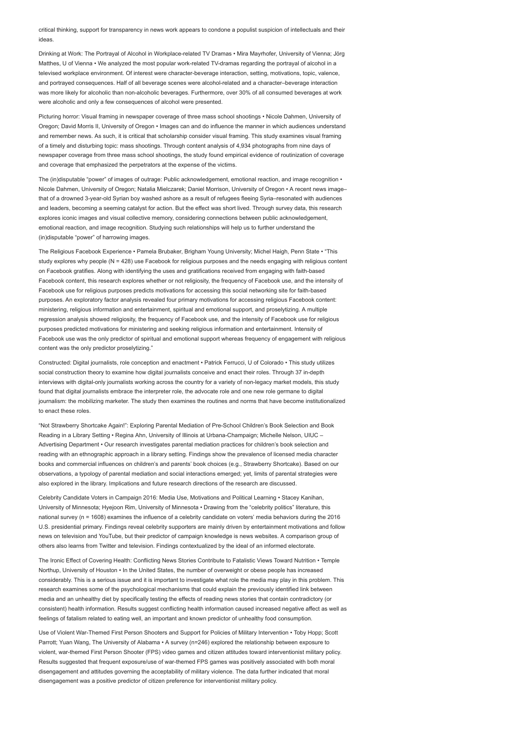critical thinking, support for transparency in news work appears to condone a populist suspicion of intellectuals and their ideas.

Drinking at Work: The Portrayal of Alcohol in Workplace-related TV Dramas • Mira Mayrhofer, University of Vienna; Jörg Matthes, U of Vienna • We analyzed the most popular work-related TV-dramas regarding the portrayal of alcohol in a televised workplace environment. Of interest were character-beverage interaction, setting, motivations, topic, valence, and portrayed consequences. Half of all beverage scenes were alcohol-related and a character–beverage interaction was more likely for alcoholic than non-alcoholic beverages. Furthermore, over 30% of all consumed beverages at work were alcoholic and only a few consequences of alcohol were presented.

Picturing horror: Visual framing in newspaper coverage of three mass school shootings • Nicole Dahmen, University of Oregon; David Morris II, University of Oregon • Images can and do influence the manner in which audiences understand and remember news. As such, it is critical that scholarship consider visual framing. This study examines visual framing of a timely and disturbing topic: mass shootings. Through content analysis of 4,934 photographs from nine days of newspaper coverage from three mass school shootings, the study found empirical evidence of routinization of coverage and coverage that emphasized the perpetrators at the expense of the victims.

The (in)disputable "power" of images of outrage: Public acknowledgement, emotional reaction, and image recognition • Nicole Dahmen, University of Oregon; Natalia Mielczarek; Daniel Morrison, University of Oregon • A recent news image–that of a drowned 3-year-old Syrian boy washed ashore as a result of refugees fleeing Syria–resonated with audiences and leaders, becoming a seeming catalyst for action. But the effect was short lived. Through survey data, this research explores iconic images and visual collective memory, considering connections between public acknowledgement, emotional reaction, and image recognition. Studying such relationships will help us to further understand the (in)disputable "power" of harrowing images.

The Religious Facebook Experience • Pamela Brubaker, Brigham Young University; Michel Haigh, Penn State • "This study explores why people (N = 428) use Facebook for religious purposes and the needs engaging with religious content on Facebook gratifies. Along with identifying the uses and gratifications received from engaging with faith-based Facebook content, this research explores whether or not religiosity, the frequency of Facebook use, and the intensity of Facebook use for religious purposes predicts motivations for accessing this social networking site for faith-based purposes. An exploratory factor analysis revealed four primary motivations for accessing religious Facebook content: ministering, religious information and entertainment, spiritual and emotional support, and proselytizing. A multiple regression analysis showed religiosity, the frequency of Facebook use, and the intensity of Facebook use for religious purposes predicted motivations for ministering and seeking religious information and entertainment. Intensity of Facebook use was the only predictor of spiritual and emotional support whereas frequency of engagement with religious content was the only predictor proselytizing."

Constructed: Digital journalists, role conception and enactment • Patrick Ferrucci, U of Colorado • This study utilizes social construction theory to examine how digital journalists conceive and enact their roles. Through 37 in-depth interviews with digital-only journalists working across the country for a variety of non-legacy market models, this study found that digital journalists embrace the interpreter role, the advocate role and one new role germane to digital journalism: the mobilizing marketer. The study then examines the routines and norms that have become institutionalized to enact these roles.

"Not Strawberry Shortcake Again!": Exploring Parental Mediation of Pre-School Children's Book Selection and Book Reading in a Library Setting • Regina Ahn, University of Illinois at Urbana-Champaign; Michelle Nelson, UIUC – Advertising Department • Our research investigates parental mediation practices for children's book selection and reading with an ethnographic approach in a library setting. Findings show the prevalence of licensed media character books and commercial influences on children's and parents' book choices (e.g., Strawberry Shortcake). Based on our observations, a typology of parental mediation and social interactions emerged; yet, limits of parental strategies were also explored in the library. Implications and future research directions of the research are discussed.

Celebrity Candidate Voters in Campaign 2016: Media Use, Motivations and Political Learning • Stacey Kanihan, University of Minnesota; Hyejoon Rim, University of Minnesota • Drawing from the "celebrity politics" literature, this national survey (n = 1608) examines the influence of a celebrity candidate on voters' media behaviors during the 2016 U.S. presidential primary. Findings reveal celebrity supporters are mainly driven by entertainment motivations and follow news on television and YouTube, but their predictor of campaign knowledge is news websites. A comparison group of others also learns from Twitter and television. Findings contextualized by the ideal of an informed electorate.

The Ironic Effect of Covering Health: Conflicting News Stories Contribute to Fatalistic Views Toward Nutrition • Temple Northup, University of Houston • In the United States, the number of overweight or obese people has increased considerably. This is a serious issue and it is important to investigate what role the media may play in this problem. This research examines some of the psychological mechanisms that could explain the previously identified link between media and an unhealthy diet by specifically testing the effects of reading news stories that contain contradictory (or consistent) health information. Results suggest conflicting health information caused increased negative affect as well as feelings of fatalism related to eating well, an important and known predictor of unhealthy food consumption.

Use of Violent War-Themed First Person Shooters and Support for Policies of Military Intervention • Toby Hopp; Scott Parrott; Yuan Wang, The University of Alabama • A survey (n=246) explored the relationship between exposure to violent, war-themed First Person Shooter (FPS) video games and citizen attitudes toward interventionist military policy. Results suggested that frequent exposure/use of war-themed FPS games was positively associated with both moral disengagement and attitudes governing the acceptability of military violence. The data further indicated that moral disengagement was a positive predictor of citizen preference for interventionist military policy.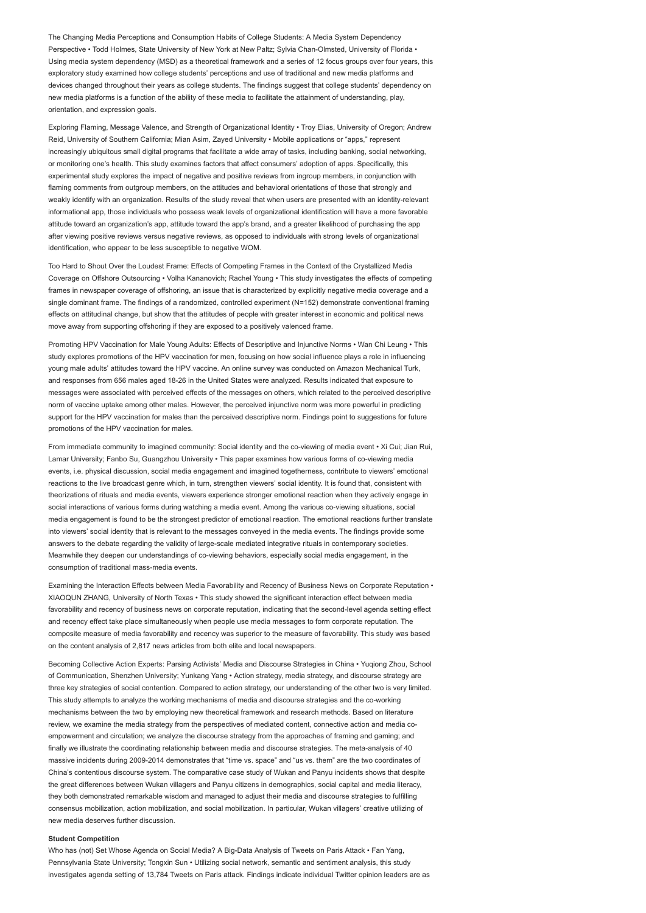The Changing Media Perceptions and Consumption Habits of College Students: A Media System Dependency Perspective • Todd Holmes, State University of New York at New Paltz; Sylvia Chan-Olmsted, University of Florida • Using media system dependency (MSD) as a theoretical framework and a series of 12 focus groups over four years, this exploratory study examined how college students' perceptions and use of traditional and new media platforms and devices changed throughout their years as college students. The findings suggest that college students' dependency on new media platforms is a function of the ability of these media to facilitate the attainment of understanding, play, orientation, and expression goals.

Exploring Flaming, Message Valence, and Strength of Organizational Identity • Troy Elias, University of Oregon; Andrew Reid, University of Southern California; Mian Asim, Zayed University • Mobile applications or "apps," represent increasingly ubiquitous small digital programs that facilitate a wide array of tasks, including banking, social networking, or monitoring one's health. This study examines factors that affect consumers' adoption of apps. Specifically, this experimental study explores the impact of negative and positive reviews from ingroup members, in conjunction with flaming comments from outgroup members, on the attitudes and behavioral orientations of those that strongly and weakly identify with an organization. Results of the study reveal that when users are presented with an identity-relevant informational app, those individuals who possess weak levels of organizational identification will have a more favorable attitude toward an organization's app, attitude toward the app's brand, and a greater likelihood of purchasing the app after viewing positive reviews versus negative reviews, as opposed to individuals with strong levels of organizational identification, who appear to be less susceptible to negative WOM.

Too Hard to Shout Over the Loudest Frame: Effects of Competing Frames in the Context of the Crystallized Media Coverage on Offshore Outsourcing • Volha Kananovich; Rachel Young • This study investigates the effects of competing frames in newspaper coverage of offshoring, an issue that is characterized by explicitly negative media coverage and a single dominant frame. The findings of a randomized, controlled experiment (N=152) demonstrate conventional framing effects on attitudinal change, but show that the attitudes of people with greater interest in economic and political news move away from supporting offshoring if they are exposed to a positively valenced frame.

Promoting HPV Vaccination for Male Young Adults: Effects of Descriptive and Injunctive Norms • Wan Chi Leung • This study explores promotions of the HPV vaccination for men, focusing on how social influence plays a role in influencing young male adults' attitudes toward the HPV vaccine. An online survey was conducted on Amazon Mechanical Turk, and responses from 656 males aged 18-26 in the United States were analyzed. Results indicated that exposure to messages were associated with perceived effects of the messages on others, which related to the perceived descriptive norm of vaccine uptake among other males. However, the perceived injunctive norm was more powerful in predicting support for the HPV vaccination for males than the perceived descriptive norm. Findings point to suggestions for future promotions of the HPV vaccination for males.

From immediate community to imagined community: Social identity and the co-viewing of media event • Xi Cui; Jian Rui, Lamar University; Fanbo Su, Guangzhou University • This paper examines how various forms of co-viewing media events, i.e. physical discussion, social media engagement and imagined togetherness, contribute to viewers' emotional reactions to the live broadcast genre which, in turn, strengthen viewers' social identity. It is found that, consistent with theorizations of rituals and media events, viewers experience stronger emotional reaction when they actively engage in social interactions of various forms during watching a media event. Among the various co-viewing situations, social media engagement is found to be the strongest predictor of emotional reaction. The emotional reactions further translate into viewers' social identity that is relevant to the messages conveyed in the media events. The findings provide some answers to the debate regarding the validity of large-scale mediated integrative rituals in contemporary societies. Meanwhile they deepen our understandings of co-viewing behaviors, especially social media engagement, in the consumption of traditional mass-media events.

Examining the Interaction Effects between Media Favorability and Recency of Business News on Corporate Reputation • XIAOQUN ZHANG, University of North Texas • This study showed the significant interaction effect between media favorability and recency of business news on corporate reputation, indicating that the second-level agenda setting effect and recency effect take place simultaneously when people use media messages to form corporate reputation. The composite measure of media favorability and recency was superior to the measure of favorability. This study was based on the content analysis of 2,817 news articles from both elite and local newspapers.

Becoming Collective Action Experts: Parsing Activists' Media and Discourse Strategies in China • Yuqiong Zhou, School of Communication, Shenzhen University; Yunkang Yang • Action strategy, media strategy, and discourse strategy are three key strategies of social contention. Compared to action strategy, our understanding of the other two is very limited. This study attempts to analyze the working mechanisms of media and discourse strategies and the co-working mechanisms between the two by employing new theoretical framework and research methods. Based on literature review, we examine the media strategy from the perspectives of mediated content, connective action and media co-empowerment and circulation; we analyze the discourse strategy from the approaches of framing and gaming; and finally we illustrate the coordinating relationship between media and discourse strategies. The meta-analysis of 40 massive incidents during 2009-2014 demonstrates that "time vs. space" and "us vs. them" are the two coordinates of China's contentious discourse system. The comparative case study of Wukan and Panyu incidents shows that despite the great differences between Wukan villagers and Panyu citizens in demographics, social capital and media literacy, they both demonstrated remarkable wisdom and managed to adjust their media and discourse strategies to fulfilling consensus mobilization, action mobilization, and social mobilization. In particular, Wukan villagers' creative utilizing of new media deserves further discussion.

**Student Competition**

Who has (not) Set Whose Agenda on Social Media? A Big-Data Analysis of Tweets on Paris Attack • Fan Yang, Pennsylvania State University; Tongxin Sun • Utilizing social network, semantic and sentiment analysis, this study investigates agenda setting of 13,784 Tweets on Paris attack. Findings indicate individual Twitter opinion leaders are as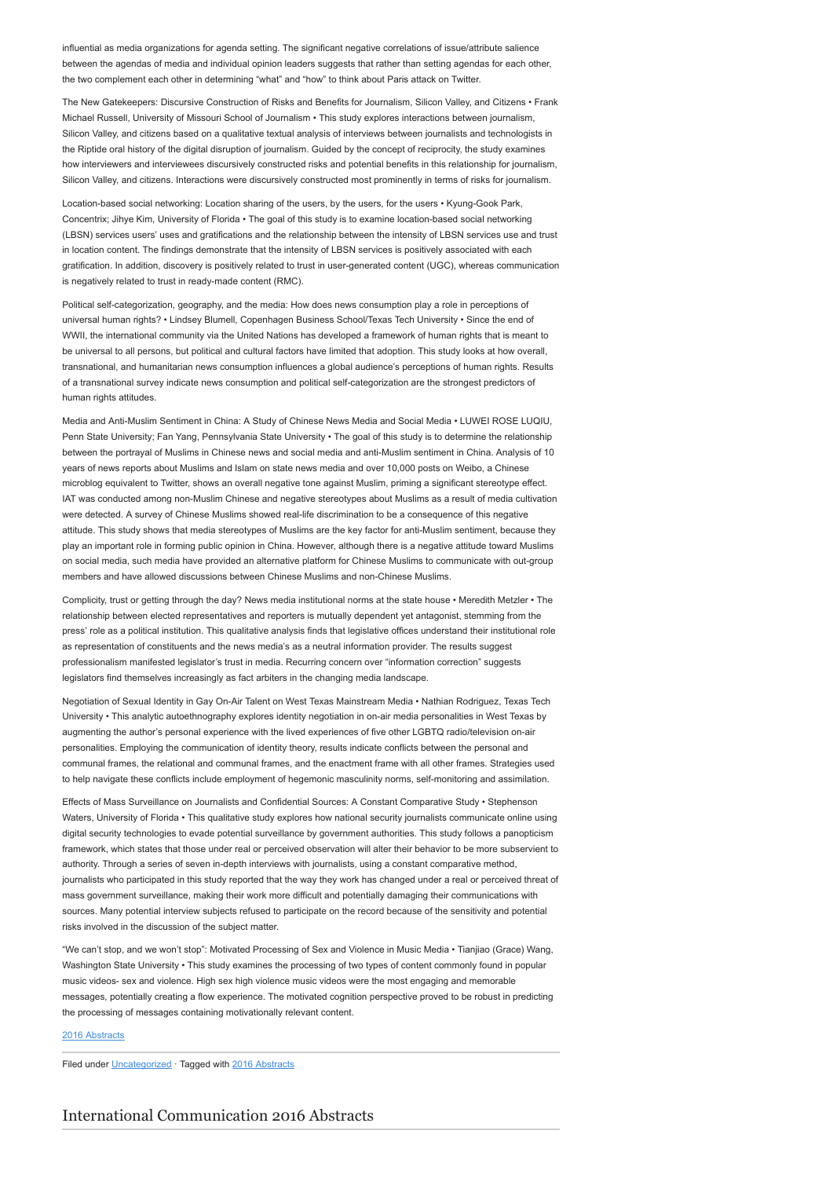influential as media organizations for agenda setting. The significant negative correlations of issue/attribute salience between the agendas of media and individual opinion leaders suggests that rather than setting agendas for each other, the two complement each other in determining "what" and "how" to think about Paris attack on Twitter.

The New Gatekeepers: Discursive Construction of Risks and Benefits for Journalism, Silicon Valley, and Citizens • Frank Michael Russell, University of Missouri School of Journalism • This study explores interactions between journalism, Silicon Valley, and citizens based on a qualitative textual analysis of interviews between journalists and technologists in the Riptide oral history of the digital disruption of journalism. Guided by the concept of reciprocity, the study examines how interviewers and interviewees discursively constructed risks and potential benefits in this relationship for journalism, Silicon Valley, and citizens. Interactions were discursively constructed most prominently in terms of risks for journalism.

Location-based social networking: Location sharing of the users, by the users, for the users • Kyung-Gook Park, Concentrix; Jihye Kim, University of Florida • The goal of this study is to examine location-based social networking (LBSN) services users' uses and gratifications and the relationship between the intensity of LBSN services use and trust in location content. The findings demonstrate that the intensity of LBSN services is positively associated with each gratification. In addition, discovery is positively related to trust in user-generated content (UGC), whereas communication is negatively related to trust in ready-made content (RMC).

Political self-categorization, geography, and the media: How does news consumption play a role in perceptions of universal human rights? • Lindsey Blumell, Copenhagen Business School/Texas Tech University • Since the end of WWII, the international community via the United Nations has developed a framework of human rights that is meant to be universal to all persons, but political and cultural factors have limited that adoption. This study looks at how overall, transnational, and humanitarian news consumption influences a global audience's perceptions of human rights. Results of a transnational survey indicate news consumption and political self-categorization are the strongest predictors of human rights attitudes.

Media and Anti-Muslim Sentiment in China: A Study of Chinese News Media and Social Media • LUWEI ROSE LUQIU, Penn State University; Fan Yang, Pennsylvania State University • The goal of this study is to determine the relationship between the portrayal of Muslims in Chinese news and social media and anti-Muslim sentiment in China. Analysis of 10 years of news reports about Muslims and Islam on state news media and over 10,000 posts on Weibo, a Chinese microblog equivalent to Twitter, shows an overall negative tone against Muslim, priming a significant stereotype effect. IAT was conducted among non-Muslim Chinese and negative stereotypes about Muslims as a result of media cultivation were detected. A survey of Chinese Muslims showed real-life discrimination to be a consequence of this negative attitude. This study shows that media stereotypes of Muslims are the key factor for anti-Muslim sentiment, because they play an important role in forming public opinion in China. However, although there is a negative attitude toward Muslims on social media, such media have provided an alternative platform for Chinese Muslims to communicate with out-group members and have allowed discussions between Chinese Muslims and non-Chinese Muslims.

Complicity, trust or getting through the day? News media institutional norms at the state house • Meredith Metzler • The relationship between elected representatives and reporters is mutually dependent yet antagonist, stemming from the press' role as a political institution. This qualitative analysis finds that legislative offices understand their institutional role as representation of constituents and the news media's as a neutral information provider. The results suggest professionalism manifested legislator's trust in media. Recurring concern over "information correction" suggests legislators find themselves increasingly as fact arbiters in the changing media landscape.

Negotiation of Sexual Identity in Gay On-Air Talent on West Texas Mainstream Media • Nathian Rodriguez, Texas Tech University • This analytic autoethnography explores identity negotiation in on-air media personalities in West Texas by augmenting the author's personal experience with the lived experiences of five other LGBTQ radio/television on-air personalities. Employing the communication of identity theory, results indicate conflicts between the personal and communal frames, the relational and communal frames, and the enactment frame with all other frames. Strategies used to help navigate these conflicts include employment of hegemonic masculinity norms, self-monitoring and assimilation.

Effects of Mass Surveillance on Journalists and Confidential Sources: A Constant Comparative Study • Stephenson Waters, University of Florida • This qualitative study explores how national security journalists communicate online using digital security technologies to evade potential surveillance by government authorities. This study follows a panopticism framework, which states that those under real or perceived observation will alter their behavior to be more subservient to authority. Through a series of seven in-depth interviews with journalists, using a constant comparative method, journalists who participated in this study reported that the way they work has changed under a real or perceived threat of mass government surveillance, making their work more difficult and potentially damaging their communications with sources. Many potential interview subjects refused to participate on the record because of the sensitivity and potential risks involved in the discussion of the subject matter.

"We can't stop, and we won't stop": Motivated Processing of Sex and Violence in Music Media • Tianjiao (Grace) Wang, Washington State University • This study examines the processing of two types of content commonly found in popular music videos- sex and violence. High sex high violence music videos were the most engaging and memorable messages, potentially creating a flow experience. The motivated cognition perspective proved to be robust in predicting the processing of messages containing motivationally relevant content.

2016 Abstracts

Filed under Uncategorized · Tagged with 2016 Abstracts

## International Communication 2016 Abstracts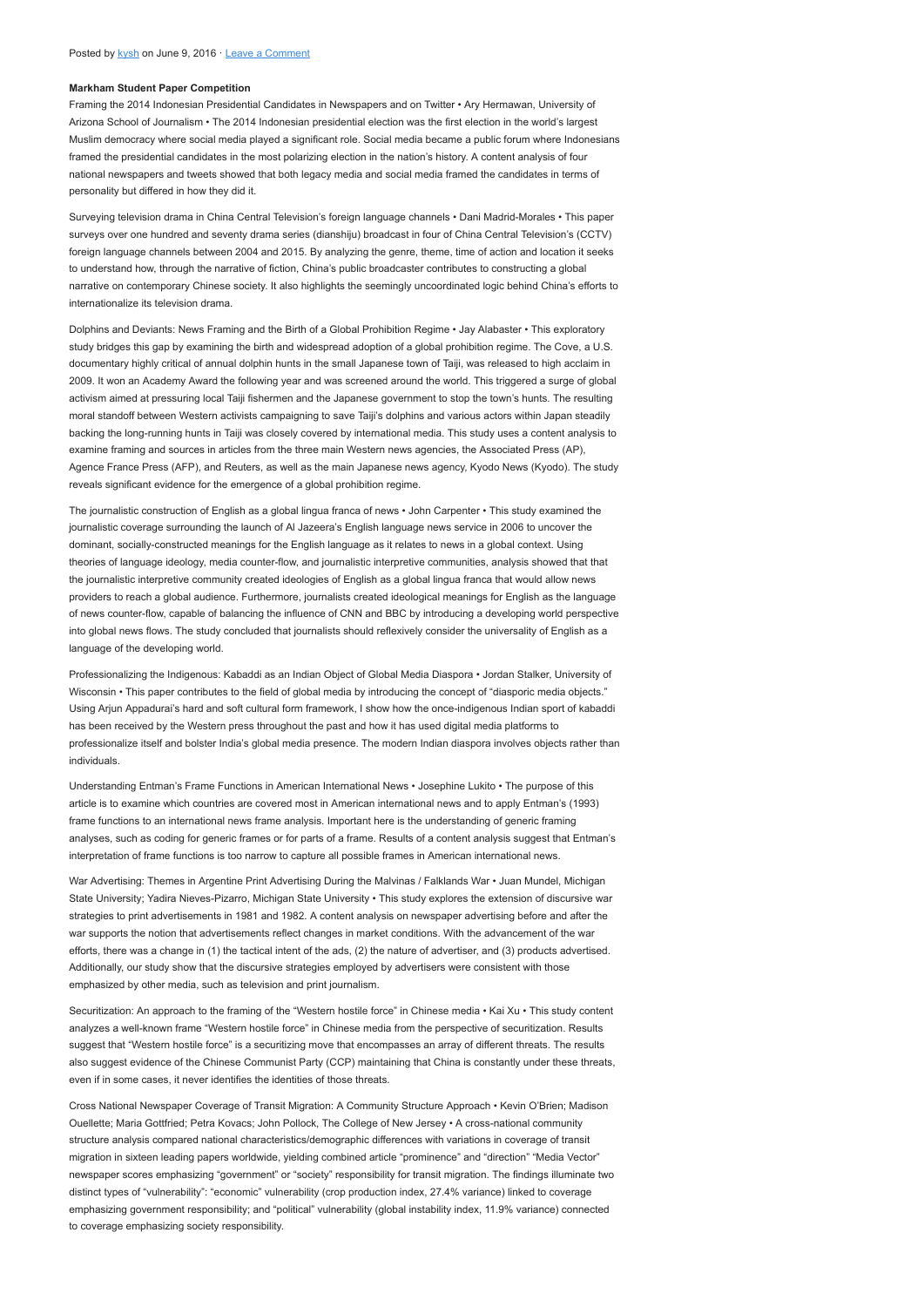Posted by kysh on June 9, 2016 · Leave a Comment

**Markham Student Paper Competition**

Framing the 2014 Indonesian Presidential Candidates in Newspapers and on Twitter • Ary Hermawan, University of Arizona School of Journalism • The 2014 Indonesian presidential election was the first election in the world's largest Muslim democracy where social media played a significant role. Social media became a public forum where Indonesians framed the presidential candidates in the most polarizing election in the nation's history. A content analysis of four national newspapers and tweets showed that both legacy media and social media framed the candidates in terms of personality but differed in how they did it.

Surveying television drama in China Central Television's foreign language channels • Dani Madrid-Morales • This paper surveys over one hundred and seventy drama series (dianshiju) broadcast in four of China Central Television's (CCTV) foreign language channels between 2004 and 2015. By analyzing the genre, theme, time of action and location it seeks to understand how, through the narrative of fiction, China's public broadcaster contributes to constructing a global narrative on contemporary Chinese society. It also highlights the seemingly uncoordinated logic behind China's efforts to internationalize its television drama.

Dolphins and Deviants: News Framing and the Birth of a Global Prohibition Regime • Jay Alabaster • This exploratory study bridges this gap by examining the birth and widespread adoption of a global prohibition regime. The Cove, a U.S. documentary highly critical of annual dolphin hunts in the small Japanese town of Taiji, was released to high acclaim in 2009. It won an Academy Award the following year and was screened around the world. This triggered a surge of global activism aimed at pressuring local Taiji fishermen and the Japanese government to stop the town's hunts. The resulting moral standoff between Western activists campaigning to save Taiji's dolphins and various actors within Japan steadily backing the long-running hunts in Taiji was closely covered by international media. This study uses a content analysis to examine framing and sources in articles from the three main Western news agencies, the Associated Press (AP), Agence France Presse (AFP), and Reuters, as well as the main Japanese news agency, Kyodo News (Kyodo). The study reveals significant evidence for the emergence of a global prohibition regime.

The journalistic construction of English as a global lingua franca of news • John Carpenter • This study examined the journalistic coverage surrounding the launch of Al Jazeera's English language news service in 2006 to uncover the dominant, socially-constructed meanings for the English language as it relates to news in a global context. Using theories of language ideology, media counter-flow, and journalistic interpretive communities, analysis showed that the journalistic interpretive community created ideologies of English as a global lingua franca that would allow news providers to reach a global audience. Furthermore, journalists created ideological meanings for English as the language of news counter-flow, capable of balancing the influence of CNN and BBC by introducing a developing world perspective into global news flows. The study concluded that journalists should reflexively consider the universality of English as a language of the developing world.

Professionalizing the Indigenous: Kabaddi as an Indian Object of Global Media Diaspora • Jordan Stalker, University of Wisconsin • This paper contributes to the field of global media by introducing the concept of "diasporic media objects." Using Arjun Appadurai's hard and soft cultural form framework, I show how the once-indigenous Indian sport of kabaddi has been received by the Western press throughout the past and how it has used digital media platforms to professionalize itself and bolster India's global media presence. The modern Indian diaspora involves objects rather than individuals.

Understanding Entman's Frame Functions in American International News • Josephine Lukito • The purpose of this article is to examine which countries are covered most in American international news and to apply Entman's (1993) frame functions to an international news frame analysis. Important here is the understanding of generic framing analyses, such as coding for generic frames or for parts of a frame. Results of a content analysis suggest that Entman's interpretation of frame functions is too narrow to capture all possible frames in American international news.

War Advertising: Themes in Argentine Print Advertising During the Malvinas / Falklands War • Juan Mundel, Michigan State University; Yadira Nieves-Pizarro, Michigan State University • This study explores the extension of discursive war strategies to print advertisements in 1981 and 1982. A content analysis on newspaper advertising before and after the war supports the notion that advertisements reflect changes in market conditions. With the advancement of the war efforts, there was a change in (1) the tactical intent of the ads, (2) the nature of advertiser, and (3) products advertised. Additionally, our study show that the discursive strategies employed by advertisers were consistent with those emphasized by other media, such as television and print journalism.

Securitization: An approach to the framing of the "Western hostile force" in Chinese media • Kai Xu • This study content analyzes a well-known frame "Western hostile force" in Chinese media from the perspective of securitization. Results suggest that "Western hostile force" is a securitizing move that encompasses an array of different threats. The results also suggest evidence of the Chinese Communist Party (CCP) maintaining that China is constantly under these threats, even if in some cases, it never identifies the identities of those threats.

Cross National Newspaper Coverage of Transit Migration: A Community Structure Approach • Kevin O'Brien; Madison Ouellette; Maria Gottfried; Petra Kovacs; John Pollock, The College of New Jersey • A cross-national community structure analysis compared national characteristics/demographic differences with variations in coverage of transit migration in sixteen leading papers worldwide, yielding combined article "prominence" and "direction" "Media Vector" newspaper scores emphasizing "government" or "society" responsibility for transit migration. The findings illuminate two distinct types of "vulnerability": "economic" vulnerability (crop production index, 27.4% variance) linked to coverage emphasizing government responsibility; and "political" vulnerability (global instability index, 11.9% variance) connected to coverage emphasizing society responsibility.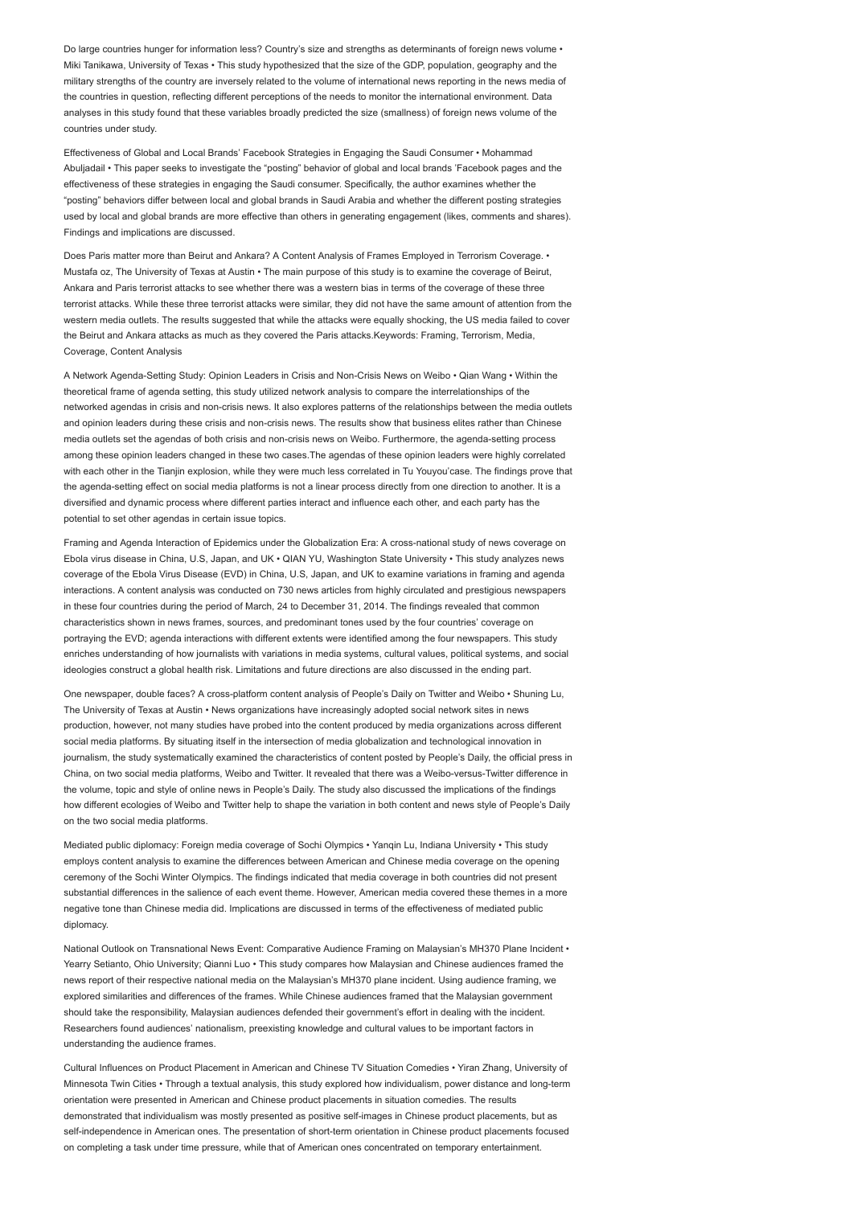Do large countries hunger for information less? Country's size and strengths as determinants of foreign news volume • Miki Tanikawa, University of Texas • This study hypothesized that the size of the GDP, population, geography and the military strengths of the country are inversely related to the volume of international news reporting in the news media of the countries in question, reflecting different perceptions of the needs to monitor the international environment. Data analyses in this study found that these variables broadly predicted the size (smallness) of foreign news volume of the countries under study.

Effectiveness of Global and Local Brands' Facebook Strategies in Engaging the Saudi Consumer • Mohammad Abuljadail • This paper seeks to investigate the "posting" behavior of global and local brands 'Facebook pages and the effectiveness of these strategies in engaging the Saudi consumer. Specifically, the author examines whether the "posting" behaviors differ between local and global brands in Saudi Arabia and whether the different posting strategies used by local and global brands are more effective than others in generating engagement (likes, comments and shares). Findings and implications are discussed.

Does Paris matter more than Beirut and Ankara? A Content Analysis of Frames Employed in Terrorism Coverage. • Mustafa oz, The University of Texas at Austin • The main purpose of this study is to examine the coverage of Beirut, Ankara and Paris terrorist attacks to see whether there was a western bias in terms of the coverage of these three terrorist attacks. While these three terrorist attacks were similar, they did not have the same amount of attention from the western media outlets. The results suggested that while the attacks were equally shocking, the US media failed to cover the Beirut and Ankara attacks as much as they covered the Paris attacks.Keywords: Framing, Terrorism, Media, Coverage, Content Analysis

A Network Agenda-Setting Study: Opinion Leaders in Crisis and Non-Crisis News on Weibo • Qian Wang • Within the theoretical frame of agenda setting, this study utilized network analysis to compare the interrelationships of the networked agendas in crisis and non-crisis news. It also explores patterns of the relationships between the media outlets and opinion leaders during these crisis and non-crisis news. The results show that business elites rather than Chinese media outlets set the agendas of both crisis and non-crisis news on Weibo. Furthermore, the agenda-setting process among these opinion leaders changed in these two cases.The agendas of these opinion leaders were highly correlated with each other in the Tianjin explosion, while they were much less correlated in Tu Youyou'case. The findings prove that the agenda-setting effect on social media platforms is not a linear process directly from one direction to another. It is a diversified and dynamic process where different parties interact and influence each other, and each party has the potential to set other agendas in certain issue topics.

Framing and Agenda Interaction of Epidemics under the Globalization Era: A cross-national study of news coverage on Ebola virus disease in China, U.S, Japan, and UK • QIAN YU, Washington State University • This study analyzes news coverage of the Ebola Virus Disease (EVD) in China, U.S, Japan, and UK to examine variations in framing and agenda interactions. A content analysis was conducted on 730 news articles from highly circulated and prestigious newspapers in these four countries during the period of March, 24 to December 31, 2014. The findings revealed that common characteristics shown in news frames, sources, and predominant tones used by the four countries' coverage on portraying the EVD; agenda interactions with different extents were identified among the four newspapers. This study enriches understanding of how journalists with variations in media systems, cultural values, political systems, and social ideologies construct a global health risk. Limitations and future directions are also discussed in the ending part.

One newspaper, double faces? A cross-platform content analysis of People's Daily on Twitter and Weibo • Shuning Lu, The University of Texas at Austin • News organizations have increasingly adopted social network sites in news production, however, not many studies have probed into the content produced by media organizations across different social media platforms. By situating itself in the intersection of media globalization and technological innovation in journalism, the study systematically examined the characteristics of content posted by People's Daily, the official press in China, on two social media platforms, Weibo and Twitter. It revealed that there was a Weibo-versus-Twitter difference in the volume, topic and style of online news in People's Daily. The study also discussed the implications of the findings how different ecologies of Weibo and Twitter help to shape the variation in both content and news style of People's Daily on the two social media platforms.

Mediated public diplomacy: Foreign media coverage of Sochi Olympics • Yanqin Lu, Indiana University • This study employs content analysis to examine the differences between American and Chinese media coverage on the opening ceremony of the Sochi Winter Olympics. The findings indicated that media coverage in both countries did not present substantial differences in the salience of each event theme. However, American media covered these themes in a more negative tone than Chinese media did. Implications are discussed in terms of the effectiveness of mediated public diplomacy.

National Outlook on Transnational News Event: Comparative Audience Framing on Malaysian's MH370 Plane Incident • Yearry Setianto, Ohio University; Qianni Luo • This study compares how Malaysian and Chinese audiences framed the news report of their respective national media on the Malaysian's MH370 plane incident. Using audience framing, we explored similarities and differences of the frames. While Chinese audiences framed that the Malaysian government should take the responsibility, Malaysian audiences defended their government's effort in dealing with the incident. Researchers found audiences' nationalism, preexisting knowledge and cultural values to be important factors in understanding the audience frames.

Cultural Influences on Product Placement in American and Chinese TV Situation Comedies • Yiran Zhang, University of Minnesota Twin Cities • Through a textual analysis, this study explored how individualism, power distance and long-term orientation were presented in American and Chinese product placements in situation comedies. The results demonstrated that individualism was mostly presented as positive self-images in Chinese product placements, but as self-independence in American ones. The presentation of short-term orientation in Chinese product placements focused on completing a task under time pressure, while that of American ones concentrated on temporary entertainment.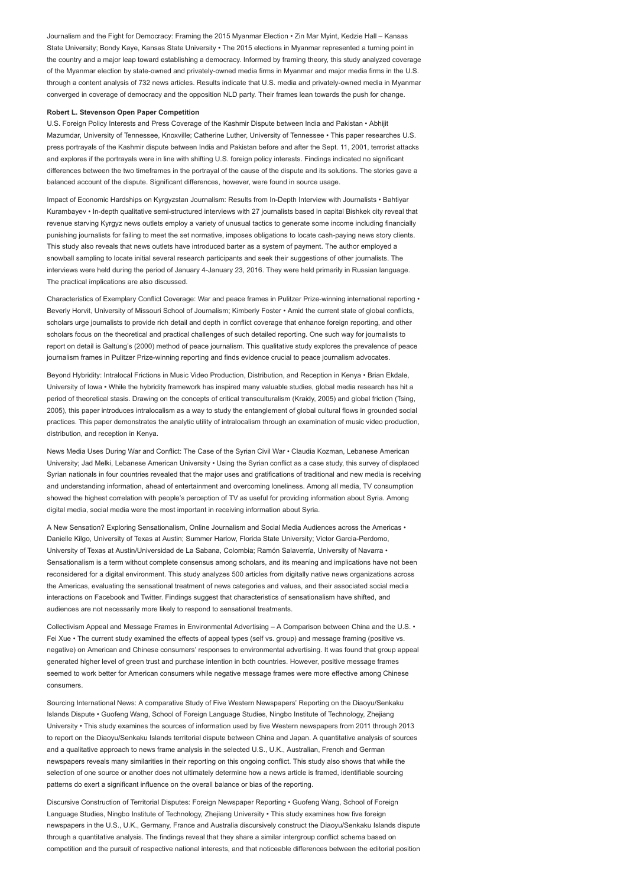Journalism and the Fight for Democracy: Framing the 2015 Myanmar Election • Zin Mar Myint, Kedzie Hall – Kansas State University; Bondy Kaye, Kansas State University • The 2015 elections in Myanmar represented a turning point in the country and a major leap toward establishing a democracy. Informed by framing theory, this study analyzed coverage of the Myanmar election by state-owned and privately-owned media firms in Myanmar and major media firms in the U.S. through a content analysis of 732 news articles. Results indicate that U.S. media and privately-owned media in Myanmar converged in coverage of democracy and the opposition NLD party. Their frames lean towards the push for change.

**Robert L. Stevenson Open Paper Competition**

U.S. Foreign Policy Interests and Press Coverage of the Kashmir Dispute between India and Pakistan • Abhijit Mazumdar, University of Tennessee, Knoxville; Catherine Luther, University of Tennessee • This paper researches U.S. press portrayals of the Kashmir dispute between India and Pakistan before and after the Sept. 11, 2001, terrorist attacks and explores if the portrayals were in line with shifting U.S. foreign policy interests. Findings indicated no significant differences between the two timeframes in the portrayal of the cause of the dispute and its solutions. The stories gave a balanced account of the dispute. Significant differences, however, were found in source usage.

Impact of Economic Hardships on Kyrgyzstan Journalism: Results from In-Depth Interview with Journalists • Bahtiyar Kurambayev • In-depth qualitative semi-structured interviews with 27 journalists based in capital Bishkek city reveal that revenue starving Kyrgyz news outlets employ a variety of unusual tactics to generate some income including financially punishing journalists for failing to meet the set normative, imposes obligations to locate cash-paying news story clients. This study also reveals that news outlets have introduced barter as a system of payment. The author employed a snowball sampling to locate initial several research participants and seek their suggestions of other journalists. The interviews were held during the period of January 4-January 23, 2016. They were held primarily in Russian language. The practical implications are also discussed.

Characteristics of Exemplary Conflict Coverage: War and peace frames in Pulitzer Prize-winning international reporting • Beverly Horvit, University of Missouri School of Journalism; Kimberly Foster • Amid the current state of global conflicts, scholars urge journalists to provide rich detail and depth in conflict coverage that enhance foreign reporting, and other scholars focus on the theoretical and practical challenges of such detailed reporting. One such way for journalists to report on detail is Galtung's (2000) method of peace journalism. This qualitative study explores the prevalence of peace journalism frames in Pulitzer Prize-winning reporting and finds evidence crucial to peace journalism advocates.

Beyond Hybridity: Intralocal Frictions in Music Video Production, Distribution, and Reception in Kenya • Brian Ekdale, University of Iowa • While the hybridity framework has inspired many valuable studies, global media research has hit a period of theoretical stasis. Drawing on the concepts of critical transculturalism (Kraidy, 2005) and global friction (Tsing, 2005), this paper introduces intralocalism as a way to study the entanglement of global cultural flows in grounded social practices. This paper demonstrates the analytic utility of intralocalism through an examination of music video production, distribution, and reception in Kenya.

News Media Uses During War and Conflict: The Case of the Syrian Civil War • Claudia Kozman, Lebanese American University; Jad Melki, Lebanese American University • Using the Syrian conflict as a case study, this survey of displaced Syrian nationals in four countries revealed that the major uses and gratifications of traditional and new media is receiving and understanding information, ahead of entertainment and overcoming loneliness. Among all media, TV consumption showed the highest correlation with people's perception of TV as useful for providing information about Syria. Among digital media, social media were the most important in receiving information about Syria.

A New Sensation? Exploring Sensationalism, Online Journalism and Social Media Audiences across the Americas • Danielle Kilgo, University of Texas at Austin; Summer Harlow, Florida State University; Victor Garcia-Perdomo, University of Texas at Austin/Universidad de La Sabana, Colombia; Ramón Salaverría, University of Navarra • Sensationalism is a term without complete consensus among scholars, and its meaning and implications have not been reconsidered for a digital environment. This study analyzes 500 articles from digitally native news organizations across the Americas, evaluating the sensational treatment of news categories and values, and their associated social media interactions on Facebook and Twitter. Findings suggest that characteristics of sensationalism have shifted, and audiences are not necessarily more likely to respond to sensational treatments.

Collectivism Appeal and Message Frames in Environmental Advertising – A Comparison between China and the U.S. • Fei Xue • The current study examined the effects of appeal types (self vs. group) and message framing (positive vs. negative) on American and Chinese consumers' responses to environmental advertising. It was found that group appeal generated higher level of green trust and purchase intention in both countries. However, positive message frames seemed to work better for American consumers while negative message frames were more effective among Chinese consumers.

Sourcing International News: A comparative Study of Five Western Newspapers' Reporting on the Diaoyu/Senkaku Islands Dispute • Guofeng Wang, School of Foreign Language Studies, Ningbo Institute of Technology, Zhejiang University • This study examines the sources of information used by five Western newspapers from 2011 through 2013 to report on the Diaoyu/Senkaku Islands territorial dispute between China and Japan. A quantitative analysis of sources and a qualitative approach to news frame analysis in the selected U.S., U.K., Australian, French and German newspapers reveals many similarities in their reporting on this ongoing conflict. This study also shows that while the selection of one source or another does not ultimately determine how a news article is framed, identifiable sourcing patterns do exert a significant influence on the overall balance or bias of the reporting.

Discursive Construction of Territorial Disputes: Foreign Newspaper Reporting • Guofeng Wang, School of Foreign Language Studies, Ningbo Institute of Technology, Zhejiang University • This study examines how five foreign newspapers in the U.S., U.K., Germany, France and Australia discursively construct the Diaoyu/Senkaku Islands dispute through a quantitative analysis. The findings reveal that they share a similar intergroup conflict schema based on competition and the pursuit of respective national interests, and that noticeable differences between the editorial position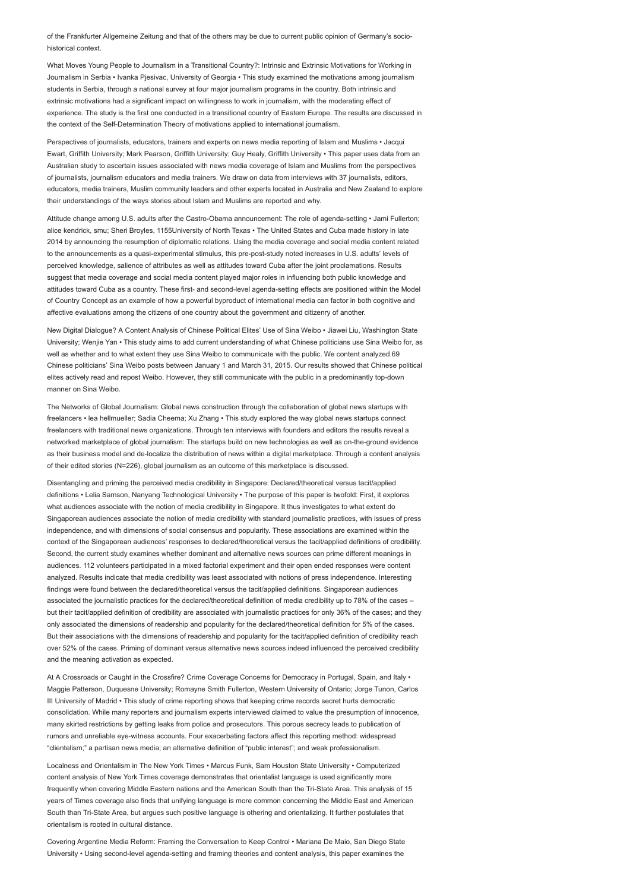of the Frankfurter Allgemeine Zeitung and that of the others may be due to current public opinion of Germany's socio-historical context.

What Moves Young People to Journalism in a Transitional Country?: Intrinsic and Extrinsic Motivations for Working in Journalism in Serbia • Ivanka Pjesivac, University of Georgia • This study examined the motivations among journalism students in Serbia, through a national survey at four major journalism programs in the country. Both intrinsic and extrinsic motivations had a significant impact on willingness to work in journalism, with the moderating effect of experience. The study is the first one conducted in a transitional country of Eastern Europe. The results are discussed in the context of the Self-Determination Theory of motivations applied to international journalism.

Perspectives of journalists, educators, trainers and experts on news media reporting of Islam and Muslims • Jacqui Ewart, Griffith University; Mark Pearson, Griffith University; Guy Healy, Griffith University • This paper uses data from an Australian study to ascertain issues associated with news media coverage of Islam and Muslims from the perspectives of journalists, journalism educators and media trainers. We draw on data from interviews with 37 journalists, editors, educators, media trainers, Muslim community leaders and other experts located in Australia and New Zealand to explore their understandings of the ways stories about Islam and Muslims are reported and why.

Attitude change among U.S. adults after the Castro-Obama announcement: The role of agenda-setting • Jami Fullerton; alice kendrick, smu; Sheri Broyles, 1155University of North Texas • The United States and Cuba made history in late 2014 by announcing the resumption of diplomatic relations. Using the media coverage and social media content related to the announcements as a quasi-experimental stimulus, this pre-post-study noted increases in U.S. adults' levels of perceived knowledge, salience of attributes as well as attitudes toward Cuba after the joint proclamations. Results suggest that media coverage and social media content played major roles in influencing both public knowledge and attitudes toward Cuba as a country. These first- and second-level agenda-setting effects are positioned within the Model of Country Concept as an example of how a powerful byproduct of international media can factor in both cognitive and affective evaluations among the citizens of one country about the government and citizenry of another.

New Digital Dialogue? A Content Analysis of Chinese Political Elites' Use of Sina Weibo • Jiawei Liu, Washington State University; Wenjie Yan • This study aims to add current understanding of what Chinese politicians use Sina Weibo for, as well as whether and to what extent they use Sina Weibo to communicate with the public. We content analyzed 69 Chinese politicians' Sina Weibo posts between January 1 and March 31, 2015. Our results showed that Chinese political elites actively read and repost Weibo. However, they still communicate with the public in a predominantly top-down manner on Sina Weibo.

The Networks of Global Journalism: Global news construction through the collaboration of global news startups with freelancers • lea hellmueller; Sadia Cheema; Xu Zhang • This study explored the way global news startups connect freelancers with traditional news organizations. Through ten interviews with founders and editors the results reveal a networked marketplace of global journalism: The startups build on new technologies as well as on-the-ground evidence as their business model and de-localize the distribution of news within a digital marketplace. Through a content analysis of their edited stories (N=226), global journalism as an outcome of this marketplace is discussed.

Disentangling and priming the perceived media credibility in Singapore: Declared/theoretical versus tacit/applied definitions • Lelia Samson, Nanyang Technological University • The purpose of this paper is twofold: First, it explores what audiences associate with the notion of media credibility in Singapore. It thus investigates to what extent do Singaporean audiences associate the notion of media credibility with standard journalistic practices, with issues of press independence, and with dimensions of social consensus and popularity. These associations are examined within the context of the Singaporean audiences' responses to declared/theoretical versus the tacit/applied definitions of credibility. Second, the current study examines whether dominant and alternative news sources can prime different meanings in audiences. 112 volunteers participated in a mixed factorial experiment and their open ended responses were content analyzed. Results indicate that media credibility was least associated with notions of press independence. Interesting findings were found between the declared/theoretical versus the tacit/applied definitions. Singaporean audiences associated the journalistic practices for the declared/theoretical definition of media credibility up to 78% of the cases – but their tacit/applied definition of credibility are associated with journalistic practices for only 36% of the cases; and they only associated the dimensions of readership and popularity for the declared/theoretical definition for 5% of the cases. But their associations with the dimensions of readership and popularity for the tacit/applied definition of credibility reach over 52% of the cases. Priming of dominant versus alternative news sources indeed influenced the perceived credibility and the meaning activation as expected.

At A Crossroads or Caught in the Crossfire? Crime Coverage Concerns for Democracy in Portugal, Spain, and Italy • Maggie Patterson, Duquesne University; Romayne Smith Fullerton, Western University of Ontario; Jorge Tunon, Carlos III University of Madrid • This study of crime reporting shows that keeping crime records secret hurts democratic consolidation. While many reporters and journalism experts interviewed claimed to value the presumption of innocence, many skirted restrictions by getting leaks from police and prosecutors. This porous secrecy leads to publication of rumors and unreliable eye-witness accounts. Four exacerbating factors affect this reporting method: widespread "clientelism;" a partisan news media; an alternative definition of "public interest"; and weak professionalism.

Localness and Orientalism in The New York Times • Marcus Funk, Sam Houston State University • Computerized content analysis of New York Times coverage demonstrates that orientalist language is used significantly more frequently when covering Middle Eastern nations and the American South than the Tri-State Area. This analysis of 15 years of Times coverage also finds that unifying language is more common concerning the Middle East and American South than Tri-State Area, but argues such positive language is othering and orientalizing. It further postulates that orientalism is rooted in cultural distance.

Covering Argentine Media Reform: Framing the Conversation to Keep Control • Mariana De Maio, San Diego State University • Using second-level agenda-setting and framing theories and content analysis, this paper examines the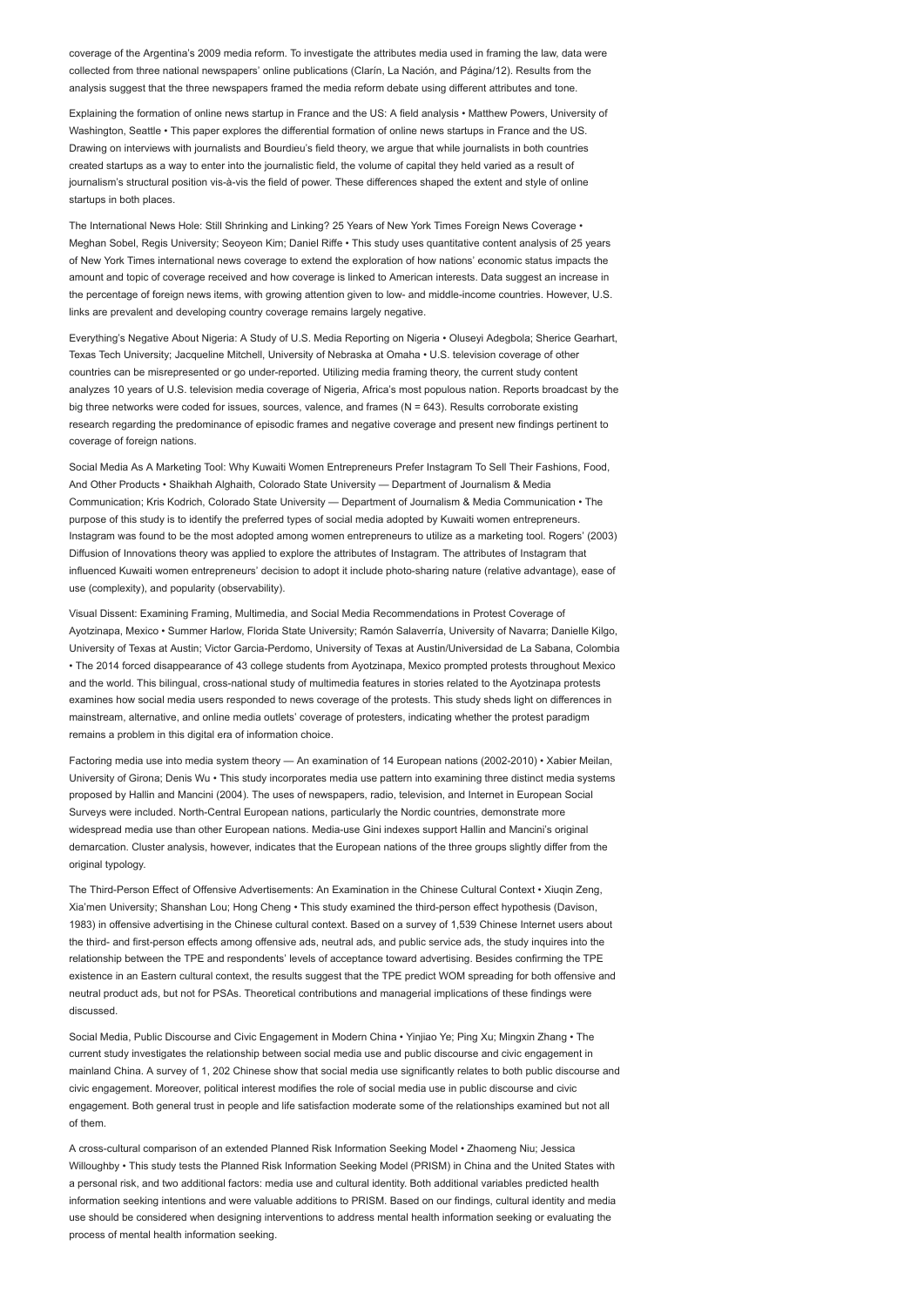coverage of the Argentina's 2009 media reform. To investigate the attributes media used in framing the law, data were collected from three national newspapers' online publications (Clarín, La Nación, and Página/12). Results from the analysis suggest that the three newspapers framed the media reform debate using different attributes and tone.

Explaining the formation of online news startup in France and the US: A field analysis • Matthew Powers, University of Washington, Seattle • This paper explores the differential formation of online news startups in France and the US. Drawing on interviews with journalists and Bourdieu's field theory, we argue that while journalists in both countries created startups as a way to enter into the journalistic field, the volume of capital they held varied as a result of journalism's structural position vis-à-vis the field of power. These differences shaped the extent and style of online startups in both places.

The International News Hole: Still Shrinking and Linking? 25 Years of New York Times Foreign News Coverage • Meghan Sobel, Regis University; Seoyeon Kim; Daniel Riffe • This study uses quantitative content analysis of 25 years of New York Times international news coverage to extend the exploration of how nations' economic status impacts the amount and topic of coverage received and how coverage is linked to American interests. Data suggest an increase in the percentage of foreign news items, with growing attention given to low- and middle-income countries. However, U.S. links are prevalent and developing country coverage remains largely negative.

Everything's Negative About Nigeria: A Study of U.S. Media Reporting on Nigeria • Oluseyi Adegbola; Sherice Gearhart, Texas Tech University; Jacqueline Mitchell, University of Nebraska at Omaha • U.S. television coverage of other countries can be misrepresented or go under-reported. Utilizing media framing theory, the current study content analyzes 10 years of U.S. television media coverage of Nigeria, Africa's most populous nation. Reports broadcast by the big three networks were coded for issues, sources, valence, and frames (N = 643). Results corroborate existing research regarding the predominance of episodic frames and negative coverage and present new findings pertinent to coverage of foreign nations.

Social Media As A Marketing Tool: Why Kuwaiti Women Entrepreneurs Prefer Instagram To Sell Their Fashions, Food, And Other Products • Shaikhah Alghaith, Colorado State University — Department of Journalism & Media Communication; Kris Kodrich, Colorado State University — Department of Journalism & Media Communication • The purpose of this study is to identify the preferred types of social media adopted by Kuwaiti women entrepreneurs. Instagram was found to be the most adopted among women entrepreneurs to utilize as a marketing tool. Rogers' (2003) Diffusion of Innovations theory was applied to explore the attributes of Instagram. The attributes of Instagram that influenced Kuwaiti women entrepreneurs' decision to adopt it include photo-sharing nature (relative advantage), ease of use (complexity), and popularity (observability).

Visual Dissent: Examining Framing, Multimedia, and Social Media Recommendations in Protest Coverage of Ayotzinapa, Mexico • Summer Harlow, Florida State University; Ramón Salaverría, University of Navarra; Danielle Kilgo, University of Texas at Austin; Victor Garcia-Perdomo, University of Texas at Austin/Universidad de La Sabana, Colombia • The 2014 forced disappearance of 43 college students from Ayotzinapa, Mexico prompted protests throughout Mexico and the world. This bilingual, cross-national study of multimedia features in stories related to the Ayotzinapa protests examines how social media users responded to news coverage of the protests. This study sheds light on differences in mainstream, alternative, and online media outlets' coverage of protesters, indicating whether the protest paradigm remains a problem in this digital era of information choice.

Factoring media use into media system theory — An examination of 14 European nations (2002-2010) • Xabier Meilan, University of Girona; Denis Wu • This study incorporates media use pattern into examining three distinct media systems proposed by Hallin and Mancini (2004). The uses of newspapers, radio, television, and Internet in European Social Surveys were included. North-Central European nations, particularly the Nordic countries, demonstrate more widespread media use than other European nations. Media-use Gini indexes support Hallin and Mancini's original demarcation. Cluster analysis, however, indicates that the European nations of the three groups slightly differ from the original typology.

The Third-Person Effect of Offensive Advertisements: An Examination in the Chinese Cultural Context • Xiuqin Zeng, Xia'men University; Shanshan Lou; Hong Cheng • This study examined the third-person effect hypothesis (Davison, 1983) in offensive advertising in the Chinese cultural context. Based on a survey of 1,539 Chinese Internet users about the third- and first-person effects among offensive ads, neutral ads, and public service ads, the study inquires into the relationship between the TPE and respondents' levels of acceptance toward advertising. Besides confirming the TPE existence in an Eastern cultural context, the results suggest that the TPE predict WOM spreading for both offensive and neutral product ads, but not for PSAs. Theoretical contributions and managerial implications of these findings were discussed.

Social Media, Public Discourse and Civic Engagement in Modern China • Yinjiao Ye; Ping Xu; Mingxin Zhang • The current study investigates the relationship between social media use and public discourse and civic engagement in mainland China. A survey of 1, 202 Chinese show that social media use significantly relates to both public discourse and civic engagement. Moreover, political interest modifies the role of social media use in public discourse and civic engagement. Both general trust in people and life satisfaction moderate some of the relationships examined but not all of them.

A cross-cultural comparison of an extended Planned Risk Information Seeking Model • Zhaomeng Niu; Jessica Willoughby • This study tests the Planned Risk Information Seeking Model (PRISM) in China and the United States with a personal risk, and two additional factors: media use and cultural identity. Both additional variables predicted health information seeking intentions and were valuable additions to PRISM. Based on our findings, cultural identity and media use should be considered when designing interventions to address mental health information seeking or evaluating the process of mental health information seeking.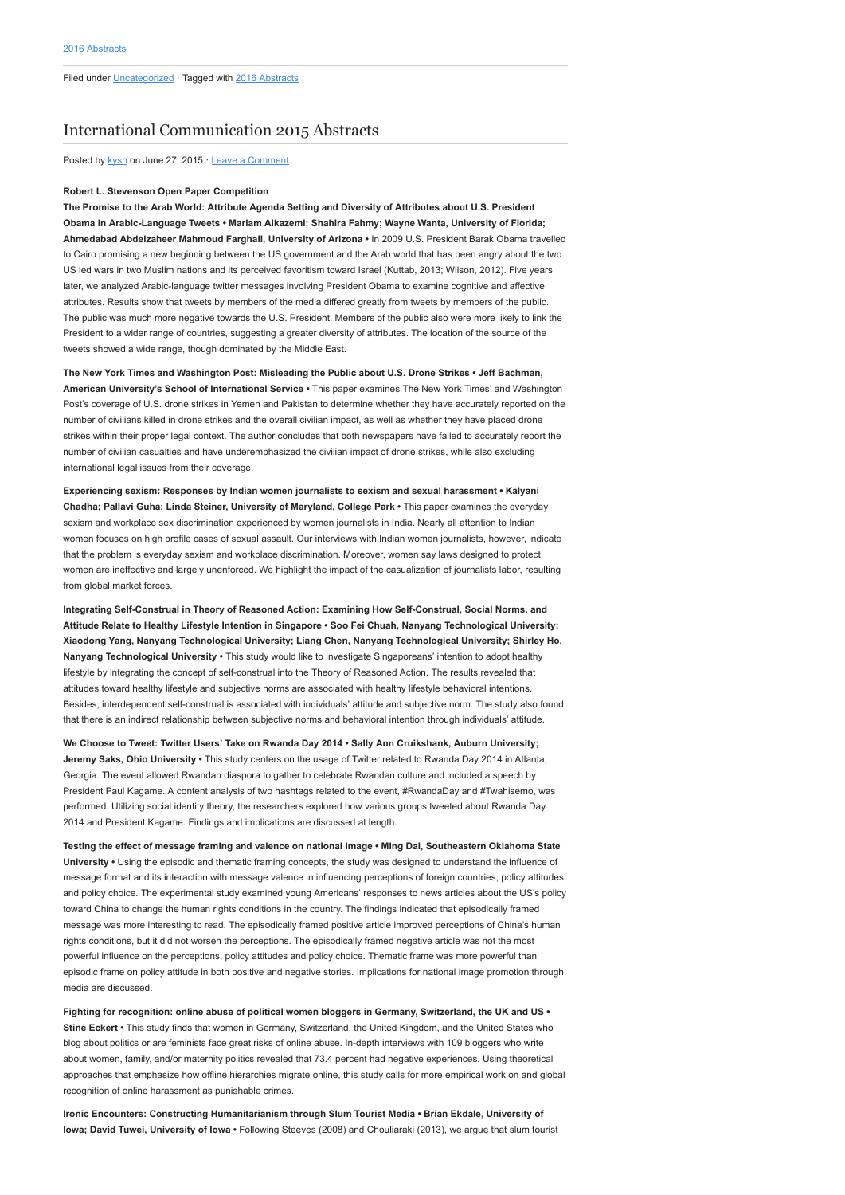[2016 Abstracts](#)

Filed under [Uncategorized](#) · Tagged with [2016 Abstracts](#)

## International Communication 2015 Abstracts

Posted by [kysh](#) on June 27, 2015 · [Leave a Comment](#)

**Robert L. Stevenson Open Paper Competition**

**The Promise to the Arab World: Attribute Agenda Setting and Diversity of Attributes about U.S. President Obama in Arabic-Language Tweets • Mariam Alkazemi; Shahira Fahmy; Wayne Wanta, University of Florida; Ahmedabad Abdelzaheer Mahmoud Farghali, University of Arizona •** In 2009 U.S. President Barak Obama travelled to Cairo promising a new beginning between the US government and the Arab world that has been angry about the two US led wars in two Muslim nations and its perceived favoritism toward Israel (Kuttab, 2013; Wilson, 2012). Five years later, we analyzed Arabic-language twitter messages involving President Obama to examine cognitive and affective attributes. Results show that tweets by members of the media differed greatly from tweets by members of the public. The public was much more negative towards the U.S. President. Members of the public also were more likely to link the President to a wider range of countries, suggesting a greater diversity of attributes. The location of the source of the tweets showed a wide range, though dominated by the Middle East.

**The New York Times and Washington Post: Misleading the Public about U.S. Drone Strikes • Jeff Bachman, American University's School of International Service •** This paper examines The New York Times' and Washington Post's coverage of U.S. drone strikes in Yemen and Pakistan to determine whether they have accurately reported on the number of civilians killed in drone strikes and the overall civilian impact, as well as whether they have placed drone strikes within their proper legal context. The author concludes that both newspapers have failed to accurately report the number of civilian casualties and have underemphasized the civilian impact of drone strikes, while also excluding international legal issues from their coverage.

**Experiencing sexism: Responses by Indian women journalists to sexism and sexual harassment • Kalyani Chadha; Pallavi Guha; Linda Steiner, University of Maryland, College Park •** This paper examines the everyday sexism and workplace sex discrimination experienced by women journalists in India. Nearly all attention to Indian women focuses on high profile cases of sexual assault. Our interviews with Indian women journalists, however, indicate that the problem is everyday sexism and workplace discrimination. Moreover, women say laws designed to protect women are ineffective and largely unenforced. We highlight the impact of the casualization of journalists labor, resulting from global market forces.

**Integrating Self-Construal in Theory of Reasoned Action: Examining How Self-Construal, Social Norms, and Attitude Relate to Healthy Lifestyle Intention in Singapore • Soo Fei Chuah, Nanyang Technological University; Xiaodong Yang, Nanyang Technological University; Liang Chen, Nanyang Technological University; Shirley Ho, Nanyang Technological University •** This study would like to investigate Singaporeans' intention to adopt healthy lifestyle by integrating the concept of self-construal into the Theory of Reasoned Action. The results revealed that attitudes toward healthy lifestyle and subjective norms are associated with healthy lifestyle behavioral intentions. Besides, interdependent self-construal is associated with individuals' attitude and subjective norm. The study also found that there is an indirect relationship between subjective norms and behavioral intention through individuals' attitude.

**We Choose to Tweet: Twitter Users' Take on Rwanda Day 2014 • Sally Ann Cruikshank, Auburn University; Jeremy Saks, Ohio University •** This study centers on the usage of Twitter related to Rwanda Day 2014 in Atlanta, Georgia. The event allowed Rwandan diaspora to gather to celebrate Rwandan culture and included a speech by President Paul Kagame. A content analysis of two hashtags related to the event, #RwandaDay and #Twahisemo, was performed. Utilizing social identity theory, the researchers explored how various groups tweeted about Rwanda Day 2014 and President Kagame. Findings and implications are discussed at length.

**Testing the effect of message framing and valence on national image • Ming Dai, Southeastern Oklahoma State University •** Using the episodic and thematic framing concepts, the study was designed to understand the influence of message format and its interaction with message valence in influencing perceptions of foreign countries, policy attitudes and policy choice. The experimental study examined young Americans' responses to news articles about the US's policy toward China to change the human rights conditions in the country. The findings indicated that episodically framed message was more interesting to read. The episodically framed positive article improved perceptions of China's human rights conditions, but it did not worsen the perceptions. The episodically framed negative article was not the most powerful influence on the perceptions, policy attitudes and policy choice. Thematic frame was more powerful than episodic frame on policy attitude in both positive and negative stories. Implications for national image promotion through media are discussed.

**Fighting for recognition: online abuse of political women bloggers in Germany, Switzerland, the UK and US • Stine Eckert •** This study finds that women in Germany, Switzerland, the United Kingdom, and the United States who blog about politics or are feminists face great risks of online abuse. In-depth interviews with 109 bloggers who write about women, family, and/or maternity politics revealed that 73.4 percent had negative experiences. Using theoretical approaches that emphasize how offline hierarchies migrate online, this study calls for more empirical work on and global recognition of online harassment as punishable crimes.

**Ironic Encounters: Constructing Humanitarianism through Slum Tourist Media • Brian Ekdale, University of Iowa; David Tuwei, University of Iowa •** Following Steeves (2008) and Chouliaraki (2013), we argue that slum tourist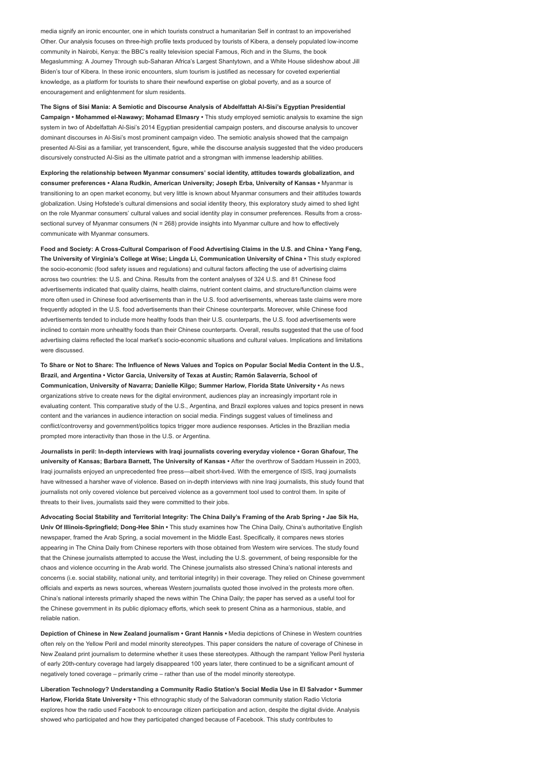media signify an ironic encounter, one in which tourists construct a humanitarian Self in contrast to an impoverished Other. Our analysis focuses on three-high profile texts produced by tourists of Kibera, a densely populated low-income community in Nairobi, Kenya: the BBC's reality television special Famous, Rich and in the Slums, the book Megaslumming: A Journey Through sub-Saharan Africa's Largest Shantytown, and a White House slideshow about Jill Biden's tour of Kibera. In these ironic encounters, slum tourism is justified as necessary for coveted experiential knowledge, as a platform for tourists to share their newfound expertise on global poverty, and as a source of encouragement and enlightenment for slum residents.

**The Signs of Sisi Mania: A Semiotic and Discourse Analysis of Abdelfattah Al-Sisi's Egyptian Presidential Campaign • Mohammed el-Nawawy; Mohamad Elmasry •** This study employed semiotic analysis to examine the sign system in two of Abdelfattah Al-Sisi's 2014 Egyptian presidential campaign posters, and discourse analysis to uncover dominant discourses in Al-Sisi's most prominent campaign video. The semiotic analysis showed that the campaign presented Al-Sisi as a familiar, yet transcendent, figure, while the discourse analysis suggested that the video producers discursively constructed Al-Sisi as the ultimate patriot and a strongman with immense leadership abilities.

**Exploring the relationship between Myanmar consumers' social identity, attitudes towards globalization, and consumer preferences • Alana Rudkin, American University; Joseph Erba, University of Kansas •** Myanmar is transitioning to an open market economy, but very little is known about Myanmar consumers and their attitudes towards globalization. Using Hofstede's cultural dimensions and social identity theory, this exploratory study aimed to shed light on the role Myanmar consumers' cultural values and social identity play in consumer preferences. Results from a cross-sectional survey of Myanmar consumers (N = 268) provide insights into Myanmar culture and how to effectively communicate with Myanmar consumers.

**Food and Society: A Cross-Cultural Comparison of Food Advertising Claims in the U.S. and China • Yang Feng, The University of Virginia's College at Wise; Lingda Li, Communication University of China •** This study explored the socio-economic (food safety issues and regulations) and cultural factors affecting the use of advertising claims across two countries: the U.S. and China. Results from the content analyses of 324 U.S. and 81 Chinese food advertisements indicated that quality claims, health claims, nutrient content claims, and structure/function claims were more often used in Chinese food advertisements than in the U.S. food advertisements, whereas taste claims were more frequently adopted in the U.S. food advertisements than their Chinese counterparts. Moreover, while Chinese food advertisements tended to include more healthy foods than their U.S. counterparts, the U.S. food advertisements were inclined to contain more unhealthy foods than their Chinese counterparts. Overall, results suggested that the use of food advertising claims reflected the local market's socio-economic situations and cultural values. Implications and limitations were discussed.

**To Share or Not to Share: The Influence of News Values and Topics on Popular Social Media Content in the U.S., Brazil, and Argentina • Victor Garcia, University of Texas at Austin; Ramón Salaverría, School of Communication, University of Navarra; Danielle Kilgo; Summer Harlow, Florida State University •** As news organizations strive to create news for the digital environment, audiences play an increasingly important role in evaluating content. This comparative study of the U.S., Argentina, and Brazil explores values and topics present in news content and the variances in audience interaction on social media. Findings suggest values of timeliness and conflict/controversy and government/politics topics trigger more audience responses. Articles in the Brazilian media prompted more interactivity than those in the U.S. or Argentina.

**Journalists in peril: In-depth interviews with Iraqi journalists covering everyday violence • Goran Ghafour, The university of Kansas; Barbara Barnett, The University of Kansas •** After the overthrow of Saddam Hussein in 2003, Iraqi journalists enjoyed an unprecedented free press—albeit short-lived. With the emergence of ISIS, Iraqi journalists have witnessed a harsher wave of violence. Based on in-depth interviews with nine Iraqi journalists, this study found that journalists not only covered violence but perceived violence as a government tool used to control them. In spite of threats to their lives, journalists said they were committed to their jobs.

**Advocating Social Stability and Territorial Integrity: The China Daily's Framing of the Arab Spring • Jae Sik Ha, Univ Of Illinois-Springfield; Dong-Hee Shin •** This study examines how The China Daily, China's authoritative English newspaper, framed the Arab Spring, a social movement in the Middle East. Specifically, it compares news stories appearing in The China Daily from Chinese reporters with those obtained from Western wire services. The study found that the Chinese journalists attempted to accuse the West, including the U.S. government, of being responsible for the chaos and violence occurring in the Arab world. The Chinese journalists also stressed China's national interests and concerns (i.e. social stability, national unity, and territorial integrity) in their coverage. They relied on Chinese government officials and experts as news sources, whereas Western journalists quoted those involved in the protests more often. China's national interests primarily shaped the news within The China Daily; the paper has served as a useful tool for the Chinese government in its public diplomacy efforts, which seek to present China as a harmonious, stable, and reliable nation.

**Depiction of Chinese in New Zealand journalism • Grant Hannis •** Media depictions of Chinese in Western countries often rely on the Yellow Peril and model minority stereotypes. This paper considers the nature of coverage of Chinese in New Zealand print journalism to determine whether it uses these stereotypes. Although the rampant Yellow Peril hysteria of early 20th-century coverage had largely disappeared 100 years later, there continued to be a significant amount of negatively toned coverage – primarily crime – rather than use of the model minority stereotype.

**Liberation Technology? Understanding a Community Radio Station's Social Media Use in El Salvador • Summer Harlow, Florida State University •** This ethnographic study of the Salvadoran community station Radio Victoria explores how the radio used Facebook to encourage citizen participation and action, despite the digital divide. Analysis showed who participated and how they participated changed because of Facebook. This study contributes to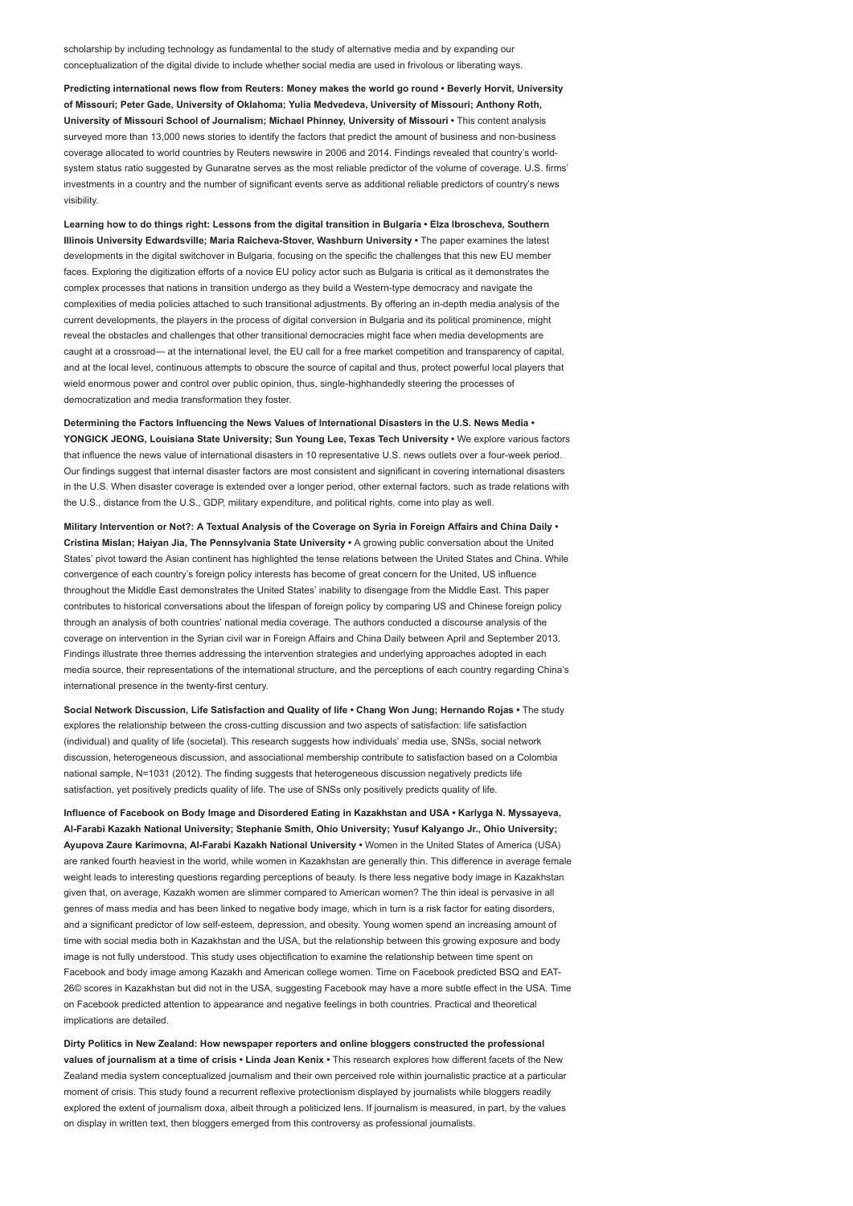scholarship by including technology as fundamental to the study of alternative media and by expanding our conceptualization of the digital divide to include whether social media are used in frivolous or liberating ways.

**Predicting international news flow from Reuters: Money makes the world go round • Beverly Horvit, University of Missouri; Peter Gade, University of Oklahoma; Yulia Medvedeva, University of Missouri; Anthony Roth, University of Missouri School of Journalism; Michael Phinney, University of Missouri •** This content analysis surveyed more than 13,000 news stories to identify the factors that predict the amount of business and non-business coverage allocated to world countries by Reuters newswire in 2006 and 2014. Findings revealed that country's world-system status ratio suggested by Gunaratne serves as the most reliable predictor of the volume of coverage. U.S. firms' investments in a country and the number of significant events serve as additional reliable predictors of country's news visibility.

**Learning how to do things right: Lessons from the digital transition in Bulgaria • Elza Ibroscheva, Southern Illinois University Edwardsville; Maria Raicheva-Stover, Washburn University •** The paper examines the latest developments in the digital switchover in Bulgaria, focusing on the specific the challenges that this new EU member faces. Exploring the digitization efforts of a novice EU policy actor such as Bulgaria is critical as it demonstrates the complex processes that nations in transition undergo as they build a Western-type democracy and navigate the complexities of media policies attached to such transitional adjustments. By offering an in-depth media analysis of the current developments, the players in the process of digital conversion in Bulgaria and its political prominence, might reveal the obstacles and challenges that other transitional democracies might face when media developments are caught at a crossroad— at the international level, the EU call for a free market competition and transparency of capital, and at the local level, continuous attempts to obscure the source of capital and thus, protect powerful local players that wield enormous power and control over public opinion, thus, single-highhandedly steering the processes of democratization and media transformation they foster.

**Determining the Factors Influencing the News Values of International Disasters in the U.S. News Media • YONGICK JEONG, Louisiana State University; Sun Young Lee, Texas Tech University •** We explore various factors that influence the news value of international disasters in 10 representative U.S. news outlets over a four-week period. Our findings suggest that internal disaster factors are most consistent and significant in covering international disasters in the U.S. When disaster coverage is extended over a longer period, other external factors, such as trade relations with the U.S., distance from the U.S., GDP, military expenditure, and political rights, come into play as well.

**Military Intervention or Not?: A Textual Analysis of the Coverage on Syria in Foreign Affairs and China Daily • Cristina Mislan; Haiyan Jia, The Pennsylvania State University •** A growing public conversation about the United States' pivot toward the Asian continent has highlighted the tense relations between the United States and China. While convergence of each country's foreign policy interests has become of great concern for the United, US influence throughout the Middle East demonstrates the United States' inability to disengage from the Middle East. This paper contributes to historical conversations about the lifespan of foreign policy by comparing US and Chinese foreign policy through an analysis of both countries' national media coverage. The authors conducted a discourse analysis of the coverage on intervention in the Syrian civil war in Foreign Affairs and China Daily between April and September 2013. Findings illustrate three themes addressing the intervention strategies and underlying approaches adopted in each media source, their representations of the international structure, and the perceptions of each country regarding China's international presence in the twenty-first century.

**Social Network Discussion, Life Satisfaction and Quality of life • Chang Won Jung; Hernando Rojas •** The study explores the relationship between the cross-cutting discussion and two aspects of satisfaction: life satisfaction (individual) and quality of life (societal). This research suggests how individuals' media use, SNSs, social network discussion, heterogeneous discussion, and associational membership contribute to satisfaction based on a Colombia national sample, N=1031 (2012). The finding suggests that heterogeneous discussion negatively predicts life satisfaction, yet positively predicts quality of life. The use of SNSs only positively predicts quality of life.

**Influence of Facebook on Body Image and Disordered Eating in Kazakhstan and USA • Karlyga N. Myssayeva, Al-Farabi Kazakh National University; Stephanie Smith, Ohio University; Yusuf Kalyango Jr., Ohio University; Ayupova Zaure Karimovna, Al-Farabi Kazakh National University •** Women in the United States of America (USA) are ranked fourth heaviest in the world, while women in Kazakhstan are generally thin. This difference in average female weight leads to interesting questions regarding perceptions of beauty. Is there less negative body image in Kazakhstan given that, on average, Kazakh women are slimmer compared to American women? The thin ideal is pervasive in all genres of mass media and has been linked to negative body image, which in turn is a risk factor for eating disorders, and a significant predictor of low self-esteem, depression, and obesity. Young women spend an increasing amount of time with social media both in Kazakhstan and the USA, but the relationship between this growing exposure and body image is not fully understood. This study uses objectification to examine the relationship between time spent on Facebook and body image among Kazakh and American college women. Time on Facebook predicted BSQ and EAT-26© scores in Kazakhstan but did not in the USA, suggesting Facebook may have a more subtle effect in the USA. Time on Facebook predicted attention to appearance and negative feelings in both countries. Practical and theoretical implications are detailed.

**Dirty Politics in New Zealand: How newspaper reporters and online bloggers constructed the professional values of journalism at a time of crisis • Linda Jean Kenix •** This research explores how different facets of the New Zealand media system conceptualized journalism and their own perceived role within journalistic practice at a particular moment of crisis. This study found a recurrent reflexive protectionism displayed by journalists while bloggers readily explored the extent of journalism doxa, albeit through a politicized lens. If journalism is measured, in part, by the values on display in written text, then bloggers emerged from this controversy as professional journalists.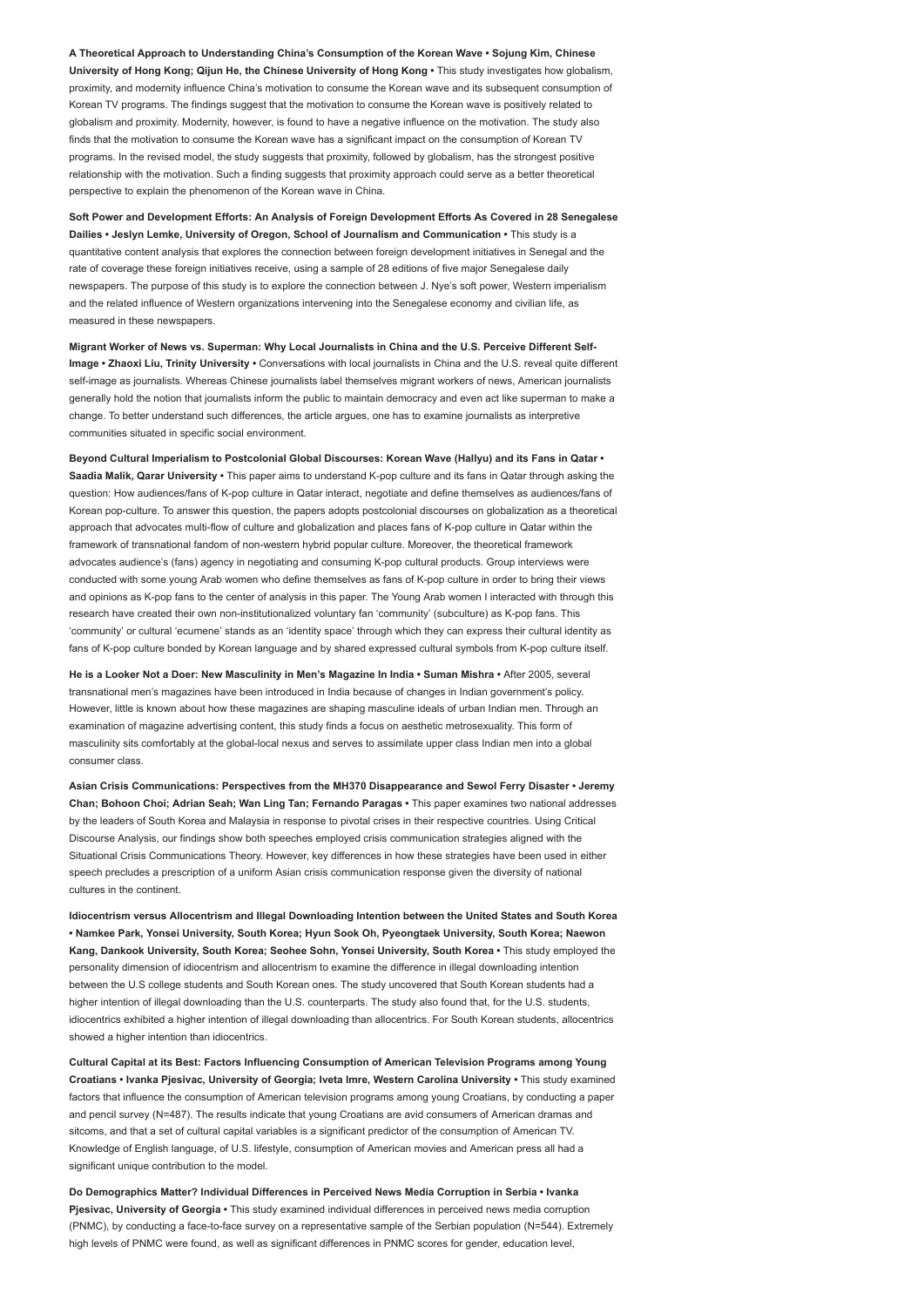**A Theoretical Approach to Understanding China's Consumption of the Korean Wave • Sojung Kim, Chinese University of Hong Kong; Qijun He, the Chinese University of Hong Kong •** This study investigates how globalism, proximity, and modernity influence China's motivation to consume the Korean wave and its subsequent consumption of Korean TV programs. The findings suggest that the motivation to consume the Korean wave is positively related to globalism and proximity. Modernity, however, is found to have a negative influence on the motivation. The study also finds that the motivation to consume the Korean wave has a significant impact on the consumption of Korean TV programs. In the revised model, the study suggests that proximity, followed by globalism, has the strongest positive relationship with the motivation. Such a finding suggests that proximity approach could serve as a better theoretical perspective to explain the phenomenon of the Korean wave in China.

**Soft Power and Development Efforts: An Analysis of Foreign Development Efforts As Covered in 28 Senegalese Dailies • Jeslyn Lemke, University of Oregon, School of Journalism and Communication •** This study is a quantitative content analysis that explores the connection between foreign development initiatives in Senegal and the rate of coverage these foreign initiatives receive, using a sample of 28 editions of five major Senegalese daily newspapers. The purpose of this study is to explore the connection between J. Nye's soft power, Western imperialism and the related influence of Western organizations intervening into the Senegalese economy and civilian life, as measured in these newspapers.

**Migrant Worker of News vs. Superman: Why Local Journalists in China and the U.S. Perceive Different Self-Image • Zhaoxi Liu, Trinity University •** Conversations with local journalists in China and the U.S. reveal quite different self-image as journalists. Whereas Chinese journalists label themselves migrant workers of news, American journalists generally hold the notion that journalists inform the public to maintain democracy and even act like superman to make a change. To better understand such differences, the article argues, one has to examine journalists as interpretive communities situated in specific social environment.

**Beyond Cultural Imperialism to Postcolonial Global Discourses: Korean Wave (Hallyu) and its Fans in Qatar • Saadia Malik, Qarar University •** This paper aims to understand K-pop culture and its fans in Qatar through asking the question: How audiences/fans of K-pop culture in Qatar interact, negotiate and define themselves as audiences/fans of Korean pop-culture. To answer this question, the papers adopts postcolonial discourses on globalization as a theoretical approach that advocates multi-flow of culture and globalization and places fans of K-pop culture in Qatar within the framework of transnational fandom of non-western hybrid popular culture. Moreover, the theoretical framework advocates audience's (fans) agency in negotiating and consuming K-pop cultural products. Group interviews were conducted with some young Arab women who define themselves as fans of K-pop culture in order to bring their views and opinions as K-pop fans to the center of analysis in this paper. The Young Arab women I interacted with through this research have created their own non-institutionalized voluntary fan 'community' (subculture) as K-pop fans. This 'community' or cultural 'ecumene' stands as an 'identity space' through which they can express their cultural identity as fans of K-pop culture bonded by Korean language and by shared expressed cultural symbols from K-pop culture itself.

**He is a Looker Not a Doer: New Masculinity in Men's Magazine In India • Suman Mishra •** After 2005, several transnational men's magazines have been introduced in India because of changes in Indian government's policy. However, little is known about how these magazines are shaping masculine ideals of urban Indian men. Through an examination of magazine advertising content, this study finds a focus on aesthetic metrosexuality. This form of masculinity sits comfortably at the global-local nexus and serves to assimilate upper class Indian men into a global consumer class.

**Asian Crisis Communications: Perspectives from the MH370 Disappearance and Sewol Ferry Disaster • Jeremy Chan; Bohoon Choi; Adrian Seah; Wan Ling Tan; Fernando Paragas •** This paper examines two national addresses by the leaders of South Korea and Malaysia in response to pivotal crises in their respective countries. Using Critical Discourse Analysis, our findings show both speeches employed crisis communication strategies aligned with the Situational Crisis Communications Theory. However, key differences in how these strategies have been used in either speech precludes a prescription of a uniform Asian crisis communication response given the diversity of national cultures in the continent.

**Idiocentrism versus Allocentrism and Illegal Downloading Intention between the United States and South Korea • Namkee Park, Yonsei University, South Korea; Hyun Sook Oh, Pyeongtaek University, South Korea; Naewon Kang, Dankook University, South Korea; Seohee Sohn, Yonsei University, South Korea •** This study employed the personality dimension of idiocentrism and allocentrism to examine the difference in illegal downloading intention between the U.S college students and South Korean ones. The study uncovered that South Korean students had a higher intention of illegal downloading than the U.S. counterparts. The study also found that, for the U.S. students, idiocentrics exhibited a higher intention of illegal downloading than allocentrics. For South Korean students, allocentrics showed a higher intention than idiocentrics.

**Cultural Capital at its Best: Factors Influencing Consumption of American Television Programs among Young Croatians • Ivanka Pjesivac, University of Georgia; Iveta Imre, Western Carolina University •** This study examined factors that influence the consumption of American television programs among young Croatians, by conducting a paper and pencil survey (N=487). The results indicate that young Croatians are avid consumers of American dramas and sitcoms, and that a set of cultural capital variables is a significant predictor of the consumption of American TV. Knowledge of English language, of U.S. lifestyle, consumption of American movies and American press all had a significant unique contribution to the model.

**Do Demographics Matter? Individual Differences in Perceived News Media Corruption in Serbia • Ivanka Pjesivac, University of Georgia •** This study examined individual differences in perceived news media corruption (PNMC), by conducting a face-to-face survey on a representative sample of the Serbian population (N=544). Extremely high levels of PNMC were found, as well as significant differences in PNMC scores for gender, education level,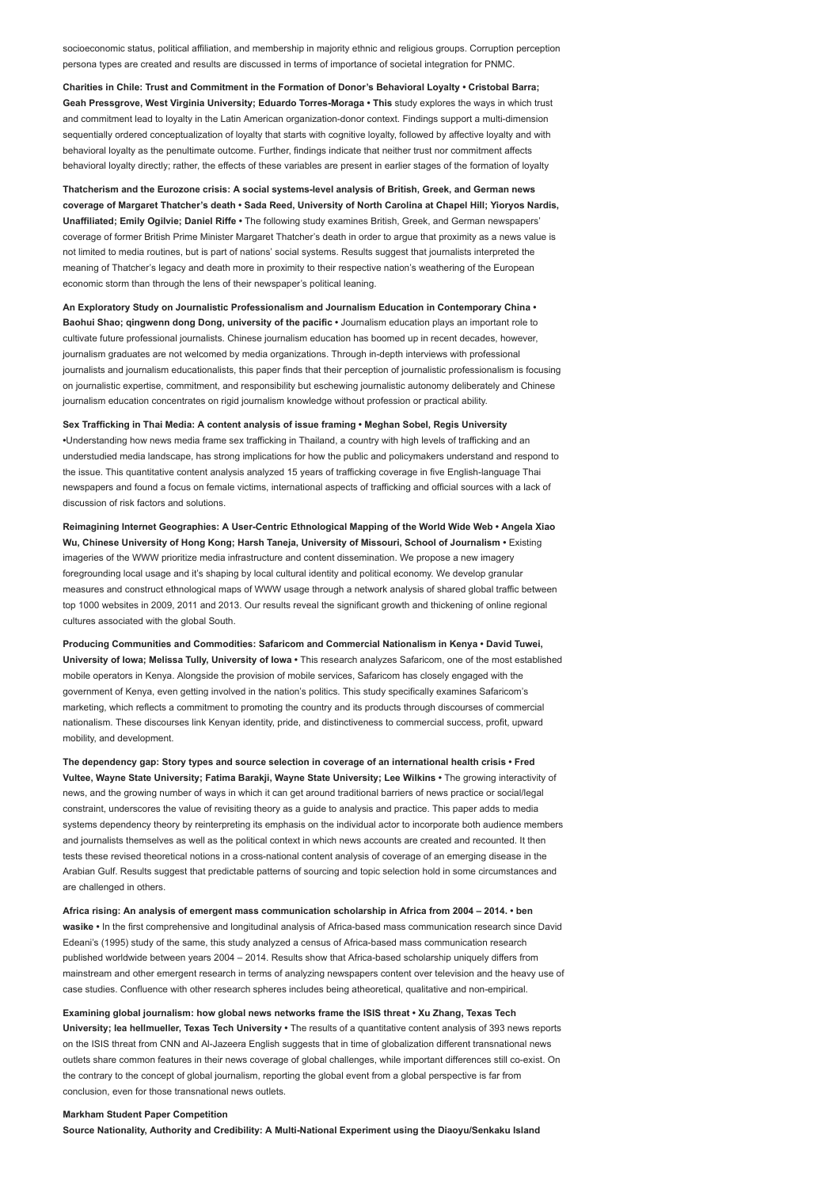socioeconomic status, political affiliation, and membership in majority ethnic and religious groups. Corruption perception persona types are created and results are discussed in terms of importance of societal integration for PNMC.

**Charities in Chile: Trust and Commitment in the Formation of Donor's Behavioral Loyalty • Cristobal Barra; Geah Pressgrove, West Virginia University; Eduardo Torres-Moraga • This** study explores the ways in which trust and commitment lead to loyalty in the Latin American organization-donor context. Findings support a multi-dimension sequentially ordered conceptualization of loyalty that starts with cognitive loyalty, followed by affective loyalty and with behavioral loyalty as the penultimate outcome. Further, findings indicate that neither trust nor commitment affects behavioral loyalty directly; rather, the effects of these variables are present in earlier stages of the formation of loyalty

**Thatcherism and the Eurozone crisis: A social systems-level analysis of British, Greek, and German news coverage of Margaret Thatcher's death • Sada Reed, University of North Carolina at Chapel Hill; Yioryos Nardis, Unaffiliated; Emily Ogilvie; Daniel Riffe •** The following study examines British, Greek, and German newspapers' coverage of former British Prime Minister Margaret Thatcher's death in order to argue that proximity as a news value is not limited to media routines, but is part of nations' social systems. Results suggest that journalists interpreted the meaning of Thatcher's legacy and death more in proximity to their respective nation's weathering of the European economic storm than through the lens of their newspaper's political leaning.

**An Exploratory Study on Journalistic Professionalism and Journalism Education in Contemporary China • Baohui Shao; qingwenn dong Dong, university of the pacific •** Journalism education plays an important role to cultivate future professional journalists. Chinese journalism education has boomed up in recent decades, however, journalism graduates are not welcomed by media organizations. Through in-depth interviews with professional journalists and journalism educationalists, this paper finds that their perception of journalistic professionalism is focusing on journalistic expertise, commitment, and responsibility but eschewing journalistic autonomy deliberately and Chinese journalism education concentrates on rigid journalism knowledge without profession or practical ability.

**Sex Trafficking in Thai Media: A content analysis of issue framing • Meghan Sobel, Regis University •**Understanding how news media frame sex trafficking in Thailand, a country with high levels of trafficking and an understudied media landscape, has strong implications for how the public and policymakers understand and respond to the issue. This quantitative content analysis analyzed 15 years of trafficking coverage in five English-language Thai newspapers and found a focus on female victims, international aspects of trafficking and official sources with a lack of discussion of risk factors and solutions.

**Reimagining Internet Geographies: A User-Centric Ethnological Mapping of the World Wide Web • Angela Xiao Wu, Chinese University of Hong Kong; Harsh Taneja, University of Missouri, School of Journalism •** Existing imageries of the WWW prioritize media infrastructure and content dissemination. We propose a new imagery foregrounding local usage and it's shaping by local cultural identity and political economy. We develop granular measures and construct ethnological maps of WWW usage through a network analysis of shared global traffic between top 1000 websites in 2009, 2011 and 2013. Our results reveal the significant growth and thickening of online regional cultures associated with the global South.

**Producing Communities and Commodities: Safaricom and Commercial Nationalism in Kenya • David Tuwei, University of Iowa; Melissa Tully, University of Iowa •** This research analyzes Safaricom, one of the most established mobile operators in Kenya. Alongside the provision of mobile services, Safaricom has closely engaged with the government of Kenya, even getting involved in the nation's politics. This study specifically examines Safaricom's marketing, which reflects a commitment to promoting the country and its products through discourses of commercial nationalism. These discourses link Kenyan identity, pride, and distinctiveness to commercial success, profit, upward mobility, and development.

**The dependency gap: Story types and source selection in coverage of an international health crisis • Fred Vultee, Wayne State University; Fatima Barakji, Wayne State University; Lee Wilkins •** The growing interactivity of news, and the growing number of ways in which it can get around traditional barriers of news practice or social/legal constraint, underscores the value of revisiting theory as a guide to analysis and practice. This paper adds to media systems dependency theory by reinterpreting its emphasis on the individual actor to incorporate both audience members and journalists themselves as well as the political context in which news accounts are created and recounted. It then tests these revised theoretical notions in a cross-national content analysis of coverage of an emerging disease in the Arabian Gulf. Results suggest that predictable patterns of sourcing and topic selection hold in some circumstances and are challenged in others.

**Africa rising: An analysis of emergent mass communication scholarship in Africa from 2004 – 2014. • ben wasike •** In the first comprehensive and longitudinal analysis of Africa-based mass communication research since David Edeani's (1995) study of the same, this study analyzed a census of Africa-based mass communication research published worldwide between years 2004 – 2014. Results show that Africa-based scholarship uniquely differs from mainstream and other emergent research in terms of analyzing newspapers content over television and the heavy use of case studies. Confluence with other research spheres includes being atheoretical, qualitative and non-empirical.

**Examining global journalism: how global news networks frame the ISIS threat • Xu Zhang, Texas Tech University; lea hellmueller, Texas Tech University •** The results of a quantitative content analysis of 393 news reports on the ISIS threat from CNN and Al-Jazeera English suggests that in time of globalization different transnational news outlets share common features in their news coverage of global challenges, while important differences still co-exist. On the contrary to the concept of global journalism, reporting the global event from a global perspective is far from conclusion, even for those transnational news outlets.

**Markham Student Paper Competition**

**Source Nationality, Authority and Credibility: A Multi-National Experiment using the Diaoyu/Senkaku Island**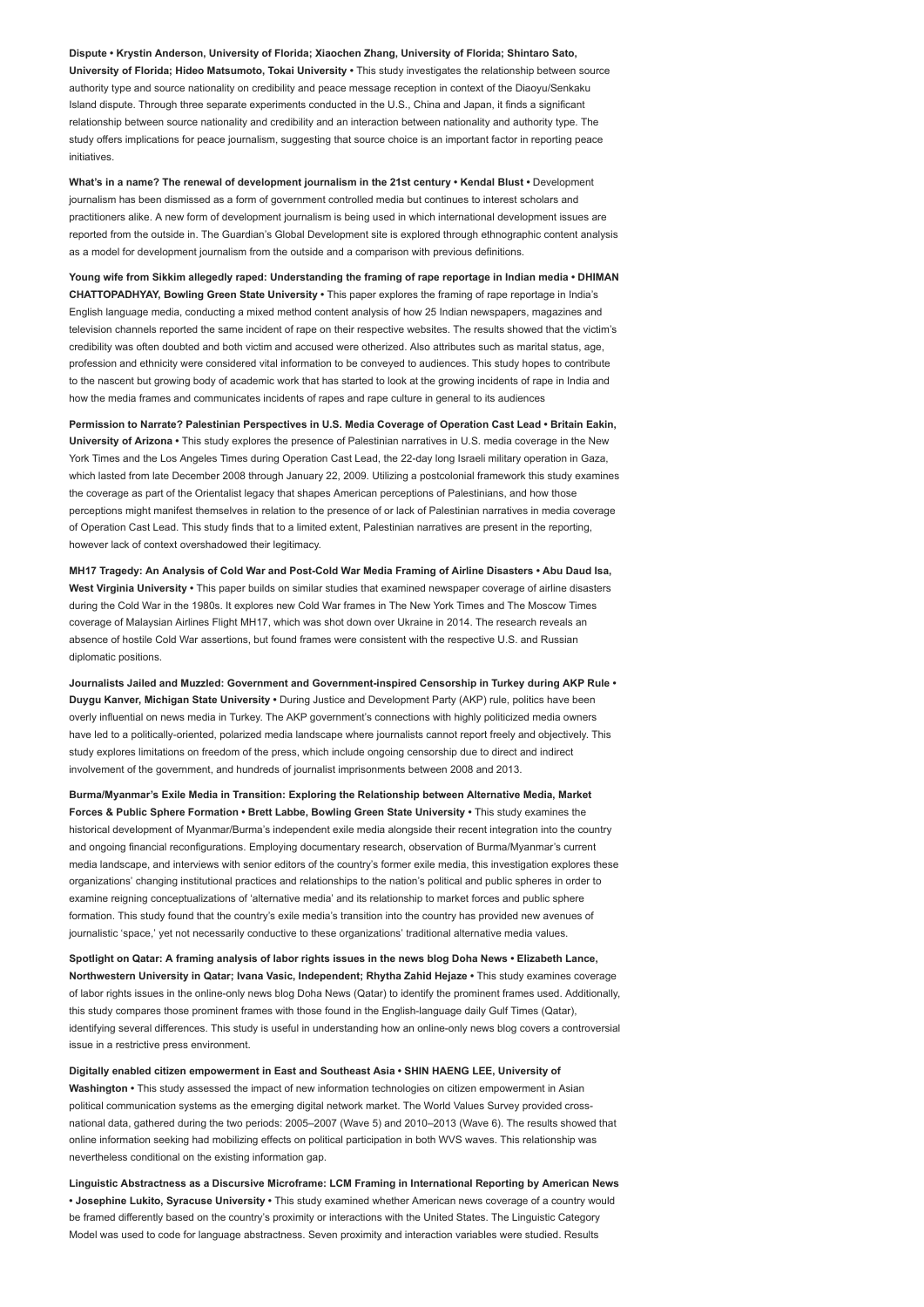**Dispute • Krystin Anderson, University of Florida; Xiaochen Zhang, University of Florida; Shintaro Sato, University of Florida; Hideo Matsumoto, Tokai University •** This study investigates the relationship between source authority type and source nationality on credibility and peace message reception in context of the Diaoyu/Senkaku Island dispute. Through three separate experiments conducted in the U.S., China and Japan, it finds a significant relationship between source nationality and credibility and an interaction between nationality and authority type. The study offers implications for peace journalism, suggesting that source choice is an important factor in reporting peace initiatives.

**What's in a name? The renewal of development journalism in the 21st century • Kendal Blust •** Development journalism has been dismissed as a form of government controlled media but continues to interest scholars and practitioners alike. A new form of development journalism is being used in which international development issues are reported from the outside in. The Guardian's Global Development site is explored through ethnographic content analysis as a model for development journalism from the outside and a comparison with previous definitions.

**Young wife from Sikkim allegedly raped: Understanding the framing of rape reportage in Indian media • DHIMAN CHATTOPADHYAY, Bowling Green State University •** This paper explores the framing of rape reportage in India's English language media, conducting a mixed method content analysis of how 25 Indian newspapers, magazines and television channels reported the same incident of rape on their respective websites. The results showed that the victim's credibility was often doubted and both victim and accused were otherized. Also attributes such as marital status, age, profession and ethnicity were considered vital information to be conveyed to audiences. This study hopes to contribute to the nascent but growing body of academic work that has started to look at the growing incidents of rape in India and how the media frames and communicates incidents of rapes and rape culture in general to its audiences

**Permission to Narrate? Palestinian Perspectives in U.S. Media Coverage of Operation Cast Lead • Britain Eakin, University of Arizona •** This study explores the presence of Palestinian narratives in U.S. media coverage in the New York Times and the Los Angeles Times during Operation Cast Lead, the 22-day long Israeli military operation in Gaza, which lasted from late December 2008 through January 22, 2009. Utilizing a postcolonial framework this study examines the coverage as part of the Orientalist legacy that shapes American perceptions of Palestinians, and how those perceptions might manifest themselves in relation to the presence of or lack of Palestinian narratives in media coverage of Operation Cast Lead. This study finds that to a limited extent, Palestinian narratives are present in the reporting, however lack of context overshadowed their legitimacy.

**MH17 Tragedy: An Analysis of Cold War and Post-Cold War Media Framing of Airline Disasters • Abu Daud Isa, West Virginia University •** This paper builds on similar studies that examined newspaper coverage of airline disasters during the Cold War in the 1980s. It explores new Cold War frames in The New York Times and The Moscow Times coverage of Malaysian Airlines Flight MH17, which was shot down over Ukraine in 2014. The research reveals an absence of hostile Cold War assertions, but found frames were consistent with the respective U.S. and Russian diplomatic positions.

**Journalists Jailed and Muzzled: Government and Government-inspired Censorship in Turkey during AKP Rule • Duygu Kanver, Michigan State University •** During Justice and Development Party (AKP) rule, politics have been overly influential on news media in Turkey. The AKP government's connections with highly politicized media owners have led to a politically-oriented, polarized media landscape where journalists cannot report freely and objectively. This study explores limitations on freedom of the press, which include ongoing censorship due to direct and indirect involvement of the government, and hundreds of journalist imprisonments between 2008 and 2013.

**Burma/Myanmar's Exile Media in Transition: Exploring the Relationship between Alternative Media, Market Forces & Public Sphere Formation • Brett Labbe, Bowling Green State University •** This study examines the historical development of Myanmar/Burma's independent exile media alongside their recent integration into the country and ongoing financial reconfigurations. Employing documentary research, observation of Burma/Myanmar's current media landscape, and interviews with senior editors of the country's former exile media, this investigation explores these organizations' changing institutional practices and relationships to the nation's political and public spheres in order to examine reigning conceptualizations of 'alternative media' and its relationship to market forces and public sphere formation. This study found that the country's exile media's transition into the country has provided new avenues of journalistic 'space,' yet not necessarily conductive to these organizations' traditional alternative media values.

**Spotlight on Qatar: A framing analysis of labor rights issues in the news blog Doha News • Elizabeth Lance, Northwestern University in Qatar; Ivana Vasic, Independent; Rhytha Zahid Hejaze •** This study examines coverage of labor rights issues in the online-only news blog Doha News (Qatar) to identify the prominent frames used. Additionally, this study compares those prominent frames with those found in the English-language daily Gulf Times (Qatar), identifying several differences. This study is useful in understanding how an online-only news blog covers a controversial issue in a restrictive press environment.

**Digitally enabled citizen empowerment in East and Southeast Asia • SHIN HAENG LEE, University of Washington •** This study assessed the impact of new information technologies on citizen empowerment in Asian political communication systems as the emerging digital network market. The World Values Survey provided cross-national data, gathered during the two periods: 2005–2007 (Wave 5) and 2010–2013 (Wave 6). The results showed that online information seeking had mobilizing effects on political participation in both WVS waves. This relationship was nevertheless conditional on the existing information gap.

**Linguistic Abstractness as a Discursive Microframe: LCM Framing in International Reporting by American News • Josephine Lukito, Syracuse University •** This study examined whether American news coverage of a country would be framed differently based on the country's proximity or interactions with the United States. The Linguistic Category Model was used to code for language abstractness. Seven proximity and interaction variables were studied. Results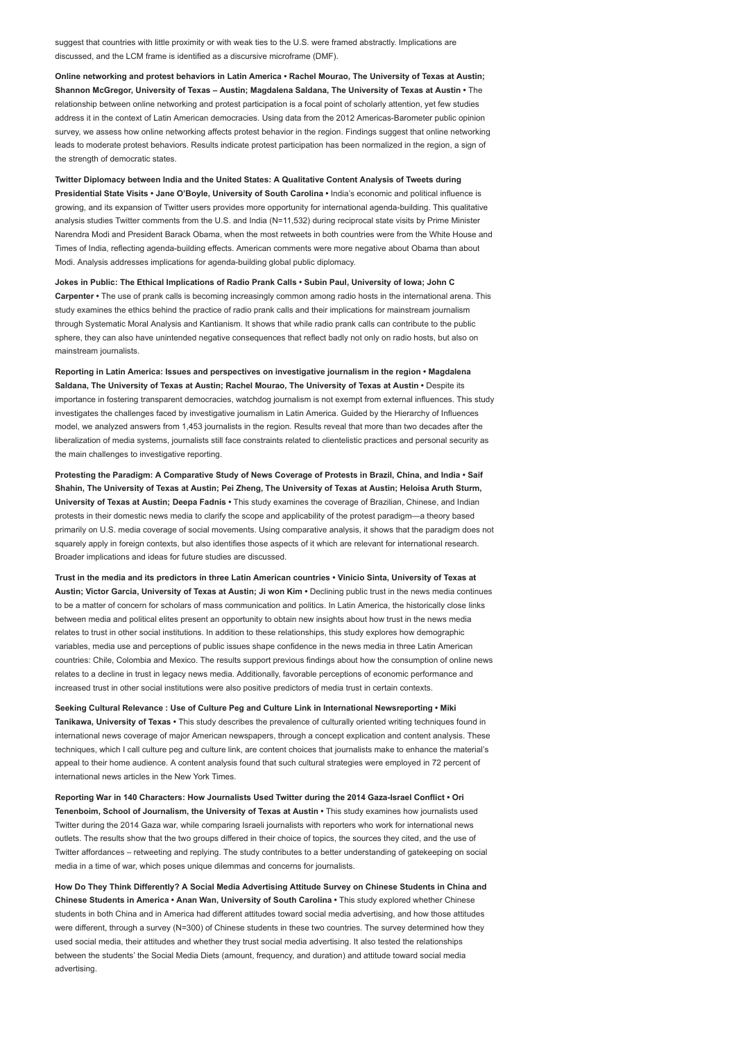suggest that countries with little proximity or with weak ties to the U.S. were framed abstractly. Implications are discussed, and the LCM frame is identified as a discursive microframe (DMF).

**Online networking and protest behaviors in Latin America • Rachel Mourao, The University of Texas at Austin; Shannon McGregor, University of Texas – Austin; Magdalena Saldana, The University of Texas at Austin •** The relationship between online networking and protest participation is a focal point of scholarly attention, yet few studies address it in the context of Latin American democracies. Using data from the 2012 Americas-Barometer public opinion survey, we assess how online networking affects protest behavior in the region. Findings suggest that online networking leads to moderate protest behaviors. Results indicate protest participation has been normalized in the region, a sign of the strength of democratic states.

**Twitter Diplomacy between India and the United States: A Qualitative Content Analysis of Tweets during Presidential State Visits • Jane O'Boyle, University of South Carolina •** India's economic and political influence is growing, and its expansion of Twitter users provides more opportunity for international agenda-building. This qualitative analysis studies Twitter comments from the U.S. and India (N=11,532) during reciprocal state visits by Prime Minister Narendra Modi and President Barack Obama, when the most retweets in both countries were from the White House and Times of India, reflecting agenda-building effects. American comments were more negative about Obama than about Modi. Analysis addresses implications for agenda-building global public diplomacy.

**Jokes in Public: The Ethical Implications of Radio Prank Calls • Subin Paul, University of Iowa; John C Carpenter •** The use of prank calls is becoming increasingly common among radio hosts in the international arena. This study examines the ethics behind the practice of radio prank calls and their implications for mainstream journalism through Systematic Moral Analysis and Kantianism. It shows that while radio prank calls can contribute to the public sphere, they can also have unintended negative consequences that reflect badly not only on radio hosts, but also on mainstream journalists.

**Reporting in Latin America: Issues and perspectives on investigative journalism in the region • Magdalena Saldana, The University of Texas at Austin; Rachel Mourao, The University of Texas at Austin •** Despite its importance in fostering transparent democracies, watchdog journalism is not exempt from external influences. This study investigates the challenges faced by investigative journalism in Latin America. Guided by the Hierarchy of Influences model, we analyzed answers from 1,453 journalists in the region. Results reveal that more than two decades after the liberalization of media systems, journalists still face constraints related to clientelistic practices and personal security as the main challenges to investigative reporting.

**Protesting the Paradigm: A Comparative Study of News Coverage of Protests in Brazil, China, and India • Saif Shahin, The University of Texas at Austin; Pei Zheng, The University of Texas at Austin; Heloisa Aruth Sturm, University of Texas at Austin; Deepa Fadnis •** This study examines the coverage of Brazilian, Chinese, and Indian protests in their domestic news media to clarify the scope and applicability of the protest paradigm—a theory based primarily on U.S. media coverage of social movements. Using comparative analysis, it shows that the paradigm does not squarely apply in foreign contexts, but also identifies those aspects of it which are relevant for international research. Broader implications and ideas for future studies are discussed.

**Trust in the media and its predictors in three Latin American countries • Vinicio Sinta, University of Texas at Austin; Victor Garcia, University of Texas at Austin; Ji won Kim •** Declining public trust in the news media continues to be a matter of concern for scholars of mass communication and politics. In Latin America, the historically close links between media and political elites present an opportunity to obtain new insights about how trust in the news media relates to trust in other social institutions. In addition to these relationships, this study explores how demographic variables, media use and perceptions of public issues shape confidence in the news media in three Latin American countries: Chile, Colombia and Mexico. The results support previous findings about how the consumption of online news relates to a decline in trust in legacy news media. Additionally, favorable perceptions of economic performance and increased trust in other social institutions were also positive predictors of media trust in certain contexts.

**Seeking Cultural Relevance : Use of Culture Peg and Culture Link in International Newsreporting • Miki Tanikawa, University of Texas •** This study describes the prevalence of culturally oriented writing techniques found in international news coverage of major American newspapers, through a concept explication and content analysis. These techniques, which I call culture peg and culture link, are content choices that journalists make to enhance the material's appeal to their home audience. A content analysis found that such cultural strategies were employed in 72 percent of international news articles in the New York Times.

**Reporting War in 140 Characters: How Journalists Used Twitter during the 2014 Gaza-Israel Conflict • Ori Tenenboim, School of Journalism, the University of Texas at Austin •** This study examines how journalists used Twitter during the 2014 Gaza war, while comparing Israeli journalists with reporters who work for international news outlets. The results show that the two groups differed in their choice of topics, the sources they cited, and the use of Twitter affordances – retweeting and replying. The study contributes to a better understanding of gatekeeping on social media in a time of war, which poses unique dilemmas and concerns for journalists.

**How Do They Think Differently? A Social Media Advertising Attitude Survey on Chinese Students in China and Chinese Students in America • Anan Wan, University of South Carolina •** This study explored whether Chinese students in both China and in America had different attitudes toward social media advertising, and how those attitudes were different, through a survey (N=300) of Chinese students in these two countries. The survey determined how they used social media, their attitudes and whether they trust social media advertising. It also tested the relationships between the students' the Social Media Diets (amount, frequency, and duration) and attitude toward social media advertising.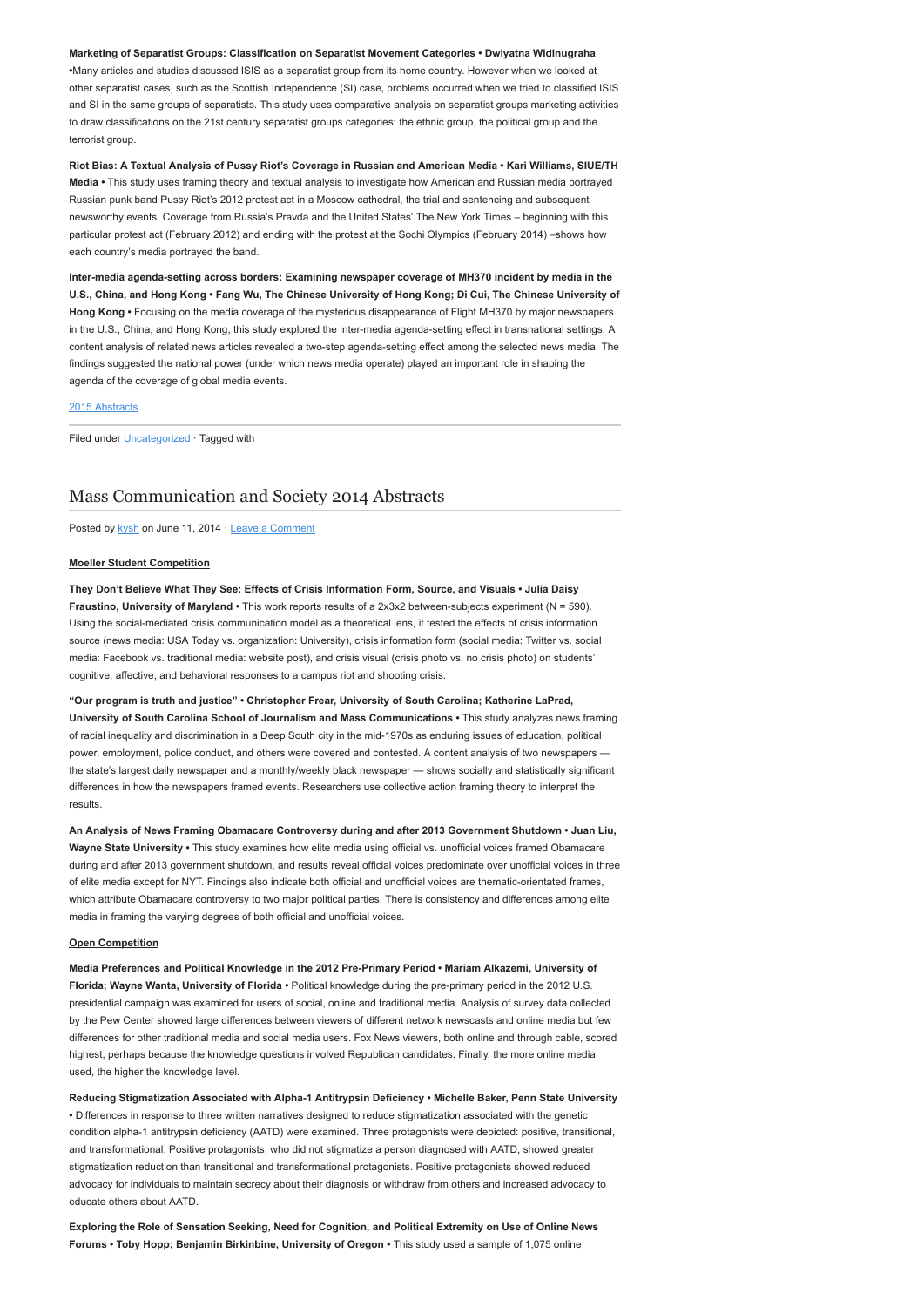**Marketing of Separatist Groups: Classification on Separatist Movement Categories • Dwiyatna Widinugraha** •Many articles and studies discussed ISIS as a separatist group from its home country. However when we looked at other separatist cases, such as the Scottish Independence (SI) case, problems occurred when we tried to classified ISIS and SI in the same groups of separatists. This study uses comparative analysis on separatist groups marketing activities to draw classifications on the 21st century separatist groups categories: the ethnic group, the political group and the terrorist group.

**Riot Bias: A Textual Analysis of Pussy Riot's Coverage in Russian and American Media • Kari Williams, SIUE/TH Media •** This study uses framing theory and textual analysis to investigate how American and Russian media portrayed Russian punk band Pussy Riot's 2012 protest act in a Moscow cathedral, the trial and sentencing and subsequent newsworthy events. Coverage from Russia's Pravda and the United States' The New York Times – beginning with this particular protest act (February 2012) and ending with the protest at the Sochi Olympics (February 2014) –shows how each country's media portrayed the band.

**Inter-media agenda-setting across borders: Examining newspaper coverage of MH370 incident by media in the U.S., China, and Hong Kong • Fang Wu, The Chinese University of Hong Kong; Di Cui, The Chinese University of Hong Kong •** Focusing on the media coverage of the mysterious disappearance of Flight MH370 by major newspapers in the U.S., China, and Hong Kong, this study explored the inter-media agenda-setting effect in transnational settings. A content analysis of related news articles revealed a two-step agenda-setting effect among the selected news media. The findings suggested the national power (under which news media operate) played an important role in shaping the agenda of the coverage of global media events.

2015 Abstracts

Filed under Uncategorized · Tagged with

# Mass Communication and Society 2014 Abstracts

Posted by kysh on June 11, 2014 · Leave a Comment

**Moeller Student Competition**

**They Don't Believe What They See: Effects of Crisis Information Form, Source, and Visuals • Julia Daisy Fraustino, University of Maryland •** This work reports results of a 2x3x2 between-subjects experiment (N = 590). Using the social-mediated crisis communication model as a theoretical lens, it tested the effects of crisis information source (news media: USA Today vs. organization: University), crisis information form (social media: Twitter vs. social media: Facebook vs. traditional media: website post), and crisis visual (crisis photo vs. no crisis photo) on students' cognitive, affective, and behavioral responses to a campus riot and shooting crisis.

**"Our program is truth and justice" • Christopher Frear, University of South Carolina; Katherine LaPrad, University of South Carolina School of Journalism and Mass Communications •** This study analyzes news framing of racial inequality and discrimination in a Deep South city in the mid-1970s as enduring issues of education, political power, employment, police conduct, and others were covered and contested. A content analysis of two newspapers — the state's largest daily newspaper and a monthly/weekly black newspaper — shows socially and statistically significant differences in how the newspapers framed events. Researchers use collective action framing theory to interpret the results.

**An Analysis of News Framing Obamacare Controversy during and after 2013 Government Shutdown • Juan Liu, Wayne State University •** This study examines how elite media using official vs. unofficial voices framed Obamacare during and after 2013 government shutdown, and results reveal official voices predominate over unofficial voices in three of elite media except for NYT. Findings also indicate both official and unofficial voices are thematic-orientated frames, which attribute Obamacare controversy to two major political parties. There is consistency and differences among elite media in framing the varying degrees of both official and unofficial voices.

**Open Competition**

**Media Preferences and Political Knowledge in the 2012 Pre-Primary Period • Mariam Alkazemi, University of Florida; Wayne Wanta, University of Florida •** Political knowledge during the pre-primary period in the 2012 U.S. presidential campaign was examined for users of social, online and traditional media. Analysis of survey data collected by the Pew Center showed large differences between viewers of different network newscasts and online media but few differences for other traditional media and social media users. Fox News viewers, both online and through cable, scored highest, perhaps because the knowledge questions involved Republican candidates. Finally, the more online media used, the higher the knowledge level.

**Reducing Stigmatization Associated with Alpha-1 Antitrypsin Deficiency • Michelle Baker, Penn State University •** Differences in response to three written narratives designed to reduce stigmatization associated with the genetic condition alpha-1 antitrypsin deficiency (AATD) were examined. Three protagonists were depicted: positive, transitional, and transformational. Positive protagonists, who did not stigmatize a person diagnosed with AATD, showed greater stigmatization reduction than transitional and transformational protagonists. Positive protagonists showed reduced advocacy for individuals to maintain secrecy about their diagnosis or withdraw from others and increased advocacy to educate others about AATD.

**Exploring the Role of Sensation Seeking, Need for Cognition, and Political Extremity on Use of Online News Forums • Toby Hopp; Benjamin Birkinbine, University of Oregon •** This study used a sample of 1,075 online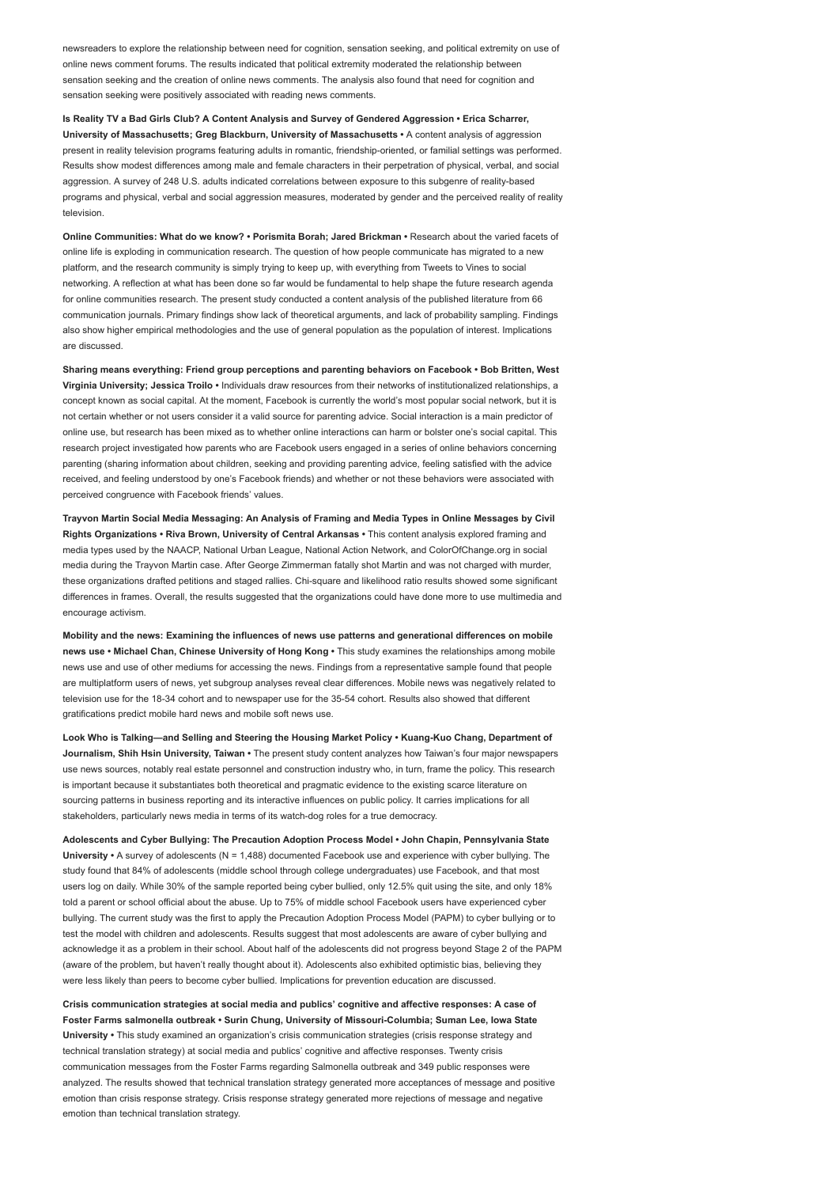newsreaders to explore the relationship between need for cognition, sensation seeking, and political extremity on use of online news comment forums. The results indicated that political extremity moderated the relationship between sensation seeking and the creation of online news comments. The analysis also found that need for cognition and sensation seeking were positively associated with reading news comments.

**Is Reality TV a Bad Girls Club? A Content Analysis and Survey of Gendered Aggression • Erica Scharrer, University of Massachusetts; Greg Blackburn, University of Massachusetts •** A content analysis of aggression present in reality television programs featuring adults in romantic, friendship-oriented, or familial settings was performed. Results show modest differences among male and female characters in their perpetration of physical, verbal, and social aggression. A survey of 248 U.S. adults indicated correlations between exposure to this subgenre of reality-based programs and physical, verbal and social aggression measures, moderated by gender and the perceived reality of reality television.

**Online Communities: What do we know? • Porismita Borah; Jared Brickman •** Research about the varied facets of online life is exploding in communication research. The question of how people communicate has migrated to a new platform, and the research community is simply trying to keep up, with everything from Tweets to Vines to social networking. A reflection at what has been done so far would be fundamental to help shape the future research agenda for online communities research. The present study conducted a content analysis of the published literature from 66 communication journals. Primary findings show lack of theoretical arguments, and lack of probability sampling. Findings also show higher empirical methodologies and the use of general population as the population of interest. Implications are discussed.

**Sharing means everything: Friend group perceptions and parenting behaviors on Facebook • Bob Britten, West Virginia University; Jessica Troilo •** Individuals draw resources from their networks of institutionalized relationships, a concept known as social capital. At the moment, Facebook is currently the world's most popular social network, but it is not certain whether or not users consider it a valid source for parenting advice. Social interaction is a main predictor of online use, but research has been mixed as to whether online interactions can harm or bolster one's social capital. This research project investigated how parents who are Facebook users engaged in a series of online behaviors concerning parenting (sharing information about children, seeking and providing parenting advice, feeling satisfied with the advice received, and feeling understood by one's Facebook friends) and whether or not these behaviors were associated with perceived congruence with Facebook friends' values.

**Trayvon Martin Social Media Messaging: An Analysis of Framing and Media Types in Online Messages by Civil Rights Organizations • Riva Brown, University of Central Arkansas •** This content analysis explored framing and media types used by the NAACP, National Urban League, National Action Network, and ColorOfChange.org in social media during the Trayvon Martin case. After George Zimmerman fatally shot Martin and was not charged with murder, these organizations drafted petitions and staged rallies. Chi-square and likelihood ratio results showed some significant differences in frames. Overall, the results suggested that the organizations could have done more to use multimedia and encourage activism.

**Mobility and the news: Examining the influences of news use patterns and generational differences on mobile news use • Michael Chan, Chinese University of Hong Kong •** This study examines the relationships among mobile news use and use of other mediums for accessing the news. Findings from a representative sample found that people are multiplatform users of news, yet subgroup analyses reveal clear differences. Mobile news was negatively related to television use for the 18-34 cohort and to newspaper use for the 35-54 cohort. Results also showed that different gratifications predict mobile hard news and mobile soft news use.

**Look Who is Talking—and Selling and Steering the Housing Market Policy • Kuang-Kuo Chang, Department of Journalism, Shih Hsin University, Taiwan •** The present study content analyzes how Taiwan's four major newspapers use news sources, notably real estate personnel and construction industry who, in turn, frame the policy. This research is important because it substantiates both theoretical and pragmatic evidence to the existing scarce literature on sourcing patterns in business reporting and its interactive influences on public policy. It carries implications for all stakeholders, particularly news media in terms of its watch-dog roles for a true democracy.

**Adolescents and Cyber Bullying: The Precaution Adoption Process Model • John Chapin, Pennsylvania State University •** A survey of adolescents (N = 1,488) documented Facebook use and experience with cyber bullying. The study found that 84% of adolescents (middle school through college undergraduates) use Facebook, and that most users log on daily. While 30% of the sample reported being cyber bullied, only 12.5% quit using the site, and only 18% told a parent or school official about the abuse. Up to 75% of middle school Facebook users have experienced cyber bullying. The current study was the first to apply the Precaution Adoption Process Model (PAPM) to cyber bullying or to test the model with children and adolescents. Results suggest that most adolescents are aware of cyber bullying and acknowledge it as a problem in their school. About half of the adolescents did not progress beyond Stage 2 of the PAPM (aware of the problem, but haven't really thought about it). Adolescents also exhibited optimistic bias, believing they were less likely than peers to become cyber bullied. Implications for prevention education are discussed.

**Crisis communication strategies at social media and publics' cognitive and affective responses: A case of Foster Farms salmonella outbreak • Surin Chung, University of Missouri-Columbia; Suman Lee, Iowa State University •** This study examined an organization's crisis communication strategies (crisis response strategy and technical translation strategy) at social media and publics' cognitive and affective responses. Twenty crisis communication messages from the Foster Farms regarding Salmonella outbreak and 349 public responses were analyzed. The results showed that technical translation strategy generated more acceptances of message and positive emotion than crisis response strategy. Crisis response strategy generated more rejections of message and negative emotion than technical translation strategy.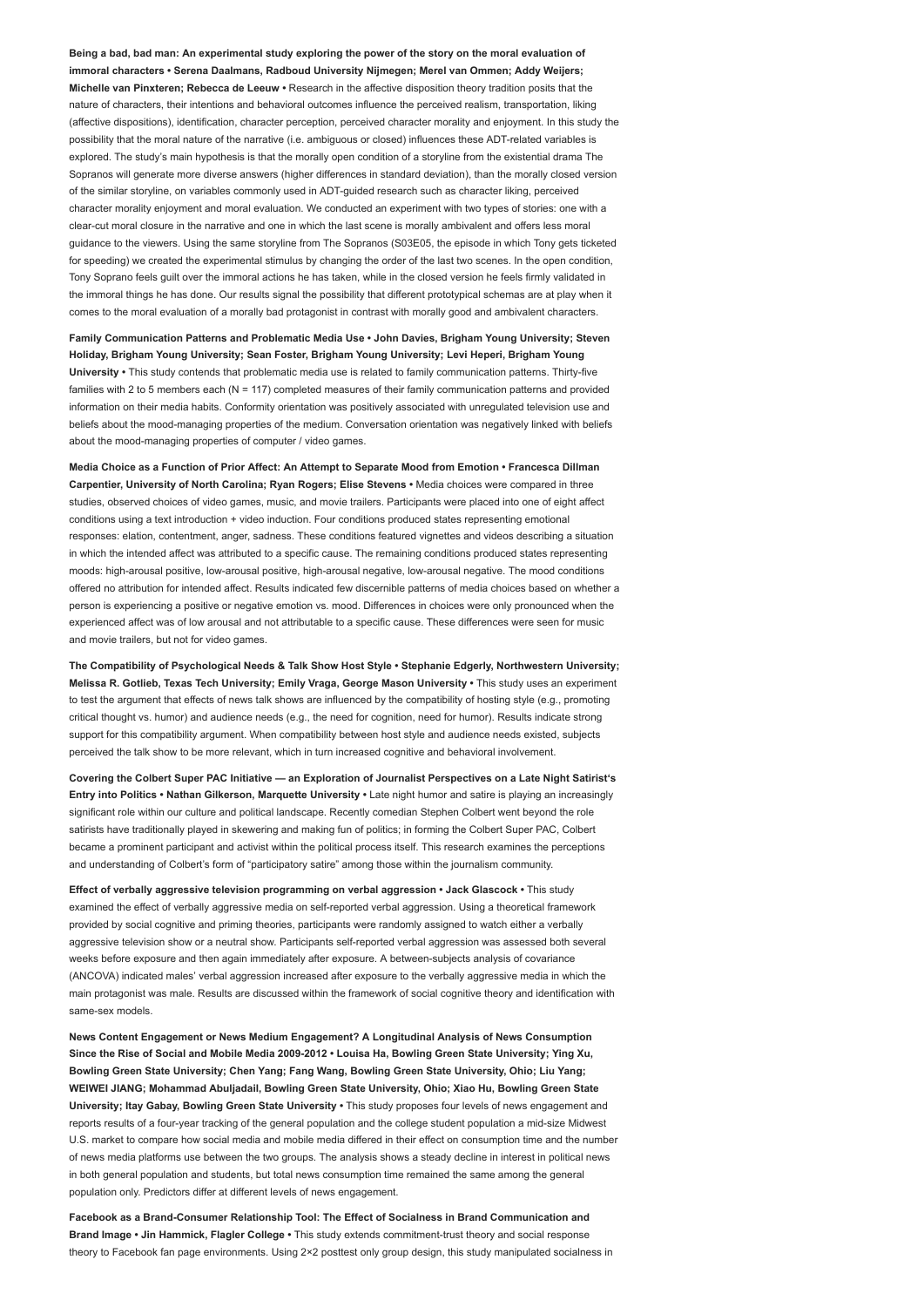**Being a bad, bad man: An experimental study exploring the power of the story on the moral evaluation of immoral characters • Serena Daalmans, Radboud University Nijmegen; Merel van Ommen; Addy Weijers; Michelle van Pinxteren; Rebecca de Leeuw •** Research in the affective disposition theory tradition posits that the nature of characters, their intentions and behavioral outcomes influence the perceived realism, transportation, liking (affective dispositions), identification, character perception, perceived character morality and enjoyment. In this study the possibility that the moral nature of the narrative (i.e. ambiguous or closed) influences these ADT-related variables is explored. The study's main hypothesis is that the morally open condition of a storyline from the existential drama The Sopranos will generate more diverse answers (higher differences in standard deviation), than the morally closed version of the similar storyline, on variables commonly used in ADT-guided research such as character liking, perceived character morality enjoyment and moral evaluation. We conducted an experiment with two types of stories: one with a clear-cut moral closure in the narrative and one in which the last scene is morally ambivalent and offers less moral guidance to the viewers. Using the same storyline from The Sopranos (S03E05, the episode in which Tony gets ticketed for speeding) we created the experimental stimulus by changing the order of the last two scenes. In the open condition, Tony Soprano feels guilt over the immoral actions he has taken, while in the closed version he feels firmly validated in the immoral things he has done. Our results signal the possibility that different prototypical schemas are at play when it comes to the moral evaluation of a morally bad protagonist in contrast with morally good and ambivalent characters.

**Family Communication Patterns and Problematic Media Use • John Davies, Brigham Young University; Steven Holiday, Brigham Young University; Sean Foster, Brigham Young University; Levi Heperi, Brigham Young University •** This study contends that problematic media use is related to family communication patterns. Thirty-five families with 2 to 5 members each (N = 117) completed measures of their family communication patterns and provided information on their media habits. Conformity orientation was positively associated with unregulated television use and beliefs about the mood-managing properties of the medium. Conversation orientation was negatively linked with beliefs about the mood-managing properties of computer / video games.

**Media Choice as a Function of Prior Affect: An Attempt to Separate Mood from Emotion • Francesca Dillman Carpentier, University of North Carolina; Ryan Rogers; Elise Stevens •** Media choices were compared in three studies, observed choices of video games, music, and movie trailers. Participants were placed into one of eight affect conditions using a text introduction + video induction. Four conditions produced states representing emotional responses: elation, contentment, anger, sadness. These conditions featured vignettes and videos describing a situation in which the intended affect was attributed to a specific cause. The remaining conditions produced states representing moods: high-arousal positive, low-arousal positive, high-arousal negative, low-arousal negative. The mood conditions offered no attribution for intended affect. Results indicated few discernible patterns of media choices based on whether a person is experiencing a positive or negative emotion vs. mood. Differences in choices were only pronounced when the experienced affect was of low arousal and not attributable to a specific cause. These differences were seen for music and movie trailers, but not for video games.

**The Compatibility of Psychological Needs & Talk Show Host Style • Stephanie Edgerly, Northwestern University; Melissa R. Gotlieb, Texas Tech University; Emily Vraga, George Mason University •** This study uses an experiment to test the argument that effects of news talk shows are influenced by the compatibility of hosting style (e.g., promoting critical thought vs. humor) and audience needs (e.g., the need for cognition, need for humor). Results indicate strong support for this compatibility argument. When compatibility between host style and audience needs existed, subjects perceived the talk show to be more relevant, which in turn increased cognitive and behavioral involvement.

**Covering the Colbert Super PAC Initiative — an Exploration of Journalist Perspectives on a Late Night Satirist's Entry into Politics • Nathan Gilkerson, Marquette University •** Late night humor and satire is playing an increasingly significant role within our culture and political landscape. Recently comedian Stephen Colbert went beyond the role satirists have traditionally played in skewering and making fun of politics; in forming the Colbert Super PAC, Colbert became a prominent participant and activist within the political process itself. This research examines the perceptions and understanding of Colbert's form of "participatory satire" among those within the journalism community.

**Effect of verbally aggressive television programming on verbal aggression • Jack Glascock •** This study examined the effect of verbally aggressive media on self-reported verbal aggression. Using a theoretical framework provided by social cognitive and priming theories, participants were randomly assigned to watch either a verbally aggressive television show or a neutral show. Participants self-reported verbal aggression was assessed both several weeks before exposure and then again immediately after exposure. A between-subjects analysis of covariance (ANCOVA) indicated males' verbal aggression increased after exposure to the verbally aggressive media in which the main protagonist was male. Results are discussed within the framework of social cognitive theory and identification with same-sex models.

**News Content Engagement or News Medium Engagement? A Longitudinal Analysis of News Consumption Since the Rise of Social and Mobile Media 2009-2012 • Louisa Ha, Bowling Green State University; Ying Xu, Bowling Green State University; Chen Yang; Fang Wang, Bowling Green State University, Ohio; Liu Yang; WEIWEI JIANG; Mohammad Abuljadail, Bowling Green State University, Ohio; Xiao Hu, Bowling Green State University; Itay Gabay, Bowling Green State University •** This study proposes four levels of news engagement and reports results of a four-year tracking of the general population and the college student population a mid-size Midwest U.S. market to compare how social media and mobile media differed in their effect on consumption time and the number of news media platforms use between the two groups. The analysis shows a steady decline in interest in political news in both general population and students, but total news consumption time remained the same among the general population only. Predictors differ at different levels of news engagement.

**Facebook as a Brand-Consumer Relationship Tool: The Effect of Socialness in Brand Communication and Brand Image • Jin Hammick, Flagler College •** This study extends commitment-trust theory and social response theory to Facebook fan page environments. Using 2×2 posttest only group design, this study manipulated socialness in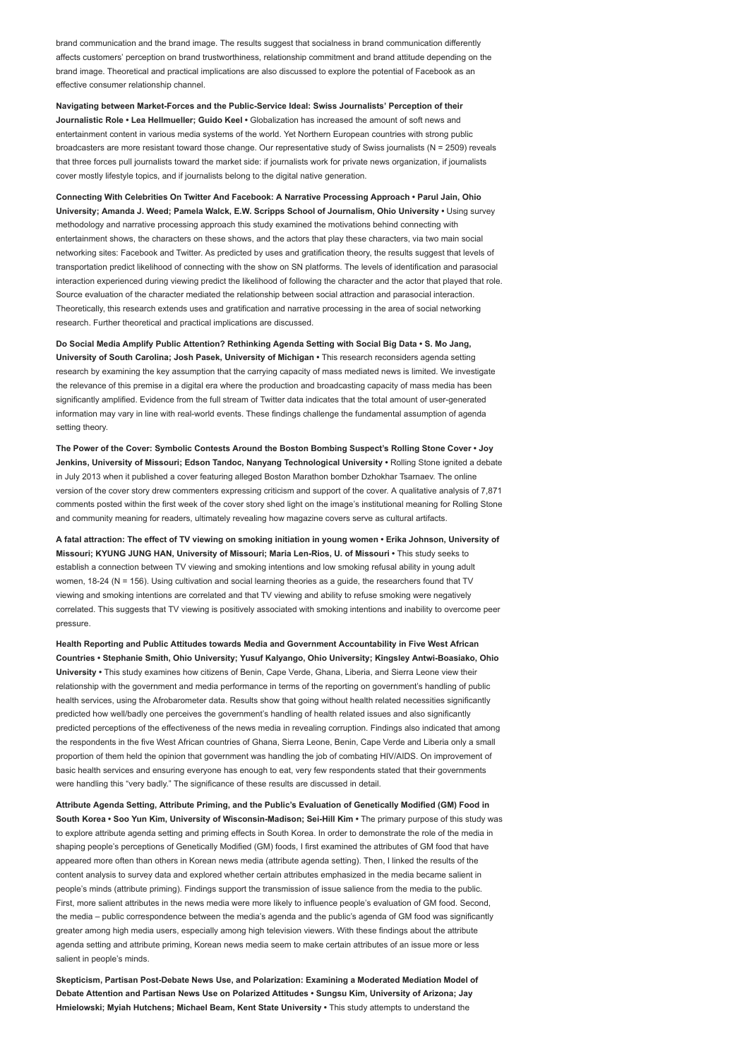brand communication and the brand image. The results suggest that socialness in brand communication differently affects customers' perception on brand trustworthiness, relationship commitment and brand attitude depending on the brand image. Theoretical and practical implications are also discussed to explore the potential of Facebook as an effective consumer relationship channel.

**Navigating between Market-Forces and the Public-Service Ideal: Swiss Journalists' Perception of their Journalistic Role • Lea Hellmueller; Guido Keel •** Globalization has increased the amount of soft news and entertainment content in various media systems of the world. Yet Northern European countries with strong public broadcasters are more resistant toward those change. Our representative study of Swiss journalists (N = 2509) reveals that three forces pull journalists toward the market side: if journalists work for private news organization, if journalists cover mostly lifestyle topics, and if journalists belong to the digital native generation.

**Connecting With Celebrities On Twitter And Facebook: A Narrative Processing Approach • Parul Jain, Ohio University; Amanda J. Weed; Pamela Walck, E.W. Scripps School of Journalism, Ohio University •** Using survey methodology and narrative processing approach this study examined the motivations behind connecting with entertainment shows, the characters on these shows, and the actors that play these characters, via two main social networking sites: Facebook and Twitter. As predicted by uses and gratification theory, the results suggest that levels of transportation predict likelihood of connecting with the show on SN platforms. The levels of identification and parasocial interaction experienced during viewing predict the likelihood of following the character and the actor that played that role. Source evaluation of the character mediated the relationship between social attraction and parasocial interaction. Theoretically, this research extends uses and gratification and narrative processing in the area of social networking research. Further theoretical and practical implications are discussed.

**Do Social Media Amplify Public Attention? Rethinking Agenda Setting with Social Big Data • S. Mo Jang, University of South Carolina; Josh Pasek, University of Michigan •** This research reconsiders agenda setting research by examining the key assumption that the carrying capacity of mass mediated news is limited. We investigate the relevance of this premise in a digital era where the production and broadcasting capacity of mass media has been significantly amplified. Evidence from the full stream of Twitter data indicates that the total amount of user-generated information may vary in line with real-world events. These findings challenge the fundamental assumption of agenda setting theory.

**The Power of the Cover: Symbolic Contests Around the Boston Bombing Suspect's Rolling Stone Cover • Joy Jenkins, University of Missouri; Edson Tandoc, Nanyang Technological University •** Rolling Stone ignited a debate in July 2013 when it published a cover featuring alleged Boston Marathon bomber Dzhokhar Tsarnaev. The online version of the cover story drew commenters expressing criticism and support of the cover. A qualitative analysis of 7,871 comments posted within the first week of the cover story shed light on the image's institutional meaning for Rolling Stone and community meaning for readers, ultimately revealing how magazine covers serve as cultural artifacts.

**A fatal attraction: The effect of TV viewing on smoking initiation in young women • Erika Johnson, University of Missouri; KYUNG JUNG HAN, University of Missouri; Maria Len-Rios, U. of Missouri •** This study seeks to establish a connection between TV viewing and smoking intentions and low smoking refusal ability in young adult women, 18-24 (N = 156). Using cultivation and social learning theories as a guide, the researchers found that TV viewing and smoking intentions are correlated and that TV viewing and ability to refuse smoking were negatively correlated. This suggests that TV viewing is positively associated with smoking intentions and inability to overcome peer pressure.

**Health Reporting and Public Attitudes towards Media and Government Accountability in Five West African Countries • Stephanie Smith, Ohio University; Yusuf Kalyango, Ohio University; Kingsley Antwi-Boasiako, Ohio University •** This study examines how citizens of Benin, Cape Verde, Ghana, Liberia, and Sierra Leone view their relationship with the government and media performance in terms of the reporting on government's handling of public health services, using the Afrobarometer data. Results show that going without health related necessities significantly predicted how well/badly one perceives the government's handling of health related issues and also significantly predicted perceptions of the effectiveness of the news media in revealing corruption. Findings also indicated that among the respondents in the five West African countries of Ghana, Sierra Leone, Benin, Cape Verde and Liberia only a small proportion of them held the opinion that government was handling the job of combating HIV/AIDS. On improvement of basic health services and ensuring everyone has enough to eat, very few respondents stated that their governments were handling this "very badly." The significance of these results are discussed in detail.

**Attribute Agenda Setting, Attribute Priming, and the Public's Evaluation of Genetically Modified (GM) Food in South Korea • Soo Yun Kim, University of Wisconsin-Madison; Sei-Hill Kim •** The primary purpose of this study was to explore attribute agenda setting and priming effects in South Korea. In order to demonstrate the role of the media in shaping people's perceptions of Genetically Modified (GM) foods, I first examined the attributes of GM food that have appeared more often than others in Korean news media (attribute agenda setting). Then, I linked the results of the content analysis to survey data and explored whether certain attributes emphasized in the media became salient in people's minds (attribute priming). Findings support the transmission of issue salience from the media to the public. First, more salient attributes in the news media were more likely to influence people's evaluation of GM food. Second, the media – public correspondence between the media's agenda and the public's agenda of GM food was significantly greater among high media users, especially among high television viewers. With these findings about the attribute agenda setting and attribute priming, Korean news media seem to make certain attributes of an issue more or less salient in people's minds.

**Skepticism, Partisan Post-Debate News Use, and Polarization: Examining a Moderated Mediation Model of Debate Attention and Partisan News Use on Polarized Attitudes • Sungsu Kim, University of Arizona; Jay Hmielowski; Myiah Hutchens; Michael Beam, Kent State University •** This study attempts to understand the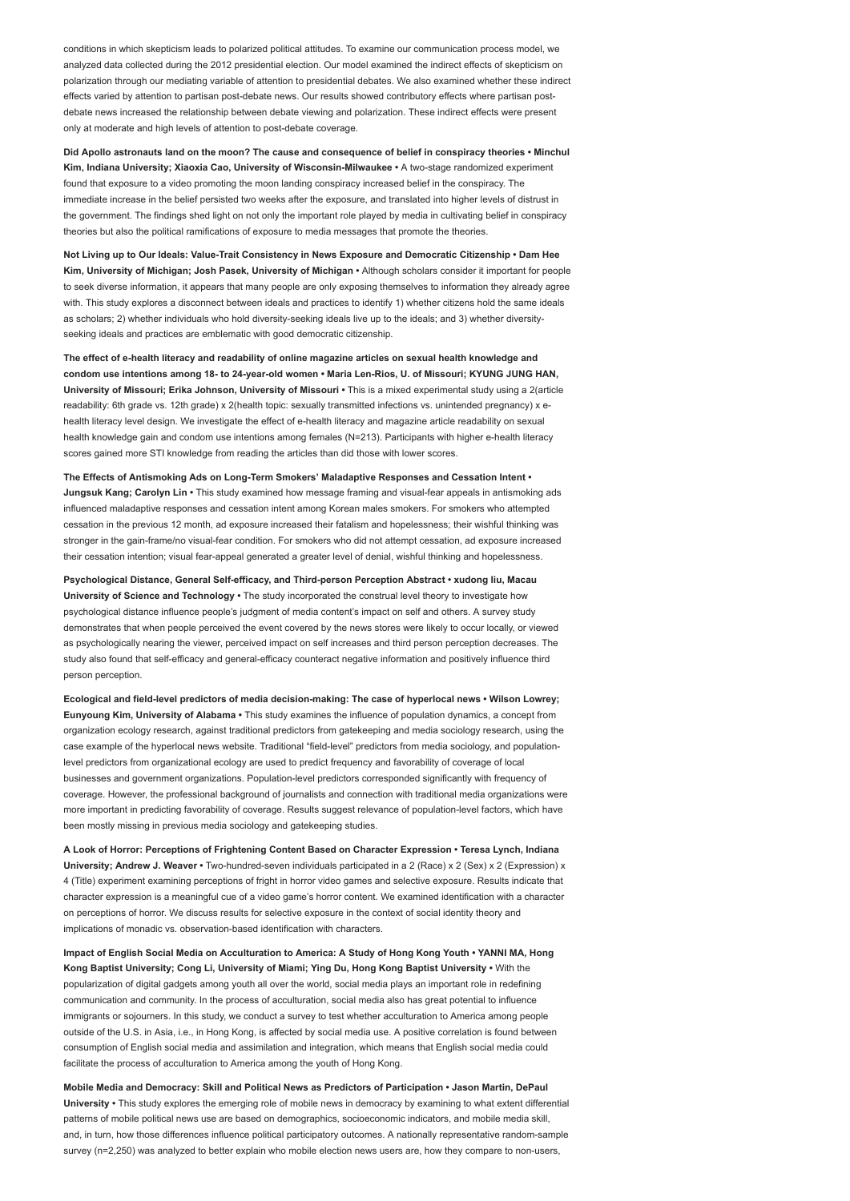conditions in which skepticism leads to polarized political attitudes. To examine our communication process model, we analyzed data collected during the 2012 presidential election. Our model examined the indirect effects of skepticism on polarization through our mediating variable of attention to presidential debates. We also examined whether these indirect effects varied by attention to partisan post-debate news. Our results showed contributory effects where partisan post-debate news increased the relationship between debate viewing and polarization. These indirect effects were present only at moderate and high levels of attention to post-debate coverage.

**Did Apollo astronauts land on the moon? The cause and consequence of belief in conspiracy theories • Minchul Kim, Indiana University; Xiaoxia Cao, University of Wisconsin-Milwaukee •** A two-stage randomized experiment found that exposure to a video promoting the moon landing conspiracy increased belief in the conspiracy. The immediate increase in the belief persisted two weeks after the exposure, and translated into higher levels of distrust in the government. The findings shed light on not only the important role played by media in cultivating belief in conspiracy theories but also the political ramifications of exposure to media messages that promote the theories.

**Not Living up to Our Ideals: Value-Trait Consistency in News Exposure and Democratic Citizenship • Dam Hee Kim, University of Michigan; Josh Pasek, University of Michigan •** Although scholars consider it important for people to seek diverse information, it appears that many people are only exposing themselves to information they already agree with. This study explores a disconnect between ideals and practices to identify 1) whether citizens hold the same ideals as scholars; 2) whether individuals who hold diversity-seeking ideals live up to the ideals; and 3) whether diversity-seeking ideals and practices are emblematic with good democratic citizenship.

**The effect of e-health literacy and readability of online magazine articles on sexual health knowledge and condom use intentions among 18- to 24-year-old women • Maria Len-Rios, U. of Missouri; KYUNG JUNG HAN, University of Missouri; Erika Johnson, University of Missouri •** This is a mixed experimental study using a 2(article readability: 6th grade vs. 12th grade) x 2(health topic: sexually transmitted infections vs. unintended pregnancy) x e-health literacy level design. We investigate the effect of e-health literacy and magazine article readability on sexual health knowledge gain and condom use intentions among females (N=213). Participants with higher e-health literacy scores gained more STI knowledge from reading the articles than did those with lower scores.

**The Effects of Antismoking Ads on Long-Term Smokers' Maladaptive Responses and Cessation Intent • Jungsuk Kang; Carolyn Lin •** This study examined how message framing and visual-fear appeals in antismoking ads influenced maladaptive responses and cessation intent among Korean males smokers. For smokers who attempted cessation in the previous 12 month, ad exposure increased their fatalism and hopelessness; their wishful thinking was stronger in the gain-frame/no visual-fear condition. For smokers who did not attempt cessation, ad exposure increased their cessation intention; visual fear-appeal generated a greater level of denial, wishful thinking and hopelessness.

**Psychological Distance, General Self-efficacy, and Third-person Perception Abstract • xudong liu, Macau University of Science and Technology •** The study incorporated the construal level theory to investigate how psychological distance influence people's judgment of media content's impact on self and others. A survey study demonstrates that when people perceived the event covered by the news stores were likely to occur locally, or viewed as psychologically nearing the viewer, perceived impact on self increases and third person perception decreases. The study also found that self-efficacy and general-efficacy counteract negative information and positively influence third person perception.

**Ecological and field-level predictors of media decision-making: The case of hyperlocal news • Wilson Lowrey; Eunyoung Kim, University of Alabama •** This study examines the influence of population dynamics, a concept from organization ecology research, against traditional predictors from gatekeeping and media sociology research, using the case example of the hyperlocal news website. Traditional "field-level" predictors from media sociology, and population-level predictors from organizational ecology are used to predict frequency and favorability of coverage of local businesses and government organizations. Population-level predictors corresponded significantly with frequency of coverage. However, the professional background of journalists and connection with traditional media organizations were more important in predicting favorability of coverage. Results suggest relevance of population-level factors, which have been mostly missing in previous media sociology and gatekeeping studies.

**A Look of Horror: Perceptions of Frightening Content Based on Character Expression • Teresa Lynch, Indiana University; Andrew J. Weaver •** Two-hundred-seven individuals participated in a 2 (Race) x 2 (Sex) x 2 (Expression) x 4 (Title) experiment examining perceptions of fright in horror video games and selective exposure. Results indicate that character expression is a meaningful cue of a video game's horror content. We examined identification with a character on perceptions of horror. We discuss results for selective exposure in the context of social identity theory and implications of monadic vs. observation-based identification with characters.

**Impact of English Social Media on Acculturation to America: A Study of Hong Kong Youth • YANNI MA, Hong Kong Baptist University; Cong Li, University of Miami; Ying Du, Hong Kong Baptist University •** With the popularization of digital gadgets among youth all over the world, social media plays an important role in redefining communication and community. In the process of acculturation, social media also has great potential to influence immigrants or sojourners. In this study, we conduct a survey to test whether acculturation to America among people outside of the U.S. in Asia, i.e., in Hong Kong, is affected by social media use. A positive correlation is found between consumption of English social media and assimilation and integration, which means that English social media could facilitate the process of acculturation to America among the youth of Hong Kong.

**Mobile Media and Democracy: Skill and Political News as Predictors of Participation • Jason Martin, DePaul University •** This study explores the emerging role of mobile news in democracy by examining to what extent differential patterns of mobile political news use are based on demographics, socioeconomic indicators, and mobile media skill, and, in turn, how those differences influence political participatory outcomes. A nationally representative random-sample survey (n=2,250) was analyzed to better explain who mobile election news users are, how they compare to non-users,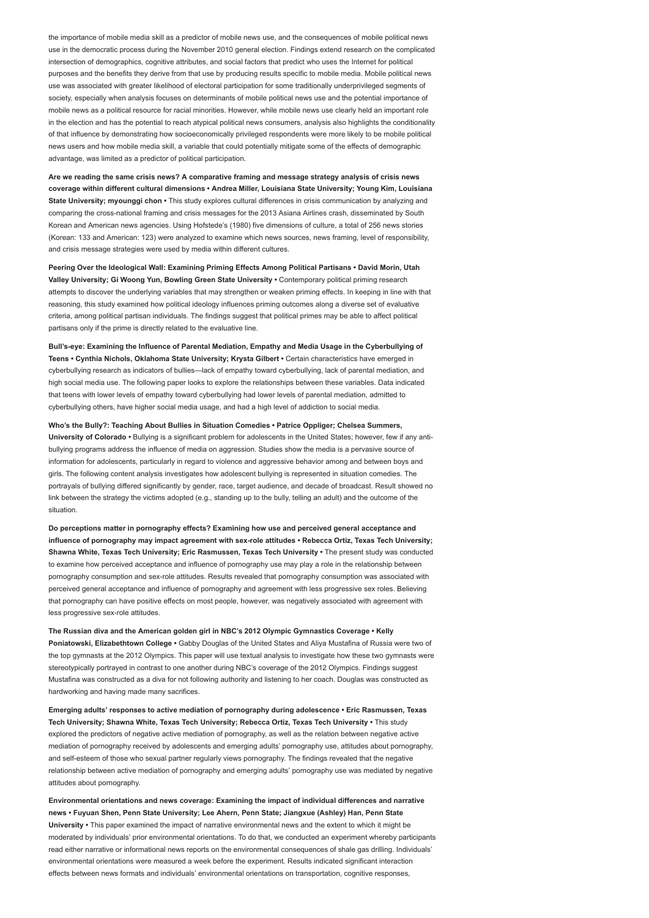the importance of mobile media skill as a predictor of mobile news use, and the consequences of mobile political news use in the democratic process during the November 2010 general election. Findings extend research on the complicated intersection of demographics, cognitive attributes, and social factors that predict who uses the Internet for political purposes and the benefits they derive from that use by producing results specific to mobile media. Mobile political news use was associated with greater likelihood of electoral participation for some traditionally underprivileged segments of society, especially when analysis focuses on determinants of mobile political news use and the potential importance of mobile news as a political resource for racial minorities. However, while mobile news use clearly held an important role in the election and has the potential to reach atypical political news consumers, analysis also highlights the conditionality of that influence by demonstrating how socioeconomically privileged respondents were more likely to be mobile political news users and how mobile media skill, a variable that could potentially mitigate some of the effects of demographic advantage, was limited as a predictor of political participation.

**Are we reading the same crisis news? A comparative framing and message strategy analysis of crisis news coverage within different cultural dimensions • Andrea Miller, Louisiana State University; Young Kim, Louisiana State University; myounggi chon •** This study explores cultural differences in crisis communication by analyzing and comparing the cross-national framing and crisis messages for the 2013 Asiana Airlines crash, disseminated by South Korean and American news agencies. Using Hofstede's (1980) five dimensions of culture, a total of 256 news stories (Korean: 133 and American: 123) were analyzed to examine which news sources, news framing, level of responsibility, and crisis message strategies were used by media within different cultures.

**Peering Over the Ideological Wall: Examining Priming Effects Among Political Partisans • David Morin, Utah Valley University; Gi Woong Yun, Bowling Green State University •** Contemporary political priming research attempts to discover the underlying variables that may strengthen or weaken priming effects. In keeping in line with that reasoning, this study examined how political ideology influences priming outcomes along a diverse set of evaluative criteria, among political partisan individuals. The findings suggest that political primes may be able to affect political partisans only if the prime is directly related to the evaluative line.

**Bull's-eye: Examining the Influence of Parental Mediation, Empathy and Media Usage in the Cyberbullying of Teens • Cynthia Nichols, Oklahoma State University; Krysta Gilbert •** Certain characteristics have emerged in cyberbullying research as indicators of bullies—lack of empathy toward cyberbullying, lack of parental mediation, and high social media use. The following paper looks to explore the relationships between these variables. Data indicated that teens with lower levels of empathy toward cyberbullying had lower levels of parental mediation, admitted to cyberbullying others, have higher social media usage, and had a high level of addiction to social media.

**Who's the Bully?: Teaching About Bullies in Situation Comedies • Patrice Oppliger; Chelsea Summers, University of Colorado •** Bullying is a significant problem for adolescents in the United States; however, few if any anti-bullying programs address the influence of media on aggression. Studies show the media is a pervasive source of information for adolescents, particularly in regard to violence and aggressive behavior among and between boys and girls. The following content analysis investigates how adolescent bullying is represented in situation comedies. The portrayals of bullying differed significantly by gender, race, target audience, and decade of broadcast. Result showed no link between the strategy the victims adopted (e.g., standing up to the bully, telling an adult) and the outcome of the situation.

**Do perceptions matter in pornography effects? Examining how use and perceived general acceptance and influence of pornography may impact agreement with sex-role attitudes • Rebecca Ortiz, Texas Tech University; Shawna White, Texas Tech University; Eric Rasmussen, Texas Tech University •** The present study was conducted to examine how perceived acceptance and influence of pornography use may play a role in the relationship between pornography consumption and sex-role attitudes. Results revealed that pornography consumption was associated with perceived general acceptance and influence of pornography and agreement with less progressive sex roles. Believing that pornography can have positive effects on most people, however, was negatively associated with agreement with less progressive sex-role attitudes.

**The Russian diva and the American golden girl in NBC's 2012 Olympic Gymnastics Coverage • Kelly Poniatowski, Elizabethtown College •** Gabby Douglas of the United States and Aliya Mustafina of Russia were two of the top gymnasts at the 2012 Olympics. This paper will use textual analysis to investigate how these two gymnasts were stereotypically portrayed in contrast to one another during NBC's coverage of the 2012 Olympics. Findings suggest Mustafina was constructed as a diva for not following authority and listening to her coach. Douglas was constructed as hardworking and having made many sacrifices.

**Emerging adults' responses to active mediation of pornography during adolescence • Eric Rasmussen, Texas Tech University; Shawna White, Texas Tech University; Rebecca Ortiz, Texas Tech University •** This study explored the predictors of negative active mediation of pornography, as well as the relation between negative active mediation of pornography received by adolescents and emerging adults' pornography use, attitudes about pornography, and self-esteem of those who sexual partner regularly views pornography. The findings revealed that the negative relationship between active mediation of pornography and emerging adults' pornography use was mediated by negative attitudes about pornography.

**Environmental orientations and news coverage: Examining the impact of individual differences and narrative news • Fuyuan Shen, Penn State University; Lee Ahern, Penn State; Jiangxue (Ashley) Han, Penn State University •** This paper examined the impact of narrative environmental news and the extent to which it might be moderated by individuals' prior environmental orientations. To do that, we conducted an experiment whereby participants read either narrative or informational news reports on the environmental consequences of shale gas drilling. Individuals' environmental orientations were measured a week before the experiment. Results indicated significant interaction effects between news formats and individuals' environmental orientations on transportation, cognitive responses,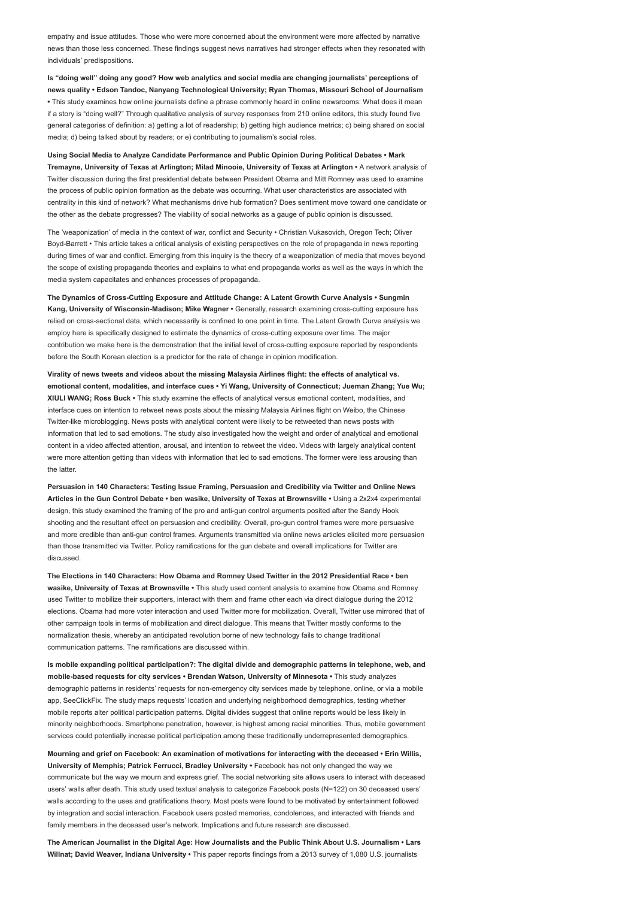empathy and issue attitudes. Those who were more concerned about the environment were more affected by narrative news than those less concerned. These findings suggest news narratives had stronger effects when they resonated with individuals' predispositions.

**Is "doing well" doing any good? How web analytics and social media are changing journalists' perceptions of news quality • Edson Tandoc, Nanyang Technological University; Ryan Thomas, Missouri School of Journalism •** This study examines how online journalists define a phrase commonly heard in online newsrooms: What does it mean if a story is "doing well?" Through qualitative analysis of survey responses from 210 online editors, this study found five general categories of definition: a) getting a lot of readership; b) getting high audience metrics; c) being shared on social media; d) being talked about by readers; or e) contributing to journalism's social roles.

**Using Social Media to Analyze Candidate Performance and Public Opinion During Political Debates • Mark Tremayne, University of Texas at Arlington; Milad Minooie, University of Texas at Arlington •** A network analysis of Twitter discussion during the first presidential debate between President Obama and Mitt Romney was used to examine the process of public opinion formation as the debate was occurring. What user characteristics are associated with centrality in this kind of network? What mechanisms drive hub formation? Does sentiment move toward one candidate or the other as the debate progresses? The viability of social networks as a gauge of public opinion is discussed.

The 'weaponization' of media in the context of war, conflict and Security • Christian Vukasovich, Oregon Tech; Oliver Boyd-Barrett • This article takes a critical analysis of existing perspectives on the role of propaganda in news reporting during times of war and conflict. Emerging from this inquiry is the theory of a weaponization of media that moves beyond the scope of existing propaganda theories and explains to what end propaganda works as well as the ways in which the media system capacitates and enhances processes of propaganda.

**The Dynamics of Cross-Cutting Exposure and Attitude Change: A Latent Growth Curve Analysis • Sungmin Kang, University of Wisconsin-Madison; Mike Wagner •** Generally, research examining cross-cutting exposure has relied on cross-sectional data, which necessarily is confined to one point in time. The Latent Growth Curve analysis we employ here is specifically designed to estimate the dynamics of cross-cutting exposure over time. The major contribution we make here is the demonstration that the initial level of cross-cutting exposure reported by respondents before the South Korean election is a predictor for the rate of change in opinion modification.

**Virality of news tweets and videos about the missing Malaysia Airlines flight: the effects of analytical vs. emotional content, modalities, and interface cues • Yi Wang, University of Connecticut; Jueman Zhang; Yue Wu; XIULI WANG; Ross Buck •** This study examine the effects of analytical versus emotional content, modalities, and interface cues on intention to retweet news posts about the missing Malaysia Airlines flight on Weibo, the Chinese Twitter-like microblogging. News posts with analytical content were likely to be retweeted than news posts with information that led to sad emotions. The study also investigated how the weight and order of analytical and emotional content in a video affected attention, arousal, and intention to retweet the video. Videos with largely analytical content were more attention getting than videos with information that led to sad emotions. The former were less arousing than the latter.

**Persuasion in 140 Characters: Testing Issue Framing, Persuasion and Credibility via Twitter and Online News Articles in the Gun Control Debate • ben wasike, University of Texas at Brownsville •** Using a 2x2x4 experimental design, this study examined the framing of the pro and anti-gun control arguments posited after the Sandy Hook shooting and the resultant effect on persuasion and credibility. Overall, pro-gun control frames were more persuasive and more credible than anti-gun control frames. Arguments transmitted via online news articles elicited more persuasion than those transmitted via Twitter. Policy ramifications for the gun debate and overall implications for Twitter are discussed.

**The Elections in 140 Characters: How Obama and Romney Used Twitter in the 2012 Presidential Race • ben wasike, University of Texas at Brownsville •** This study used content analysis to examine how Obama and Romney used Twitter to mobilize their supporters, interact with them and frame other each via direct dialogue during the 2012 elections. Obama had more voter interaction and used Twitter more for mobilization. Overall, Twitter use mirrored that of other campaign tools in terms of mobilization and direct dialogue. This means that Twitter mostly conforms to the normalization thesis, whereby an anticipated revolution borne of new technology fails to change traditional communication patterns. The ramifications are discussed within.

**Is mobile expanding political participation?: The digital divide and demographic patterns in telephone, web, and mobile-based requests for city services • Brendan Watson, University of Minnesota •** This study analyzes demographic patterns in residents' requests for non-emergency city services made by telephone, online, or via a mobile app, SeeClickFix. The study maps requests' location and underlying neighborhood demographics, testing whether mobile reports alter political participation patterns. Digital divides suggest that online reports would be less likely in minority neighborhoods. Smartphone penetration, however, is highest among racial minorities. Thus, mobile government services could potentially increase political participation among these traditionally underrepresented demographics.

**Mourning and grief on Facebook: An examination of motivations for interacting with the deceased • Erin Willis, University of Memphis; Patrick Ferrucci, Bradley University •** Facebook has not only changed the way we communicate but the way we mourn and express grief. The social networking site allows users to interact with deceased users' walls after death. This study used textual analysis to categorize Facebook posts (N=122) on 30 deceased users' walls according to the uses and gratifications theory. Most posts were found to be motivated by entertainment followed by integration and social interaction. Facebook users posted memories, condolences, and interacted with friends and family members in the deceased user's network. Implications and future research are discussed.

**The American Journalist in the Digital Age: How Journalists and the Public Think About U.S. Journalism • Lars Willnat; David Weaver, Indiana University •** This paper reports findings from a 2013 survey of 1,080 U.S. journalists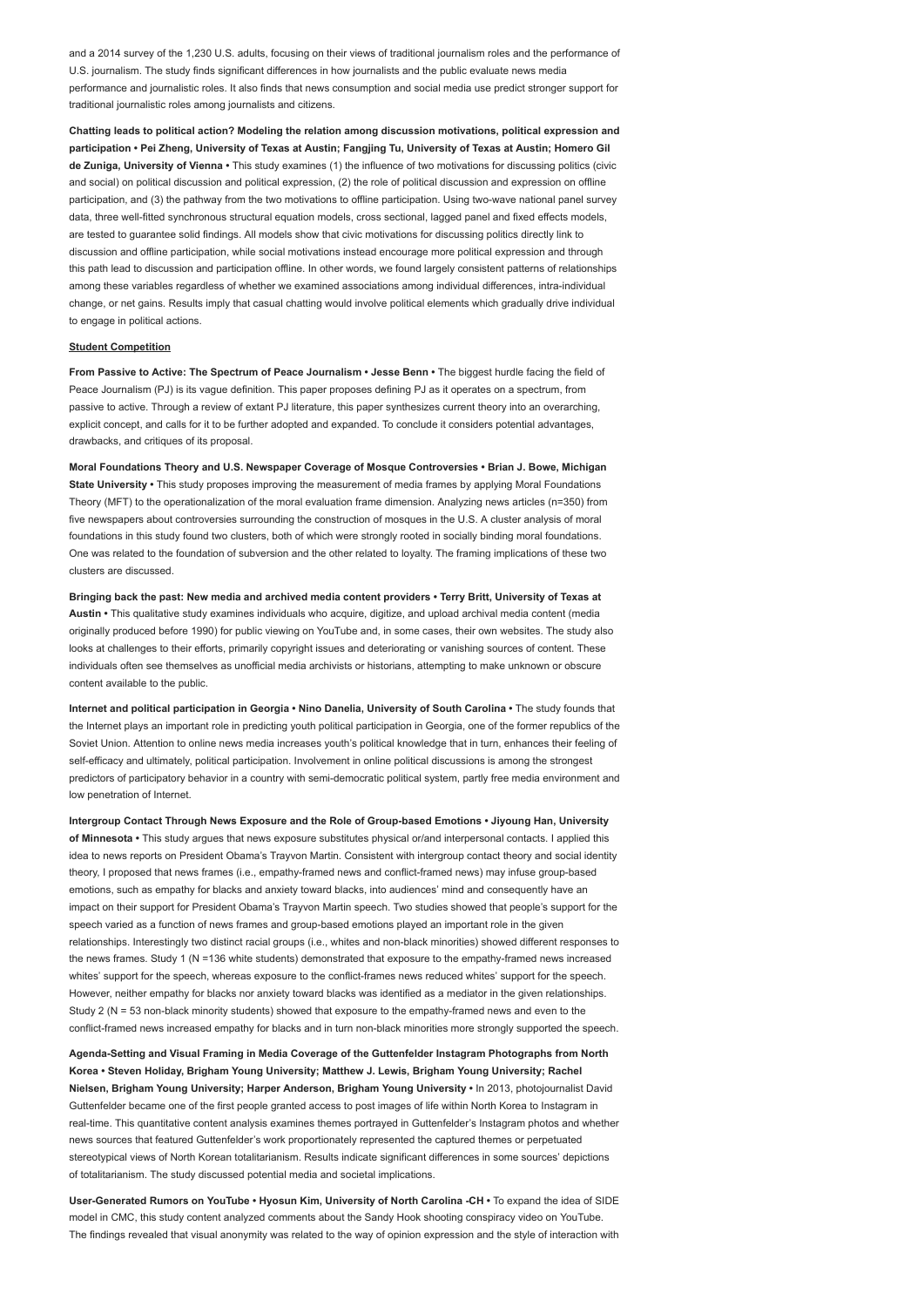and a 2014 survey of the 1,230 U.S. adults, focusing on their views of traditional journalism roles and the performance of U.S. journalism. The study finds significant differences in how journalists and the public evaluate news media performance and journalistic roles. It also finds that news consumption and social media use predict stronger support for traditional journalistic roles among journalists and citizens.

**Chatting leads to political action? Modeling the relation among discussion motivations, political expression and participation • Pei Zheng, University of Texas at Austin; Fangjing Tu, University of Texas at Austin; Homero Gil de Zuniga, University of Vienna •** This study examines (1) the influence of two motivations for discussing politics (civic and social) on political discussion and political expression, (2) the role of political discussion and expression on offline participation, and (3) the pathway from the two motivations to offline participation. Using two-wave national panel survey data, three well-fitted synchronous structural equation models, cross sectional, lagged panel and fixed effects models, are tested to guarantee solid findings. All models show that civic motivations for discussing politics directly link to discussion and offline participation, while social motivations instead encourage more political expression and through this path lead to discussion and participation offline. In other words, we found largely consistent patterns of relationships among these variables regardless of whether we examined associations among individual differences, intra-individual change, or net gains. Results imply that casual chatting would involve political elements which gradually drive individual to engage in political actions.

**Student Competition**

**From Passive to Active: The Spectrum of Peace Journalism • Jesse Benn •** The biggest hurdle facing the field of Peace Journalism (PJ) is its vague definition. This paper proposes defining PJ as it operates on a spectrum, from passive to active. Through a review of extant PJ literature, this paper synthesizes current theory into an overarching, explicit concept, and calls for it to be further adopted and expanded. To conclude it considers potential advantages, drawbacks, and critiques of its proposal.

**Moral Foundations Theory and U.S. Newspaper Coverage of Mosque Controversies • Brian J. Bowe, Michigan State University •** This study proposes improving the measurement of media frames by applying Moral Foundations Theory (MFT) to the operationalization of the moral evaluation frame dimension. Analyzing news articles (n=350) from five newspapers about controversies surrounding the construction of mosques in the U.S. A cluster analysis of moral foundations in this study found two clusters, both of which were strongly rooted in socially binding moral foundations. One was related to the foundation of subversion and the other related to loyalty. The framing implications of these two clusters are discussed.

**Bringing back the past: New media and archived media content providers • Terry Britt, University of Texas at Austin •** This qualitative study examines individuals who acquire, digitize, and upload archival media content (media originally produced before 1990) for public viewing on YouTube and, in some cases, their own websites. The study also looks at challenges to their efforts, primarily copyright issues and deteriorating or vanishing sources of content. These individuals often see themselves as unofficial media archivists or historians, attempting to make unknown or obscure content available to the public.

**Internet and political participation in Georgia • Nino Danelia, University of South Carolina •** The study founds that the Internet plays an important role in predicting youth political participation in Georgia, one of the former republics of the Soviet Union. Attention to online news media increases youth's political knowledge that in turn, enhances their feeling of self-efficacy and ultimately, political participation. Involvement in online political discussions is among the strongest predictors of participatory behavior in a country with semi-democratic political system, partly free media environment and low penetration of Internet.

**Intergroup Contact Through News Exposure and the Role of Group-based Emotions • Jiyoung Han, University of Minnesota •** This study argues that news exposure substitutes physical or/and interpersonal contacts. I applied this idea to news reports on President Obama's Trayvon Martin. Consistent with intergroup contact theory and social identity theory, I proposed that news frames (i.e., empathy-framed news and conflict-framed news) may infuse group-based emotions, such as empathy for blacks and anxiety toward blacks, into audiences' mind and consequently have an impact on their support for President Obama's Trayvon Martin speech. Two studies showed that people's support for the speech varied as a function of news frames and group-based emotions played an important role in the given relationships. Interestingly two distinct racial groups (i.e., whites and non-black minorities) showed different responses to the news frames. Study 1 (N =136 white students) demonstrated that exposure to the empathy-framed news increased whites' support for the speech, whereas exposure to the conflict-frames news reduced whites' support for the speech. However, neither empathy for blacks nor anxiety toward blacks was identified as a mediator in the given relationships. Study 2 (N = 53 non-black minority students) showed that exposure to the empathy-framed news and even to the conflict-framed news increased empathy for blacks and in turn non-black minorities more strongly supported the speech.

**Agenda-Setting and Visual Framing in Media Coverage of the Guttenfelder Instagram Photographs from North Korea • Steven Holiday, Brigham Young University; Matthew J. Lewis, Brigham Young University; Rachel Nielsen, Brigham Young University; Harper Anderson, Brigham Young University •** In 2013, photojournalist David Guttenfelder became one of the first people granted access to post images of life within North Korea to Instagram in real-time. This quantitative content analysis examines themes portrayed in Guttenfelder's Instagram photos and whether news sources that featured Guttenfelder's work proportionately represented the captured themes or perpetuated stereotypical views of North Korean totalitarianism. Results indicate significant differences in some sources' depictions of totalitarianism. The study discussed potential media and societal implications.

**User-Generated Rumors on YouTube • Hyosun Kim, University of North Carolina -CH •** To expand the idea of SIDE model in CMC, this study content analyzed comments about the Sandy Hook shooting conspiracy video on YouTube. The findings revealed that visual anonymity was related to the way of opinion expression and the style of interaction with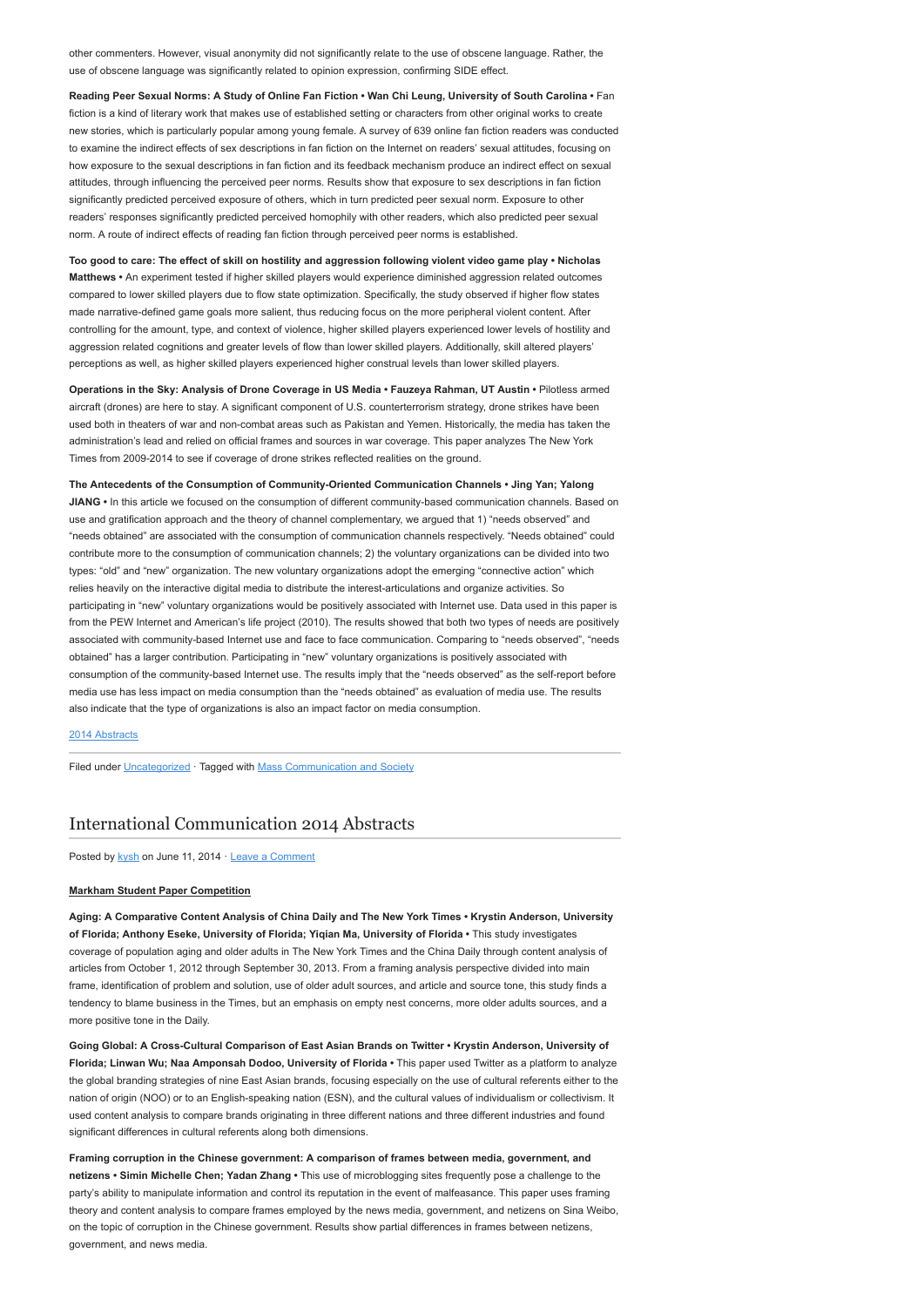other commenters. However, visual anonymity did not significantly relate to the use of obscene language. Rather, the use of obscene language was significantly related to opinion expression, confirming SIDE effect.

**Reading Peer Sexual Norms: A Study of Online Fan Fiction • Wan Chi Leung, University of South Carolina •** Fan fiction is a kind of literary work that makes use of established setting or characters from other original works to create new stories, which is particularly popular among young female. A survey of 639 online fan fiction readers was conducted to examine the indirect effects of sex descriptions in fan fiction on the Internet on readers' sexual attitudes, focusing on how exposure to the sexual descriptions in fan fiction and its feedback mechanism produce an indirect effect on sexual attitudes, through influencing the perceived peer norms. Results show that exposure to sex descriptions in fan fiction significantly predicted perceived exposure of others, which in turn predicted peer sexual norm. Exposure to other readers' responses significantly predicted perceived homophily with other readers, which also predicted peer sexual norm. A route of indirect effects of reading fan fiction through perceived peer norms is established.

**Too good to care: The effect of skill on hostility and aggression following violent video game play • Nicholas Matthews •** An experiment tested if higher skilled players would experience diminished aggression related outcomes compared to lower skilled players due to flow state optimization. Specifically, the study observed if higher flow states made narrative-defined game goals more salient, thus reducing focus on the more peripheral violent content. After controlling for the amount, type, and context of violence, higher skilled players experienced lower levels of hostility and aggression related cognitions and greater levels of flow than lower skilled players. Additionally, skill altered players' perceptions as well, as higher skilled players experienced higher construal levels than lower skilled players.

**Operations in the Sky: Analysis of Drone Coverage in US Media • Fauzeya Rahman, UT Austin •** Pilotless armed aircraft (drones) are here to stay. A significant component of U.S. counterterrorism strategy, drone strikes have been used both in theaters of war and non-combat areas such as Pakistan and Yemen. Historically, the media has taken the administration's lead and relied on official frames and sources in war coverage. This paper analyzes The New York Times from 2009-2014 to see if coverage of drone strikes reflected realities on the ground.

**The Antecedents of the Consumption of Community-Oriented Communication Channels • Jing Yan; Yalong JIANG •** In this article we focused on the consumption of different community-based communication channels. Based on use and gratification approach and the theory of channel complementary, we argued that 1) "needs observed" and "needs obtained" are associated with the consumption of communication channels respectively. "Needs obtained" could contribute more to the consumption of communication channels; 2) the voluntary organizations can be divided into two types: "old" and "new" organization. The new voluntary organizations adopt the emerging "connective action" which relies heavily on the interactive digital media to distribute the interest-articulations and organize activities. So participating in "new" voluntary organizations would be positively associated with Internet use. Data used in this paper is from the PEW Internet and American's life project (2010). The results showed that both two types of needs are positively associated with community-based Internet use and face to face communication. Comparing to "needs observed", "needs obtained" has a larger contribution. Participating in "new" voluntary organizations is positively associated with consumption of the community-based Internet use. The results imply that the "needs observed" as the self-report before media use has less impact on media consumption than the "needs obtained" as evaluation of media use. The results also indicate that the type of organizations is also an impact factor on media consumption.

2014 Abstracts

Filed under Uncategorized · Tagged with Mass Communication and Society

# International Communication 2014 Abstracts

Posted by kysh on June 11, 2014 · Leave a Comment

**Markham Student Paper Competition**

**Aging: A Comparative Content Analysis of China Daily and The New York Times • Krystin Anderson, University of Florida; Anthony Eseke, University of Florida; Yiqian Ma, University of Florida •** This study investigates coverage of population aging and older adults in The New York Times and the China Daily through content analysis of articles from October 1, 2012 through September 30, 2013. From a framing analysis perspective divided into main frame, identification of problem and solution, use of older adult sources, and article and source tone, this study finds a tendency to blame business in the Times, but an emphasis on empty nest concerns, more older adults sources, and a more positive tone in the Daily.

**Going Global: A Cross-Cultural Comparison of East Asian Brands on Twitter • Krystin Anderson, University of Florida; Linwan Wu; Naa Amponsah Dodoo, University of Florida •** This paper used Twitter as a platform to analyze the global branding strategies of nine East Asian brands, focusing especially on the use of cultural referents either to the nation of origin (NOO) or to an English-speaking nation (ESN), and the cultural values of individualism or collectivism. It used content analysis to compare brands originating in three different nations and three different industries and found significant differences in cultural referents along both dimensions.

**Framing corruption in the Chinese government: A comparison of frames between media, government, and netizens • Simin Michelle Chen; Yadan Zhang •** This use of microblogging sites frequently pose a challenge to the party's ability to manipulate information and control its reputation in the event of malfeasance. This paper uses framing theory and content analysis to compare frames employed by the news media, government, and netizens on Sina Weibo, on the topic of corruption in the Chinese government. Results show partial differences in frames between netizens, government, and news media.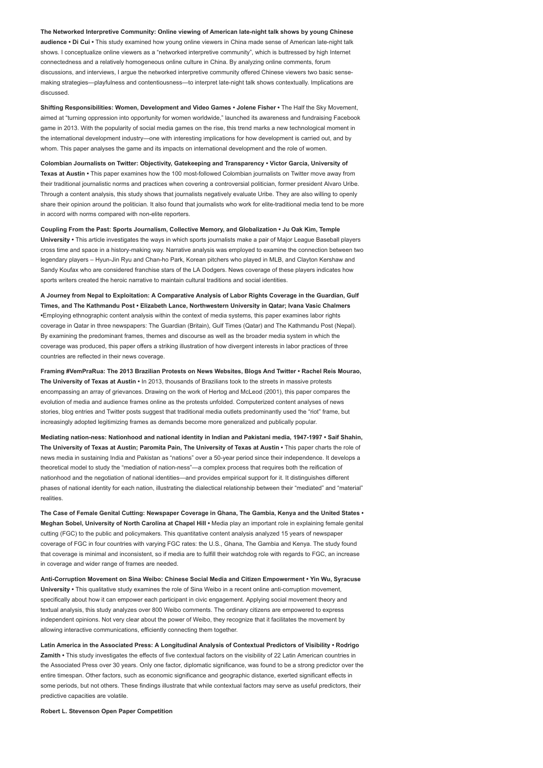**The Networked Interpretive Community: Online viewing of American late-night talk shows by young Chinese audience • Di Cui •** This study examined how young online viewers in China made sense of American late-night talk shows. I conceptualize online viewers as a "networked interpretive community", which is buttressed by high Internet connectedness and a relatively homogeneous online culture in China. By analyzing online comments, forum discussions, and interviews, I argue the networked interpretive community offered Chinese viewers two basic sense-making strategies—playfulness and contentiousness—to interpret late-night talk shows contextually. Implications are discussed.

**Shifting Responsibilities: Women, Development and Video Games • Jolene Fisher •** The Half the Sky Movement, aimed at "turning oppression into opportunity for women worldwide," launched its awareness and fundraising Facebook game in 2013. With the popularity of social media games on the rise, this trend marks a new technological moment in the international development industry—one with interesting implications for how development is carried out, and by whom. This paper analyses the game and its impacts on international development and the role of women.

**Colombian Journalists on Twitter: Objectivity, Gatekeeping and Transparency • Victor Garcia, University of Texas at Austin •** This paper examines how the 100 most-followed Colombian journalists on Twitter move away from their traditional journalistic norms and practices when covering a controversial politician, former president Alvaro Uribe. Through a content analysis, this study shows that journalists negatively evaluate Uribe. They are also willing to openly share their opinion around the politician. It also found that journalists who work for elite-traditional media tend to be more in accord with norms compared with non-elite reporters.

**Coupling From the Past: Sports Journalism, Collective Memory, and Globalization • Ju Oak Kim, Temple University •** This article investigates the ways in which sports journalists make a pair of Major League Baseball players cross time and space in a history-making way. Narrative analysis was employed to examine the connection between two legendary players – Hyun-Jin Ryu and Chan-ho Park, Korean pitchers who played in MLB, and Clayton Kershaw and Sandy Koufax who are considered franchise stars of the LA Dodgers. News coverage of these players indicates how sports writers created the heroic narrative to maintain cultural traditions and social identities.

**A Journey from Nepal to Exploitation: A Comparative Analysis of Labor Rights Coverage in the Guardian, Gulf Times, and The Kathmandu Post • Elizabeth Lance, Northwestern University in Qatar; Ivana Vasic Chalmers •**Employing ethnographic content analysis within the context of media systems, this paper examines labor rights coverage in Qatar in three newspapers: The Guardian (Britain), Gulf Times (Qatar) and The Kathmandu Post (Nepal). By examining the predominant frames, themes and discourse as well as the broader media system in which the coverage was produced, this paper offers a striking illustration of how divergent interests in labor practices of three countries are reflected in their news coverage.

**Framing #VemPraRua: The 2013 Brazilian Protests on News Websites, Blogs And Twitter • Rachel Reis Mourao, The University of Texas at Austin •** In 2013, thousands of Brazilians took to the streets in massive protests encompassing an array of grievances. Drawing on the work of Hertog and McLeod (2001), this paper compares the evolution of media and audience frames online as the protests unfolded. Computerized content analyses of news stories, blog entries and Twitter posts suggest that traditional media outlets predominantly used the "riot" frame, but increasingly adopted legitimizing frames as demands become more generalized and publically popular.

**Mediating nation-ness: Nationhood and national identity in Indian and Pakistani media, 1947-1997 • Saif Shahin, The University of Texas at Austin; Paromita Pain, The University of Texas at Austin •** This paper charts the role of news media in sustaining India and Pakistan as "nations" over a 50-year period since their independence. It develops a theoretical model to study the "mediation of nation-ness"—a complex process that requires both the reification of nationhood and the negotiation of national identities—and provides empirical support for it. It distinguishes different phases of national identity for each nation, illustrating the dialectical relationship between their "mediated" and "material" realities.

**The Case of Female Genital Cutting: Newspaper Coverage in Ghana, The Gambia, Kenya and the United States • Meghan Sobel, University of North Carolina at Chapel Hill •** Media play an important role in explaining female genital cutting (FGC) to the public and policymakers. This quantitative content analysis analyzed 15 years of newspaper coverage of FGC in four countries with varying FGC rates: the U.S., Ghana, The Gambia and Kenya. The study found that coverage is minimal and inconsistent, so if media are to fulfill their watchdog role with regards to FGC, an increase in coverage and wider range of frames are needed.

**Anti-Corruption Movement on Sina Weibo: Chinese Social Media and Citizen Empowerment • Yin Wu, Syracuse University •** This qualitative study examines the role of Sina Weibo in a recent online anti-corruption movement, specifically about how it can empower each participant in civic engagement. Applying social movement theory and textual analysis, this study analyzes over 800 Weibo comments. The ordinary citizens are empowered to express independent opinions. Not very clear about the power of Weibo, they recognize that it facilitates the movement by allowing interactive communications, efficiently connecting them together.

**Latin America in the Associated Press: A Longitudinal Analysis of Contextual Predictors of Visibility • Rodrigo Zamith •** This study investigates the effects of five contextual factors on the visibility of 22 Latin American countries in the Associated Press over 30 years. Only one factor, diplomatic significance, was found to be a strong predictor over the entire timespan. Other factors, such as economic significance and geographic distance, exerted significant effects in some periods, but not others. These findings illustrate that while contextual factors may serve as useful predictors, their predictive capacities are volatile.

**Robert L. Stevenson Open Paper Competition**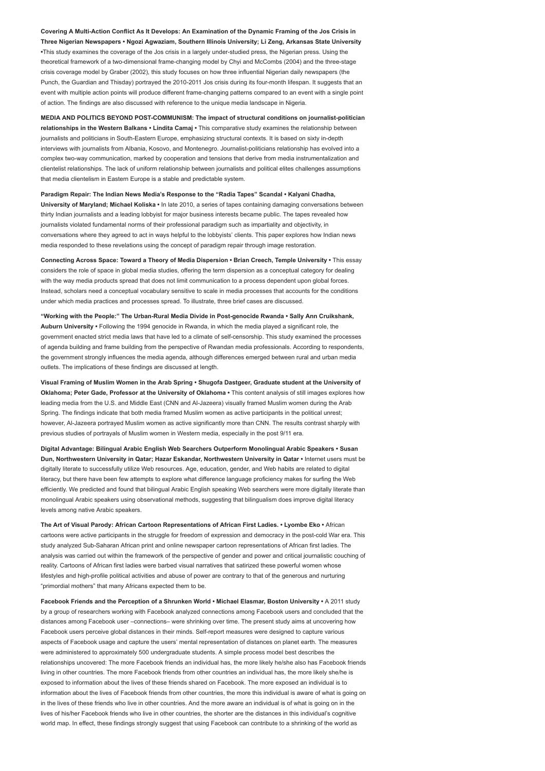**Covering A Multi-Action Conflict As It Develops: An Examination of the Dynamic Framing of the Jos Crisis in Three Nigerian Newspapers • Ngozi Agwaziam, Southern Illinois University; Li Zeng, Arkansas State University •**This study examines the coverage of the Jos crisis in a largely under-studied press, the Nigerian press. Using the theoretical framework of a two-dimensional frame-changing model by Chyi and McCombs (2004) and the three-stage crisis coverage model by Graber (2002), this study focuses on how three influential Nigerian daily newspapers (the Punch, the Guardian and Thisday) portrayed the 2010-2011 Jos crisis during its four-month lifespan. It suggests that an event with multiple action points will produce different frame-changing patterns compared to an event with a single point of action. The findings are also discussed with reference to the unique media landscape in Nigeria.

**MEDIA AND POLITICS BEYOND POST-COMMUNISM: The impact of structural conditions on journalist-politician relationships in the Western Balkans • Lindita Camaj •** This comparative study examines the relationship between journalists and politicians in South-Eastern Europe, emphasizing structural contexts. It is based on sixty in-depth interviews with journalists from Albania, Kosovo, and Montenegro. Journalist-politicians relationship has evolved into a complex two-way communication, marked by cooperation and tensions that derive from media instrumentalization and clientelist relationships. The lack of uniform relationship between journalists and political elites challenges assumptions that media clientelism in Eastern Europe is a stable and predictable system.

**Paradigm Repair: The Indian News Media's Response to the "Radia Tapes" Scandal • Kalyani Chadha, University of Maryland; Michael Koliska •** In late 2010, a series of tapes containing damaging conversations between thirty Indian journalists and a leading lobbyist for major business interests became public. The tapes revealed how journalists violated fundamental norms of their professional paradigm such as impartiality and objectivity, in conversations where they agreed to act in ways helpful to the lobbyists' clients. This paper explores how Indian news media responded to these revelations using the concept of paradigm repair through image restoration.

**Connecting Across Space: Toward a Theory of Media Dispersion • Brian Creech, Temple University •** This essay considers the role of space in global media studies, offering the term dispersion as a conceptual category for dealing with the way media products spread that does not limit communication to a process dependent upon global forces. Instead, scholars need a conceptual vocabulary sensitive to scale in media processes that accounts for the conditions under which media practices and processes spread. To illustrate, three brief cases are discussed.

**"Working with the People:" The Urban-Rural Media Divide in Post-genocide Rwanda • Sally Ann Cruikshank, Auburn University •** Following the 1994 genocide in Rwanda, in which the media played a significant role, the government enacted strict media laws that have led to a climate of self-censorship. This study examined the processes of agenda building and frame building from the perspective of Rwandan media professionals. According to respondents, the government strongly influences the media agenda, although differences emerged between rural and urban media outlets. The implications of these findings are discussed at length.

**Visual Framing of Muslim Women in the Arab Spring • Shugofa Dastgeer, Graduate student at the University of Oklahoma; Peter Gade, Professor at the University of Oklahoma •** This content analysis of still images explores how leading media from the U.S. and Middle East (CNN and Al-Jazeera) visually framed Muslim women during the Arab Spring. The findings indicate that both media framed Muslim women as active participants in the political unrest; however, Al-Jazeera portrayed Muslim women as active significantly more than CNN. The results contrast sharply with previous studies of portrayals of Muslim women in Western media, especially in the post 9/11 era.

**Digital Advantage: Bilingual Arabic English Web Searchers Outperform Monolingual Arabic Speakers • Susan Dun, Northwestern University in Qatar; Hazar Eskandar, Northwestern University in Qatar •** Internet users must be digitally literate to successfully utilize Web resources. Age, education, gender, and Web habits are related to digital literacy, but there have been few attempts to explore what difference language proficiency makes for surfing the Web efficiently. We predicted and found that bilingual Arabic English speaking Web searchers were more digitally literate than monolingual Arabic speakers using observational methods, suggesting that bilingualism does improve digital literacy levels among native Arabic speakers.

**The Art of Visual Parody: African Cartoon Representations of African First Ladies. • Lyombe Eko •** African cartoons were active participants in the struggle for freedom of expression and democracy in the post-cold War era. This study analyzed Sub-Saharan African print and online newspaper cartoon representations of African first ladies. The analysis was carried out within the framework of the perspective of gender and power and critical journalistic couching of reality. Cartoons of African first ladies were barbed visual narratives that satirized these powerful women whose lifestyles and high-profile political activities and abuse of power are contrary to that of the generous and nurturing "primordial mothers" that many Africans expected them to be.

**Facebook Friends and the Perception of a Shrunken World • Michael Elasmar, Boston University •** A 2011 study by a group of researchers working with Facebook analyzed connections among Facebook users and concluded that the distances among Facebook user –connections– were shrinking over time. The present study aims at uncovering how Facebook users perceive global distances in their minds. Self-report measures were designed to capture various aspects of Facebook usage and capture the users' mental representation of distances on planet earth. The measures were administered to approximately 500 undergraduate students. A simple process model best describes the relationships uncovered: The more Facebook friends an individual has, the more likely he/she also has Facebook friends living in other countries. The more Facebook friends from other countries an individual has, the more likely she/he is exposed to information about the lives of these friends shared on Facebook. The more exposed an individual is to information about the lives of Facebook friends from other countries, the more this individual is aware of what is going on in the lives of these friends who live in other countries. And the more aware an individual is of what is going on in the lives of his/her Facebook friends who live in other countries, the shorter are the distances in this individual's cognitive world map. In effect, these findings strongly suggest that using Facebook can contribute to a shrinking of the world as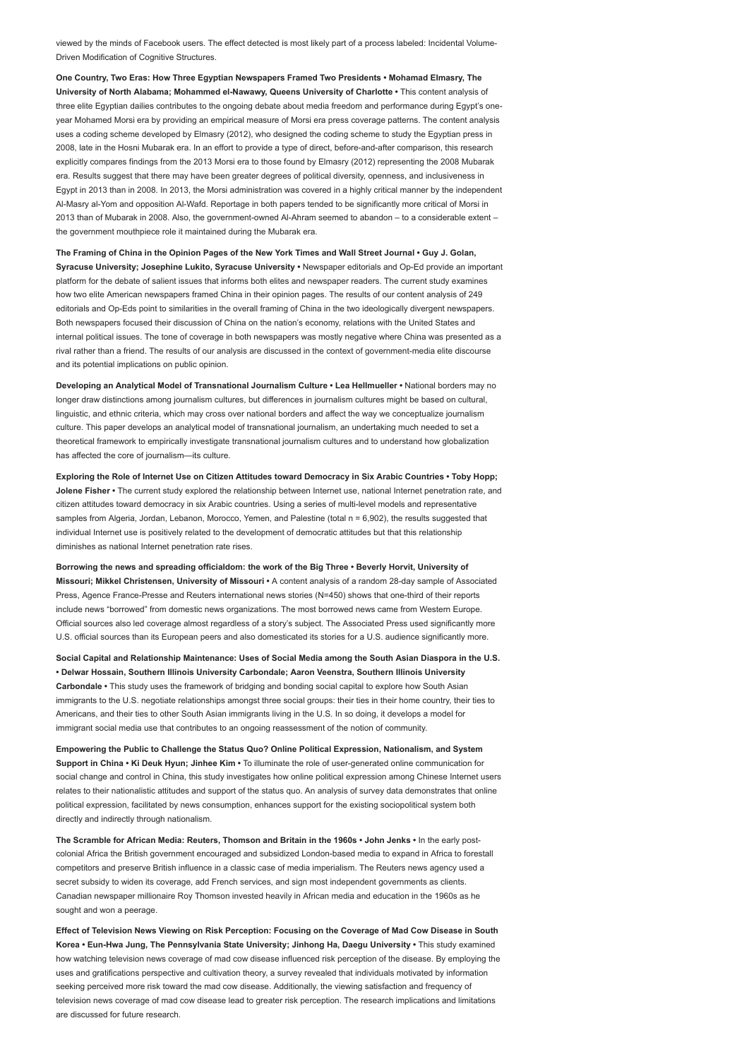viewed by the minds of Facebook users. The effect detected is most likely part of a process labeled: Incidental Volume-Driven Modification of Cognitive Structures.

**One Country, Two Eras: How Three Egyptian Newspapers Framed Two Presidents • Mohamad Elmasry, The University of North Alabama; Mohammed el-Nawawy, Queens University of Charlotte •** This content analysis of three elite Egyptian dailies contributes to the ongoing debate about media freedom and performance during Egypt's one-year Mohamed Morsi era by providing an empirical measure of Morsi era press coverage patterns. The content analysis uses a coding scheme developed by Elmasry (2012), who designed the coding scheme to study the Egyptian press in 2008, late in the Hosni Mubarak era. In an effort to provide a type of direct, before-and-after comparison, this research explicitly compares findings from the 2013 Morsi era to those found by Elmasry (2012) representing the 2008 Mubarak era. Results suggest that there may have been greater degrees of political diversity, openness, and inclusiveness in Egypt in 2013 than in 2008. In 2013, the Morsi administration was covered in a highly critical manner by the independent Al-Masry al-Yom and opposition Al-Wafd. Reportage in both papers tended to be significantly more critical of Morsi in 2013 than of Mubarak in 2008. Also, the government-owned Al-Ahram seemed to abandon – to a considerable extent – the government mouthpiece role it maintained during the Mubarak era.

**The Framing of China in the Opinion Pages of the New York Times and Wall Street Journal • Guy J. Golan, Syracuse University; Josephine Lukito, Syracuse University •** Newspaper editorials and Op-Ed provide an important platform for the debate of salient issues that informs both elites and newspaper readers. The current study examines how two elite American newspapers framed China in their opinion pages. The results of our content analysis of 249 editorials and Op-Eds point to similarities in the overall framing of China in the two ideologically divergent newspapers. Both newspapers focused their discussion of China on the nation's economy, relations with the United States and internal political issues. The tone of coverage in both newspapers was mostly negative where China was presented as a rival rather than a friend. The results of our analysis are discussed in the context of government-media elite discourse and its potential implications on public opinion.

**Developing an Analytical Model of Transnational Journalism Culture • Lea Hellmueller •** National borders may no longer draw distinctions among journalism cultures, but differences in journalism cultures might be based on cultural, linguistic, and ethnic criteria, which may cross over national borders and affect the way we conceptualize journalism culture. This paper develops an analytical model of transnational journalism, an undertaking much needed to set a theoretical framework to empirically investigate transnational journalism cultures and to understand how globalization has affected the core of journalism—its culture.

**Exploring the Role of Internet Use on Citizen Attitudes toward Democracy in Six Arabic Countries • Toby Hopp; Jolene Fisher •** The current study explored the relationship between Internet use, national Internet penetration rate, and citizen attitudes toward democracy in six Arabic countries. Using a series of multi-level models and representative samples from Algeria, Jordan, Lebanon, Morocco, Yemen, and Palestine (total n = 6,902), the results suggested that individual Internet use is positively related to the development of democratic attitudes but that this relationship diminishes as national Internet penetration rate rises.

**Borrowing the news and spreading officialdom: the work of the Big Three • Beverly Horvit, University of Missouri; Mikkel Christensen, University of Missouri •** A content analysis of a random 28-day sample of Associated Press, Agence France-Presse and Reuters international news stories (N=450) shows that one-third of their reports include news "borrowed" from domestic news organizations. The most borrowed news came from Western Europe. Official sources also led coverage almost regardless of a story's subject. The Associated Press used significantly more U.S. official sources than its European peers and also domesticated its stories for a U.S. audience significantly more.

**Social Capital and Relationship Maintenance: Uses of Social Media among the South Asian Diaspora in the U.S. • Delwar Hossain, Southern Illinois University Carbondale; Aaron Veenstra, Southern Illinois University Carbondale •** This study uses the framework of bridging and bonding social capital to explore how South Asian immigrants to the U.S. negotiate relationships amongst three social groups: their ties in their home country, their ties to Americans, and their ties to other South Asian immigrants living in the U.S. In so doing, it develops a model for immigrant social media use that contributes to an ongoing reassessment of the notion of community.

**Empowering the Public to Challenge the Status Quo? Online Political Expression, Nationalism, and System Support in China • Ki Deuk Hyun; Jinhee Kim •** To illuminate the role of user-generated online communication for social change and control in China, this study investigates how online political expression among Chinese Internet users relates to their nationalistic attitudes and support of the status quo. An analysis of survey data demonstrates that online political expression, facilitated by news consumption, enhances support for the existing sociopolitical system both directly and indirectly through nationalism.

**The Scramble for African Media: Reuters, Thomson and Britain in the 1960s • John Jenks •** In the early post-colonial Africa the British government encouraged and subsidized London-based media to expand in Africa to forestall competitors and preserve British influence in a classic case of media imperialism. The Reuters news agency used a secret subsidy to widen its coverage, add French services, and sign most independent governments as clients. Canadian newspaper millionaire Roy Thomson invested heavily in African media and education in the 1960s as he sought and won a peerage.

**Effect of Television News Viewing on Risk Perception: Focusing on the Coverage of Mad Cow Disease in South Korea • Eun-Hwa Jung, The Pennsylvania State University; Jinhong Ha, Daegu University •** This study examined how watching television news coverage of mad cow disease influenced risk perception of the disease. By employing the uses and gratifications perspective and cultivation theory, a survey revealed that individuals motivated by information seeking perceived more risk toward the mad cow disease. Additionally, the viewing satisfaction and frequency of television news coverage of mad cow disease lead to greater risk perception. The research implications and limitations are discussed for future research.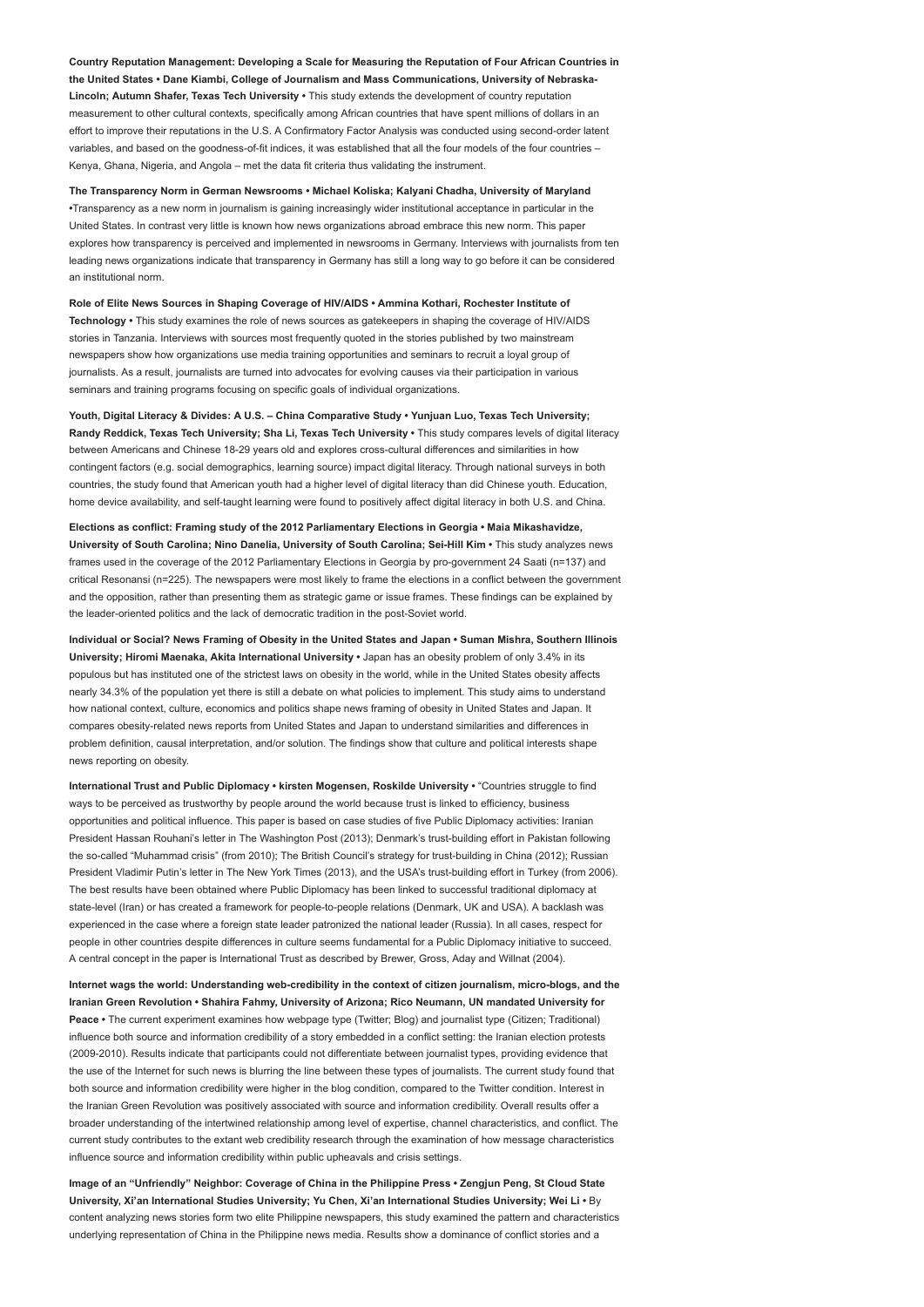**Country Reputation Management: Developing a Scale for Measuring the Reputation of Four African Countries in the United States • Dane Kiambi, College of Journalism and Mass Communications, University of Nebraska-Lincoln; Autumn Shafer, Texas Tech University •** This study extends the development of country reputation measurement to other cultural contexts, specifically among African countries that have spent millions of dollars in an effort to improve their reputations in the U.S. A Confirmatory Factor Analysis was conducted using second-order latent variables, and based on the goodness-of-fit indices, it was established that all the four models of the four countries – Kenya, Ghana, Nigeria, and Angola – met the data fit criteria thus validating the instrument.

**The Transparency Norm in German Newsrooms • Michael Koliska; Kalyani Chadha, University of Maryland •**Transparency as a new norm in journalism is gaining increasingly wider institutional acceptance in particular in the United States. In contrast very little is known how news organizations abroad embrace this new norm. This paper explores how transparency is perceived and implemented in newsrooms in Germany. Interviews with journalists from ten leading news organizations indicate that transparency in Germany has still a long way to go before it can be considered an institutional norm.

**Role of Elite News Sources in Shaping Coverage of HIV/AIDS • Ammina Kothari, Rochester Institute of Technology •** This study examines the role of news sources as gatekeepers in shaping the coverage of HIV/AIDS stories in Tanzania. Interviews with sources most frequently quoted in the stories published by two mainstream newspapers show how organizations use media training opportunities and seminars to recruit a loyal group of journalists. As a result, journalists are turned into advocates for evolving causes via their participation in various seminars and training programs focusing on specific goals of individual organizations.

**Youth, Digital Literacy & Divides: A U.S. – China Comparative Study • Yunjuan Luo, Texas Tech University; Randy Reddick, Texas Tech University; Sha Li, Texas Tech University •** This study compares levels of digital literacy between Americans and Chinese 18-29 years old and explores cross-cultural differences and similarities in how contingent factors (e.g. social demographics, learning source) impact digital literacy. Through national surveys in both countries, the study found that American youth had a higher level of digital literacy than did Chinese youth. Education, home device availability, and self-taught learning were found to positively affect digital literacy in both U.S. and China.

**Elections as conflict: Framing study of the 2012 Parliamentary Elections in Georgia • Maia Mikashavidze, University of South Carolina; Nino Danelia, University of South Carolina; Sei-Hill Kim •** This study analyzes news frames used in the coverage of the 2012 Parliamentary Elections in Georgia by pro-government 24 Saati (n=137) and critical Resonansi (n=225). The newspapers were most likely to frame the elections in a conflict between the government and the opposition, rather than presenting them as strategic game or issue frames. These findings can be explained by the leader-oriented politics and the lack of democratic tradition in the post-Soviet world.

**Individual or Social? News Framing of Obesity in the United States and Japan • Suman Mishra, Southern Illinois University; Hiromi Maenaka, Akita International University •** Japan has an obesity problem of only 3.4% in its populous but has instituted one of the strictest laws on obesity in the world, while in the United States obesity affects nearly 34.3% of the population yet there is still a debate on what policies to implement. This study aims to understand how national context, culture, economics and politics shape news framing of obesity in United States and Japan. It compares obesity-related news reports from United States and Japan to understand similarities and differences in problem definition, causal interpretation, and/or solution. The findings show that culture and political interests shape news reporting on obesity.

**International Trust and Public Diplomacy • kirsten Mogensen, Roskilde University •** "Countries struggle to find ways to be perceived as trustworthy by people around the world because trust is linked to efficiency, business opportunities and political influence. This paper is based on case studies of five Public Diplomacy activities: Iranian President Hassan Rouhani's letter in The Washington Post (2013); Denmark's trust-building effort in Pakistan following the so-called "Muhammad crisis" (from 2010); The British Council's strategy for trust-building in China (2012); Russian President Vladimir Putin's letter in The New York Times (2013), and the USA's trust-building effort in Turkey (from 2006). The best results have been obtained where Public Diplomacy has been linked to successful traditional diplomacy at state-level (Iran) or has created a framework for people-to-people relations (Denmark, UK and USA). A backlash was experienced in the case where a foreign state leader patronized the national leader (Russia). In all cases, respect for people in other countries despite differences in culture seems fundamental for a Public Diplomacy initiative to succeed. A central concept in the paper is International Trust as described by Brewer, Gross, Aday and Willnat (2004).

**Internet wags the world: Understanding web-credibility in the context of citizen journalism, micro-blogs, and the Iranian Green Revolution • Shahira Fahmy, University of Arizona; Rico Neumann, UN mandated University for Peace •** The current experiment examines how webpage type (Twitter; Blog) and journalist type (Citizen; Traditional) influence both source and information credibility of a story embedded in a conflict setting: the Iranian election protests (2009-2010). Results indicate that participants could not differentiate between journalist types, providing evidence that the use of the Internet for such news is blurring the line between these types of journalists. The current study found that both source and information credibility were higher in the blog condition, compared to the Twitter condition. Interest in the Iranian Green Revolution was positively associated with source and information credibility. Overall results offer a broader understanding of the intertwined relationship among level of expertise, channel characteristics, and conflict. The current study contributes to the extant web credibility research through the examination of how message characteristics influence source and information credibility within public upheavals and crisis settings.

**Image of an "Unfriendly" Neighbor: Coverage of China in the Philippine Press • Zengjun Peng, St Cloud State University, Xi'an International Studies University; Yu Chen, Xi'an International Studies University; Wei Li •** By content analyzing news stories form two elite Philippine newspapers, this study examined the pattern and characteristics underlying representation of China in the Philippine news media. Results show a dominance of conflict stories and a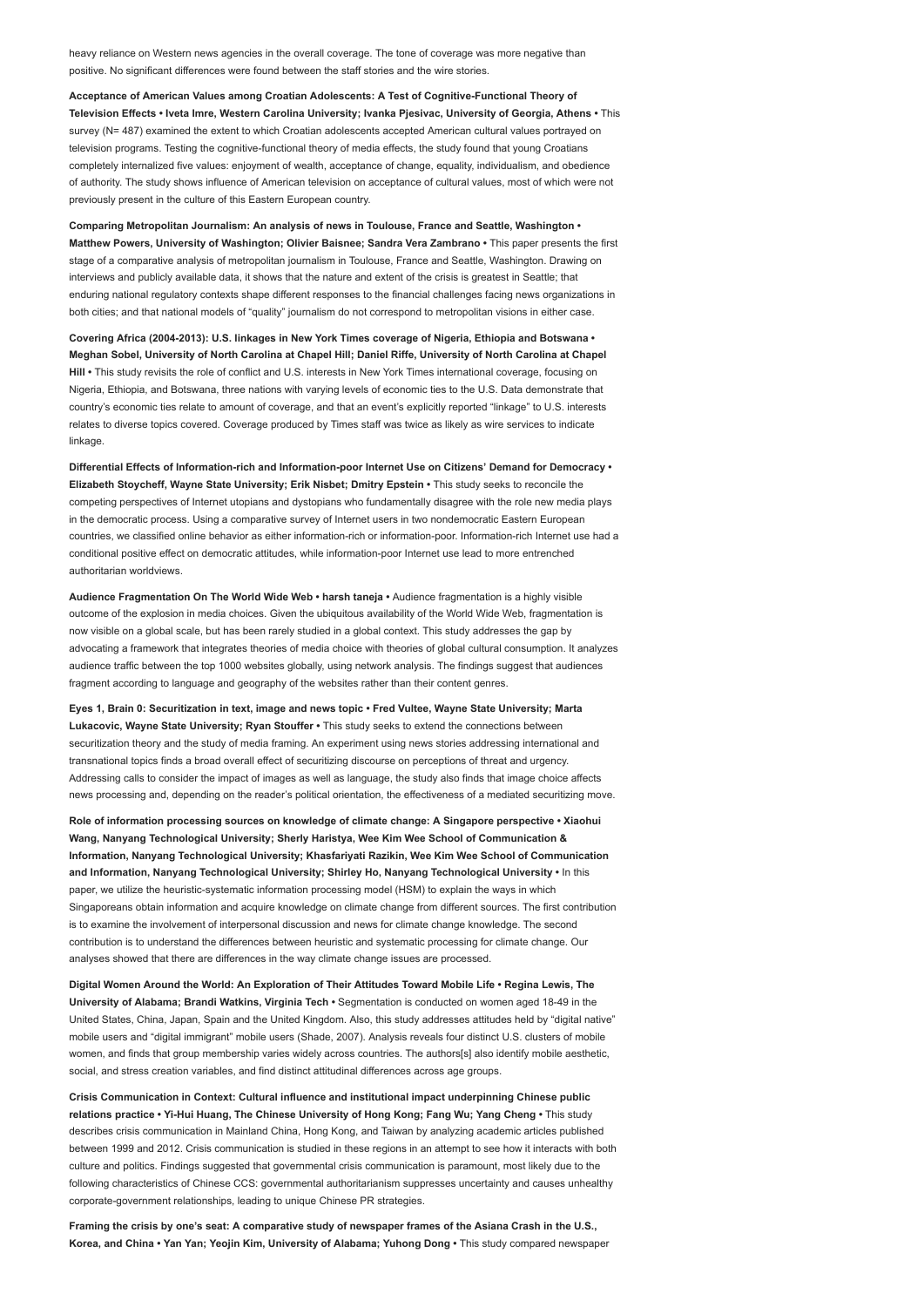heavy reliance on Western news agencies in the overall coverage. The tone of coverage was more negative than positive. No significant differences were found between the staff stories and the wire stories.

**Acceptance of American Values among Croatian Adolescents: A Test of Cognitive-Functional Theory of Television Effects • Iveta Imre, Western Carolina University; Ivanka Pjesivac, University of Georgia, Athens •** This survey (N= 487) examined the extent to which Croatian adolescents accepted American cultural values portrayed on television programs. Testing the cognitive-functional theory of media effects, the study found that young Croatians completely internalized five values: enjoyment of wealth, acceptance of change, equality, individualism, and obedience of authority. The study shows influence of American television on acceptance of cultural values, most of which were not previously present in the culture of this Eastern European country.

**Comparing Metropolitan Journalism: An analysis of news in Toulouse, France and Seattle, Washington • Matthew Powers, University of Washington; Olivier Baisnee; Sandra Vera Zambrano •** This paper presents the first stage of a comparative analysis of metropolitan journalism in Toulouse, France and Seattle, Washington. Drawing on interviews and publicly available data, it shows that the nature and extent of the crisis is greatest in Seattle; that enduring national regulatory contexts shape different responses to the financial challenges facing news organizations in both cities; and that national models of "quality" journalism do not correspond to metropolitan visions in either case.

**Covering Africa (2004-2013): U.S. linkages in New York Times coverage of Nigeria, Ethiopia and Botswana • Meghan Sobel, University of North Carolina at Chapel Hill; Daniel Riffe, University of North Carolina at Chapel Hill •** This study revisits the role of conflict and U.S. interests in New York Times international coverage, focusing on Nigeria, Ethiopia, and Botswana, three nations with varying levels of economic ties to the U.S. Data demonstrate that country's economic ties relate to amount of coverage, and that an event's explicitly reported "linkage" to U.S. interests relates to diverse topics covered. Coverage produced by Times staff was twice as likely as wire services to indicate linkage.

**Differential Effects of Information-rich and Information-poor Internet Use on Citizens' Demand for Democracy • Elizabeth Stoycheff, Wayne State University; Erik Nisbet; Dmitry Epstein •** This study seeks to reconcile the competing perspectives of Internet utopians and dystopians who fundamentally disagree with the role new media plays in the democratic process. Using a comparative survey of Internet users in two nondemocratic Eastern European countries, we classified online behavior as either information-rich or information-poor. Information-rich Internet use had a conditional positive effect on democratic attitudes, while information-poor Internet use lead to more entrenched authoritarian worldviews.

**Audience Fragmentation On The World Wide Web • harsh taneja •** Audience fragmentation is a highly visible outcome of the explosion in media choices. Given the ubiquitous availability of the World Wide Web, fragmentation is now visible on a global scale, but has been rarely studied in a global context. This study addresses the gap by advocating a framework that integrates theories of media choice with theories of global cultural consumption. It analyzes audience traffic between the top 1000 websites globally, using network analysis. The findings suggest that audiences fragment according to language and geography of the websites rather than their content genres.

**Eyes 1, Brain 0: Securitization in text, image and news topic • Fred Vultee, Wayne State University; Marta Lukacovic, Wayne State University; Ryan Stouffer •** This study seeks to extend the connections between securitization theory and the study of media framing. An experiment using news stories addressing international and transnational topics finds a broad overall effect of securitizing discourse on perceptions of threat and urgency. Addressing calls to consider the impact of images as well as language, the study also finds that image choice affects news processing and, depending on the reader's political orientation, the effectiveness of a mediated securitizing move.

**Role of information processing sources on knowledge of climate change: A Singapore perspective • Xiaohui Wang, Nanyang Technological University; Sherly Haristya, Wee Kim Wee School of Communication & Information, Nanyang Technological University; Khasfariyati Razikin, Wee Kim Wee School of Communication and Information, Nanyang Technological University; Shirley Ho, Nanyang Technological University •** In this paper, we utilize the heuristic-systematic information processing model (HSM) to explain the ways in which Singaporeans obtain information and acquire knowledge on climate change from different sources. The first contribution is to examine the involvement of interpersonal discussion and news for climate change knowledge. The second contribution is to understand the differences between heuristic and systematic processing for climate change. Our analyses showed that there are differences in the way climate change issues are processed.

**Digital Women Around the World: An Exploration of Their Attitudes Toward Mobile Life • Regina Lewis, The University of Alabama; Brandi Watkins, Virginia Tech •** Segmentation is conducted on women aged 18-49 in the United States, China, Japan, Spain and the United Kingdom. Also, this study addresses attitudes held by "digital native" mobile users and "digital immigrant" mobile users (Shade, 2007). Analysis reveals four distinct U.S. clusters of mobile women, and finds that group membership varies widely across countries. The authors[s] also identify mobile aesthetic, social, and stress creation variables, and find distinct attitudinal differences across age groups.

**Crisis Communication in Context: Cultural influence and institutional impact underpinning Chinese public relations practice • Yi-Hui Huang, The Chinese University of Hong Kong; Fang Wu; Yang Cheng •** This study describes crisis communication in Mainland China, Hong Kong, and Taiwan by analyzing academic articles published between 1999 and 2012. Crisis communication is studied in these regions in an attempt to see how it interacts with both culture and politics. Findings suggested that governmental crisis communication is paramount, most likely due to the following characteristics of Chinese CCS: governmental authoritarianism suppresses uncertainty and causes unhealthy corporate-government relationships, leading to unique Chinese PR strategies.

**Framing the crisis by one's seat: A comparative study of newspaper frames of the Asiana Crash in the U.S., Korea, and China • Yan Yan; Yeojin Kim, University of Alabama; Yuhong Dong •** This study compared newspaper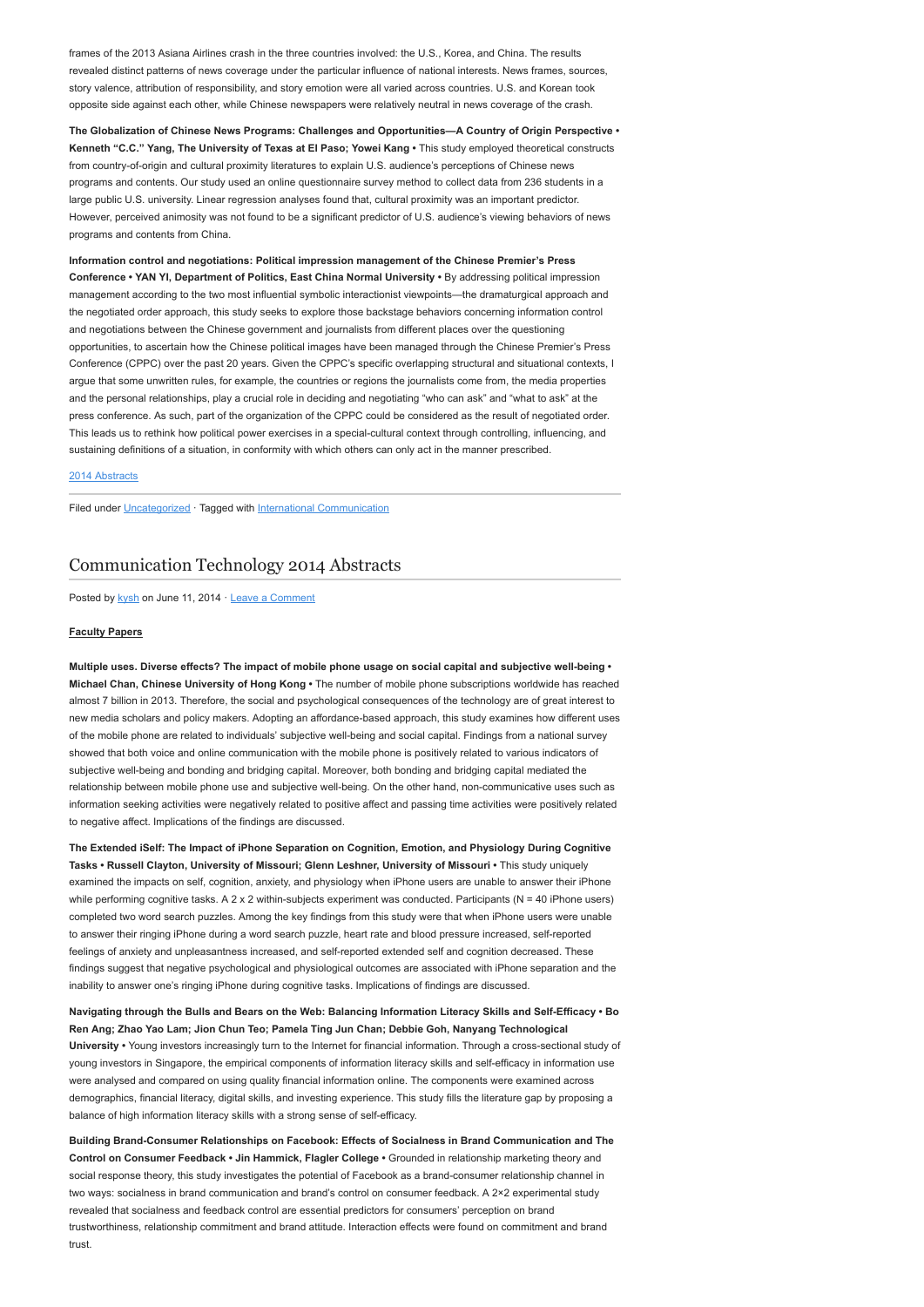frames of the 2013 Asiana Airlines crash in the three countries involved: the U.S., Korea, and China. The results revealed distinct patterns of news coverage under the particular influence of national interests. News frames, sources, story valence, attribution of responsibility, and story emotion were all varied across countries. U.S. and Korean took opposite side against each other, while Chinese newspapers were relatively neutral in news coverage of the crash.

**The Globalization of Chinese News Programs: Challenges and Opportunities—A Country of Origin Perspective • Kenneth "C.C." Yang, The University of Texas at El Paso; Yowei Kang •** This study employed theoretical constructs from country-of-origin and cultural proximity literatures to explain U.S. audience's perceptions of Chinese news programs and contents. Our study used an online questionnaire survey method to collect data from 236 students in a large public U.S. university. Linear regression analyses found that, cultural proximity was an important predictor. However, perceived animosity was not found to be a significant predictor of U.S. audience's viewing behaviors of news programs and contents from China.

**Information control and negotiations: Political impression management of the Chinese Premier's Press Conference • YAN YI, Department of Politics, East China Normal University •** By addressing political impression management according to the two most influential symbolic interactionist viewpoints—the dramaturgical approach and the negotiated order approach, this study seeks to explore those backstage behaviors concerning information control and negotiations between the Chinese government and journalists from different places over the questioning opportunities, to ascertain how the Chinese political images have been managed through the Chinese Premier's Press Conference (CPPC) over the past 20 years. Given the CPPC's specific overlapping structural and situational contexts, I argue that some unwritten rules, for example, the countries or regions the journalists come from, the media properties and the personal relationships, play a crucial role in deciding and negotiating "who can ask" and "what to ask" at the press conference. As such, part of the organization of the CPPC could be considered as the result of negotiated order. This leads us to rethink how political power exercises in a special-cultural context through controlling, influencing, and sustaining definitions of a situation, in conformity with which others can only act in the manner prescribed.

2014 Abstracts

Filed under Uncategorized · Tagged with International Communication

## Communication Technology 2014 Abstracts

Posted by kysh on June 11, 2014 · Leave a Comment

**Faculty Papers**

**Multiple uses. Diverse effects? The impact of mobile phone usage on social capital and subjective well-being • Michael Chan, Chinese University of Hong Kong •** The number of mobile phone subscriptions worldwide has reached almost 7 billion in 2013. Therefore, the social and psychological consequences of the technology are of great interest to new media scholars and policy makers. Adopting an affordance-based approach, this study examines how different uses of the mobile phone are related to individuals' subjective well-being and social capital. Findings from a national survey showed that both voice and online communication with the mobile phone is positively related to various indicators of subjective well-being and bonding and bridging capital. Moreover, both bonding and bridging capital mediated the relationship between mobile phone use and subjective well-being. On the other hand, non-communicative uses such as information seeking activities were negatively related to positive affect and passing time activities were positively related to negative affect. Implications of the findings are discussed.

**The Extended iSelf: The Impact of iPhone Separation on Cognition, Emotion, and Physiology During Cognitive Tasks • Russell Clayton, University of Missouri; Glenn Leshner, University of Missouri •** This study uniquely examined the impacts on self, cognition, anxiety, and physiology when iPhone users are unable to answer their iPhone while performing cognitive tasks. A 2 x 2 within-subjects experiment was conducted. Participants (N = 40 iPhone users) completed two word search puzzles. Among the key findings from this study were that when iPhone users were unable to answer their ringing iPhone during a word search puzzle, heart rate and blood pressure increased, self-reported feelings of anxiety and unpleasantness increased, and self-reported extended self and cognition decreased. These findings suggest that negative psychological and physiological outcomes are associated with iPhone separation and the inability to answer one's ringing iPhone during cognitive tasks. Implications of findings are discussed.

**Navigating through the Bulls and Bears on the Web: Balancing Information Literacy Skills and Self-Efficacy • Bo Ren Ang; Zhao Yao Lam; Jion Chun Teo; Pamela Ting Jun Chan; Debbie Goh, Nanyang Technological University •** Young investors increasingly turn to the Internet for financial information. Through a cross-sectional study of young investors in Singapore, the empirical components of information literacy skills and self-efficacy in information use were analysed and compared on using quality financial information online. The components were examined across demographics, financial literacy, digital skills, and investing experience. This study fills the literature gap by proposing a balance of high information literacy skills with a strong sense of self-efficacy.

**Building Brand-Consumer Relationships on Facebook: Effects of Socialness in Brand Communication and The Control on Consumer Feedback • Jin Hammick, Flagler College •** Grounded in relationship marketing theory and social response theory, this study investigates the potential of Facebook as a brand-consumer relationship channel in two ways: socialness in brand communication and brand's control on consumer feedback. A 2×2 experimental study revealed that socialness and feedback control are essential predictors for consumers' perception on brand trustworthiness, relationship commitment and brand attitude. Interaction effects were found on commitment and brand trust.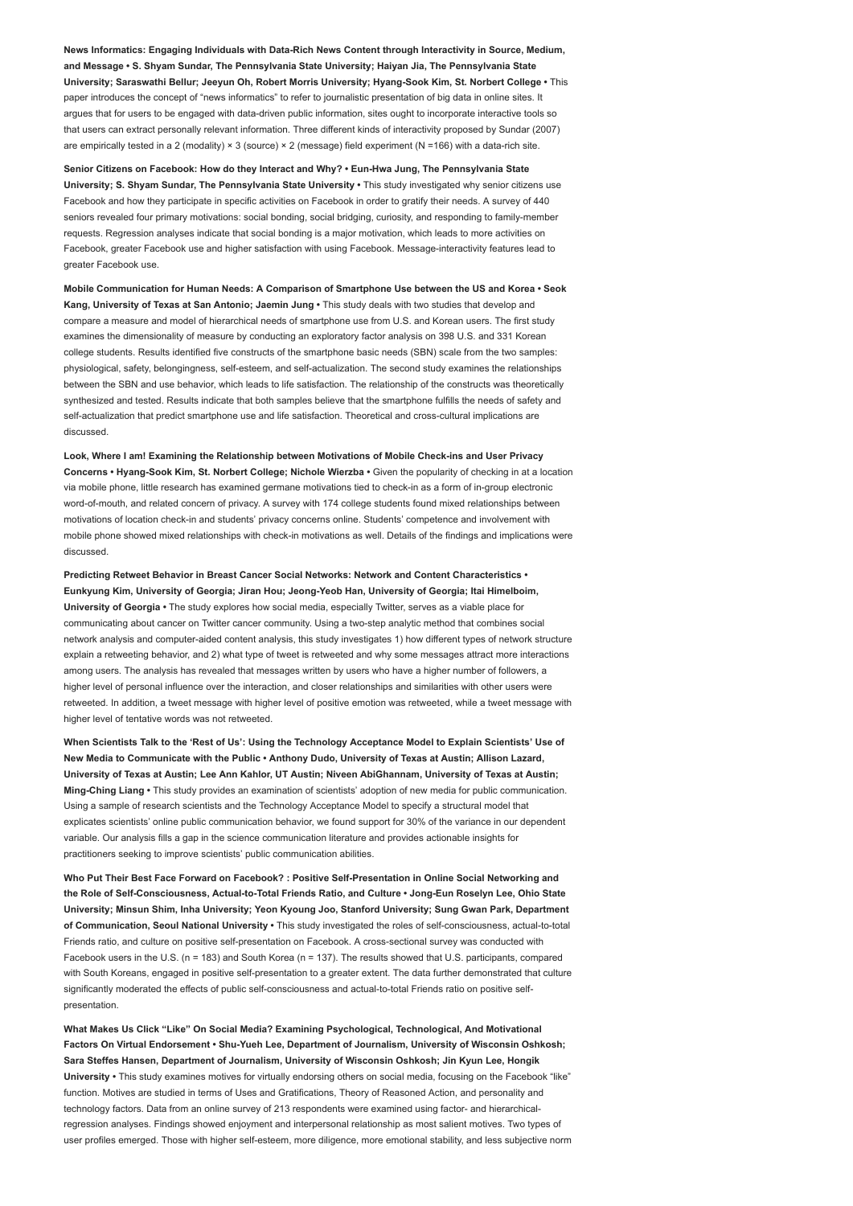**News Informatics: Engaging Individuals with Data-Rich News Content through Interactivity in Source, Medium, and Message • S. Shyam Sundar, The Pennsylvania State University; Haiyan Jia, The Pennsylvania State University; Saraswathi Bellur; Jeeyun Oh, Robert Morris University; Hyang-Sook Kim, St. Norbert College •** This paper introduces the concept of "news informatics" to refer to journalistic presentation of big data in online sites. It argues that for users to be engaged with data-driven public information, sites ought to incorporate interactive tools so that users can extract personally relevant information. Three different kinds of interactivity proposed by Sundar (2007) are empirically tested in a 2 (modality) × 3 (source) × 2 (message) field experiment (N =166) with a data-rich site.

**Senior Citizens on Facebook: How do they Interact and Why? • Eun-Hwa Jung, The Pennsylvania State University; S. Shyam Sundar, The Pennsylvania State University •** This study investigated why senior citizens use Facebook and how they participate in specific activities on Facebook in order to gratify their needs. A survey of 440 seniors revealed four primary motivations: social bonding, social bridging, curiosity, and responding to family-member requests. Regression analyses indicate that social bonding is a major motivation, which leads to more activities on Facebook, greater Facebook use and higher satisfaction with using Facebook. Message-interactivity features lead to greater Facebook use.

**Mobile Communication for Human Needs: A Comparison of Smartphone Use between the US and Korea • Seok Kang, University of Texas at San Antonio; Jaemin Jung •** This study deals with two studies that develop and compare a measure and model of hierarchical needs of smartphone use from U.S. and Korean users. The first study examines the dimensionality of measure by conducting an exploratory factor analysis on 398 U.S. and 331 Korean college students. Results identified five constructs of the smartphone basic needs (SBN) scale from the two samples: physiological, safety, belongingness, self-esteem, and self-actualization. The second study examines the relationships between the SBN and use behavior, which leads to life satisfaction. The relationship of the constructs was theoretically synthesized and tested. Results indicate that both samples believe that the smartphone fulfills the needs of safety and self-actualization that predict smartphone use and life satisfaction. Theoretical and cross-cultural implications are discussed.

**Look, Where I am! Examining the Relationship between Motivations of Mobile Check-ins and User Privacy Concerns • Hyang-Sook Kim, St. Norbert College; Nichole Wierzba •** Given the popularity of checking in at a location via mobile phone, little research has examined germane motivations tied to check-in as a form of in-group electronic word-of-mouth, and related concern of privacy. A survey with 174 college students found mixed relationships between motivations of location check-in and students' privacy concerns online. Students' competence and involvement with mobile phone showed mixed relationships with check-in motivations as well. Details of the findings and implications were discussed.

**Predicting Retweet Behavior in Breast Cancer Social Networks: Network and Content Characteristics • Eunkyung Kim, University of Georgia; Jiran Hou; Jeong-Yeob Han, University of Georgia; Itai Himelboim, University of Georgia •** The study explores how social media, especially Twitter, serves as a viable place for communicating about cancer on Twitter cancer community. Using a two-step analytic method that combines social network analysis and computer-aided content analysis, this study investigates 1) how different types of network structure explain a retweeting behavior, and 2) what type of tweet is retweeted and why some messages attract more interactions among users. The analysis has revealed that messages written by users who have a higher number of followers, a higher level of personal influence over the interaction, and closer relationships and similarities with other users were retweeted. In addition, a tweet message with higher level of positive emotion was retweeted, while a tweet message with higher level of tentative words was not retweeted.

**When Scientists Talk to the 'Rest of Us': Using the Technology Acceptance Model to Explain Scientists' Use of New Media to Communicate with the Public • Anthony Dudo, University of Texas at Austin; Allison Lazard, University of Texas at Austin; Lee Ann Kahlor, UT Austin; Niveen AbiGhannam, University of Texas at Austin; Ming-Ching Liang •** This study provides an examination of scientists' adoption of new media for public communication. Using a sample of research scientists and the Technology Acceptance Model to specify a structural model that explicates scientists' online public communication behavior, we found support for 30% of the variance in our dependent variable. Our analysis fills a gap in the science communication literature and provides actionable insights for practitioners seeking to improve scientists' public communication abilities.

**Who Put Their Best Face Forward on Facebook? : Positive Self-Presentation in Online Social Networking and the Role of Self-Consciousness, Actual-to-Total Friends Ratio, and Culture • Jong-Eun Roselyn Lee, Ohio State University; Minsun Shim, Inha University; Yeon Kyoung Joo, Stanford University; Sung Gwan Park, Department of Communication, Seoul National University •** This study investigated the roles of self-consciousness, actual-to-total Friends ratio, and culture on positive self-presentation on Facebook. A cross-sectional survey was conducted with Facebook users in the U.S. (n = 183) and South Korea (n = 137). The results showed that U.S. participants, compared with South Koreans, engaged in positive self-presentation to a greater extent. The data further demonstrated that culture significantly moderated the effects of public self-consciousness and actual-to-total Friends ratio on positive self-presentation.

**What Makes Us Click "Like" On Social Media? Examining Psychological, Technological, And Motivational Factors On Virtual Endorsement • Shu-Yueh Lee, Department of Journalism, University of Wisconsin Oshkosh; Sara Steffes Hansen, Department of Journalism, University of Wisconsin Oshkosh; Jin Kyun Lee, Hongik University •** This study examines motives for virtually endorsing others on social media, focusing on the Facebook "like" function. Motives are studied in terms of Uses and Gratifications, Theory of Reasoned Action, and personality and technology factors. Data from an online survey of 213 respondents were examined using factor- and hierarchical-regression analyses. Findings showed enjoyment and interpersonal relationship as most salient motives. Two types of user profiles emerged. Those with higher self-esteem, more diligence, more emotional stability, and less subjective norm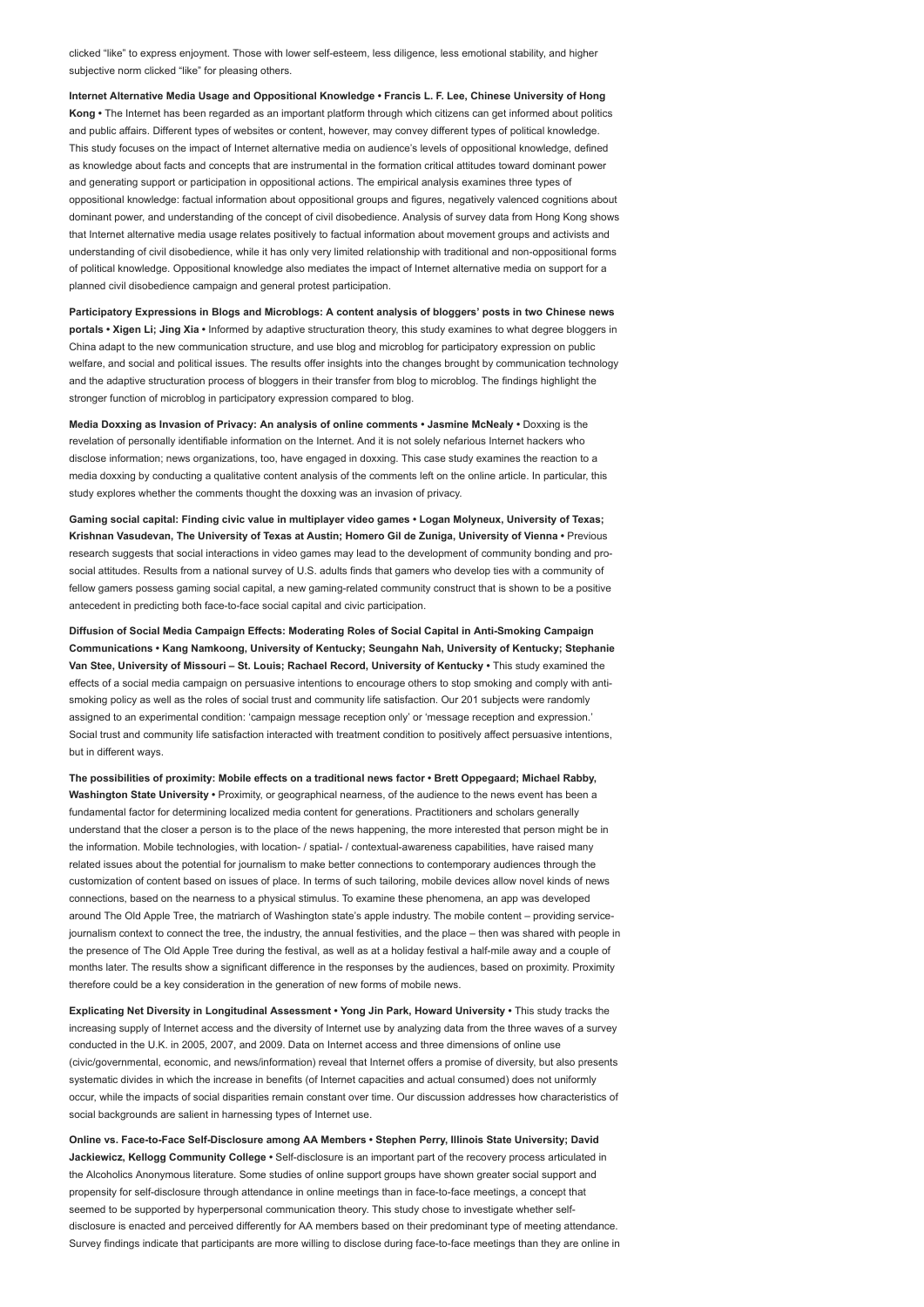clicked "like" to express enjoyment. Those with lower self-esteem, less diligence, less emotional stability, and higher subjective norm clicked "like" for pleasing others.

**Internet Alternative Media Usage and Oppositional Knowledge • Francis L. F. Lee, Chinese University of Hong Kong •** The Internet has been regarded as an important platform through which citizens can get informed about politics and public affairs. Different types of websites or content, however, may convey different types of political knowledge. This study focuses on the impact of Internet alternative media on audience's levels of oppositional knowledge, defined as knowledge about facts and concepts that are instrumental in the formation critical attitudes toward dominant power and generating support or participation in oppositional actions. The empirical analysis examines three types of oppositional knowledge: factual information about oppositional groups and figures, negatively valenced cognitions about dominant power, and understanding of the concept of civil disobedience. Analysis of survey data from Hong Kong shows that Internet alternative media usage relates positively to factual information about movement groups and activists and understanding of civil disobedience, while it has only very limited relationship with traditional and non-oppositional forms of political knowledge. Oppositional knowledge also mediates the impact of Internet alternative media on support for a planned civil disobedience campaign and general protest participation.

**Participatory Expressions in Blogs and Microblogs: A content analysis of bloggers' posts in two Chinese news portals • Xigen Li; Jing Xia •** Informed by adaptive structuration theory, this study examines to what degree bloggers in China adapt to the new communication structure, and use blog and microblog for participatory expression on public welfare, and social and political issues. The results offer insights into the changes brought by communication technology and the adaptive structuration process of bloggers in their transfer from blog to microblog. The findings highlight the stronger function of microblog in participatory expression compared to blog.

**Media Doxxing as Invasion of Privacy: An analysis of online comments • Jasmine McNealy •** Doxxing is the revelation of personally identifiable information on the Internet. And it is not solely nefarious Internet hackers who disclose information; news organizations, too, have engaged in doxxing. This case study examines the reaction to a media doxxing by conducting a qualitative content analysis of the comments left on the online article. In particular, this study explores whether the comments thought the doxxing was an invasion of privacy.

**Gaming social capital: Finding civic value in multiplayer video games • Logan Molyneux, University of Texas; Krishnan Vasudevan, The University of Texas at Austin; Homero Gil de Zuniga, University of Vienna •** Previous research suggests that social interactions in video games may lead to the development of community bonding and pro-social attitudes. Results from a national survey of U.S. adults finds that gamers who develop ties with a community of fellow gamers possess gaming social capital, a new gaming-related community construct that is shown to be a positive antecedent in predicting both face-to-face social capital and civic participation.

**Diffusion of Social Media Campaign Effects: Moderating Roles of Social Capital in Anti-Smoking Campaign Communications • Kang Namkoong, University of Kentucky; Seungahn Nah, University of Kentucky; Stephanie Van Stee, University of Missouri – St. Louis; Rachael Record, University of Kentucky •** This study examined the effects of a social media campaign on persuasive intentions to encourage others to stop smoking and comply with anti-smoking policy as well as the roles of social trust and community life satisfaction. Our 201 subjects were randomly assigned to an experimental condition: 'campaign message reception only' or 'message reception and expression.' Social trust and community life satisfaction interacted with treatment condition to positively affect persuasive intentions, but in different ways.

**The possibilities of proximity: Mobile effects on a traditional news factor • Brett Oppegaard; Michael Rabby, Washington State University •** Proximity, or geographical nearness, of the audience to the news event has been a fundamental factor for determining localized media content for generations. Practitioners and scholars generally understand that the closer a person is to the place of the news happening, the more interested that person might be in the information. Mobile technologies, with location- / spatial- / contextual-awareness capabilities, have raised many related issues about the potential for journalism to make better connections to contemporary audiences through the customization of content based on issues of place. In terms of such tailoring, mobile devices allow novel kinds of news connections, based on the nearness to a physical stimulus. To examine these phenomena, an app was developed around The Old Apple Tree, the matriarch of Washington state's apple industry. The mobile content – providing service-journalism context to connect the tree, the industry, the annual festivities, and the place – then was shared with people in the presence of The Old Apple Tree during the festival, as well as at a holiday festival a half-mile away and a couple of months later. The results show a significant difference in the responses by the audiences, based on proximity. Proximity therefore could be a key consideration in the generation of new forms of mobile news.

**Explicating Net Diversity in Longitudinal Assessment • Yong Jin Park, Howard University •** This study tracks the increasing supply of Internet access and the diversity of Internet use by analyzing data from the three waves of a survey conducted in the U.K. in 2005, 2007, and 2009. Data on Internet access and three dimensions of online use (civic/governmental, economic, and news/information) reveal that Internet offers a promise of diversity, but also presents systematic divides in which the increase in benefits (of Internet capacities and actual consumed) does not uniformly occur, while the impacts of social disparities remain constant over time. Our discussion addresses how characteristics of social backgrounds are salient in harnessing types of Internet use.

**Online vs. Face-to-Face Self-Disclosure among AA Members • Stephen Perry, Illinois State University; David Jackiewicz, Kellogg Community College •** Self-disclosure is an important part of the recovery process articulated in the Alcoholics Anonymous literature. Some studies of online support groups have shown greater social support and propensity for self-disclosure through attendance in online meetings than in face-to-face meetings, a concept that seemed to be supported by hyperpersonal communication theory. This study chose to investigate whether self-disclosure is enacted and perceived differently for AA members based on their predominant type of meeting attendance. Survey findings indicate that participants are more willing to disclose during face-to-face meetings than they are online in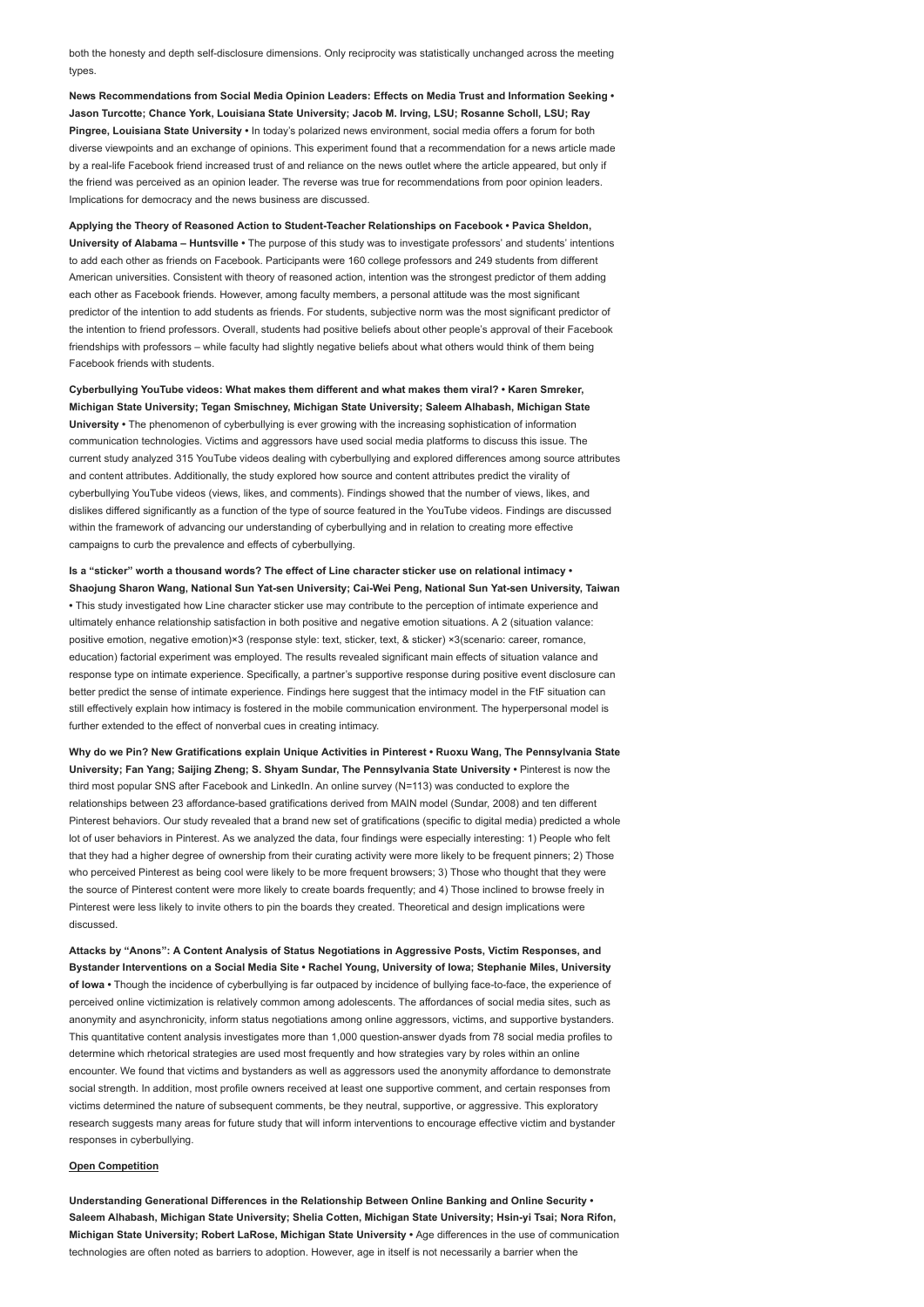both the honesty and depth self-disclosure dimensions. Only reciprocity was statistically unchanged across the meeting types.

**News Recommendations from Social Media Opinion Leaders: Effects on Media Trust and Information Seeking • Jason Turcotte; Chance York, Louisiana State University; Jacob M. Irving, LSU; Rosanne Scholl, LSU; Ray Pingree, Louisiana State University •** In today's polarized news environment, social media offers a forum for both diverse viewpoints and an exchange of opinions. This experiment found that a recommendation for a news article made by a real-life Facebook friend increased trust of and reliance on the news outlet where the article appeared, but only if the friend was perceived as an opinion leader. The reverse was true for recommendations from poor opinion leaders. Implications for democracy and the news business are discussed.

**Applying the Theory of Reasoned Action to Student-Teacher Relationships on Facebook • Pavica Sheldon, University of Alabama – Huntsville •** The purpose of this study was to investigate professors' and students' intentions to add each other as friends on Facebook. Participants were 160 college professors and 249 students from different American universities. Consistent with theory of reasoned action, intention was the strongest predictor of them adding each other as Facebook friends. However, among faculty members, a personal attitude was the most significant predictor of the intention to add students as friends. For students, subjective norm was the most significant predictor of the intention to friend professors. Overall, students had positive beliefs about other people's approval of their Facebook friendships with professors – while faculty had slightly negative beliefs about what others would think of them being Facebook friends with students.

**Cyberbullying YouTube videos: What makes them different and what makes them viral? • Karen Smreker, Michigan State University; Tegan Smischney, Michigan State University; Saleem Alhabash, Michigan State University •** The phenomenon of cyberbullying is ever growing with the increasing sophistication of information communication technologies. Victims and aggressors have used social media platforms to discuss this issue. The current study analyzed 315 YouTube videos dealing with cyberbullying and explored differences among source attributes and content attributes. Additionally, the study explored how source and content attributes predict the virality of cyberbullying YouTube videos (views, likes, and comments). Findings showed that the number of views, likes, and dislikes differed significantly as a function of the type of source featured in the YouTube videos. Findings are discussed within the framework of advancing our understanding of cyberbullying and in relation to creating more effective campaigns to curb the prevalence and effects of cyberbullying.

**Is a "sticker" worth a thousand words? The effect of Line character sticker use on relational intimacy • Shaojung Sharon Wang, National Sun Yat-sen University; Cai-Wei Peng, National Sun Yat-sen University, Taiwan •** This study investigated how Line character sticker use may contribute to the perception of intimate experience and ultimately enhance relationship satisfaction in both positive and negative emotion situations. A 2 (situation valance: positive emotion, negative emotion)×3 (response style: text, sticker, text, & sticker) ×3(scenario: career, romance, education) factorial experiment was employed. The results revealed significant main effects of situation valance and response type on intimate experience. Specifically, a partner's supportive response during positive event disclosure can better predict the sense of intimate experience. Findings here suggest that the intimacy model in the FtF situation can still effectively explain how intimacy is fostered in the mobile communication environment. The hyperpersonal model is further extended to the effect of nonverbal cues in creating intimacy.

**Why do we Pin? New Gratifications explain Unique Activities in Pinterest • Ruoxu Wang, The Pennsylvania State University; Fan Yang; Saijing Zheng; S. Shyam Sundar, The Pennsylvania State University •** Pinterest is now the third most popular SNS after Facebook and LinkedIn. An online survey (N=113) was conducted to explore the relationships between 23 affordance-based gratifications derived from MAIN model (Sundar, 2008) and ten different Pinterest behaviors. Our study revealed that a brand new set of gratifications (specific to digital media) predicted a whole lot of user behaviors in Pinterest. As we analyzed the data, four findings were especially interesting: 1) People who felt that they had a higher degree of ownership from their curating activity were more likely to be frequent pinners; 2) Those who perceived Pinterest as being cool were likely to be more frequent browsers; 3) Those who thought that they were the source of Pinterest content were more likely to create boards frequently; and 4) Those inclined to browse freely in Pinterest were less likely to invite others to pin the boards they created. Theoretical and design implications were discussed.

**Attacks by "Anons": A Content Analysis of Status Negotiations in Aggressive Posts, Victim Responses, and Bystander Interventions on a Social Media Site • Rachel Young, University of Iowa; Stephanie Miles, University of Iowa •** Though the incidence of cyberbullying is far outpaced by incidence of bullying face-to-face, the experience of perceived online victimization is relatively common among adolescents. The affordances of social media sites, such as anonymity and asynchronicity, inform status negotiations among online aggressors, victims, and supportive bystanders. This quantitative content analysis investigates more than 1,000 question-answer dyads from 78 social media profiles to determine which rhetorical strategies are used most frequently and how strategies vary by roles within an online encounter. We found that victims and bystanders as well as aggressors used the anonymity affordance to demonstrate social strength. In addition, most profile owners received at least one supportive comment, and certain responses from victims determined the nature of subsequent comments, be they neutral, supportive, or aggressive. This exploratory research suggests many areas for future study that will inform interventions to encourage effective victim and bystander responses in cyberbullying.

**Open Competition**

**Understanding Generational Differences in the Relationship Between Online Banking and Online Security • Saleem Alhabash, Michigan State University; Shelia Cotten, Michigan State University; Hsin-yi Tsai; Nora Rifon, Michigan State University; Robert LaRose, Michigan State University •** Age differences in the use of communication technologies are often noted as barriers to adoption. However, age in itself is not necessarily a barrier when the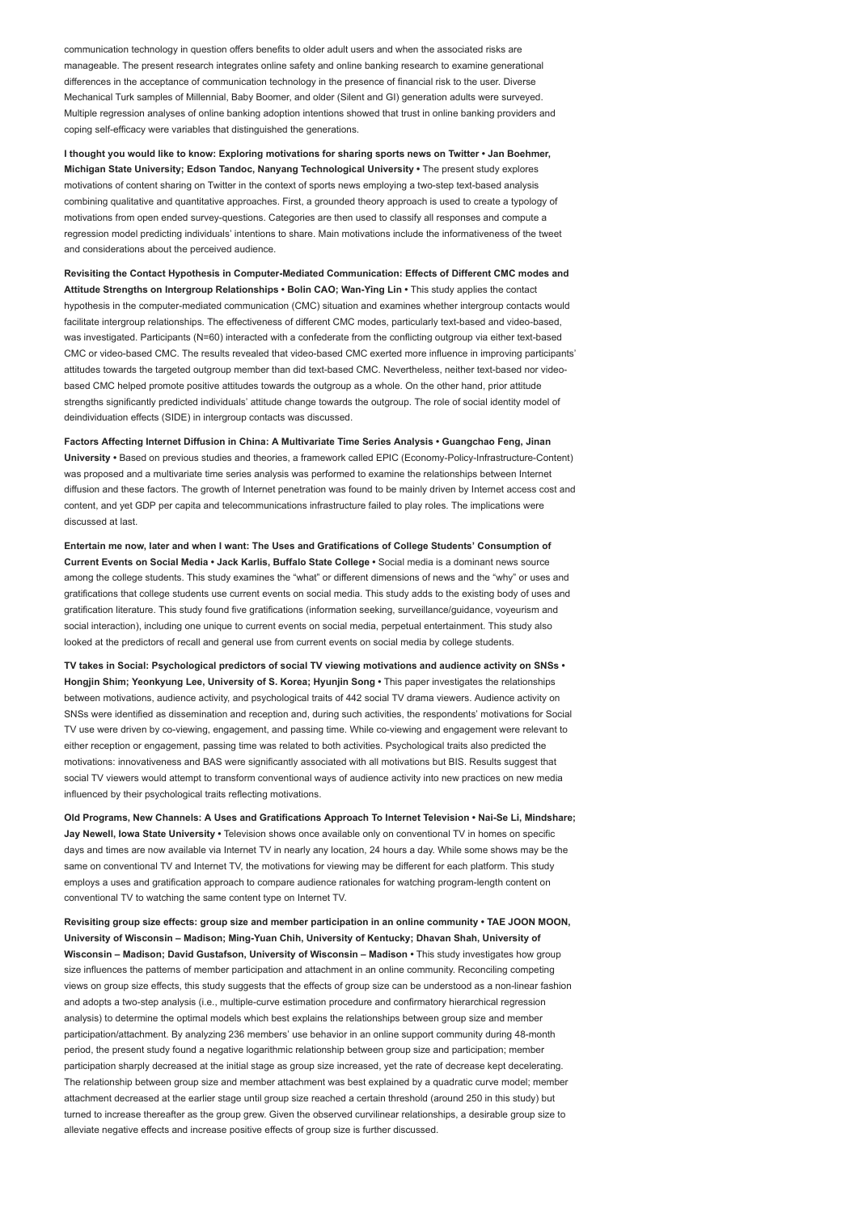communication technology in question offers benefits to older adult users and when the associated risks are manageable. The present research integrates online safety and online banking research to examine generational differences in the acceptance of communication technology in the presence of financial risk to the user. Diverse Mechanical Turk samples of Millennial, Baby Boomer, and older (Silent and GI) generation adults were surveyed. Multiple regression analyses of online banking adoption intentions showed that trust in online banking providers and coping self-efficacy were variables that distinguished the generations.

**I thought you would like to know: Exploring motivations for sharing sports news on Twitter • Jan Boehmer, Michigan State University; Edson Tandoc, Nanyang Technological University •** The present study explores motivations of content sharing on Twitter in the context of sports news employing a two-step text-based analysis combining qualitative and quantitative approaches. First, a grounded theory approach is used to create a typology of motivations from open ended survey-questions. Categories are then used to classify all responses and compute a regression model predicting individuals' intentions to share. Main motivations include the informativeness of the tweet and considerations about the perceived audience.

**Revisiting the Contact Hypothesis in Computer-Mediated Communication: Effects of Different CMC modes and Attitude Strengths on Intergroup Relationships • Bolin CAO; Wan-Ying Lin •** This study applies the contact hypothesis in the computer-mediated communication (CMC) situation and examines whether intergroup contacts would facilitate intergroup relationships. The effectiveness of different CMC modes, particularly text-based and video-based, was investigated. Participants (N=60) interacted with a confederate from the conflicting outgroup via either text-based CMC or video-based CMC. The results revealed that video-based CMC exerted more influence in improving participants' attitudes towards the targeted outgroup member than did text-based CMC. Nevertheless, neither text-based nor video-based CMC helped promote positive attitudes towards the outgroup as a whole. On the other hand, prior attitude strengths significantly predicted individuals' attitude change towards the outgroup. The role of social identity model of deindividuation effects (SIDE) in intergroup contacts was discussed.

**Factors Affecting Internet Diffusion in China: A Multivariate Time Series Analysis • Guangchao Feng, Jinan University •** Based on previous studies and theories, a framework called EPIC (Economy-Policy-Infrastructure-Content) was proposed and a multivariate time series analysis was performed to examine the relationships between Internet diffusion and these factors. The growth of Internet penetration was found to be mainly driven by Internet access cost and content, and yet GDP per capita and telecommunications infrastructure failed to play roles. The implications were discussed at last.

**Entertain me now, later and when I want: The Uses and Gratifications of College Students' Consumption of Current Events on Social Media • Jack Karlis, Buffalo State College •** Social media is a dominant news source among the college students. This study examines the "what" or different dimensions of news and the "why" or uses and gratifications that college students use current events on social media. This study adds to the existing body of uses and gratification literature. This study found five gratifications (information seeking, surveillance/guidance, voyeurism and social interaction), including one unique to current events on social media, perpetual entertainment. This study also looked at the predictors of recall and general use from current events on social media by college students.

**TV takes in Social: Psychological predictors of social TV viewing motivations and audience activity on SNSs • Hongjin Shim; Yeonkyung Lee, University of S. Korea; Hyunjin Song •** This paper investigates the relationships between motivations, audience activity, and psychological traits of 442 social TV drama viewers. Audience activity on SNSs were identified as dissemination and reception and, during such activities, the respondents' motivations for Social TV use were driven by co-viewing, engagement, and passing time. While co-viewing and engagement were relevant to either reception or engagement, passing time was related to both activities. Psychological traits also predicted the motivations: innovativeness and BAS were significantly associated with all motivations but BIS. Results suggest that social TV viewers would attempt to transform conventional ways of audience activity into new practices on new media influenced by their psychological traits reflecting motivations.

**Old Programs, New Channels: A Uses and Gratifications Approach To Internet Television • Nai-Se Li, Mindshare; Jay Newell, Iowa State University •** Television shows once available only on conventional TV in homes on specific days and times are now available via Internet TV in nearly any location, 24 hours a day. While some shows may be the same on conventional TV and Internet TV, the motivations for viewing may be different for each platform. This study employs a uses and gratification approach to compare audience rationales for watching program-length content on conventional TV to watching the same content type on Internet TV.

**Revisiting group size effects: group size and member participation in an online community • TAE JOON MOON, University of Wisconsin – Madison; Ming-Yuan Chih, University of Kentucky; Dhavan Shah, University of Wisconsin – Madison; David Gustafson, University of Wisconsin – Madison •** This study investigates how group size influences the patterns of member participation and attachment in an online community. Reconciling competing views on group size effects, this study suggests that the effects of group size can be understood as a non-linear fashion and adopts a two-step analysis (i.e., multiple-curve estimation procedure and confirmatory hierarchical regression analysis) to determine the optimal models which best explains the relationships between group size and member participation/attachment. By analyzing 236 members' use behavior in an online support community during 48-month period, the present study found a negative logarithmic relationship between group size and participation; member participation sharply decreased at the initial stage as group size increased, yet the rate of decrease kept decelerating. The relationship between group size and member attachment was best explained by a quadratic curve model; member attachment decreased at the earlier stage until group size reached a certain threshold (around 250 in this study) but turned to increase thereafter as the group grew. Given the observed curvilinear relationships, a desirable group size to alleviate negative effects and increase positive effects of group size is further discussed.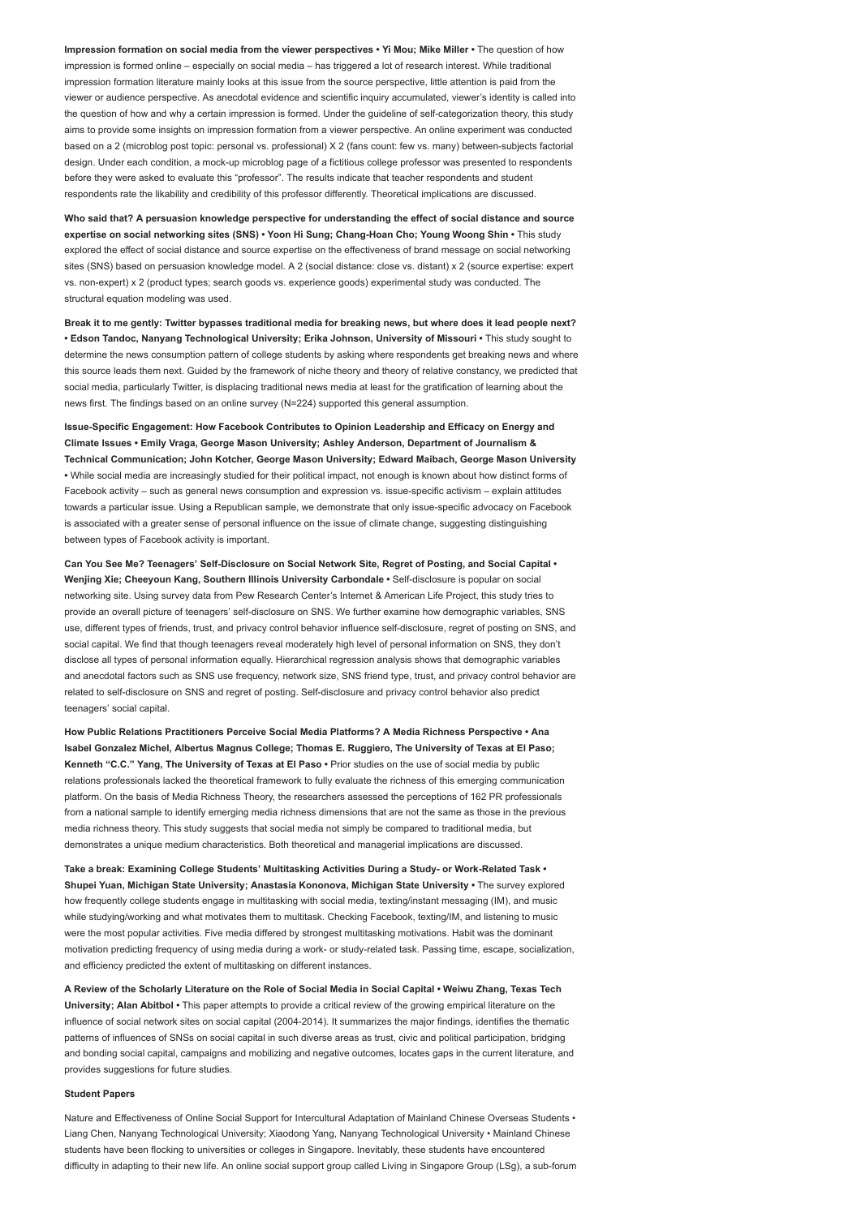**Impression formation on social media from the viewer perspectives • Yi Mou; Mike Miller •** The question of how impression is formed online – especially on social media – has triggered a lot of research interest. While traditional impression formation literature mainly looks at this issue from the source perspective, little attention is paid from the viewer or audience perspective. As anecdotal evidence and scientific inquiry accumulated, viewer's identity is called into the question of how and why a certain impression is formed. Under the guideline of self-categorization theory, this study aims to provide some insights on impression formation from a viewer perspective. An online experiment was conducted based on a 2 (microblog post topic: personal vs. professional) X 2 (fans count: few vs. many) between-subjects factorial design. Under each condition, a mock-up microblog page of a fictitious college professor was presented to respondents before they were asked to evaluate this "professor". The results indicate that teacher respondents and student respondents rate the likability and credibility of this professor differently. Theoretical implications are discussed.

**Who said that? A persuasion knowledge perspective for understanding the effect of social distance and source expertise on social networking sites (SNS) • Yoon Hi Sung; Chang-Hoan Cho; Young Woong Shin •** This study explored the effect of social distance and source expertise on the effectiveness of brand message on social networking sites (SNS) based on persuasion knowledge model. A 2 (social distance: close vs. distant) x 2 (source expertise: expert vs. non-expert) x 2 (product types; search goods vs. experience goods) experimental study was conducted. The structural equation modeling was used.

**Break it to me gently: Twitter bypasses traditional media for breaking news, but where does it lead people next? • Edson Tandoc, Nanyang Technological University; Erika Johnson, University of Missouri •** This study sought to determine the news consumption pattern of college students by asking where respondents get breaking news and where this source leads them next. Guided by the framework of niche theory and theory of relative constancy, we predicted that social media, particularly Twitter, is displacing traditional news media at least for the gratification of learning about the news first. The findings based on an online survey (N=224) supported this general assumption.

**Issue-Specific Engagement: How Facebook Contributes to Opinion Leadership and Efficacy on Energy and Climate Issues • Emily Vraga, George Mason University; Ashley Anderson, Department of Journalism & Technical Communication; John Kotcher, George Mason University; Edward Maibach, George Mason University •** While social media are increasingly studied for their political impact, not enough is known about how distinct forms of Facebook activity – such as general news consumption and expression vs. issue-specific activism – explain attitudes towards a particular issue. Using a Republican sample, we demonstrate that only issue-specific advocacy on Facebook is associated with a greater sense of personal influence on the issue of climate change, suggesting distinguishing between types of Facebook activity is important.

**Can You See Me? Teenagers' Self-Disclosure on Social Network Site, Regret of Posting, and Social Capital • Wenjing Xie; Cheeyoun Kang, Southern Illinois University Carbondale •** Self-disclosure is popular on social networking site. Using survey data from Pew Research Center's Internet & American Life Project, this study tries to provide an overall picture of teenagers' self-disclosure on SNS. We further examine how demographic variables, SNS use, different types of friends, trust, and privacy control behavior influence self-disclosure, regret of posting on SNS, and social capital. We find that though teenagers reveal moderately high level of personal information on SNS, they don't disclose all types of personal information equally. Hierarchical regression analysis shows that demographic variables and anecdotal factors such as SNS use frequency, network size, SNS friend type, trust, and privacy control behavior are related to self-disclosure on SNS and regret of posting. Self-disclosure and privacy control behavior also predict teenagers' social capital.

**How Public Relations Practitioners Perceive Social Media Platforms? A Media Richness Perspective • Ana Isabel Gonzalez Michel, Albertus Magnus College; Thomas E. Ruggiero, The University of Texas at El Paso; Kenneth "C.C." Yang, The University of Texas at El Paso •** Prior studies on the use of social media by public relations professionals lacked the theoretical framework to fully evaluate the richness of this emerging communication platform. On the basis of Media Richness Theory, the researchers assessed the perceptions of 162 PR professionals from a national sample to identify emerging media richness dimensions that are not the same as those in the previous media richness theory. This study suggests that social media not simply be compared to traditional media, but demonstrates a unique medium characteristics. Both theoretical and managerial implications are discussed.

**Take a break: Examining College Students' Multitasking Activities During a Study- or Work-Related Task • Shupei Yuan, Michigan State University; Anastasia Kononova, Michigan State University •** The survey explored how frequently college students engage in multitasking with social media, texting/instant messaging (IM), and music while studying/working and what motivates them to multitask. Checking Facebook, texting/IM, and listening to music were the most popular activities. Five media differed by strongest multitasking motivations. Habit was the dominant motivation predicting frequency of using media during a work- or study-related task. Passing time, escape, socialization, and efficiency predicted the extent of multitasking on different instances.

**A Review of the Scholarly Literature on the Role of Social Media in Social Capital • Weiwu Zhang, Texas Tech University; Alan Abitbol •** This paper attempts to provide a critical review of the growing empirical literature on the influence of social network sites on social capital (2004-2014). It summarizes the major findings, identifies the thematic patterns of influences of SNSs on social capital in such diverse areas as trust, civic and political participation, bridging and bonding social capital, campaigns and mobilizing and negative outcomes, locates gaps in the current literature, and provides suggestions for future studies.

### Student Papers

Nature and Effectiveness of Online Social Support for Intercultural Adaptation of Mainland Chinese Overseas Students • Liang Chen, Nanyang Technological University; Xiaodong Yang, Nanyang Technological University • Mainland Chinese students have been flocking to universities or colleges in Singapore. Inevitably, these students have encountered difficulty in adapting to their new life. An online social support group called Living in Singapore Group (LSg), a sub-forum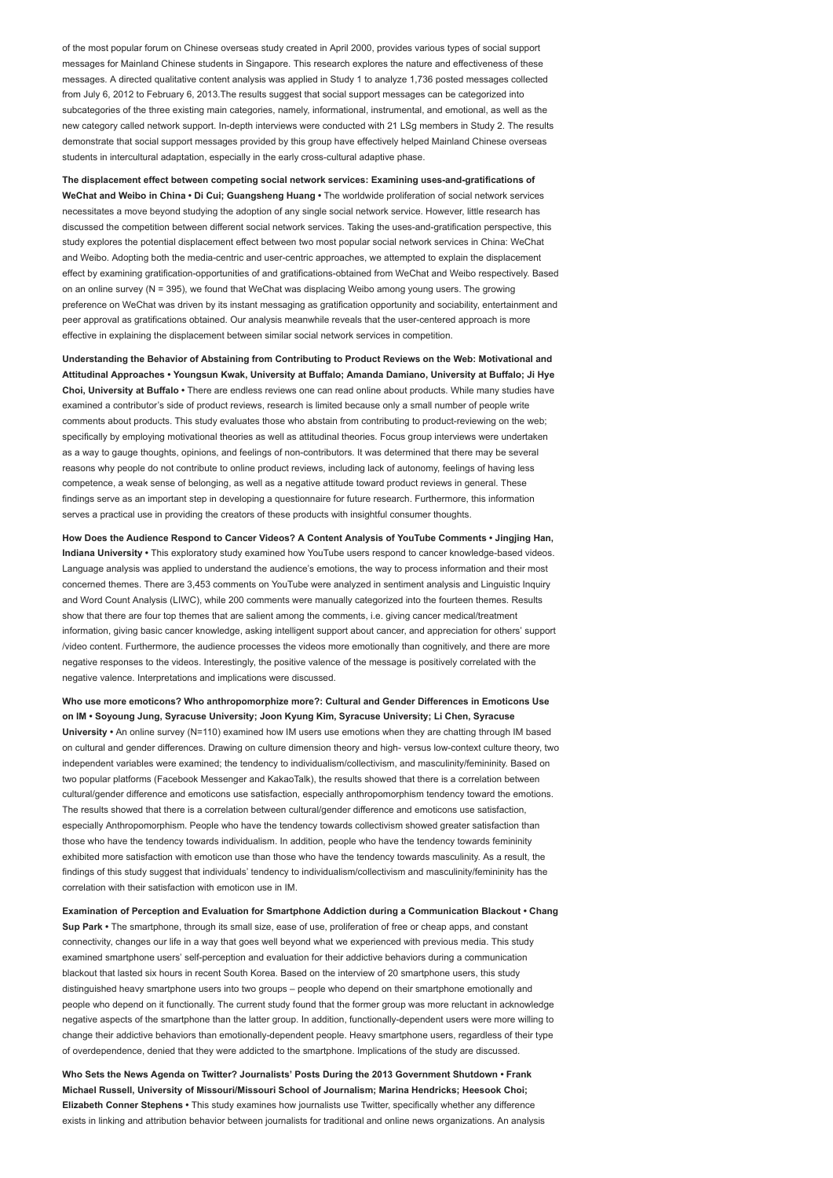of the most popular forum on Chinese overseas study created in April 2000, provides various types of social support messages for Mainland Chinese students in Singapore. This research explores the nature and effectiveness of these messages. A directed qualitative content analysis was applied in Study 1 to analyze 1,736 posted messages collected from July 6, 2012 to February 6, 2013.The results suggest that social support messages can be categorized into subcategories of the three existing main categories, namely, informational, instrumental, and emotional, as well as the new category called network support. In-depth interviews were conducted with 21 LSg members in Study 2. The results demonstrate that social support messages provided by this group have effectively helped Mainland Chinese overseas students in intercultural adaptation, especially in the early cross-cultural adaptive phase.

**The displacement effect between competing social network services: Examining uses-and-gratifications of WeChat and Weibo in China • Di Cui; Guangsheng Huang •** The worldwide proliferation of social network services necessitates a move beyond studying the adoption of any single social network service. However, little research has discussed the competition between different social network services. Taking the uses-and-gratification perspective, this study explores the potential displacement effect between two most popular social network services in China: WeChat and Weibo. Adopting both the media-centric and user-centric approaches, we attempted to explain the displacement effect by examining gratification-opportunities of and gratifications-obtained from WeChat and Weibo respectively. Based on an online survey (N = 395), we found that WeChat was displacing Weibo among young users. The growing preference on WeChat was driven by its instant messaging as gratification opportunity and sociability, entertainment and peer approval as gratifications obtained. Our analysis meanwhile reveals that the user-centered approach is more effective in explaining the displacement between similar social network services in competition.

**Understanding the Behavior of Abstaining from Contributing to Product Reviews on the Web: Motivational and Attitudinal Approaches • Youngsun Kwak, University at Buffalo; Amanda Damiano, University at Buffalo; Ji Hye Choi, University at Buffalo •** There are endless reviews one can read online about products. While many studies have examined a contributor's side of product reviews, research is limited because only a small number of people write comments about products. This study evaluates those who abstain from contributing to product-reviewing on the web; specifically by employing motivational theories as well as attitudinal theories. Focus group interviews were undertaken as a way to gauge thoughts, opinions, and feelings of non-contributors. It was determined that there may be several reasons why people do not contribute to online product reviews, including lack of autonomy, feelings of having less competence, a weak sense of belonging, as well as a negative attitude toward product reviews in general. These findings serve as an important step in developing a questionnaire for future research. Furthermore, this information serves a practical use in providing the creators of these products with insightful consumer thoughts.

**How Does the Audience Respond to Cancer Videos? A Content Analysis of YouTube Comments • Jingjing Han, Indiana University •** This exploratory study examined how YouTube users respond to cancer knowledge-based videos. Language analysis was applied to understand the audience's emotions, the way to process information and their most concerned themes. There are 3,453 comments on YouTube were analyzed in sentiment analysis and Linguistic Inquiry and Word Count Analysis (LIWC), while 200 comments were manually categorized into the fourteen themes. Results show that there are four top themes that are salient among the comments, i.e. giving cancer medical/treatment information, giving basic cancer knowledge, asking intelligent support about cancer, and appreciation for others' support /video content. Furthermore, the audience processes the videos more emotionally than cognitively, and there are more negative responses to the videos. Interestingly, the positive valence of the message is positively correlated with the negative valence. Interpretations and implications were discussed.

**Who use more emoticons? Who anthropomorphize more?: Cultural and Gender Differences in Emoticons Use on IM • Soyoung Jung, Syracuse University; Joon Kyung Kim, Syracuse University; Li Chen, Syracuse University •** An online survey (N=110) examined how IM users use emotions when they are chatting through IM based on cultural and gender differences. Drawing on culture dimension theory and high- versus low-context culture theory, two independent variables were examined; the tendency to individualism/collectivism, and masculinity/femininity. Based on two popular platforms (Facebook Messenger and KakaoTalk), the results showed that there is a correlation between cultural/gender difference and emoticons use satisfaction, especially anthropomorphism tendency toward the emotions. The results showed that there is a correlation between cultural/gender difference and emoticons use satisfaction, especially Anthropomorphism. People who have the tendency towards collectivism showed greater satisfaction than those who have the tendency towards individualism. In addition, people who have the tendency towards femininity exhibited more satisfaction with emoticon use than those who have the tendency towards masculinity. As a result, the findings of this study suggest that individuals' tendency to individualism/collectivism and masculinity/femininity has the correlation with their satisfaction with emoticon use in IM.

**Examination of Perception and Evaluation for Smartphone Addiction during a Communication Blackout • Chang Sup Park •** The smartphone, through its small size, ease of use, proliferation of free or cheap apps, and constant connectivity, changes our life in a way that goes well beyond what we experienced with previous media. This study examined smartphone users' self-perception and evaluation for their addictive behaviors during a communication blackout that lasted six hours in recent South Korea. Based on the interview of 20 smartphone users, this study distinguished heavy smartphone users into two groups – people who depend on their smartphone emotionally and people who depend on it functionally. The current study found that the former group was more reluctant in acknowledge negative aspects of the smartphone than the latter group. In addition, functionally-dependent users were more willing to change their addictive behaviors than emotionally-dependent people. Heavy smartphone users, regardless of their type of overdependence, denied that they were addicted to the smartphone. Implications of the study are discussed.

**Who Sets the News Agenda on Twitter? Journalists' Posts During the 2013 Government Shutdown • Frank Michael Russell, University of Missouri/Missouri School of Journalism; Marina Hendricks; Heesook Choi; Elizabeth Conner Stephens •** This study examines how journalists use Twitter, specifically whether any difference exists in linking and attribution behavior between journalists for traditional and online news organizations. An analysis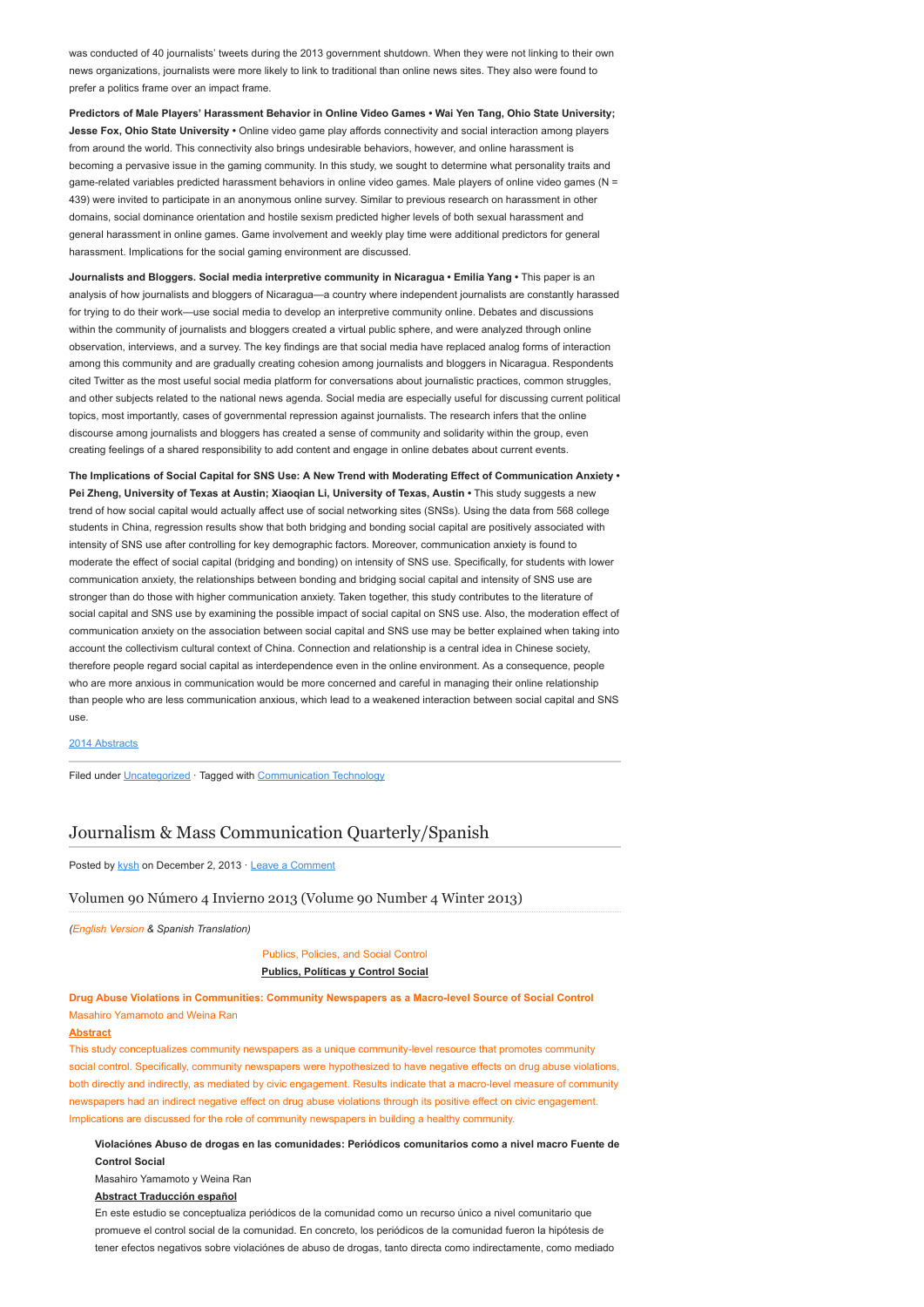was conducted of 40 journalists' tweets during the 2013 government shutdown. When they were not linking to their own news organizations, journalists were more likely to link to traditional than online news sites. They also were found to prefer a politics frame over an impact frame.

**Predictors of Male Players' Harassment Behavior in Online Video Games • Wai Yen Tang, Ohio State University; Jesse Fox, Ohio State University •** Online video game play affords connectivity and social interaction among players from around the world. This connectivity also brings undesirable behaviors, however, and online harassment is becoming a pervasive issue in the gaming community. In this study, we sought to determine what personality traits and game-related variables predicted harassment behaviors in online video games. Male players of online video games (N = 439) were invited to participate in an anonymous online survey. Similar to previous research on harassment in other domains, social dominance orientation and hostile sexism predicted higher levels of both sexual harassment and general harassment in online games. Game involvement and weekly play time were additional predictors for general harassment. Implications for the social gaming environment are discussed.

**Journalists and Bloggers. Social media interpretive community in Nicaragua • Emilia Yang •** This paper is an analysis of how journalists and bloggers of Nicaragua—a country where independent journalists are constantly harassed for trying to do their work—use social media to develop an interpretive community online. Debates and discussions within the community of journalists and bloggers created a virtual public sphere, and were analyzed through online observation, interviews, and a survey. The key findings are that social media have replaced analog forms of interaction among this community and are gradually creating cohesion among journalists and bloggers in Nicaragua. Respondents cited Twitter as the most useful social media platform for conversations about journalistic practices, common struggles, and other subjects related to the national news agenda. Social media are especially useful for discussing current political topics, most importantly, cases of governmental repression against journalists. The research infers that the online discourse among journalists and bloggers has created a sense of community and solidarity within the group, even creating feelings of a shared responsibility to add content and engage in online debates about current events.

**The Implications of Social Capital for SNS Use: A New Trend with Moderating Effect of Communication Anxiety • Pei Zheng, University of Texas at Austin; Xiaoqian Li, University of Texas, Austin •** This study suggests a new trend of how social capital would actually affect use of social networking sites (SNSs). Using the data from 568 college students in China, regression results show that both bridging and bonding social capital are positively associated with intensity of SNS use after controlling for key demographic factors. Moreover, communication anxiety is found to moderate the effect of social capital (bridging and bonding) on intensity of SNS use. Specifically, for students with lower communication anxiety, the relationships between bonding and bridging social capital and intensity of SNS use are stronger than do those with higher communication anxiety. Taken together, this study contributes to the literature of social capital and SNS use by examining the possible impact of social capital on SNS use. Also, the moderation effect of communication anxiety on the association between social capital and SNS use may be better explained when taking into account the collectivism cultural context of China. Connection and relationship is a central idea in Chinese society, therefore people regard social capital as interdependence even in the online environment. As a consequence, people who are more anxious in communication would be more concerned and careful in managing their online relationship than people who are less communication anxious, which lead to a weakened interaction between social capital and SNS use.

2014 Abstracts

Filed under Uncategorized · Tagged with Communication Technology

## Journalism & Mass Communication Quarterly/Spanish

Posted by kysh on December 2, 2013 · Leave a Comment

### Volumen 90 Número 4 Invierno 2013 (Volume 90 Number 4 Winter 2013)

*(English Version & Spanish Translation)*

Publics, Policies, and Social Control

**Publics, Políticas y Control Social**

**Drug Abuse Violations in Communities: Community Newspapers as a Macro-level Source of Social Control**

Masahiro Yamamoto and Weina Ran

**Abstract**

This study conceptualizes community newspapers as a unique community-level resource that promotes community social control. Specifically, community newspapers were hypothesized to have negative effects on drug abuse violations, both directly and indirectly, as mediated by civic engagement. Results indicate that a macro-level measure of community newspapers had an indirect negative effect on drug abuse violations through its positive effect on civic engagement. Implications are discussed for the role of community newspapers in building a healthy community.

> **Violaciónes Abuso de drogas en las comunidades: Periódicos comunitarios como a nivel macro Fuente de Control Social**
>
> Masahiro Yamamoto y Weina Ran
>
> **Abstract Traducción español**
>
> En este estudio se conceptualiza periódicos de la comunidad como un recurso único a nivel comunitario que promueve el control social de la comunidad. En concreto, los periódicos de la comunidad fueron la hipótesis de tener efectos negativos sobre violaciónes de abuso de drogas, tanto directa como indirectamente, como mediado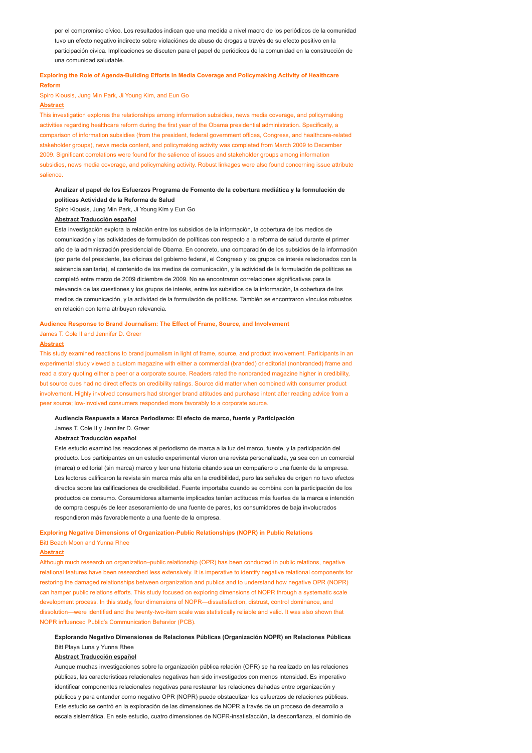por el compromiso cívico. Los resultados indican que una medida a nivel macro de los periódicos de la comunidad tuvo un efecto negativo indirecto sobre violaciónes de abuso de drogas a través de su efecto positivo en la participación cívica. Implicaciones se discuten para el papel de periódicos de la comunidad en la construcción de una comunidad saludable.

**Exploring the Role of Agenda-Building Efforts in Media Coverage and Policymaking Activity of Healthcare Reform**

Spiro Kiousis, Jung Min Park, Ji Young Kim, and Eun Go

**Abstract**

This investigation explores the relationships among information subsidies, news media coverage, and policymaking activities regarding healthcare reform during the first year of the Obama presidential administration. Specifically, a comparison of information subsidies (from the president, federal government offices, Congress, and healthcare-related stakeholder groups), news media content, and policymaking activity was completed from March 2009 to December 2009. Significant correlations were found for the salience of issues and stakeholder groups among information subsidies, news media coverage, and policymaking activity. Robust linkages were also found concerning issue attribute salience.

**Analizar el papel de los Esfuerzos Programa de Fomento de la cobertura mediática y la formulación de políticas Actividad de la Reforma de Salud**

Spiro Kiousis, Jung Min Park, Ji Young Kim y Eun Go

**Abstract Traducción español**

Esta investigación explora la relación entre los subsidios de la información, la cobertura de los medios de comunicación y las actividades de formulación de políticas con respecto a la reforma de salud durante el primer año de la administración presidencial de Obama. En concreto, una comparación de los subsidios de la información (por parte del presidente, las oficinas del gobierno federal, el Congreso y los grupos de interés relacionados con la asistencia sanitaria), el contenido de los medios de comunicación, y la actividad de la formulación de políticas se completó entre marzo de 2009 diciembre de 2009. No se encontraron correlaciones significativas para la relevancia de las cuestiones y los grupos de interés, entre los subsidios de la información, la cobertura de los medios de comunicación, y la actividad de la formulación de políticas. También se encontraron vínculos robustos en relación con tema atribuyen relevancia.

**Audience Response to Brand Journalism: The Effect of Frame, Source, and Involvement**

James T. Cole II and Jennifer D. Greer

**Abstract**

This study examined reactions to brand journalism in light of frame, source, and product involvement. Participants in an experimental study viewed a custom magazine with either a commercial (branded) or editorial (nonbranded) frame and read a story quoting either a peer or a corporate source. Readers rated the nonbranded magazine higher in credibility, but source cues had no direct effects on credibility ratings. Source did matter when combined with consumer product involvement. Highly involved consumers had stronger brand attitudes and purchase intent after reading advice from a peer source; low-involved consumers responded more favorably to a corporate source.

**Audiencia Respuesta a Marca Periodismo: El efecto de marco, fuente y Participación**

James T. Cole II y Jennifer D. Greer

**Abstract Traducción español**

Este estudio examinó las reacciones al periodismo de marca a la luz del marco, fuente, y la participación del producto. Los participantes en un estudio experimental vieron una revista personalizada, ya sea con un comercial (marca) o editorial (sin marca) marco y leer una historia citando sea un compañero o una fuente de la empresa. Los lectores calificaron la revista sin marca más alta en la credibilidad, pero las señales de origen no tuvo efectos directos sobre las calificaciones de credibilidad. Fuente importaba cuando se combina con la participación de los productos de consumo. Consumidores altamente implicados tenían actitudes más fuertes de la marca e intención de compra después de leer asesoramiento de una fuente de pares, los consumidores de baja involucrados respondieron más favorablemente a una fuente de la empresa.

**Exploring Negative Dimensions of Organization-Public Relationships (NOPR) in Public Relations**

Bitt Beach Moon and Yunna Rhee

**Abstract**

Although much research on organization–public relationship (OPR) has been conducted in public relations, negative relational features have been researched less extensively. It is imperative to identify negative relational components for restoring the damaged relationships between organization and publics and to understand how negative OPR (NOPR) can hamper public relations efforts. This study focused on exploring dimensions of NOPR through a systematic scale development process. In this study, four dimensions of NOPR—dissatisfaction, distrust, control dominance, and dissolution—were identified and the twenty-two-item scale was statistically reliable and valid. It was also shown that NOPR influenced Public's Communication Behavior (PCB).

**Explorando Negativo Dimensiones de Relaciones Públicas (Organización NOPR) en Relaciones Públicas**

Bitt Playa Luna y Yunna Rhee

**Abstract Traducción español**

Aunque muchas investigaciones sobre la organización pública relación (OPR) se ha realizado en las relaciones públicas, las características relacionales negativas han sido investigados con menos intensidad. Es imperativo identificar componentes relacionales negativas para restaurar las relaciones dañadas entre organización y públicos y para entender como negativo OPR (NOPR) puede obstaculizar los esfuerzos de relaciones públicas. Este estudio se centró en la exploración de las dimensiones de NOPR a través de un proceso de desarrollo a escala sistemática. En este estudio, cuatro dimensiones de NOPR-insatisfacción, la desconfianza, el dominio de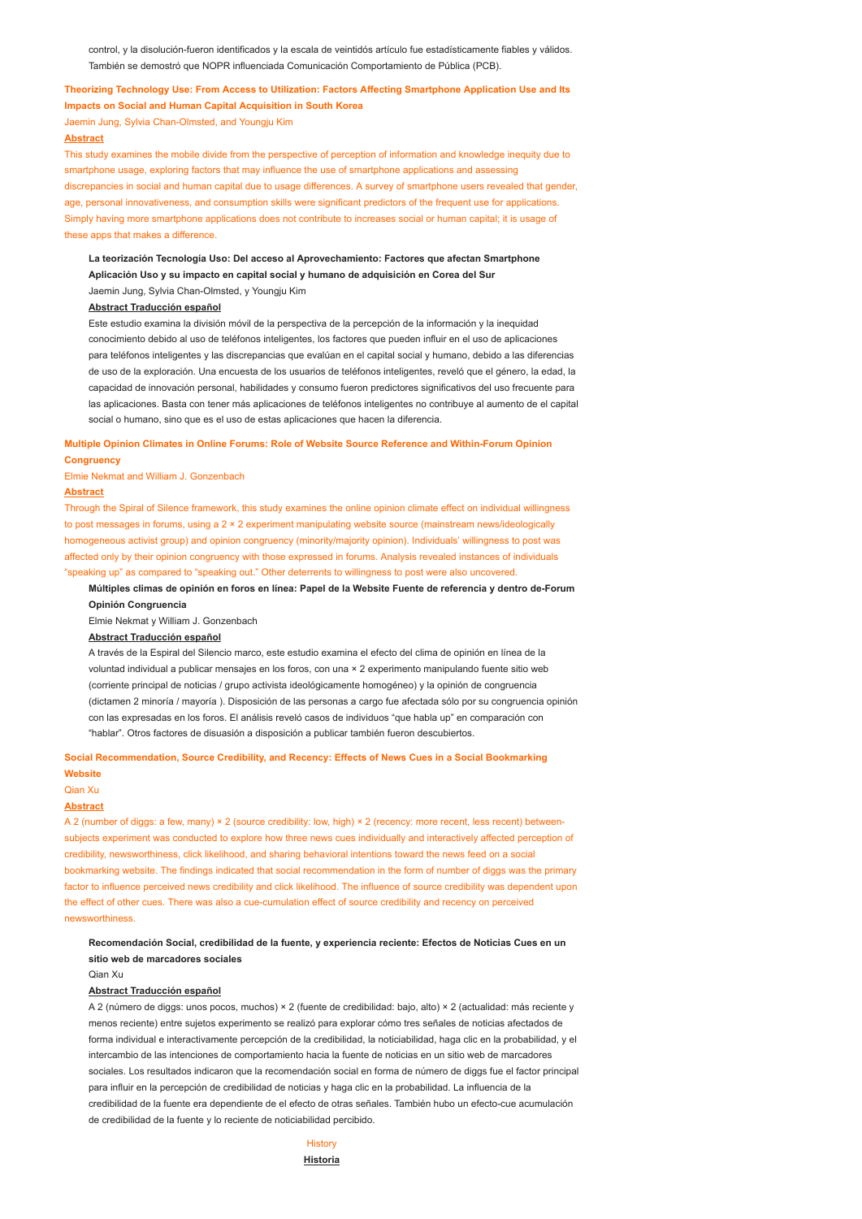control, y la disolución-fueron identificados y la escala de veintidós artículo fue estadísticamente fiables y válidos. También se demostró que NOPR influenciada Comunicación Comportamiento de Pública (PCB).

**Theorizing Technology Use: From Access to Utilization: Factors Affecting Smartphone Application Use and Its Impacts on Social and Human Capital Acquisition in South Korea**

Jaemin Jung, Sylvia Chan-Olmsted, and Youngju Kim

**Abstract**

This study examines the mobile divide from the perspective of perception of information and knowledge inequity due to smartphone usage, exploring factors that may influence the use of smartphone applications and assessing discrepancies in social and human capital due to usage differences. A survey of smartphone users revealed that gender, age, personal innovativeness, and consumption skills were significant predictors of the frequent use for applications. Simply having more smartphone applications does not contribute to increases social or human capital; it is usage of these apps that makes a difference.

**La teorización Tecnología Uso: Del acceso al Aprovechamiento: Factores que afectan Smartphone Aplicación Uso y su impacto en capital social y humano de adquisición en Corea del Sur**

Jaemin Jung, Sylvia Chan-Olmsted, y Youngju Kim

**Abstract Traducción español**

Este estudio examina la división móvil de la perspectiva de la percepción de la información y la inequidad conocimiento debido al uso de teléfonos inteligentes, los factores que pueden influir en el uso de aplicaciones para teléfonos inteligentes y las discrepancias que evalúan en el capital social y humano, debido a las diferencias de uso de la exploración. Una encuesta de los usuarios de teléfonos inteligentes, reveló que el género, la edad, la capacidad de innovación personal, habilidades y consumo fueron predictores significativos del uso frecuente para las aplicaciones. Basta con tener más aplicaciones de teléfonos inteligentes no contribuye al aumento de el capital social o humano, sino que es el uso de estas aplicaciones que hacen la diferencia.

**Multiple Opinion Climates in Online Forums: Role of Website Source Reference and Within-Forum Opinion Congruency**

Elmie Nekmat and William J. Gonzenbach

**Abstract**

Through the Spiral of Silence framework, this study examines the online opinion climate effect on individual willingness to post messages in forums, using a 2 × 2 experiment manipulating website source (mainstream news/ideologically homogeneous activist group) and opinion congruency (minority/majority opinion). Individuals' willingness to post was affected only by their opinion congruency with those expressed in forums. Analysis revealed instances of individuals "speaking up" as compared to "speaking out." Other deterrents to willingness to post were also uncovered.

**Múltiples climas de opinión en foros en línea: Papel de la Website Fuente de referencia y dentro de-Forum Opinión Congruencia**

Elmie Nekmat y William J. Gonzenbach

**Abstract Traducción español**

A través de la Espiral del Silencio marco, este estudio examina el efecto del clima de opinión en línea de la voluntad individual a publicar mensajes en los foros, con una × 2 experimento manipulando fuente sitio web (corriente principal de noticias / grupo activista ideológicamente homogéneo) y la opinión de congruencia (dictamen 2 minoría / mayoría ). Disposición de las personas a cargo fue afectada sólo por su congruencia opinión con las expresadas en los foros. El análisis reveló casos de individuos "que habla up" en comparación con "hablar". Otros factores de disuasión a disposición a publicar también fueron descubiertos.

**Social Recommendation, Source Credibility, and Recency: Effects of News Cues in a Social Bookmarking Website**

Qian Xu

**Abstract**

A 2 (number of diggs: a few, many) × 2 (source credibility: low, high) × 2 (recency: more recent, less recent) between-subjects experiment was conducted to explore how three news cues individually and interactively affected perception of credibility, newsworthiness, click likelihood, and sharing behavioral intentions toward the news feed on a social bookmarking website. The findings indicated that social recommendation in the form of number of diggs was the primary factor to influence perceived news credibility and click likelihood. The influence of source credibility was dependent upon the effect of other cues. There was also a cue-cumulation effect of source credibility and recency on perceived newsworthiness.

**Recomendación Social, credibilidad de la fuente, y experiencia reciente: Efectos de Noticias Cues en un sitio web de marcadores sociales**

Qian Xu

**Abstract Traducción español**

A 2 (número de diggs: unos pocos, muchos) × 2 (fuente de credibilidad: bajo, alto) × 2 (actualidad: más reciente y menos reciente) entre sujetos experimento se realizó para explorar cómo tres señales de noticias afectados de forma individual e interactivamente percepción de la credibilidad, la noticiabilidad, haga clic en la probabilidad, y el intercambio de las intenciones de comportamiento hacia la fuente de noticias en un sitio web de marcadores sociales. Los resultados indicaron que la recomendación social en forma de número de diggs fue el factor principal para influir en la percepción de credibilidad de noticias y haga clic en la probabilidad. La influencia de la credibilidad de la fuente era dependiente de el efecto de otras señales. También hubo un efecto-cue acumulación de credibilidad de la fuente y lo reciente de noticiabilidad percibido.

History

**Historia**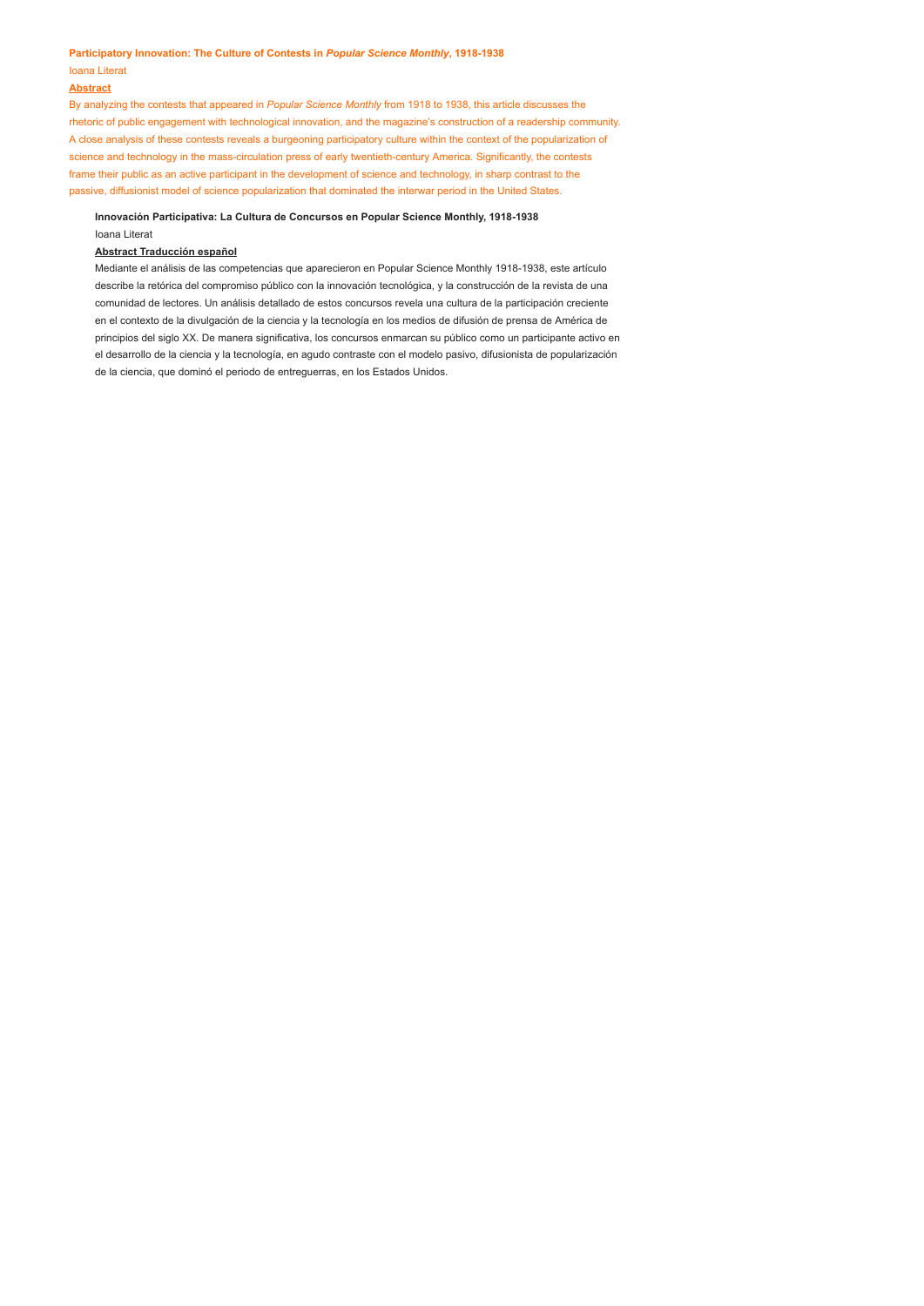**Participatory Innovation: The Culture of Contests in *Popular Science Monthly*, 1918-1938**

Ioana Literat

**Abstract**

By analyzing the contests that appeared in *Popular Science Monthly* from 1918 to 1938, this article discusses the rhetoric of public engagement with technological innovation, and the magazine's construction of a readership community. A close analysis of these contests reveals a burgeoning participatory culture within the context of the popularization of science and technology in the mass-circulation press of early twentieth-century America. Significantly, the contests frame their public as an active participant in the development of science and technology, in sharp contrast to the passive, diffusionist model of science popularization that dominated the interwar period in the United States.

**Innovación Participativa: La Cultura de Concursos en Popular Science Monthly, 1918-1938**

Ioana Literat

**Abstract Traducción español**

Mediante el análisis de las competencias que aparecieron en Popular Science Monthly 1918-1938, este artículo describe la retórica del compromiso público con la innovación tecnológica, y la construcción de la revista de una comunidad de lectores. Un análisis detallado de estos concursos revela una cultura de la participación creciente en el contexto de la divulgación de la ciencia y la tecnología en los medios de difusión de prensa de América de principios del siglo XX. De manera significativa, los concursos enmarcan su público como un participante activo en el desarrollo de la ciencia y la tecnología, en agudo contraste con el modelo pasivo, difusionista de popularización de la ciencia, que dominó el periodo de entreguerras, en los Estados Unidos.